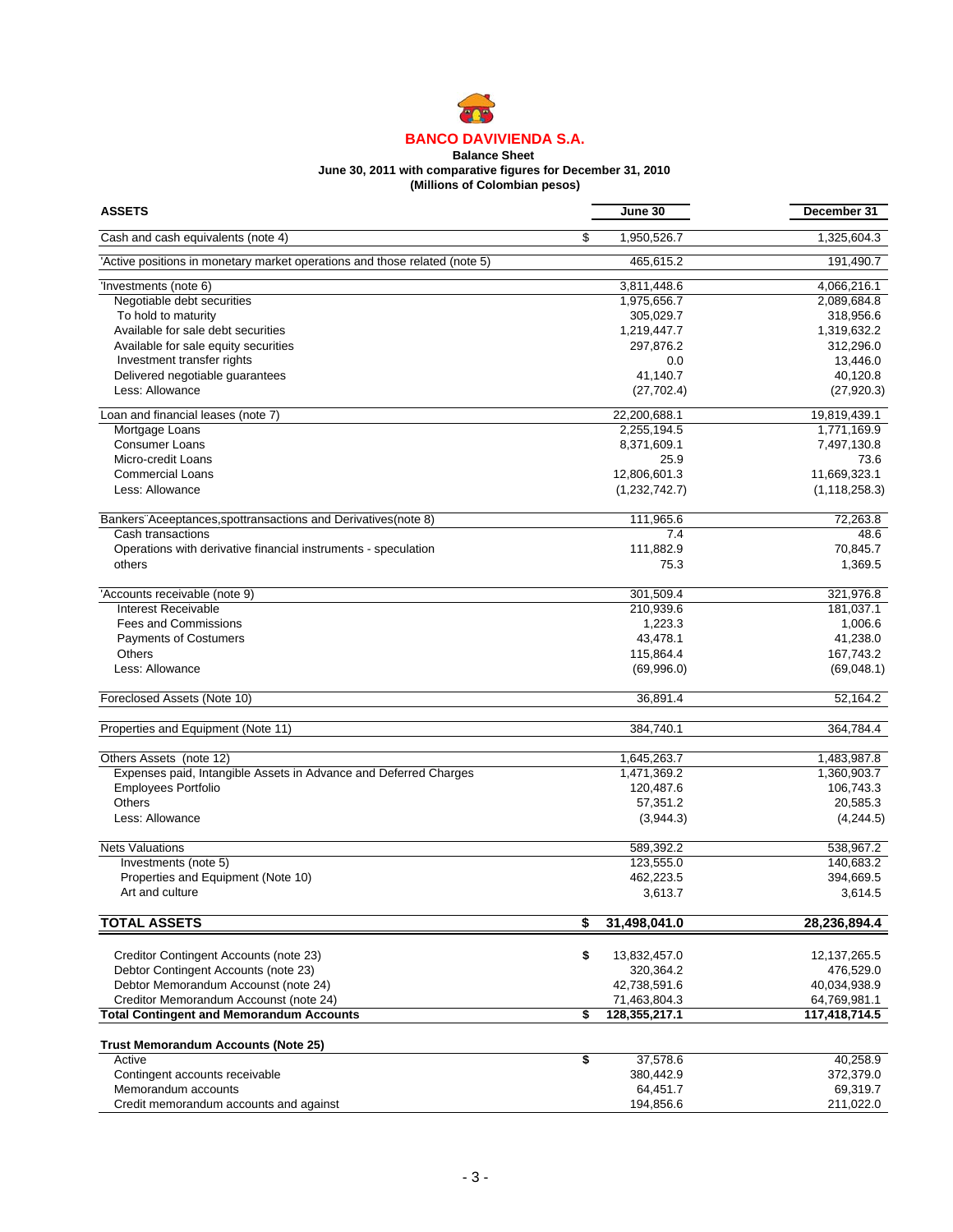# BANCO DAVIVIENDA S.A.

**Balance Sheet**
**June 30, 2011 with comparative figures for December 31, 2010**
**(Millions of Colombian pesos)**

| ASSETS | | June 30 | December 31 |
|---|---|---|---|
| Cash and cash equivalents (note 4) | $ | 1,950,526.7 | 1,325,604.3 |
| 'Active positions in monetary market operations and those related (note 5) | | 465,615.2 | 191,490.7 |
| 'Investments (note 6) | | 3,811,448.6 | 4,066,216.1 |
| Negotiable debt securities | | 1,975,656.7 | 2,089,684.8 |
| To hold to maturity | | 305,029.7 | 318,956.6 |
| Available for sale debt securities | | 1,219,447.7 | 1,319,632.2 |
| Available for sale equity securities | | 297,876.2 | 312,296.0 |
| Investment transfer rights | | 0.0 | 13,446.0 |
| Delivered negotiable guarantees | | 41,140.7 | 40,120.8 |
| Less: Allowance | | (27,702.4) | (27,920.3) |
| Loan and financial leases (note 7) | | 22,200,688.1 | 19,819,439.1 |
| Mortgage Loans | | 2,255,194.5 | 1,771,169.9 |
| Consumer Loans | | 8,371,609.1 | 7,497,130.8 |
| Micro-credit Loans | | 25.9 | 73.6 |
| Commercial Loans | | 12,806,601.3 | 11,669,323.1 |
| Less: Allowance | | (1,232,742.7) | (1,118,258.3) |
| Bankers¨Aceeptances,spottransactions and Derivatives(note 8) | | 111,965.6 | 72,263.8 |
| Cash transactions | | 7.4 | 48.6 |
| Operations with derivative financial instruments - speculation | | 111,882.9 | 70,845.7 |
| others | | 75.3 | 1,369.5 |
| 'Accounts receivable (note 9) | | 301,509.4 | 321,976.8 |
| Interest Receivable | | 210,939.6 | 181,037.1 |
| Fees and Commissions | | 1,223.3 | 1,006.6 |
| Payments of Costumers | | 43,478.1 | 41,238.0 |
| Others | | 115,864.4 | 167,743.2 |
| Less: Allowance | | (69,996.0) | (69,048.1) |
| Foreclosed Assets (Note 10) | | 36,891.4 | 52,164.2 |
| Properties and Equipment (Note 11) | | 384,740.1 | 364,784.4 |
| Others Assets (note 12) | | 1,645,263.7 | 1,483,987.8 |
| Expenses paid, Intangible Assets in Advance and Deferred Charges | | 1,471,369.2 | 1,360,903.7 |
| Employees Portfolio | | 120,487.6 | 106,743.3 |
| Others | | 57,351.2 | 20,585.3 |
| Less: Allowance | | (3,944.3) | (4,244.5) |
| Nets Valuations | | 589,392.2 | 538,967.2 |
| Investments (note 5) | | 123,555.0 | 140,683.2 |
| Properties and Equipment (Note 10) | | 462,223.5 | 394,669.5 |
| Art and culture | | 3,613.7 | 3,614.5 |
| **TOTAL ASSETS** | **$** | **31,498,041.0** | **28,236,894.4** |
| Creditor Contingent Accounts (note 23) | $ | 13,832,457.0 | 12,137,265.5 |
| Debtor Contingent Accounts (note 23) | | 320,364.2 | 476,529.0 |
| Debtor Memorandum Accounst (note 24) | | 42,738,591.6 | 40,034,938.9 |
| Creditor Memorandum Accounst (note 24) | | 71,463,804.3 | 64,769,981.1 |
| **Total Contingent and Memorandum Accounts** | **$** | **128,355,217.1** | **117,418,714.5** |
| **Trust Memorandum Accounts (Note 25)** | | | |
| Active | $ | 37,578.6 | 40,258.9 |
| Contingent accounts receivable | | 380,442.9 | 372,379.0 |
| Memorandum accounts | | 64,451.7 | 69,319.7 |
| Credit memorandum accounts and against | | 194,856.6 | 211,022.0 |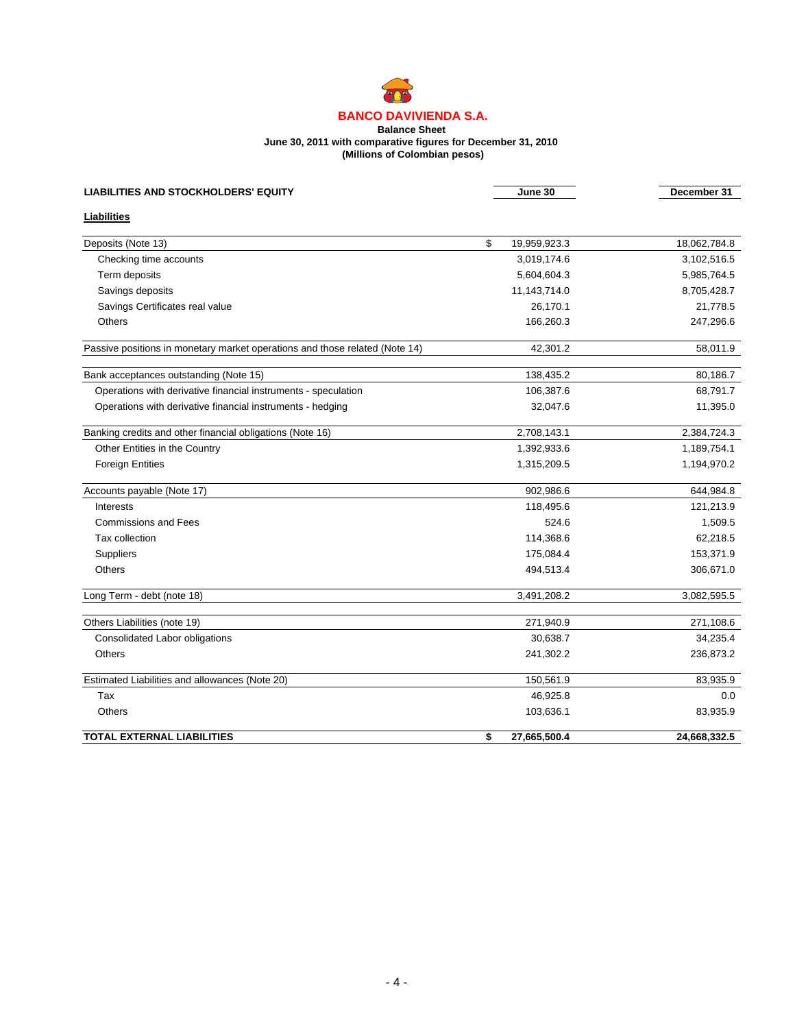# BANCO DAVIVIENDA S.A.

**Balance Sheet**
**June 30, 2011 with comparative figures for December 31, 2010**
**(Millions of Colombian pesos)**

| **LIABILITIES AND STOCKHOLDERS' EQUITY** | | **June 30** | **December 31** |
|---|---|---|---|
| **Liabilities** | | | |
| Deposits (Note 13) | $ | 19,959,923.3 | 18,062,784.8 |
| Checking time accounts | | 3,019,174.6 | 3,102,516.5 |
| Term deposits | | 5,604,604.3 | 5,985,764.5 |
| Savings deposits | | 11,143,714.0 | 8,705,428.7 |
| Savings Certificates real value | | 26,170.1 | 21,778.5 |
| Others | | 166,260.3 | 247,296.6 |
| Passive positions in monetary market operations and those related (Note 14) | | 42,301.2 | 58,011.9 |
| Bank acceptances outstanding (Note 15) | | 138,435.2 | 80,186.7 |
| Operations with derivative financial instruments - speculation | | 106,387.6 | 68,791.7 |
| Operations with derivative financial instruments - hedging | | 32,047.6 | 11,395.0 |
| Banking credits and other financial obligations (Note 16) | | 2,708,143.1 | 2,384,724.3 |
| Other Entities in the Country | | 1,392,933.6 | 1,189,754.1 |
| Foreign Entities | | 1,315,209.5 | 1,194,970.2 |
| Accounts payable (Note 17) | | 902,986.6 | 644,984.8 |
| Interests | | 118,495.6 | 121,213.9 |
| Commissions and Fees | | 524.6 | 1,509.5 |
| Tax collection | | 114,368.6 | 62,218.5 |
| Suppliers | | 175,084.4 | 153,371.9 |
| Others | | 494,513.4 | 306,671.0 |
| Long Term - debt (note 18) | | 3,491,208.2 | 3,082,595.5 |
| Others Liabilities (note 19) | | 271,940.9 | 271,108.6 |
| Consolidated Labor obligations | | 30,638.7 | 34,235.4 |
| Others | | 241,302.2 | 236,873.2 |
| Estimated Liabilities and allowances (Note 20) | | 150,561.9 | 83,935.9 |
| Tax | | 46,925.8 | 0.0 |
| Others | | 103,636.1 | 83,935.9 |
| **TOTAL EXTERNAL LIABILITIES** | **$** | **27,665,500.4** | **24,668,332.5** |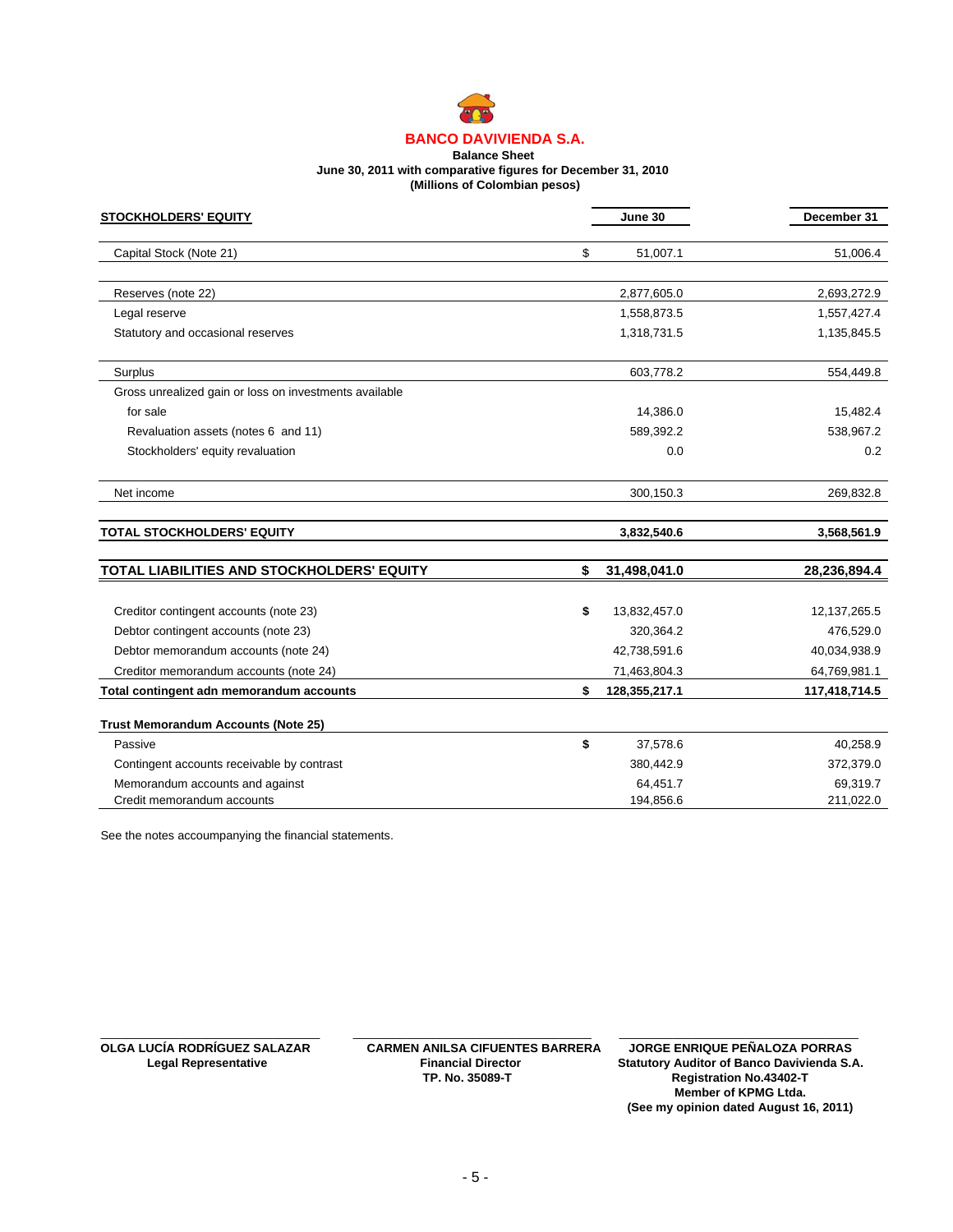**BANCO DAVIVIENDA S.A.**

**Balance Sheet**

**June 30, 2011 with comparative figures for December 31, 2010**

**(Millions of Colombian pesos)**

| STOCKHOLDERS' EQUITY | | June 30 | December 31 |
|---|---|---|---|
| Capital Stock (Note 21) | $ | 51,007.1 | 51,006.4 |
| Reserves (note 22) | | 2,877,605.0 | 2,693,272.9 |
| Legal reserve | | 1,558,873.5 | 1,557,427.4 |
| Statutory and occasional reserves | | 1,318,731.5 | 1,135,845.5 |
| Surplus | | 603,778.2 | 554,449.8 |
| Gross unrealized gain or loss on investments available for sale | | 14,386.0 | 15,482.4 |
| Revaluation assets (notes 6 and 11) | | 589,392.2 | 538,967.2 |
| Stockholders' equity revaluation | | 0.0 | 0.2 |
| Net income | | 300,150.3 | 269,832.8 |
| **TOTAL STOCKHOLDERS' EQUITY** | | **3,832,540.6** | **3,568,561.9** |
| **TOTAL LIABILITIES AND STOCKHOLDERS' EQUITY** | **$** | **31,498,041.0** | **28,236,894.4** |
| Creditor contingent accounts (note 23) | $ | 13,832,457.0 | 12,137,265.5 |
| Debtor contingent accounts (note 23) | | 320,364.2 | 476,529.0 |
| Debtor memorandum accounts (note 24) | | 42,738,591.6 | 40,034,938.9 |
| Creditor memorandum accounts (note 24) | | 71,463,804.3 | 64,769,981.1 |
| **Total contingent adn memorandum accounts** | **$** | **128,355,217.1** | **117,418,714.5** |
| **Trust Memorandum Accounts (Note 25)** | | | |
| Passive | $ | 37,578.6 | 40,258.9 |
| Contingent accounts receivable by contrast | | 380,442.9 | 372,379.0 |
| Memorandum accounts and against | | 64,451.7 | 69,319.7 |
| Credit memorandum accounts | | 194,856.6 | 211,022.0 |

See the notes accoumpanying the financial statements.

**OLGA LUCÍA RODRÍGUEZ SALAZAR**
**Legal Representative**

**CARMEN ANILSA CIFUENTES BARRERA**
**Financial Director**
**TP. No. 35089-T**

**JORGE ENRIQUE PEÑALOZA PORRAS**
**Statutory Auditor of Banco Davivienda S.A.**
**Registration No.43402-T**
**Member of KPMG Ltda.**
**(See my opinion dated August 16, 2011)**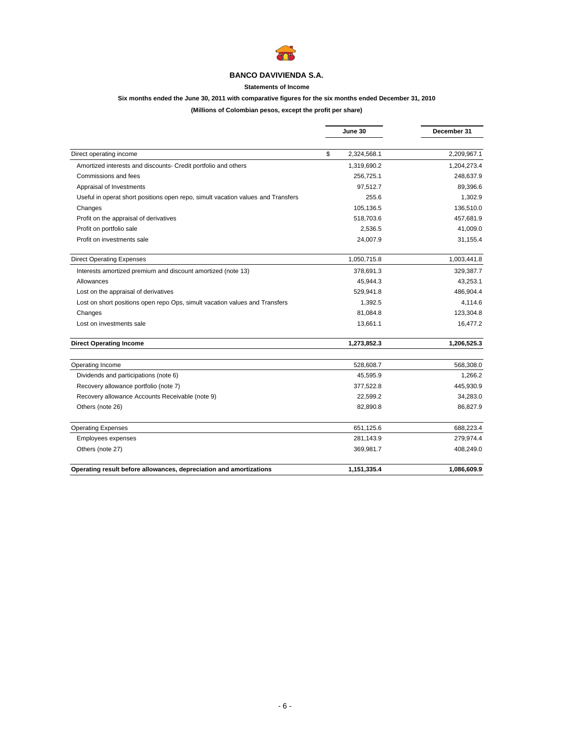# BANCO DAVIVIENDA S.A.

**Statements of Income**

**Six months ended the June 30, 2011 with comparative figures for the six months ended December 31, 2010**

**(Millions of Colombian pesos, except the profit per share)**

| | June 30 | December 31 |
|---|---|---|
| Direct operating income | $ 2,324,568.1 | 2,209,967.1 |
| Amortized interests and discounts- Credit portfolio and others | 1,319,690.2 | 1,204,273.4 |
| Commissions and fees | 256,725.1 | 248,637.9 |
| Appraisal of Investments | 97,512.7 | 89,396.6 |
| Useful in operat short positions open repo, simult vacation values and Transfers | 255.6 | 1,302.9 |
| Changes | 105,136.5 | 136,510.0 |
| Profit on the appraisal of derivatives | 518,703.6 | 457,681.9 |
| Profit on portfolio sale | 2,536.5 | 41,009.0 |
| Profit on investments sale | 24,007.9 | 31,155.4 |
| Direct Operating Expenses | 1,050,715.8 | 1,003,441.8 |
| Interests amortized premium and discount amortized (note 13) | 378,691.3 | 329,387.7 |
| Allowances | 45,944.3 | 43,253.1 |
| Lost on the appraisal of derivatives | 529,941.8 | 486,904.4 |
| Lost on short positions open repo Ops, simult vacation values and Transfers | 1,392.5 | 4,114.6 |
| Changes | 81,084.8 | 123,304.8 |
| Lost on investments sale | 13,661.1 | 16,477.2 |
| **Direct Operating Income** | **1,273,852.3** | **1,206,525.3** |
| Operating Income | 528,608.7 | 568,308.0 |
| Dividends and participations (note 6) | 45,595.9 | 1,266.2 |
| Recovery allowance portfolio (note 7) | 377,522.8 | 445,930.9 |
| Recovery allowance Accounts Receivable (note 9) | 22,599.2 | 34,283.0 |
| Others (note 26) | 82,890.8 | 86,827.9 |
| Operating Expenses | 651,125.6 | 688,223.4 |
| Employees expenses | 281,143.9 | 279,974.4 |
| Others (note 27) | 369,981.7 | 408,249.0 |
| **Operating result before allowances, depreciation and amortizations** | **1,151,335.4** | **1,086,609.9** |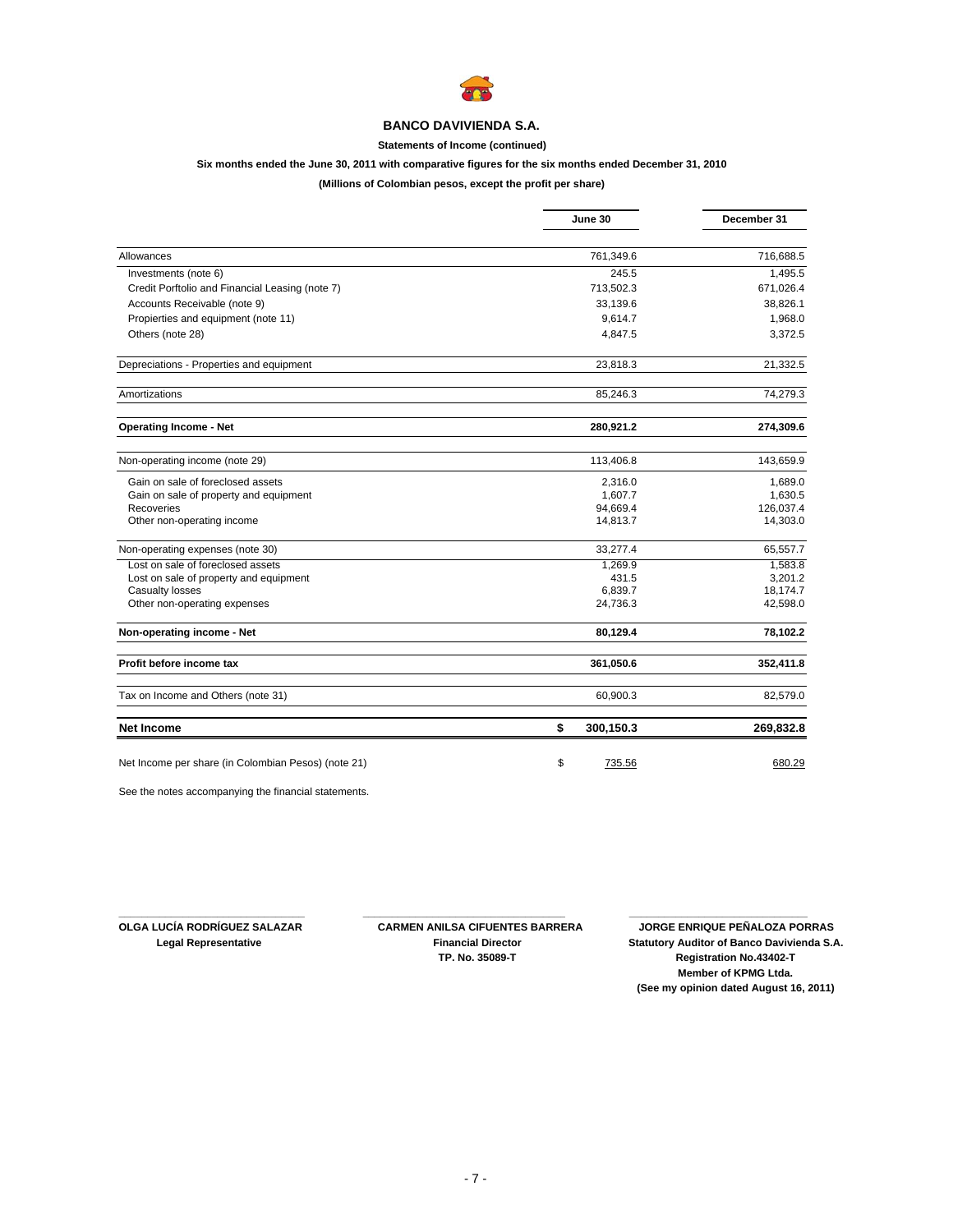# BANCO DAVIVIENDA S.A.

**Statements of Income (continued)**

**Six months ended the June 30, 2011 with comparative figures for the six months ended December 31, 2010**

**(Millions of Colombian pesos, except the profit per share)**

| | June 30 | December 31 |
|---|---|---|
| Allowances | 761,349.6 | 716,688.5 |
| Investments (note 6) | 245.5 | 1,495.5 |
| Credit Porftolio and Financial Leasing (note 7) | 713,502.3 | 671,026.4 |
| Accounts Receivable (note 9) | 33,139.6 | 38,826.1 |
| Propierties and equipment (note 11) | 9,614.7 | 1,968.0 |
| Others (note 28) | 4,847.5 | 3,372.5 |
| Depreciations - Properties and equipment | 23,818.3 | 21,332.5 |
| Amortizations | 85,246.3 | 74,279.3 |
| **Operating Income - Net** | **280,921.2** | **274,309.6** |
| Non-operating income (note 29) | 113,406.8 | 143,659.9 |
| Gain on sale of foreclosed assets | 2,316.0 | 1,689.0 |
| Gain on sale of property and equipment | 1,607.7 | 1,630.5 |
| Recoveries | 94,669.4 | 126,037.4 |
| Other non-operating income | 14,813.7 | 14,303.0 |
| Non-operating expenses (note 30) | 33,277.4 | 65,557.7 |
| Lost on sale of foreclosed assets | 1,269.9 | 1,583.8 |
| Lost on sale of property and equipment | 431.5 | 3,201.2 |
| Casualty losses | 6,839.7 | 18,174.7 |
| Other non-operating expenses | 24,736.3 | 42,598.0 |
| **Non-operating income - Net** | **80,129.4** | **78,102.2** |
| **Profit before income tax** | **361,050.6** | **352,411.8** |
| Tax on Income and Others (note 31) | 60,900.3 | 82,579.0 |
| **Net Income** | **$ 300,150.3** | **269,832.8** |
| Net Income per share (in Colombian Pesos) (note 21) | $ 735.56 | 680.29 |

See the notes accompanying the financial statements.

**OLGA LUCÍA RODRÍGUEZ SALAZAR**
**Legal Representative**

**CARMEN ANILSA CIFUENTES BARRERA**
**Financial Director**
**TP. No. 35089-T**

**JORGE ENRIQUE PEÑALOZA PORRAS**
**Statutory Auditor of Banco Davivienda S.A.**
**Registration No.43402-T**
**Member of KPMG Ltda.**
**(See my opinion dated August 16, 2011)**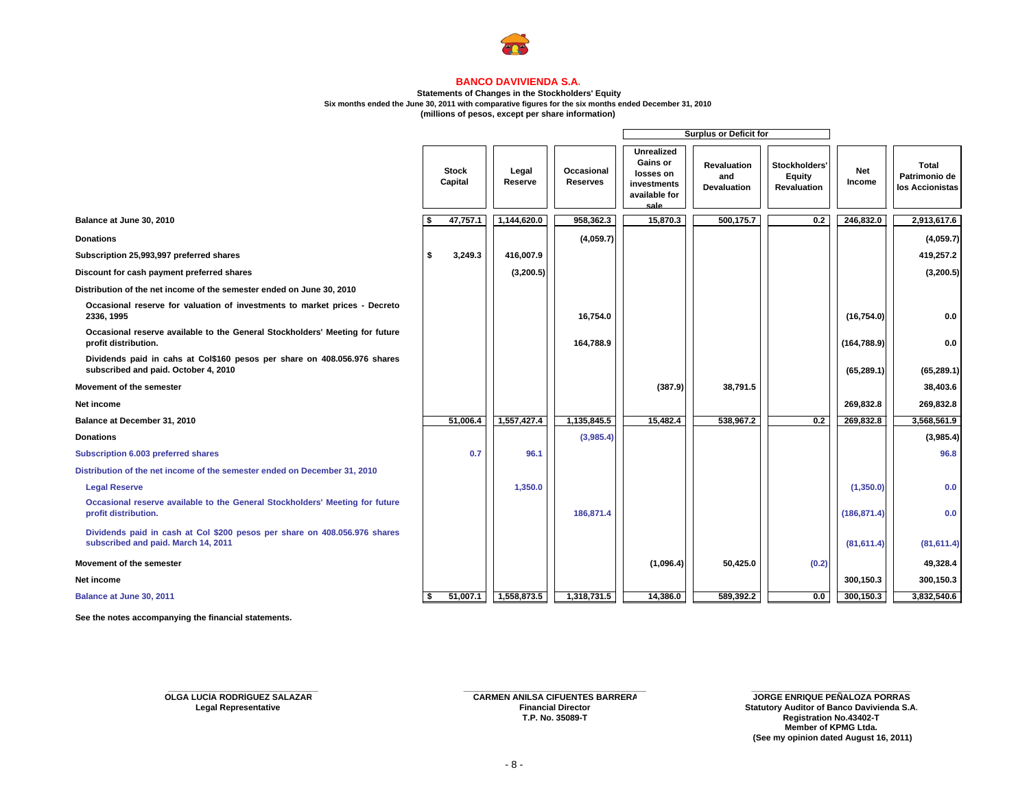# BANCO DAVIVIENDA S.A.

**Statements of Changes in the Stockholders' Equity**
**Six months ended the June 30, 2011 with comparative figures for the six months ended December 31, 2010**
**(millions of pesos, except per share information)**

| | Stock Capital | Legal Reserve | Occasional Reserves | Surplus or Deficit for: Unrealized Gains or losses on investments available for sale | Surplus or Deficit for: Revaluation and Devaluation | Surplus or Deficit for: Stockholders' Equity Revaluation | Net Income | Total Patrimonio de los Accionistas |
|---|---|---|---|---|---|---|---|---|
| **Balance at June 30, 2010** | $ 47,757.1 | 1,144,620.0 | 958,362.3 | 15,870.3 | 500,175.7 | 0.2 | 246,832.0 | 2,913,617.6 |
| **Donations** | | | (4,059.7) | | | | | (4,059.7) |
| **Subscription 25,993,997 preferred shares** | $ 3,249.3 | 416,007.9 | | | | | | 419,257.2 |
| **Discount for cash payment preferred shares** | | (3,200.5) | | | | | | (3,200.5) |
| **Distribution of the net income of the semester ended on June 30, 2010** | | | | | | | | |
| Occasional reserve for valuation of investments to market prices - Decreto 2336, 1995 | | | 16,754.0 | | | | (16,754.0) | 0.0 |
| Occasional reserve available to the General Stockholders' Meeting for future profit distribution. | | | 164,788.9 | | | | (164,788.9) | 0.0 |
| Dividends paid in cahs at Col$160 pesos per share on 408.056.976 shares subscribed and paid. October 4, 2010 | | | | | | | (65,289.1) | (65,289.1) |
| **Movement of the semester** | | | | (387.9) | 38,791.5 | | | 38,403.6 |
| **Net income** | | | | | | | 269,832.8 | 269,832.8 |
| **Balance at December 31, 2010** | 51,006.4 | 1,557,427.4 | 1,135,845.5 | 15,482.4 | 538,967.2 | 0.2 | 269,832.8 | 3,568,561.9 |
| **Donations** | | | (3,985.4) | | | | | (3,985.4) |
| **Subscription 6.003 preferred shares** | 0.7 | 96.1 | | | | | | 96.8 |
| **Distribution of the net income of the semester ended on December 31, 2010** | | | | | | | | |
| Legal Reserve | | 1,350.0 | | | | | (1,350.0) | 0.0 |
| Occasional reserve available to the General Stockholders' Meeting for future profit distribution. | | | 186,871.4 | | | | (186,871.4) | 0.0 |
| Dividends paid in cash at Col $200 pesos per share on 408.056.976 shares subscribed and paid. March 14, 2011 | | | | | | | (81,611.4) | (81,611.4) |
| **Movement of the semester** | | | | (1,096.4) | 50,425.0 | (0.2) | | 49,328.4 |
| **Net income** | | | | | | | 300,150.3 | 300,150.3 |
| **Balance at June 30, 2011** | $ 51,007.1 | 1,558,873.5 | 1,318,731.5 | 14,386.0 | 589,392.2 | 0.0 | 300,150.3 | 3,832,540.6 |

**See the notes accompanying the financial statements.**

**OLGA LUCÍA RODRÍGUEZ SALAZAR**
**Legal Representative**

**CARMEN ANILSA CIFUENTES BARRERA**
**Financial Director**
**T.P. No. 35089-T**

**JORGE ENRIQUE PEÑALOZA PORRAS**
**Statutory Auditor of Banco Davivienda S.A.**
**Registration No.43402-T**
**Member of KPMG Ltda.**
**(See my opinion dated August 16, 2011)**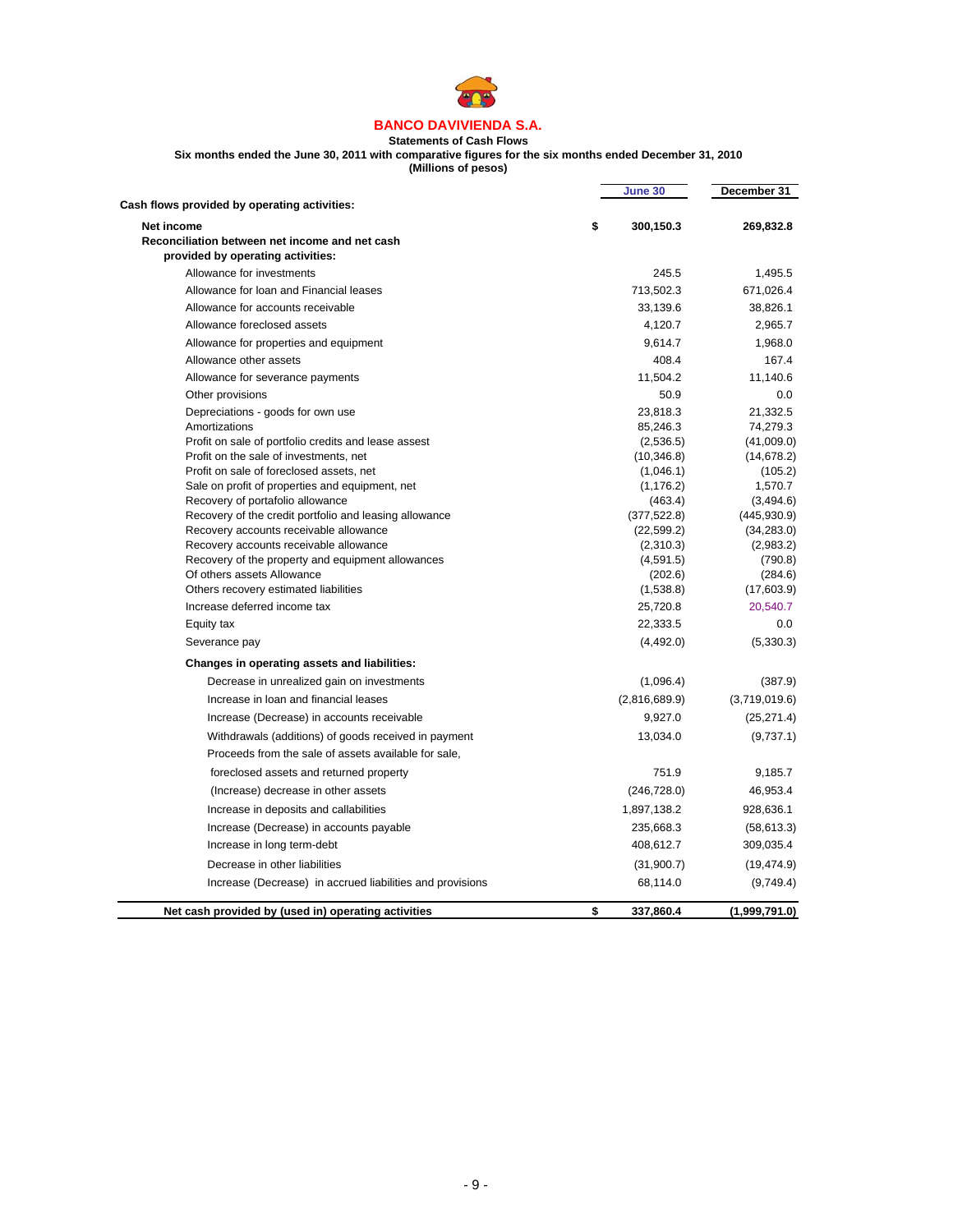# BANCO DAVIVIENDA S.A.

**Statements of Cash Flows**

**Six months ended the June 30, 2011 with comparative figures for the six months ended December 31, 2010**

**(Millions of pesos)**

| | June 30 | December 31 |
|---|---|---|
| **Cash flows provided by operating activities:** | | |
| **Net income** | $ 300,150.3 | 269,832.8 |
| **Reconciliation between net income and net cash provided by operating activities:** | | |
| Allowance for investments | 245.5 | 1,495.5 |
| Allowance for loan and Financial leases | 713,502.3 | 671,026.4 |
| Allowance for accounts receivable | 33,139.6 | 38,826.1 |
| Allowance foreclosed assets | 4,120.7 | 2,965.7 |
| Allowance for properties and equipment | 9,614.7 | 1,968.0 |
| Allowance other assets | 408.4 | 167.4 |
| Allowance for severance payments | 11,504.2 | 11,140.6 |
| Other provisions | 50.9 | 0.0 |
| Depreciations - goods for own use | 23,818.3 | 21,332.5 |
| Amortizations | 85,246.3 | 74,279.3 |
| Profit on sale of portfolio credits and lease assest | (2,536.5) | (41,009.0) |
| Profit on the sale of investments, net | (10,346.8) | (14,678.2) |
| Profit on sale of foreclosed assets, net | (1,046.1) | (105.2) |
| Sale on profit of properties and equipment, net | (1,176.2) | 1,570.7 |
| Recovery of portafolio allowance | (463.4) | (3,494.6) |
| Recovery of the credit portfolio and leasing allowance | (377,522.8) | (445,930.9) |
| Recovery accounts receivable allowance | (22,599.2) | (34,283.0) |
| Recovery accounts receivable allowance | (2,310.3) | (2,983.2) |
| Recovery of the property and equipment allowances | (4,591.5) | (790.8) |
| Of others assets Allowance | (202.6) | (284.6) |
| Others recovery estimated liabilities | (1,538.8) | (17,603.9) |
| Increase deferred income tax | 25,720.8 | 20,540.7 |
| Equity tax | 22,333.5 | 0.0 |
| Severance pay | (4,492.0) | (5,330.3) |
| **Changes in operating assets and liabilities:** | | |
| Decrease in unrealized gain on investments | (1,096.4) | (387.9) |
| Increase in loan and financial leases | (2,816,689.9) | (3,719,019.6) |
| Increase (Decrease) in accounts receivable | 9,927.0 | (25,271.4) |
| Withdrawals (additions) of goods received in payment | 13,034.0 | (9,737.1) |
| Proceeds from the sale of assets available for sale, foreclosed assets and returned property | 751.9 | 9,185.7 |
| (Increase) decrease in other assets | (246,728.0) | 46,953.4 |
| Increase in deposits and callabilities | 1,897,138.2 | 928,636.1 |
| Increase (Decrease) in accounts payable | 235,668.3 | (58,613.3) |
| Increase in long term-debt | 408,612.7 | 309,035.4 |
| Decrease in other liabilities | (31,900.7) | (19,474.9) |
| Increase (Decrease) in accrued liabilities and provisions | 68,114.0 | (9,749.4) |
| **Net cash provided by (used in) operating activities** | **$ 337,860.4** | **(1,999,791.0)** |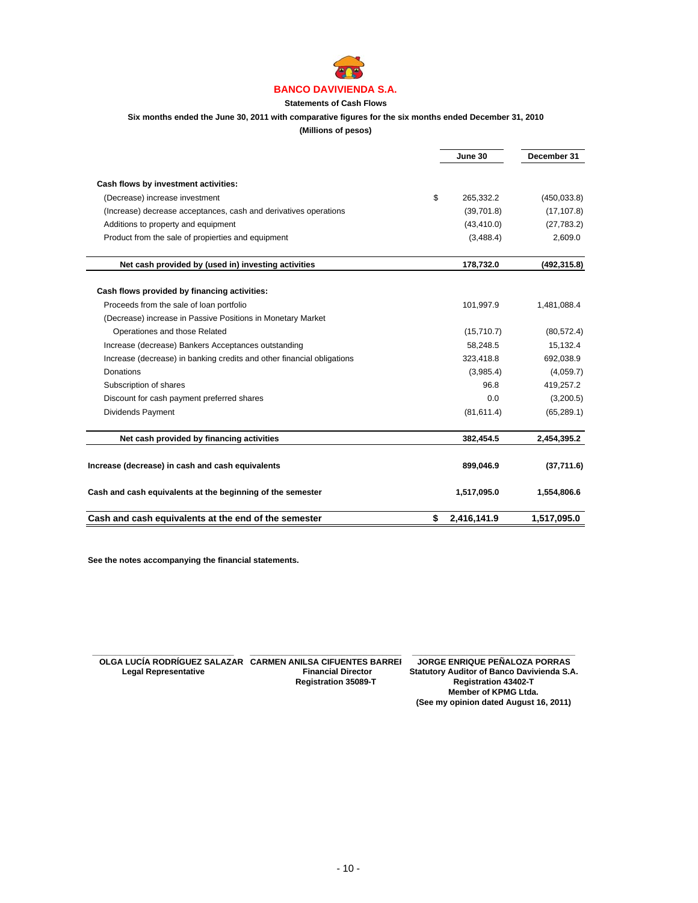**BANCO DAVIVIENDA S.A.**

**Statements of Cash Flows**

**Six months ended the June 30, 2011 with comparative figures for the six months ended December 31, 2010**

**(Millions of pesos)**

| | | June 30 | December 31 |
|---|---|---|---|
| **Cash flows by investment activities:** | | | |
| (Decrease) increase investment | $ | 265,332.2 | (450,033.8) |
| (Increase) decrease acceptances, cash and derivatives operations | | (39,701.8) | (17,107.8) |
| Additions to property and equipment | | (43,410.0) | (27,783.2) |
| Product from the sale of propierties and equipment | | (3,488.4) | 2,609.0 |
| **Net cash provided by (used in) investing activities** | | **178,732.0** | **(492,315.8)** |
| **Cash flows provided by financing activities:** | | | |
| Proceeds from the sale of loan portfolio | | 101,997.9 | 1,481,088.4 |
| (Decrease) increase in Passive Positions in Monetary Market Operationes and those Related | | (15,710.7) | (80,572.4) |
| Increase (decrease) Bankers Acceptances outstanding | | 58,248.5 | 15,132.4 |
| Increase (decrease) in banking credits and other financial obligations | | 323,418.8 | 692,038.9 |
| Donations | | (3,985.4) | (4,059.7) |
| Subscription of shares | | 96.8 | 419,257.2 |
| Discount for cash payment preferred shares | | 0.0 | (3,200.5) |
| Dividends Payment | | (81,611.4) | (65,289.1) |
| **Net cash provided by financing activities** | | **382,454.5** | **2,454,395.2** |
| **Increase (decrease) in cash and cash equivalents** | | **899,046.9** | **(37,711.6)** |
| **Cash and cash equivalents at the beginning of the semester** | | **1,517,095.0** | **1,554,806.6** |
| **Cash and cash equivalents at the end of the semester** | **$** | **2,416,141.9** | **1,517,095.0** |

**See the notes accompanying the financial statements.**

**OLGA LUCÍA RODRÍGUEZ SALAZAR**
**Legal Representative**

**CARMEN ANILSA CIFUENTES BARREI**
**Financial Director**
**Registration 35089-T**

**JORGE ENRIQUE PEÑALOZA PORRAS**
**Statutory Auditor of Banco Davivienda S.A.**
**Registration 43402-T**
**Member of KPMG Ltda.**
**(See my opinion dated August 16, 2011)**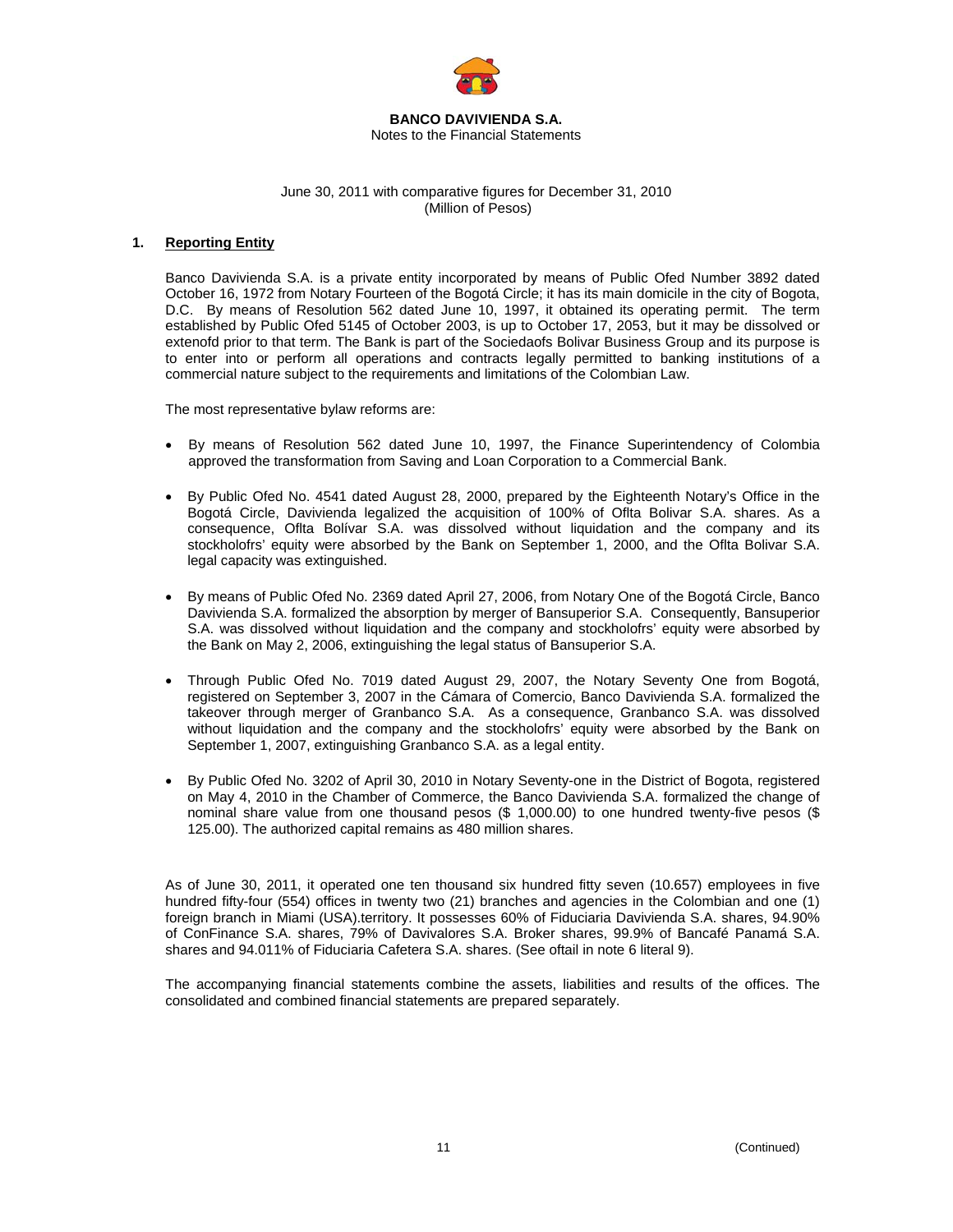**BANCO DAVIVIENDA S.A.**
Notes to the Financial Statements

June 30, 2011 with comparative figures for December 31, 2010
(Million of Pesos)

## 1. Reporting Entity

Banco Davivienda S.A. is a private entity incorporated by means of Public Ofed Number 3892 dated October 16, 1972 from Notary Fourteen of the Bogotá Circle; it has its main domicile in the city of Bogota, D.C. By means of Resolution 562 dated June 10, 1997, it obtained its operating permit. The term established by Public Ofed 5145 of October 2003, is up to October 17, 2053, but it may be dissolved or extenofd prior to that term. The Bank is part of the Sociedaofs Bolivar Business Group and its purpose is to enter into or perform all operations and contracts legally permitted to banking institutions of a commercial nature subject to the requirements and limitations of the Colombian Law.

The most representative bylaw reforms are:

- By means of Resolution 562 dated June 10, 1997, the Finance Superintendency of Colombia approved the transformation from Saving and Loan Corporation to a Commercial Bank.
- By Public Ofed No. 4541 dated August 28, 2000, prepared by the Eighteenth Notary's Office in the Bogotá Circle, Davivienda legalized the acquisition of 100% of Oflta Bolivar S.A. shares. As a consequence, Oflta Bolívar S.A. was dissolved without liquidation and the company and its stockholofrs' equity were absorbed by the Bank on September 1, 2000, and the Oflta Bolivar S.A. legal capacity was extinguished.
- By means of Public Ofed No. 2369 dated April 27, 2006, from Notary One of the Bogotá Circle, Banco Davivienda S.A. formalized the absorption by merger of Bansuperior S.A. Consequently, Bansuperior S.A. was dissolved without liquidation and the company and stockholofrs' equity were absorbed by the Bank on May 2, 2006, extinguishing the legal status of Bansuperior S.A.
- Through Public Ofed No. 7019 dated August 29, 2007, the Notary Seventy One from Bogotá, registered on September 3, 2007 in the Cámara of Comercio, Banco Davivienda S.A. formalized the takeover through merger of Granbanco S.A. As a consequence, Granbanco S.A. was dissolved without liquidation and the company and the stockholofrs' equity were absorbed by the Bank on September 1, 2007, extinguishing Granbanco S.A. as a legal entity.
- By Public Ofed No. 3202 of April 30, 2010 in Notary Seventy-one in the District of Bogota, registered on May 4, 2010 in the Chamber of Commerce, the Banco Davivienda S.A. formalized the change of nominal share value from one thousand pesos ($ 1,000.00) to one hundred twenty-five pesos ($ 125.00). The authorized capital remains as 480 million shares.

As of June 30, 2011, it operated one ten thousand six hundred fitty seven (10.657) employees in five hundred fifty-four (554) offices in twenty two (21) branches and agencies in the Colombian and one (1) foreign branch in Miami (USA).territory. It possesses 60% of Fiduciaria Davivienda S.A. shares, 94.90% of ConFinance S.A. shares, 79% of Davivalores S.A. Broker shares, 99.9% of Bancafé Panamá S.A. shares and 94.011% of Fiduciaria Cafetera S.A. shares. (See oftail in note 6 literal 9).

The accompanying financial statements combine the assets, liabilities and results of the offices. The consolidated and combined financial statements are prepared separately.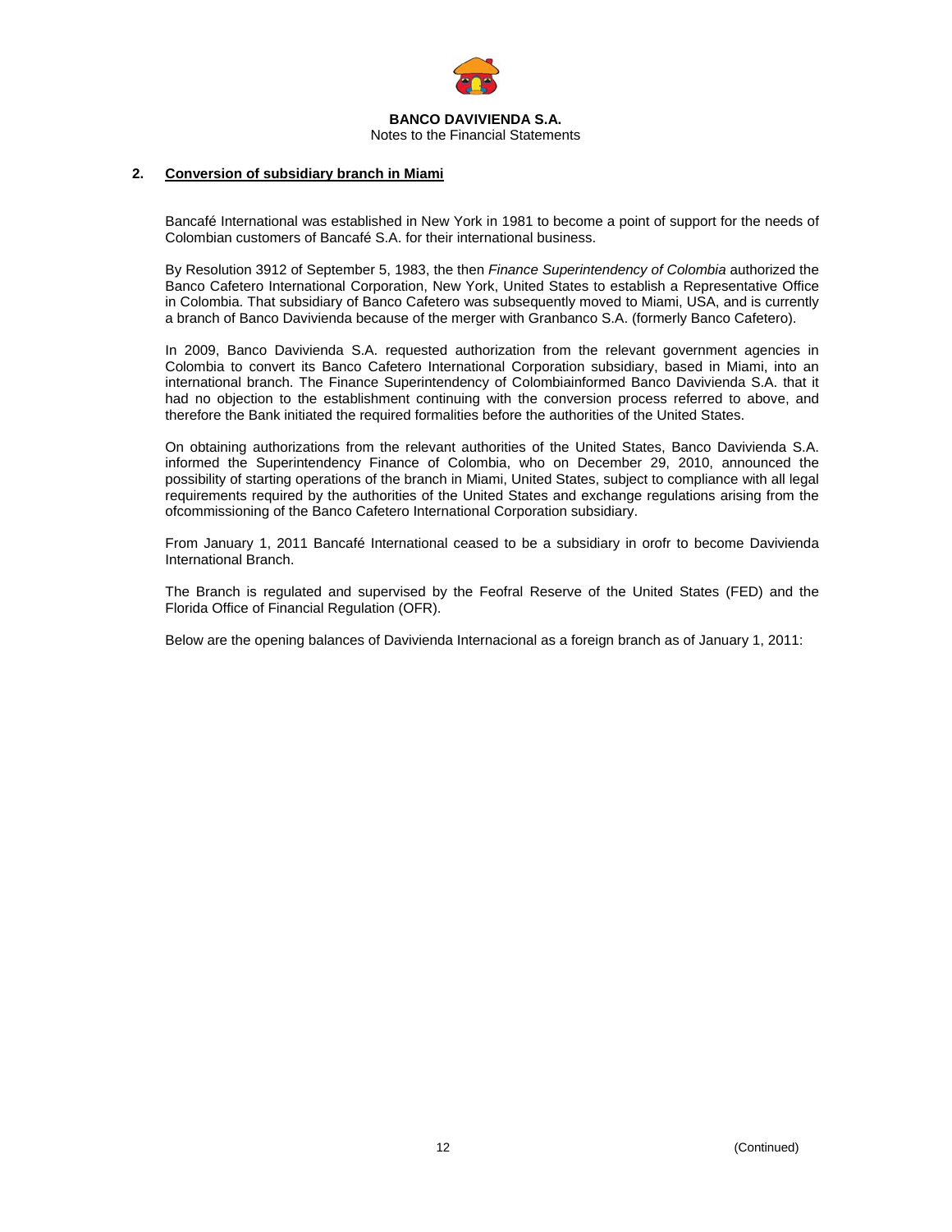## 2. Conversion of subsidiary branch in Miami

Bancafé International was established in New York in 1981 to become a point of support for the needs of Colombian customers of Bancafé S.A. for their international business.

By Resolution 3912 of September 5, 1983, the then *Finance Superintendency of Colombia* authorized the Banco Cafetero International Corporation, New York, United States to establish a Representative Office in Colombia. That subsidiary of Banco Cafetero was subsequently moved to Miami, USA, and is currently a branch of Banco Davivienda because of the merger with Granbanco S.A. (formerly Banco Cafetero).

In 2009, Banco Davivienda S.A. requested authorization from the relevant government agencies in Colombia to convert its Banco Cafetero International Corporation subsidiary, based in Miami, into an international branch. The Finance Superintendency of Colombiainformed Banco Davivienda S.A. that it had no objection to the establishment continuing with the conversion process referred to above, and therefore the Bank initiated the required formalities before the authorities of the United States.

On obtaining authorizations from the relevant authorities of the United States, Banco Davivienda S.A. informed the Superintendency Finance of Colombia, who on December 29, 2010, announced the possibility of starting operations of the branch in Miami, United States, subject to compliance with all legal requirements required by the authorities of the United States and exchange regulations arising from the ofcommissioning of the Banco Cafetero International Corporation subsidiary.

From January 1, 2011 Bancafé International ceased to be a subsidiary in orofr to become Davivienda International Branch.

The Branch is regulated and supervised by the Feofral Reserve of the United States (FED) and the Florida Office of Financial Regulation (OFR).

Below are the opening balances of Davivienda Internacional as a foreign branch as of January 1, 2011: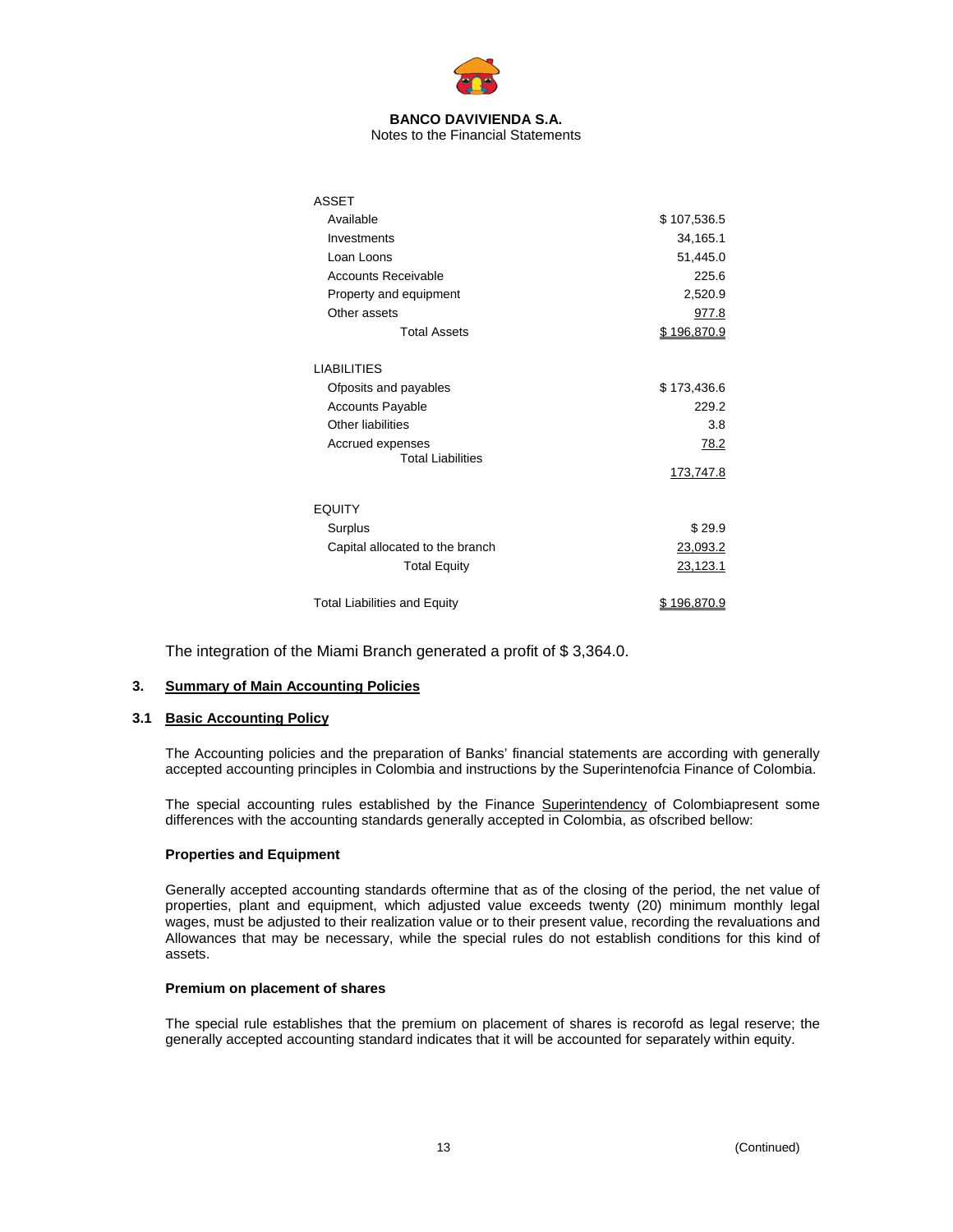BANCO DAVIVIENDA S.A.
Notes to the Financial Statements

| | |
|---|---|
| ASSET | |
| Available | $ 107,536.5 |
| Investments | 34,165.1 |
| Loan Loons | 51,445.0 |
| Accounts Receivable | 225.6 |
| Property and equipment | 2,520.9 |
| Other assets | 977.8 |
| Total Assets | $ 196,870.9 |
| | |
| LIABILITIES | |
| Ofposits and payables | $ 173,436.6 |
| Accounts Payable | 229.2 |
| Other liabilities | 3.8 |
| Accrued expenses | 78.2 |
| Total Liabilities | 173,747.8 |
| | |
| EQUITY | |
| Surplus | $ 29.9 |
| Capital allocated to the branch | 23,093.2 |
| Total Equity | 23,123.1 |
| | |
| Total Liabilities and Equity | $ 196,870.9 |

The integration of the Miami Branch generated a profit of $ 3,364.0.

## 3. Summary of Main Accounting Policies

### 3.1 Basic Accounting Policy

The Accounting policies and the preparation of Banks' financial statements are according with generally accepted accounting principles in Colombia and instructions by the Superintenofcia Finance of Colombia.

The special accounting rules established by the Finance Superintendency of Colombiapresent some differences with the accounting standards generally accepted in Colombia, as ofscribed bellow:

**Properties and Equipment**

Generally accepted accounting standards oftermine that as of the closing of the period, the net value of properties, plant and equipment, which adjusted value exceeds twenty (20) minimum monthly legal wages, must be adjusted to their realization value or to their present value, recording the revaluations and Allowances that may be necessary, while the special rules do not establish conditions for this kind of assets.

**Premium on placement of shares**

The special rule establishes that the premium on placement of shares is recorofd as legal reserve; the generally accepted accounting standard indicates that it will be accounted for separately within equity.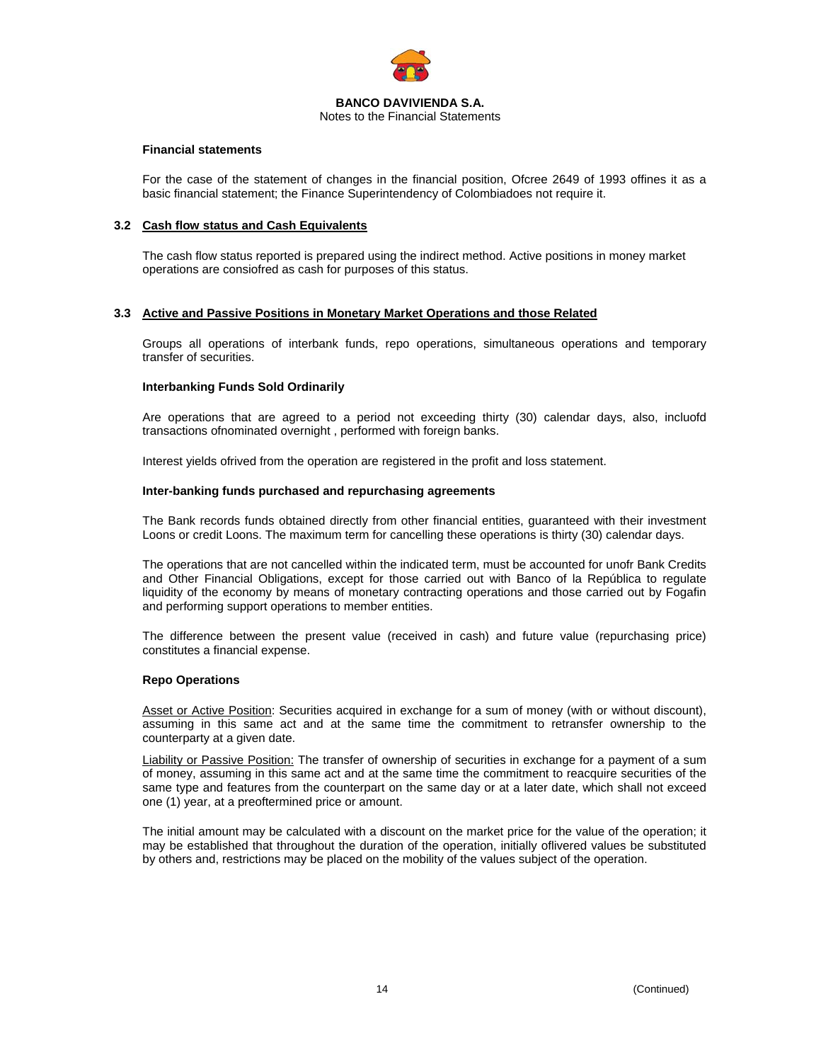#### Financial statements

For the case of the statement of changes in the financial position, Ofcree 2649 of 1993 offines it as a basic financial statement; the Finance Superintendency of Colombiadoes not require it.

### 3.2 Cash flow status and Cash Equivalents

The cash flow status reported is prepared using the indirect method. Active positions in money market operations are consiofred as cash for purposes of this status.

### 3.3 Active and Passive Positions in Monetary Market Operations and those Related

Groups all operations of interbank funds, repo operations, simultaneous operations and temporary transfer of securities.

#### Interbanking Funds Sold Ordinarily

Are operations that are agreed to a period not exceeding thirty (30) calendar days, also, incluofd transactions ofnominated overnight , performed with foreign banks.

Interest yields ofrived from the operation are registered in the profit and loss statement.

#### Inter-banking funds purchased and repurchasing agreements

The Bank records funds obtained directly from other financial entities, guaranteed with their investment Loons or credit Loons. The maximum term for cancelling these operations is thirty (30) calendar days.

The operations that are not cancelled within the indicated term, must be accounted for unofr Bank Credits and Other Financial Obligations, except for those carried out with Banco of la República to regulate liquidity of the economy by means of monetary contracting operations and those carried out by Fogafin and performing support operations to member entities.

The difference between the present value (received in cash) and future value (repurchasing price) constitutes a financial expense.

#### Repo Operations

Asset or Active Position: Securities acquired in exchange for a sum of money (with or without discount), assuming in this same act and at the same time the commitment to retransfer ownership to the counterparty at a given date.

Liability or Passive Position: The transfer of ownership of securities in exchange for a payment of a sum of money, assuming in this same act and at the same time the commitment to reacquire securities of the same type and features from the counterpart on the same day or at a later date, which shall not exceed one (1) year, at a preoftermined price or amount.

The initial amount may be calculated with a discount on the market price for the value of the operation; it may be established that throughout the duration of the operation, initially oflivered values be substituted by others and, restrictions may be placed on the mobility of the values subject of the operation.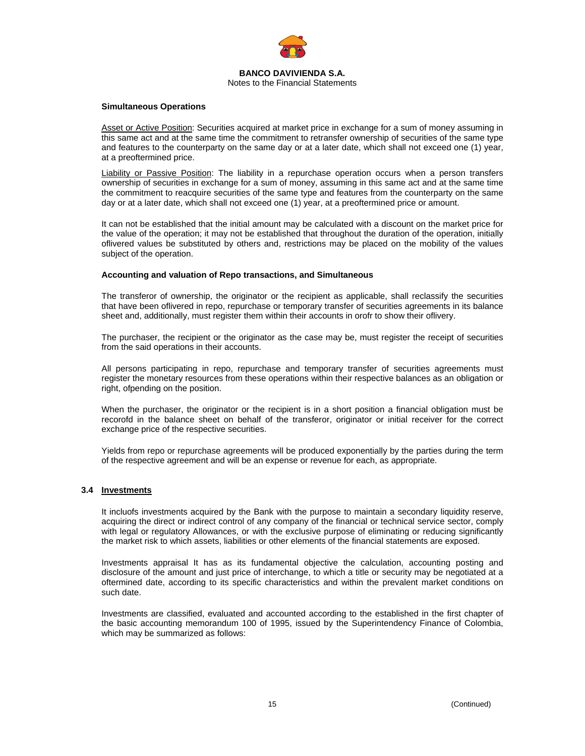**Simultaneous Operations**

Asset or Active Position: Securities acquired at market price in exchange for a sum of money assuming in this same act and at the same time the commitment to retransfer ownership of securities of the same type and features to the counterparty on the same day or at a later date, which shall not exceed one (1) year, at a preoftermined price.

Liability or Passive Position: The liability in a repurchase operation occurs when a person transfers ownership of securities in exchange for a sum of money, assuming in this same act and at the same time the commitment to reacquire securities of the same type and features from the counterparty on the same day or at a later date, which shall not exceed one (1) year, at a preoftermined price or amount.

It can not be established that the initial amount may be calculated with a discount on the market price for the value of the operation; it may not be established that throughout the duration of the operation, initially oflivered values be substituted by others and, restrictions may be placed on the mobility of the values subject of the operation.

**Accounting and valuation of Repo transactions, and Simultaneous**

The transferor of ownership, the originator or the recipient as applicable, shall reclassify the securities that have been oflivered in repo, repurchase or temporary transfer of securities agreements in its balance sheet and, additionally, must register them within their accounts in orofr to show their oflivery.

The purchaser, the recipient or the originator as the case may be, must register the receipt of securities from the said operations in their accounts.

All persons participating in repo, repurchase and temporary transfer of securities agreements must register the monetary resources from these operations within their respective balances as an obligation or right, ofpending on the position.

When the purchaser, the originator or the recipient is in a short position a financial obligation must be recorofd in the balance sheet on behalf of the transferor, originator or initial receiver for the correct exchange price of the respective securities.

Yields from repo or repurchase agreements will be produced exponentially by the parties during the term of the respective agreement and will be an expense or revenue for each, as appropriate.

## 3.4 Investments

It incluofs investments acquired by the Bank with the purpose to maintain a secondary liquidity reserve, acquiring the direct or indirect control of any company of the financial or technical service sector, comply with legal or regulatory Allowances, or with the exclusive purpose of eliminating or reducing significantly the market risk to which assets, liabilities or other elements of the financial statements are exposed.

Investments appraisal It has as its fundamental objective the calculation, accounting posting and disclosure of the amount and just price of interchange, to which a title or security may be negotiated at a oftermined date, according to its specific characteristics and within the prevalent market conditions on such date.

Investments are classified, evaluated and accounted according to the established in the first chapter of the basic accounting memorandum 100 of 1995, issued by the Superintendency Finance of Colombia, which may be summarized as follows: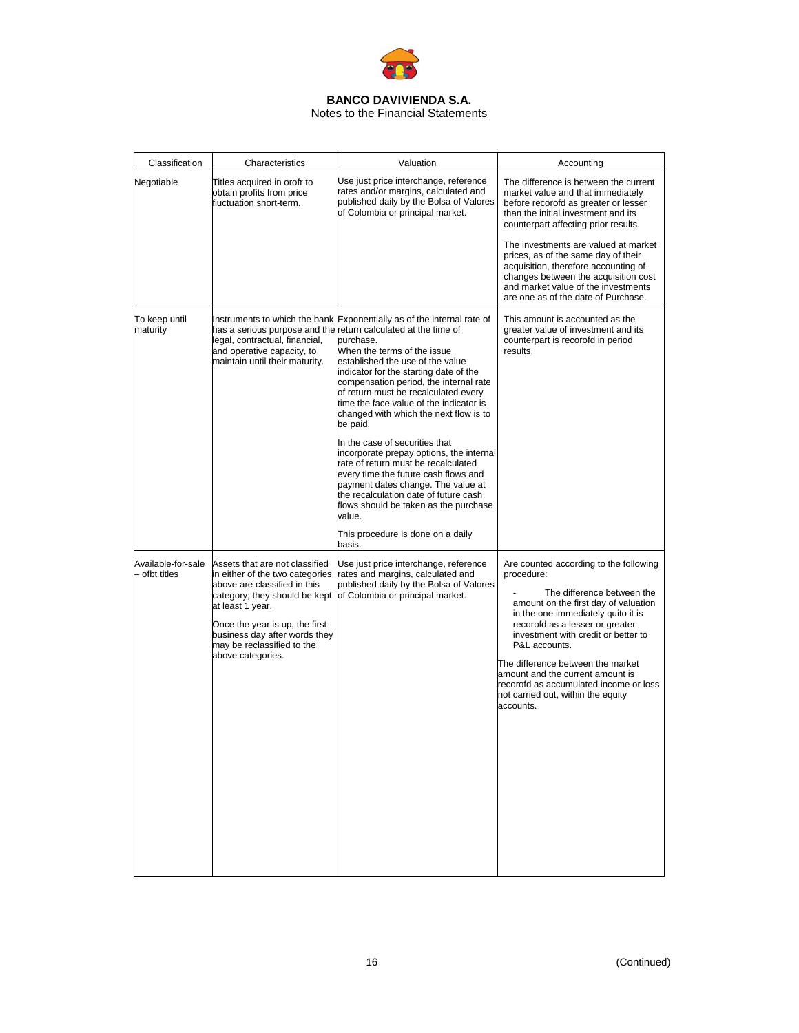**BANCO DAVIVIENDA S.A.**
Notes to the Financial Statements

| Classification | Characteristics | Valuation | Accounting |
|---|---|---|---|
| Negotiable | Titles acquired in orofr to obtain profits from price fluctuation short-term. | Use just price interchange, reference rates and/or margins, calculated and published daily by the Bolsa of Valores of Colombia or principal market. | The difference is between the current market value and that immediately before recorofd as greater or lesser than the initial investment and its counterpart affecting prior results. <br><br> The investments are valued at market prices, as of the same day of their acquisition, therefore accounting of changes between the acquisition cost and market value of the investments are one as of the date of Purchase. |
| To keep until maturity | Instruments to which the bank has a serious purpose and the legal, contractual, financial, and operative capacity, to maintain until their maturity. | Exponentially as of the internal rate of return calculated at the time of purchase. When the terms of the issue established the use of the value indicator for the starting date of the compensation period, the internal rate of return must be recalculated every time the face value of the indicator is changed with which the next flow is to be paid. <br><br> In the case of securities that incorporate prepay options, the internal rate of return must be recalculated every time the future cash flows and payment dates change. The value at the recalculation date of future cash flows should be taken as the purchase value. <br><br> This procedure is done on a daily basis. | This amount is accounted as the greater value of investment and its counterpart is recorofd in period results. |
| Available-for-sale – ofbt titles | Assets that are not classified in either of the two categories above are classified in this category; they should be kept at least 1 year. <br><br> Once the year is up, the first business day after words they may be reclassified to the above categories. | Use just price interchange, reference rates and margins, calculated and published daily by the Bolsa of Valores of Colombia or principal market. | Are counted according to the following procedure: <br><br> - The difference between the amount on the first day of valuation in the one immediately quito it is recorofd as a lesser or greater investment with credit or better to P&L accounts. <br><br> The difference between the market amount and the current amount is recorofd as accumulated income or loss not carried out, within the equity accounts. |

(Continued)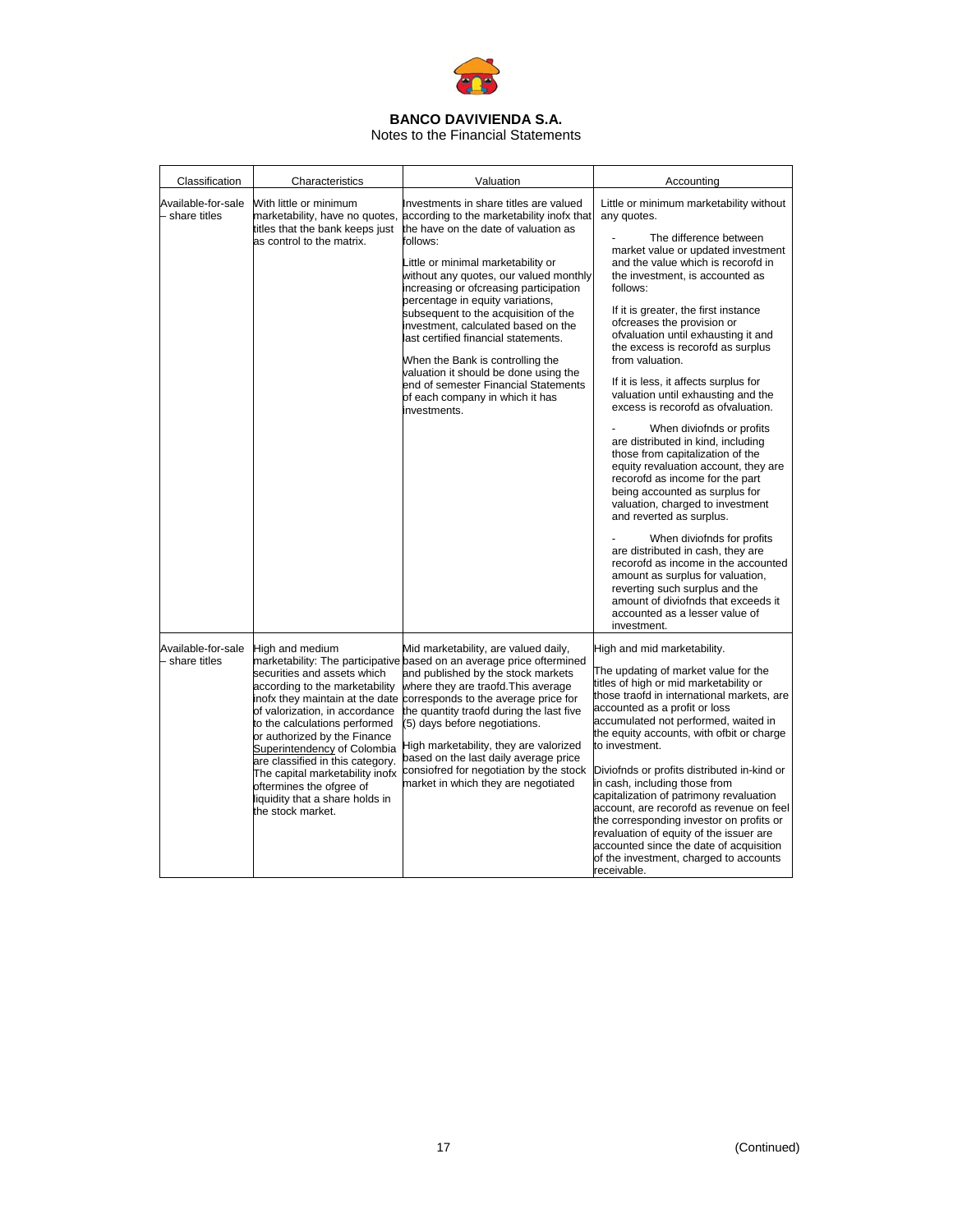**BANCO DAVIVIENDA S.A.**
Notes to the Financial Statements

| Classification | Characteristics | Valuation | Accounting |
|---|---|---|---|
| Available-for-sale – share titles | With little or minimum marketability, have no quotes, titles that the bank keeps just as control to the matrix. | Investments in share titles are valued according to the marketability inofx that the have on the date of valuation as follows:<br><br>Little or minimal marketability or without any quotes, our valued monthly increasing or ofcreasing participation percentage in equity variations, subsequent to the acquisition of the investment, calculated based on the last certified financial statements.<br><br>When the Bank is controlling the valuation it should be done using the end of semester Financial Statements of each company in which it has investments. | Little or minimum marketability without any quotes.<br><br>- The difference between market value or updated investment and the value which is recorofd in the investment, is accounted as follows:<br><br>If it is greater, the first instance ofcreases the provision or ofvaluation until exhausting it and the excess is recorofd as surplus from valuation.<br><br>If it is less, it affects surplus for valuation until exhausting and the excess is recorofd as ofvaluation.<br><br>- When diviofnds or profits are distributed in kind, including those from capitalization of the equity revaluation account, they are recorofd as income for the part being accounted as surplus for valuation, charged to investment and reverted as surplus.<br><br>- When diviofnds for profits are distributed in cash, they are recorofd as income in the accounted amount as surplus for valuation, reverting such surplus and the amount of diviofnds that exceeds it accounted as a lesser value of investment. |
| Available-for-sale – share titles | High and medium marketability: The participative securities and assets which according to the marketability inofx they maintain at the date of valorization, in accordance to the calculations performed or authorized by the Finance Superintendency of Colombia are classified in this category. The capital marketability inofx ofternines the ofgree of liquidity that a share holds in the stock market. | Mid marketability, are valued daily, based on an average price ofermined and published by the stock markets where they are traofd.This average corresponds to the average price for the quantity traofd during the last five (5) days before negotiations.<br><br>High marketability, they are valorized based on the last daily average price consiofred for negotiation by the stock market in which they are negotiated | High and mid marketability.<br><br>The updating of market value for the titles of high or mid marketability or those traofd in international markets, are accounted as a profit or loss accumulated not performed, waited in the equity accounts, with ofbit or charge to investment.<br><br>Diviofnds or profits distributed in-kind or in cash, including those from capitalization of patrimony revaluation account, are recorofd as revenue on feel the corresponding investor on profits or revaluation of equity of the issuer are accounted since the date of acquisition of the investment, charged to accounts receivable. |

(Continued)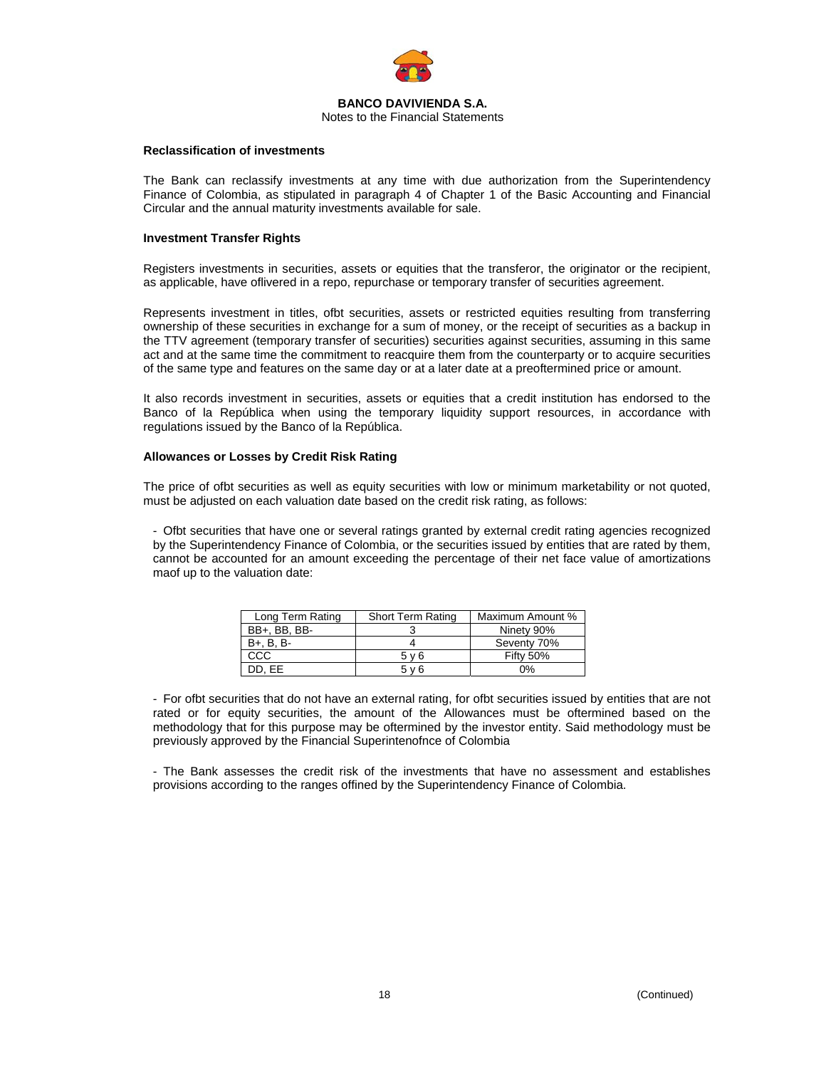#### Reclassification of investments

The Bank can reclassify investments at any time with due authorization from the Superintendency Finance of Colombia, as stipulated in paragraph 4 of Chapter 1 of the Basic Accounting and Financial Circular and the annual maturity investments available for sale.

#### Investment Transfer Rights

Registers investments in securities, assets or equities that the transferor, the originator or the recipient, as applicable, have oflivered in a repo, repurchase or temporary transfer of securities agreement.

Represents investment in titles, ofbt securities, assets or restricted equities resulting from transferring ownership of these securities in exchange for a sum of money, or the receipt of securities as a backup in the TTV agreement (temporary transfer of securities) securities against securities, assuming in this same act and at the same time the commitment to reacquire them from the counterparty or to acquire securities of the same type and features on the same day or at a later date at a preoftermined price or amount.

It also records investment in securities, assets or equities that a credit institution has endorsed to the Banco of la República when using the temporary liquidity support resources, in accordance with regulations issued by the Banco of la República.

#### Allowances or Losses by Credit Risk Rating

The price of ofbt securities as well as equity securities with low or minimum marketability or not quoted, must be adjusted on each valuation date based on the credit risk rating, as follows:

- Ofbt securities that have one or several ratings granted by external credit rating agencies recognized by the Superintendency Finance of Colombia, or the securities issued by entities that are rated by them, cannot be accounted for an amount exceeding the percentage of their net face value of amortizations maof up to the valuation date:

| Long Term Rating | Short Term Rating | Maximum Amount % |
|---|---|---|
| BB+, BB, BB- | 3 | Ninety 90% |
| B+, B, B- | 4 | Seventy 70% |
| CCC | 5 y 6 | Fifty 50% |
| DD, EE | 5 y 6 | 0% |

- For ofbt securities that do not have an external rating, for ofbt securities issued by entities that are not rated or for equity securities, the amount of the Allowances must be oftermined based on the methodology that for this purpose may be oftermined by the investor entity. Said methodology must be previously approved by the Financial Superintenofnce of Colombia

- The Bank assesses the credit risk of the investments that have no assessment and establishes provisions according to the ranges offined by the Superintendency Finance of Colombia.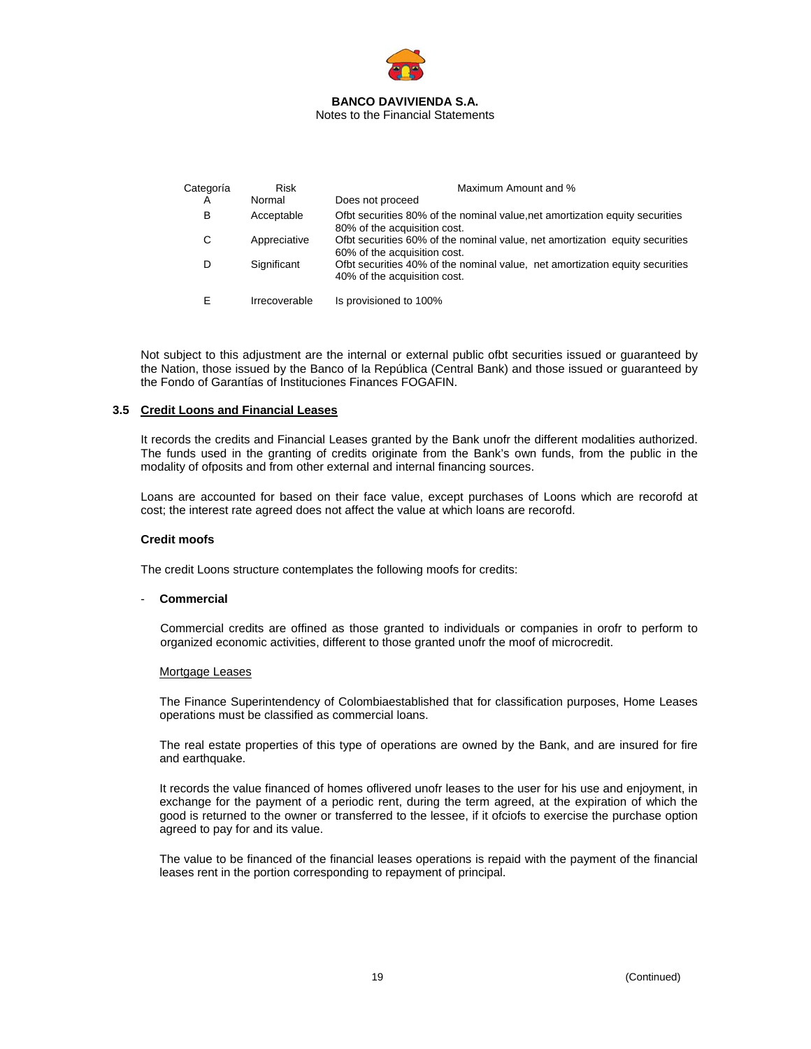| Categoría | Risk | Maximum Amount and % |
| --- | --- | --- |
| A | Normal | Does not proceed |
| B | Acceptable | Ofbt securities 80% of the nominal value,net amortization equity securities 80% of the acquisition cost. |
| C | Appreciative | Ofbt securities 60% of the nominal value, net amortization equity securities 60% of the acquisition cost. |
| D | Significant | Ofbt securities 40% of the nominal value, net amortization equity securities 40% of the acquisition cost. |
| E | Irrecoverable | Is provisioned to 100% |

Not subject to this adjustment are the internal or external public ofbt securities issued or guaranteed by the Nation, those issued by the Banco of la República (Central Bank) and those issued or guaranteed by the Fondo of Garantías of Instituciones Finances FOGAFIN.

### 3.5 Credit Loons and Financial Leases

It records the credits and Financial Leases granted by the Bank unofr the different modalities authorized. The funds used in the granting of credits originate from the Bank's own funds, from the public in the modality of ofposits and from other external and internal financing sources.

Loans are accounted for based on their face value, except purchases of Loons which are recorofd at cost; the interest rate agreed does not affect the value at which loans are recorofd.

**Credit moofs**

The credit Loons structure contemplates the following moofs for credits:

- **Commercial**

  Commercial credits are offined as those granted to individuals or companies in orofr to perform to organized economic activities, different to those granted unofr the moof of microcredit.

  Mortgage Leases

  The Finance Superintendency of Colombiaestablished that for classification purposes, Home Leases operations must be classified as commercial loans.

  The real estate properties of this type of operations are owned by the Bank, and are insured for fire and earthquake.

  It records the value financed of homes oflivered unofr leases to the user for his use and enjoyment, in exchange for the payment of a periodic rent, during the term agreed, at the expiration of which the good is returned to the owner or transferred to the lessee, if it ofciofs to exercise the purchase option agreed to pay for and its value.

  The value to be financed of the financial leases operations is repaid with the payment of the financial leases rent in the portion corresponding to repayment of principal.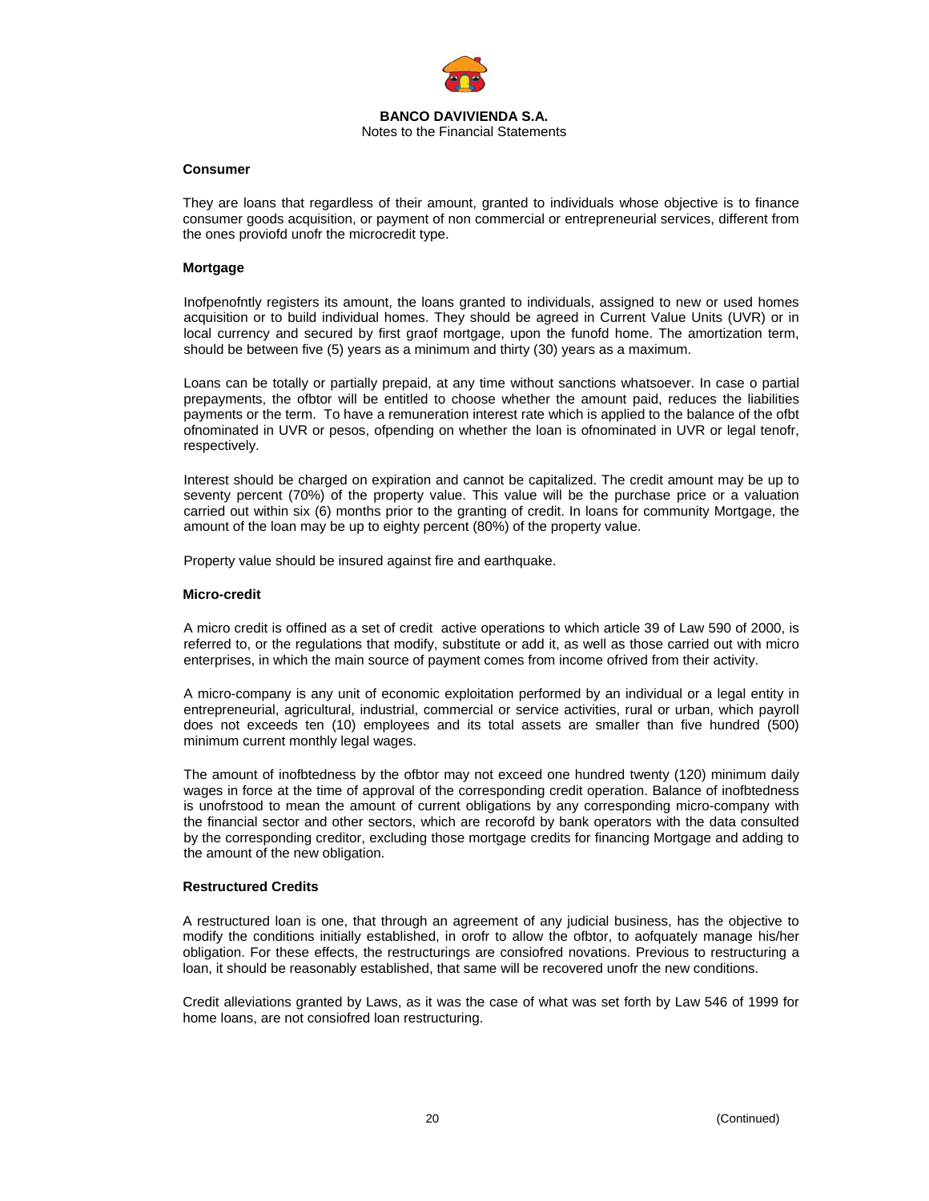#### Consumer

They are loans that regardless of their amount, granted to individuals whose objective is to finance consumer goods acquisition, or payment of non commercial or entrepreneurial services, different from the ones proviofd unofr the microcredit type.

#### Mortgage

Inofpenofntly registers its amount, the loans granted to individuals, assigned to new or used homes acquisition or to build individual homes. They should be agreed in Current Value Units (UVR) or in local currency and secured by first graof mortgage, upon the funofd home. The amortization term, should be between five (5) years as a minimum and thirty (30) years as a maximum.

Loans can be totally or partially prepaid, at any time without sanctions whatsoever. In case o partial prepayments, the ofbtor will be entitled to choose whether the amount paid, reduces the liabilities payments or the term. To have a remuneration interest rate which is applied to the balance of the ofbt ofnominated in UVR or pesos, ofpending on whether the loan is ofnominated in UVR or legal tenofr, respectively.

Interest should be charged on expiration and cannot be capitalized. The credit amount may be up to seventy percent (70%) of the property value. This value will be the purchase price or a valuation carried out within six (6) months prior to the granting of credit. In loans for community Mortgage, the amount of the loan may be up to eighty percent (80%) of the property value.

Property value should be insured against fire and earthquake.

#### Micro-credit

A micro credit is offined as a set of credit active operations to which article 39 of Law 590 of 2000, is referred to, or the regulations that modify, substitute or add it, as well as those carried out with micro enterprises, in which the main source of payment comes from income ofrived from their activity.

A micro-company is any unit of economic exploitation performed by an individual or a legal entity in entrepreneurial, agricultural, industrial, commercial or service activities, rural or urban, which payroll does not exceeds ten (10) employees and its total assets are smaller than five hundred (500) minimum current monthly legal wages.

The amount of inofbtedness by the ofbtor may not exceed one hundred twenty (120) minimum daily wages in force at the time of approval of the corresponding credit operation. Balance of inofbtedness is unofrstood to mean the amount of current obligations by any corresponding micro-company with the financial sector and other sectors, which are recorofd by bank operators with the data consulted by the corresponding creditor, excluding those mortgage credits for financing Mortgage and adding to the amount of the new obligation.

#### Restructured Credits

A restructured loan is one, that through an agreement of any judicial business, has the objective to modify the conditions initially established, in orofr to allow the ofbtor, to aofquately manage his/her obligation. For these effects, the restructurings are consiofred novations. Previous to restructuring a loan, it should be reasonably established, that same will be recovered unofr the new conditions.

Credit alleviations granted by Laws, as it was the case of what was set forth by Law 546 of 1999 for home loans, are not consiofred loan restructuring.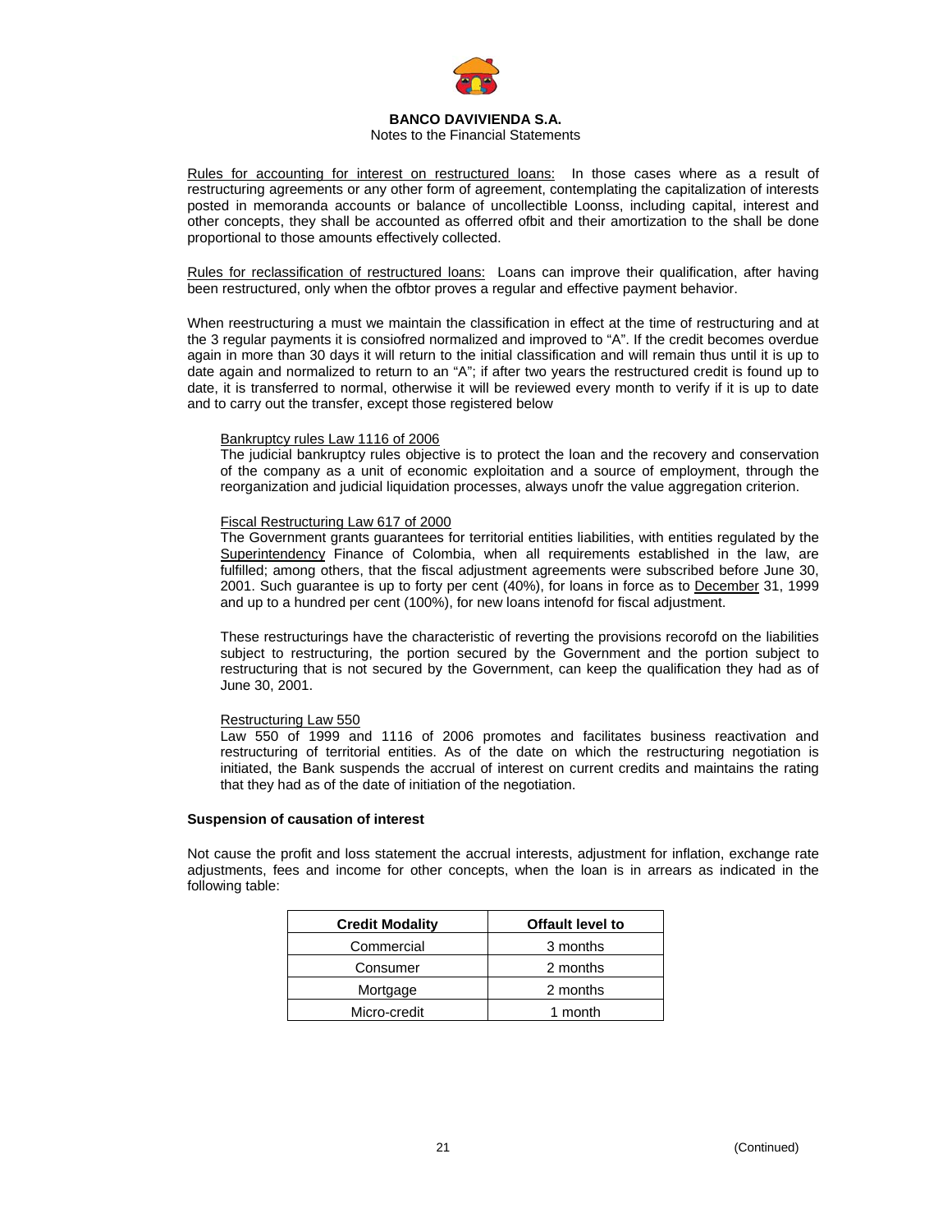Rules for accounting for interest on restructured loans: In those cases where as a result of restructuring agreements or any other form of agreement, contemplating the capitalization of interests posted in memoranda accounts or balance of uncollectible Loonss, including capital, interest and other concepts, they shall be accounted as offerred ofbit and their amortization to the shall be done proportional to those amounts effectively collected.

Rules for reclassification of restructured loans: Loans can improve their qualification, after having been restructured, only when the ofbtor proves a regular and effective payment behavior.

When reestructuring a must we maintain the classification in effect at the time of restructuring and at the 3 regular payments it is consiofred normalized and improved to "A". If the credit becomes overdue again in more than 30 days it will return to the initial classification and will remain thus until it is up to date again and normalized to return to an "A"; if after two years the restructured credit is found up to date, it is transferred to normal, otherwise it will be reviewed every month to verify if it is up to date and to carry out the transfer, except those registered below

Bankruptcy rules Law 1116 of 2006
The judicial bankruptcy rules objective is to protect the loan and the recovery and conservation of the company as a unit of economic exploitation and a source of employment, through the reorganization and judicial liquidation processes, always unofr the value aggregation criterion.

Fiscal Restructuring Law 617 of 2000
The Government grants guarantees for territorial entities liabilities, with entities regulated by the Superintendency Finance of Colombia, when all requirements established in the law, are fulfilled; among others, that the fiscal adjustment agreements were subscribed before June 30, 2001. Such guarantee is up to forty per cent (40%), for loans in force as to December 31, 1999 and up to a hundred per cent (100%), for new loans intenofd for fiscal adjustment.

These restructurings have the characteristic of reverting the provisions recorofd on the liabilities subject to restructuring, the portion secured by the Government and the portion subject to restructuring that is not secured by the Government, can keep the qualification they had as of June 30, 2001.

Restructuring Law 550
Law 550 of 1999 and 1116 of 2006 promotes and facilitates business reactivation and restructuring of territorial entities. As of the date on which the restructuring negotiation is initiated, the Bank suspends the accrual of interest on current credits and maintains the rating that they had as of the date of initiation of the negotiation.

**Suspension of causation of interest**

Not cause the profit and loss statement the accrual interests, adjustment for inflation, exchange rate adjustments, fees and income for other concepts, when the loan is in arrears as indicated in the following table:

| Credit Modality | Offault level to |
|---|---|
| Commercial | 3 months |
| Consumer | 2 months |
| Mortgage | 2 months |
| Micro-credit | 1 month |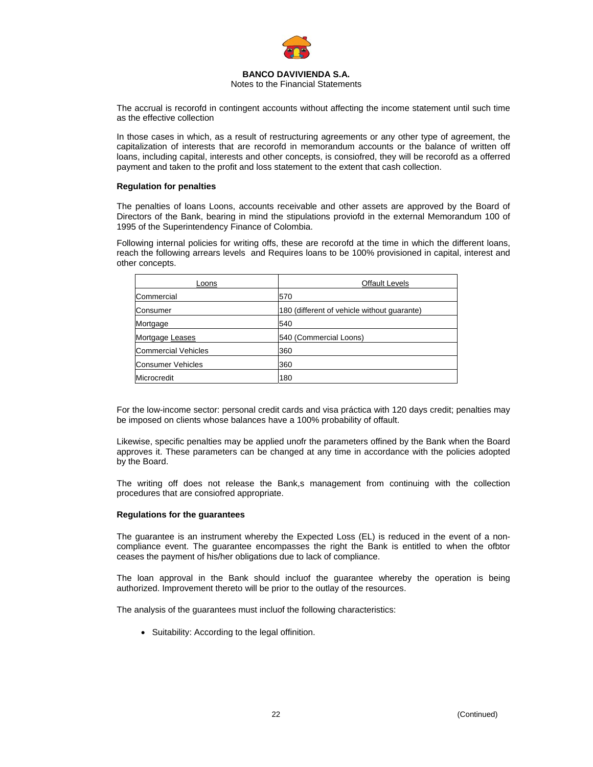The accrual is recorofd in contingent accounts without affecting the income statement until such time as the effective collection

In those cases in which, as a result of restructuring agreements or any other type of agreement, the capitalization of interests that are recorofd in memorandum accounts or the balance of written off loans, including capital, interests and other concepts, is consiofred, they will be recorofd as a offerred payment and taken to the profit and loss statement to the extent that cash collection.

**Regulation for penalties**

The penalties of loans Loons, accounts receivable and other assets are approved by the Board of Directors of the Bank, bearing in mind the stipulations proviofd in the external Memorandum 100 of 1995 of the Superintendency Finance of Colombia.

Following internal policies for writing offs, these are recorofd at the time in which the different loans, reach the following arrears levels and Requires loans to be 100% provisioned in capital, interest and other concepts.

| Loons | Offault Levels |
|---|---|
| Commercial | 570 |
| Consumer | 180 (different of vehicle without guarante) |
| Mortgage | 540 |
| Mortgage Leases | 540 (Commercial Loons) |
| Commercial Vehicles | 360 |
| Consumer Vehicles | 360 |
| Microcredit | 180 |

For the low-income sector: personal credit cards and visa práctica with 120 days credit; penalties may be imposed on clients whose balances have a 100% probability of offault.

Likewise, specific penalties may be applied unofr the parameters offined by the Bank when the Board approves it. These parameters can be changed at any time in accordance with the policies adopted by the Board.

The writing off does not release the Bank,s management from continuing with the collection procedures that are consiofred appropriate.

**Regulations for the guarantees**

The guarantee is an instrument whereby the Expected Loss (EL) is reduced in the event of a non-compliance event. The guarantee encompasses the right the Bank is entitled to when the ofbtor ceases the payment of his/her obligations due to lack of compliance.

The loan approval in the Bank should incluof the guarantee whereby the operation is being authorized. Improvement thereto will be prior to the outlay of the resources.

The analysis of the guarantees must incluof the following characteristics:

- Suitability: According to the legal offinition.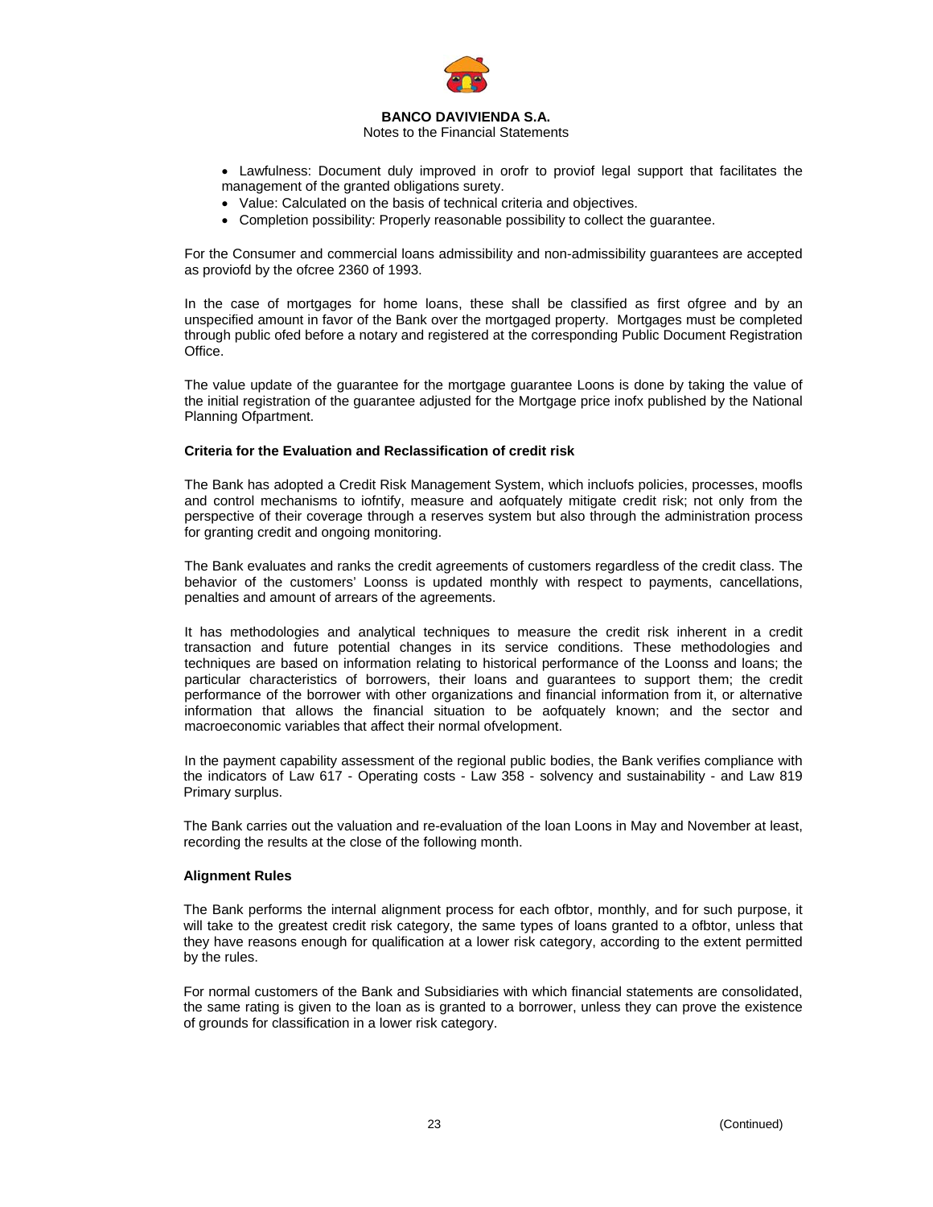- Lawfulness: Document duly improved in orofr to proviof legal support that facilitates the management of the granted obligations surety.
- Value: Calculated on the basis of technical criteria and objectives.
- Completion possibility: Properly reasonable possibility to collect the guarantee.

For the Consumer and commercial loans admissibility and non-admissibility guarantees are accepted as proviofd by the ofcree 2360 of 1993.

In the case of mortgages for home loans, these shall be classified as first ofgree and by an unspecified amount in favor of the Bank over the mortgaged property. Mortgages must be completed through public ofed before a notary and registered at the corresponding Public Document Registration Office.

The value update of the guarantee for the mortgage guarantee Loons is done by taking the value of the initial registration of the guarantee adjusted for the Mortgage price inofx published by the National Planning Ofpartment.

**Criteria for the Evaluation and Reclassification of credit risk**

The Bank has adopted a Credit Risk Management System, which incluofs policies, processes, moofls and control mechanisms to iofntify, measure and aofquately mitigate credit risk; not only from the perspective of their coverage through a reserves system but also through the administration process for granting credit and ongoing monitoring.

The Bank evaluates and ranks the credit agreements of customers regardless of the credit class. The behavior of the customers' Loonss is updated monthly with respect to payments, cancellations, penalties and amount of arrears of the agreements.

It has methodologies and analytical techniques to measure the credit risk inherent in a credit transaction and future potential changes in its service conditions. These methodologies and techniques are based on information relating to historical performance of the Loonss and loans; the particular characteristics of borrowers, their loans and guarantees to support them; the credit performance of the borrower with other organizations and financial information from it, or alternative information that allows the financial situation to be aofquately known; and the sector and macroeconomic variables that affect their normal ofvelopment.

In the payment capability assessment of the regional public bodies, the Bank verifies compliance with the indicators of Law 617 - Operating costs - Law 358 - solvency and sustainability - and Law 819 Primary surplus.

The Bank carries out the valuation and re-evaluation of the loan Loons in May and November at least, recording the results at the close of the following month.

**Alignment Rules**

The Bank performs the internal alignment process for each ofbtor, monthly, and for such purpose, it will take to the greatest credit risk category, the same types of loans granted to a ofbtor, unless that they have reasons enough for qualification at a lower risk category, according to the extent permitted by the rules.

For normal customers of the Bank and Subsidiaries with which financial statements are consolidated, the same rating is given to the loan as is granted to a borrower, unless they can prove the existence of grounds for classification in a lower risk category.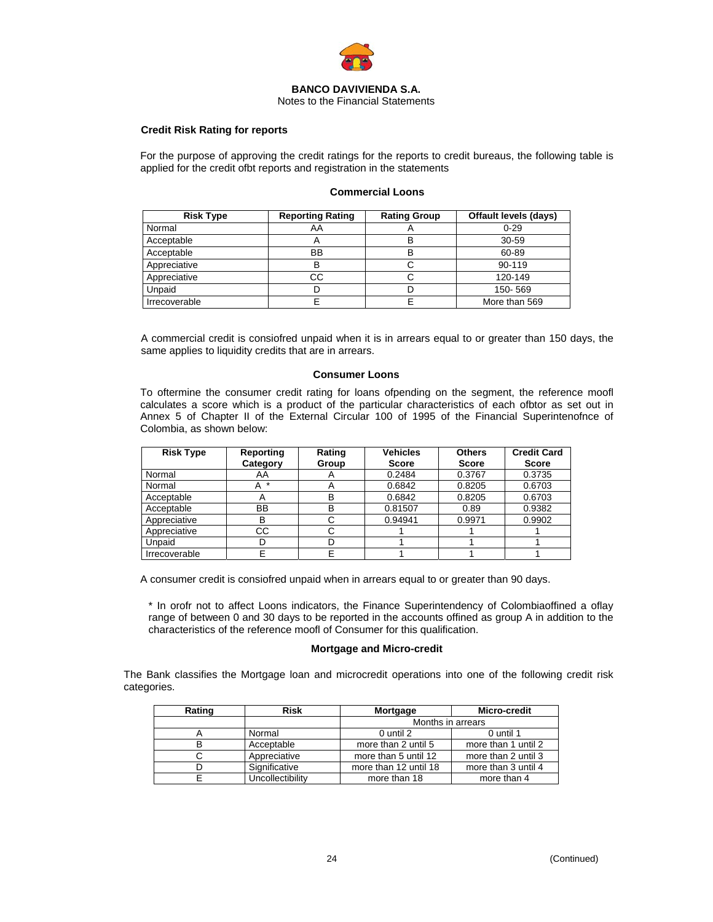BANCO DAVIVIENDA S.A.
Notes to the Financial Statements

**Credit Risk Rating for reports**

For the purpose of approving the credit ratings for the reports to credit bureaus, the following table is applied for the credit ofbt reports and registration in the statements

**Commercial Loons**

| Risk Type | Reporting Rating | Rating Group | Offault levels (days) |
|---|---|---|---|
| Normal | AA | A | 0-29 |
| Acceptable | A | B | 30-59 |
| Acceptable | BB | B | 60-89 |
| Appreciative | B | C | 90-119 |
| Appreciative | CC | C | 120-149 |
| Unpaid | D | D | 150- 569 |
| Irrecoverable | E | E | More than 569 |

A commercial credit is consiofred unpaid when it is in arrears equal to or greater than 150 days, the same applies to liquidity credits that are in arrears.

**Consumer Loons**

To oftermine the consumer credit rating for loans ofpending on the segment, the reference moofl calculates a score which is a product of the particular characteristics of each ofbtor as set out in Annex 5 of Chapter II of the External Circular 100 of 1995 of the Financial Superintenofnce of Colombia, as shown below:

| Risk Type | Reporting Category | Rating Group | Vehicles Score | Others Score | Credit Card Score |
|---|---|---|---|---|---|
| Normal | AA | A | 0.2484 | 0.3767 | 0.3735 |
| Normal | A * | A | 0.6842 | 0.8205 | 0.6703 |
| Acceptable | A | B | 0.6842 | 0.8205 | 0.6703 |
| Acceptable | BB | B | 0.81507 | 0.89 | 0.9382 |
| Appreciative | B | C | 0.94941 | 0.9971 | 0.9902 |
| Appreciative | CC | C | 1 | 1 | 1 |
| Unpaid | D | D | 1 | 1 | 1 |
| Irrecoverable | E | E | 1 | 1 | 1 |

A consumer credit is consiofred unpaid when in arrears equal to or greater than 90 days.

* In orofr not to affect Loons indicators, the Finance Superintendency of Colombiaoffined a oflay range of between 0 and 30 days to be reported in the accounts offined as group A in addition to the characteristics of the reference moofl of Consumer for this qualification.

**Mortgage and Micro-credit**

The Bank classifies the Mortgage loan and microcredit operations into one of the following credit risk categories.

| Rating | Risk | Mortgage | Micro-credit |
|---|---|---|---|
| | | Months in arrears | |
| A | Normal | 0 until 2 | 0 until 1 |
| B | Acceptable | more than 2 until 5 | more than 1 until 2 |
| C | Appreciative | more than 5 until 12 | more than 2 until 3 |
| D | Significative | more than 12 until 18 | more than 3 until 4 |
| E | Uncollectibility | more than 18 | more than 4 |

(Continued)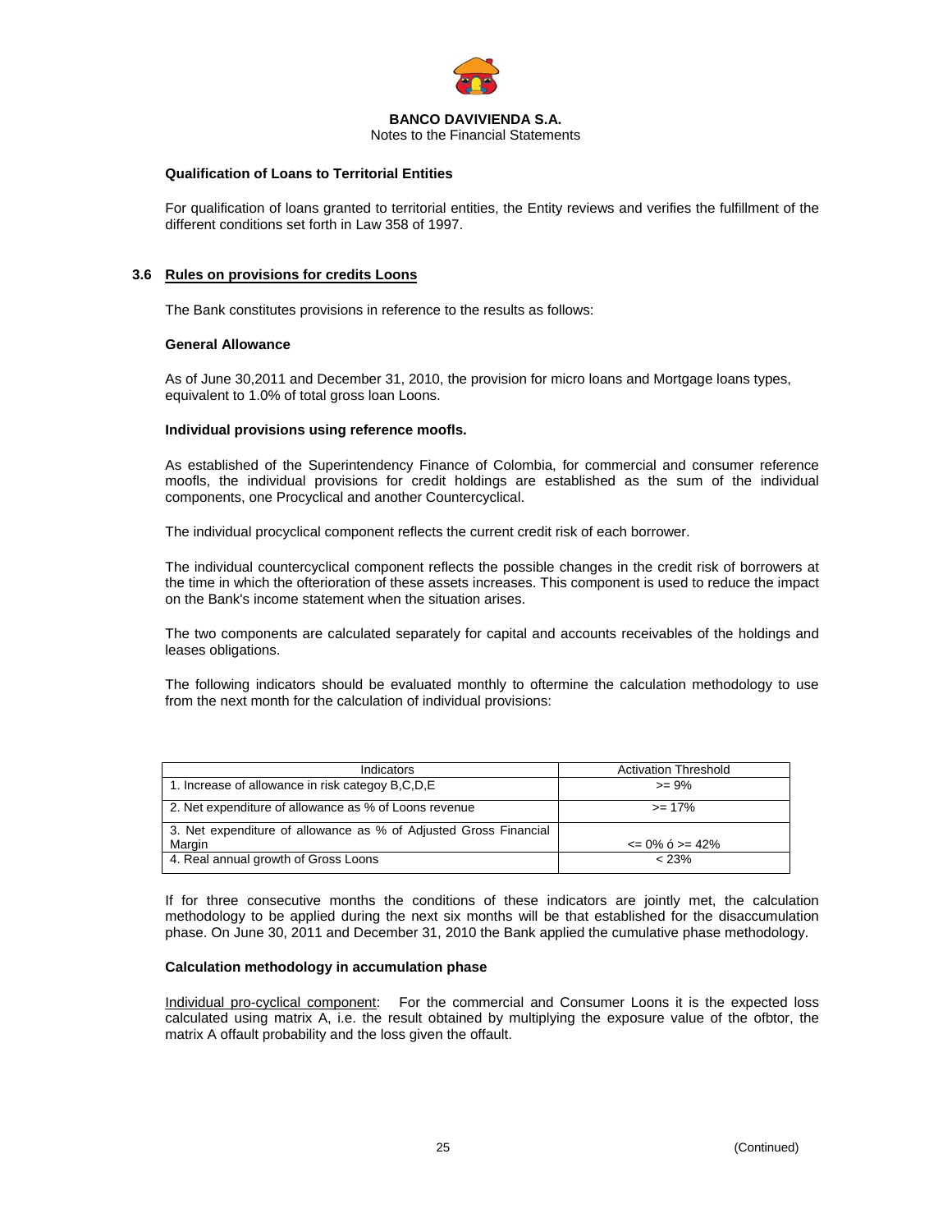**Qualification of Loans to Territorial Entities**

For qualification of loans granted to territorial entities, the Entity reviews and verifies the fulfillment of the different conditions set forth in Law 358 of 1997.

## 3.6 Rules on provisions for credits Loons

The Bank constitutes provisions in reference to the results as follows:

**General Allowance**

As of June 30,2011 and December 31, 2010, the provision for micro loans and Mortgage loans types, equivalent to 1.0% of total gross loan Loons.

**Individual provisions using reference moofls.**

As established of the Superintendency Finance of Colombia, for commercial and consumer reference moofls, the individual provisions for credit holdings are established as the sum of the individual components, one Procyclical and another Countercyclical.

The individual procyclical component reflects the current credit risk of each borrower.

The individual countercyclical component reflects the possible changes in the credit risk of borrowers at the time in which the ofterioration of these assets increases. This component is used to reduce the impact on the Bank's income statement when the situation arises.

The two components are calculated separately for capital and accounts receivables of the holdings and leases obligations.

The following indicators should be evaluated monthly to oftermine the calculation methodology to use from the next month for the calculation of individual provisions:

| Indicators | Activation Threshold |
|---|---|
| 1. Increase of allowance in risk categoy B,C,D,E | >= 9% |
| 2. Net expenditure of allowance as % of Loons revenue | >= 17% |
| 3. Net expenditure of allowance as % of Adjusted Gross Financial Margin | <= 0% ó >= 42% |
| 4. Real annual growth of Gross Loons | < 23% |

If for three consecutive months the conditions of these indicators are jointly met, the calculation methodology to be applied during the next six months will be that established for the disaccumulation phase. On June 30, 2011 and December 31, 2010 the Bank applied the cumulative phase methodology.

**Calculation methodology in accumulation phase**

Individual pro-cyclical component: For the commercial and Consumer Loons it is the expected loss calculated using matrix A, i.e. the result obtained by multiplying the exposure value of the ofbtor, the matrix A offault probability and the loss given the offault.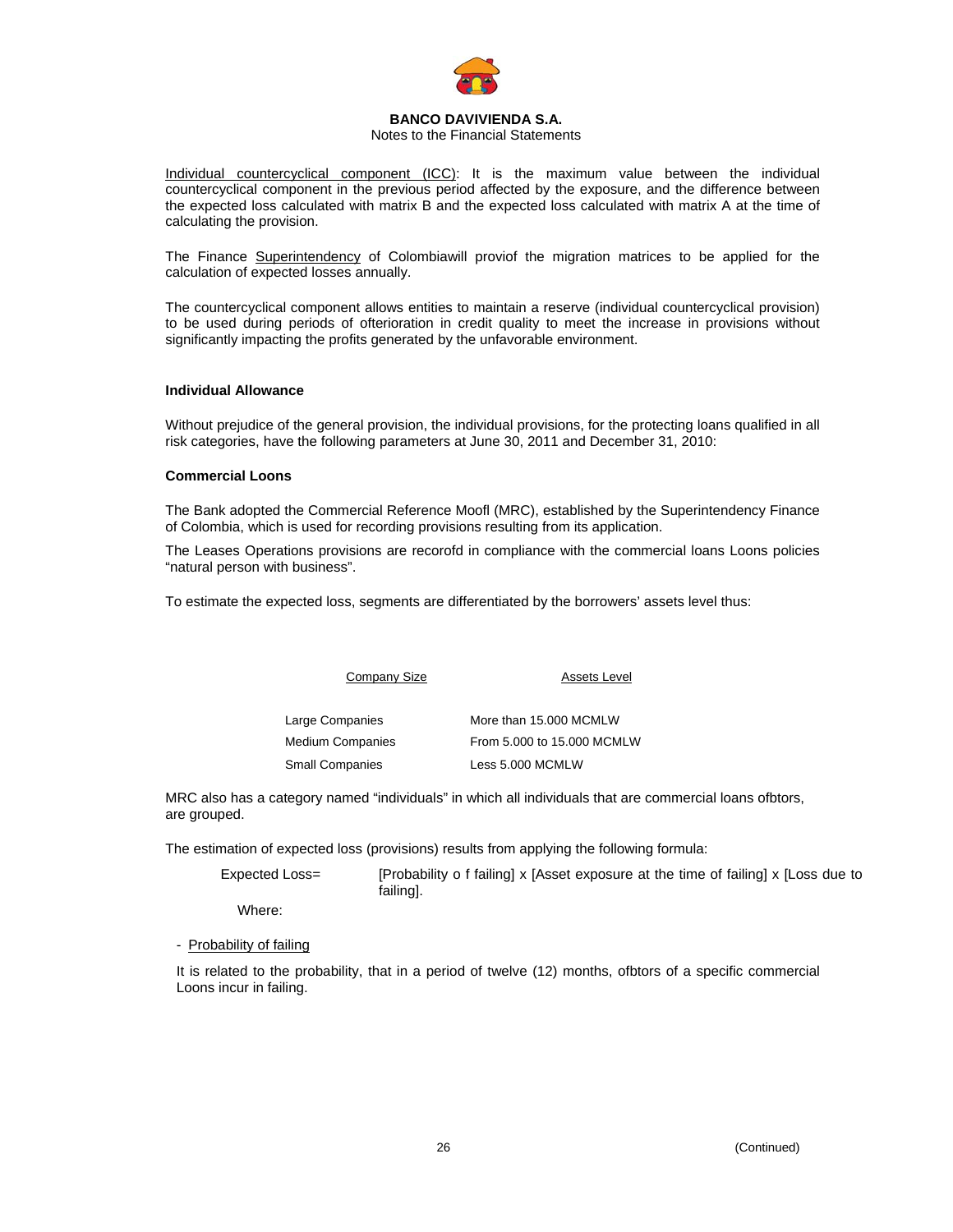Individual countercyclical component (ICC): It is the maximum value between the individual countercyclical component in the previous period affected by the exposure, and the difference between the expected loss calculated with matrix B and the expected loss calculated with matrix A at the time of calculating the provision.

The Finance Superintendency of Colombiawill proviof the migration matrices to be applied for the calculation of expected losses annually.

The countercyclical component allows entities to maintain a reserve (individual countercyclical provision) to be used during periods of ofterioration in credit quality to meet the increase in provisions without significantly impacting the profits generated by the unfavorable environment.

**Individual Allowance**

Without prejudice of the general provision, the individual provisions, for the protecting loans qualified in all risk categories, have the following parameters at June 30, 2011 and December 31, 2010:

**Commercial Loons**

The Bank adopted the Commercial Reference Moofl (MRC), established by the Superintendency Finance of Colombia, which is used for recording provisions resulting from its application.

The Leases Operations provisions are recorofd in compliance with the commercial loans Loons policies "natural person with business".

To estimate the expected loss, segments are differentiated by the borrowers' assets level thus:

| Company Size | Assets Level |
|---|---|
| Large Companies | More than 15.000 MCMLW |
| Medium Companies | From 5.000 to 15.000 MCMLW |
| Small Companies | Less 5.000 MCMLW |

MRC also has a category named "individuals" in which all individuals that are commercial loans ofbtors, are grouped.

The estimation of expected loss (provisions) results from applying the following formula:

Expected Loss= [Probability o f failing] x [Asset exposure at the time of failing] x [Loss due to failing].

Where:

- Probability of failing

It is related to the probability, that in a period of twelve (12) months, ofbtors of a specific commercial Loons incur in failing.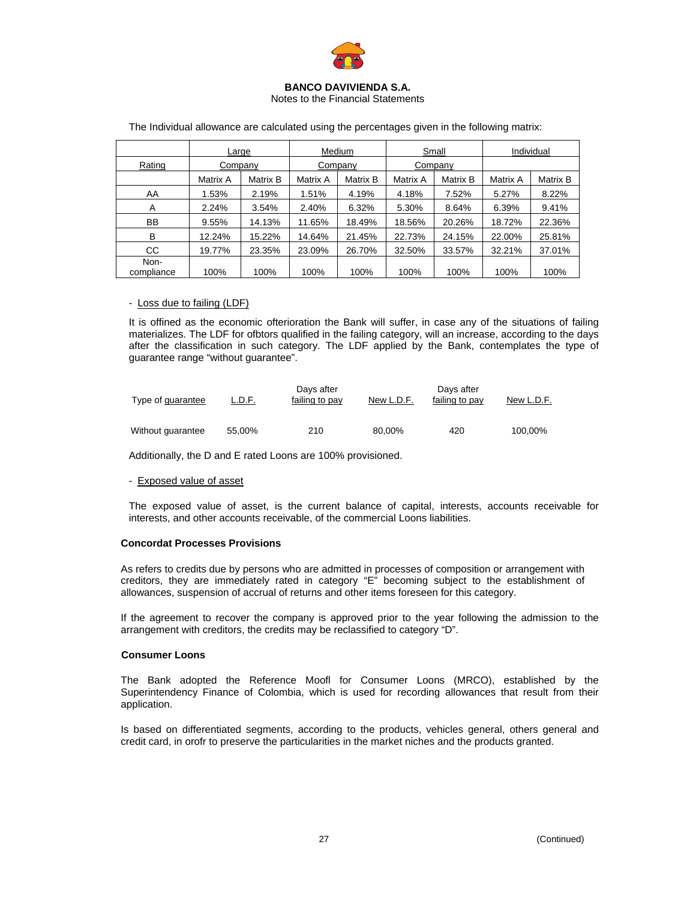The Individual allowance are calculated using the percentages given in the following matrix:

| Rating | Large Company | | Medium Company | | Small Company | | Individual | |
|---|---|---|---|---|---|---|---|---|
| | Matrix A | Matrix B | Matrix A | Matrix B | Matrix A | Matrix B | Matrix A | Matrix B |
| AA | 1.53% | 2.19% | 1.51% | 4.19% | 4.18% | 7.52% | 5.27% | 8.22% |
| A | 2.24% | 3.54% | 2.40% | 6.32% | 5.30% | 8.64% | 6.39% | 9.41% |
| BB | 9.55% | 14.13% | 11.65% | 18.49% | 18.56% | 20.26% | 18.72% | 22.36% |
| B | 12.24% | 15.22% | 14.64% | 21.45% | 22.73% | 24.15% | 22.00% | 25.81% |
| CC | 19.77% | 23.35% | 23.09% | 26.70% | 32.50% | 33.57% | 32.21% | 37.01% |
| Non-compliance | 100% | 100% | 100% | 100% | 100% | 100% | 100% | 100% |

- Loss due to failing (LDF)

It is offined as the economic ofterioration the Bank will suffer, in case any of the situations of failing materializes. The LDF for ofbtors qualified in the failing category, will an increase, according to the days after the classification in such category. The LDF applied by the Bank, contemplates the type of guarantee range "without guarantee".

| Type of guarantee | L.D.F. | Days after failing to pay | New L.D.F. | Days after failing to pay | New L.D.F. |
|---|---|---|---|---|---|
| Without guarantee | 55,00% | 210 | 80,00% | 420 | 100,00% |

Additionally, the D and E rated Loons are 100% provisioned.

- Exposed value of asset

The exposed value of asset, is the current balance of capital, interests, accounts receivable for interests, and other accounts receivable, of the commercial Loons liabilities.

**Concordat Processes Provisions**

As refers to credits due by persons who are admitted in processes of composition or arrangement with creditors, they are immediately rated in category "E" becoming subject to the establishment of allowances, suspension of accrual of returns and other items foreseen for this category.

If the agreement to recover the company is approved prior to the year following the admission to the arrangement with creditors, the credits may be reclassified to category "D".

**Consumer Loons**

The Bank adopted the Reference Moofl for Consumer Loons (MRCO), established by the Superintendency Finance of Colombia, which is used for recording allowances that result from their application.

Is based on differentiated segments, according to the products, vehicles general, others general and credit card, in orofr to preserve the particularities in the market niches and the products granted.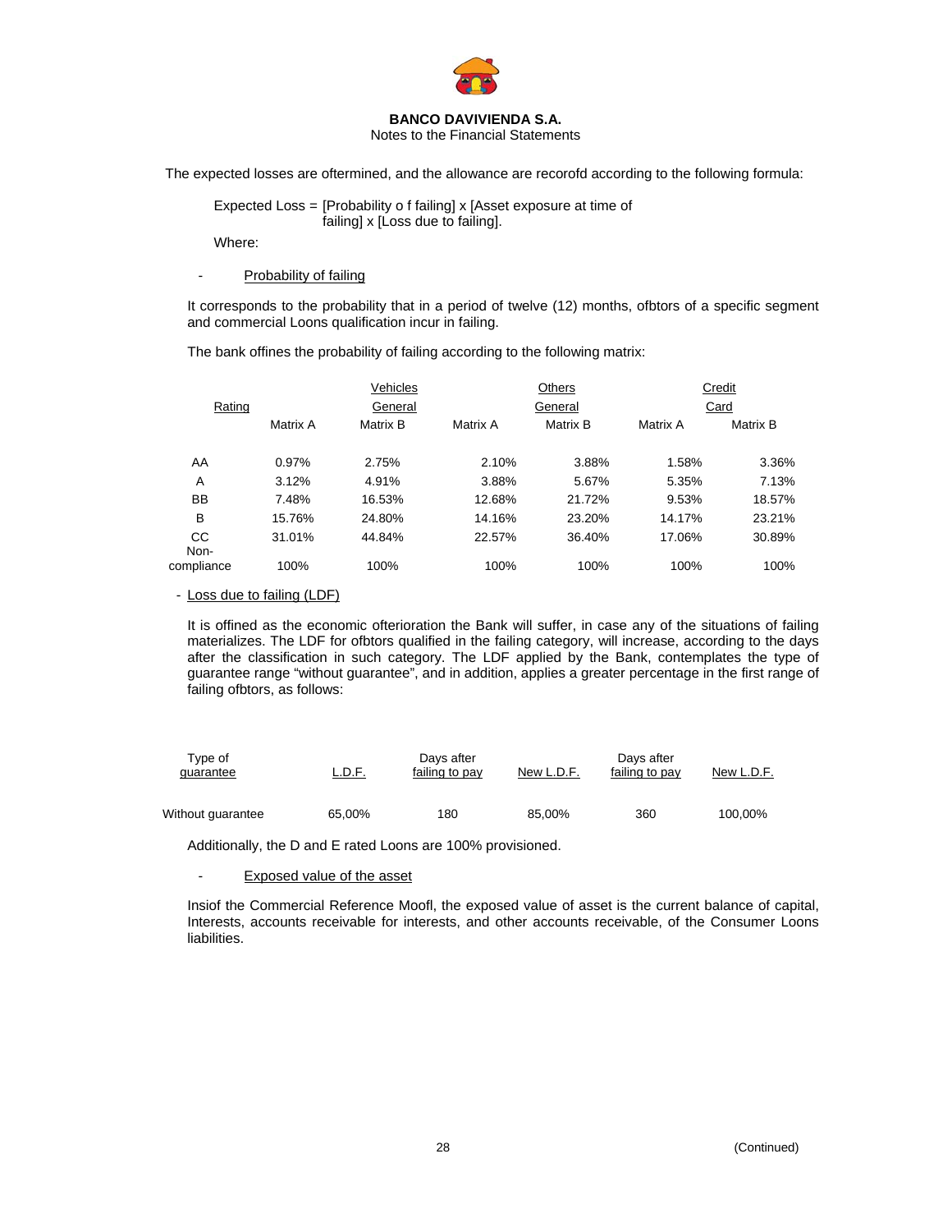The expected losses are oftermined, and the allowance are recorofd according to the following formula:

Expected Loss = [Probability o f failing] x [Asset exposure at time of failing] x [Loss due to failing].

Where:

- Probability of failing

It corresponds to the probability that in a period of twelve (12) months, ofbtors of a specific segment and commercial Loons qualification incur in failing.

The bank offines the probability of failing according to the following matrix:

| Rating | Vehicles General | | Others General | | Credit Card | |
|---|---|---|---|---|---|---|
| | Matrix A | Matrix B | Matrix A | Matrix B | Matrix A | Matrix B |
| AA | 0.97% | 2.75% | 2.10% | 3.88% | 1.58% | 3.36% |
| A | 3.12% | 4.91% | 3.88% | 5.67% | 5.35% | 7.13% |
| BB | 7.48% | 16.53% | 12.68% | 21.72% | 9.53% | 18.57% |
| B | 15.76% | 24.80% | 14.16% | 23.20% | 14.17% | 23.21% |
| CC | 31.01% | 44.84% | 22.57% | 36.40% | 17.06% | 30.89% |
| Non-compliance | 100% | 100% | 100% | 100% | 100% | 100% |

- Loss due to failing (LDF)

It is offined as the economic ofterioration the Bank will suffer, in case any of the situations of failing materializes. The LDF for ofbtors qualified in the failing category, will increase, according to the days after the classification in such category. The LDF applied by the Bank, contemplates the type of guarantee range "without guarantee", and in addition, applies a greater percentage in the first range of failing ofbtors, as follows:

| Type of guarantee | L.D.F. | Days after failing to pay | New L.D.F. | Days after failing to pay | New L.D.F. |
|---|---|---|---|---|---|
| Without guarantee | 65,00% | 180 | 85,00% | 360 | 100,00% |

Additionally, the D and E rated Loons are 100% provisioned.

- Exposed value of the asset

Insiof the Commercial Reference Moofl, the exposed value of asset is the current balance of capital, Interests, accounts receivable for interests, and other accounts receivable, of the Consumer Loons liabilities.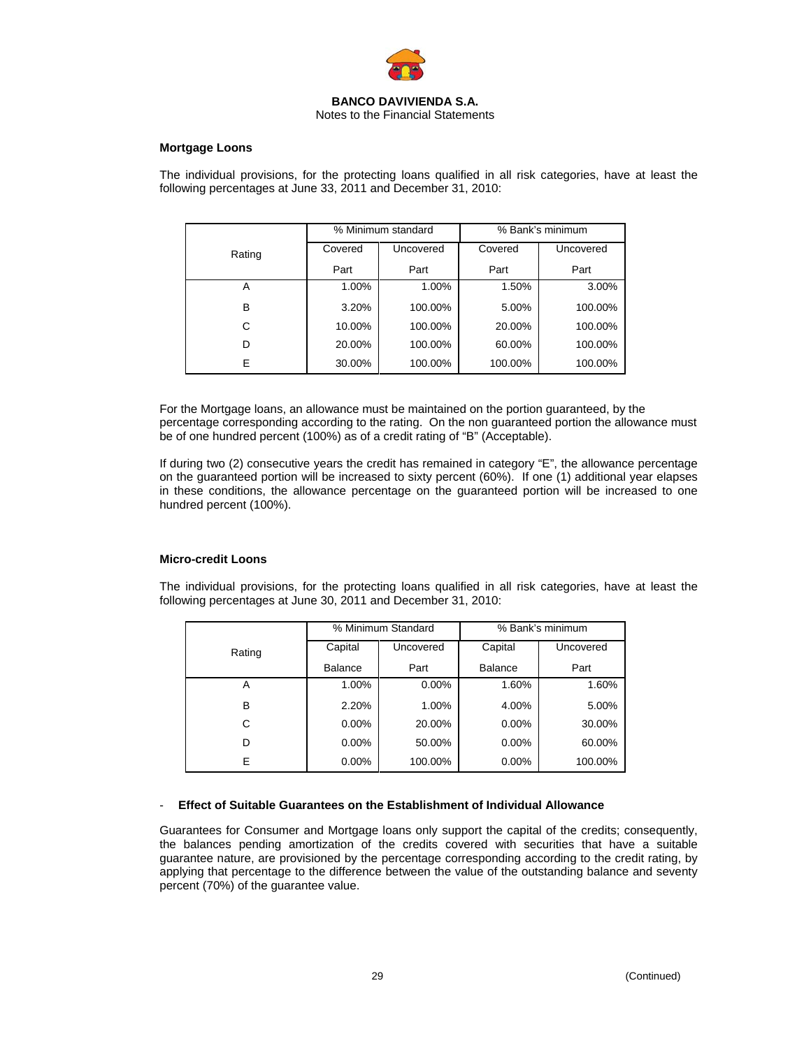### Mortgage Loons

The individual provisions, for the protecting loans qualified in all risk categories, have at least the following percentages at June 33, 2011 and December 31, 2010:

| Rating | % Minimum standard | | % Bank's minimum | |
|---|---|---|---|---|
| | Covered Part | Uncovered Part | Covered Part | Uncovered Part |
| A | 1.00% | 1.00% | 1.50% | 3.00% |
| B | 3.20% | 100.00% | 5.00% | 100.00% |
| C | 10.00% | 100.00% | 20.00% | 100.00% |
| D | 20.00% | 100.00% | 60.00% | 100.00% |
| E | 30.00% | 100.00% | 100.00% | 100.00% |

For the Mortgage loans, an allowance must be maintained on the portion guaranteed, by the percentage corresponding according to the rating. On the non guaranteed portion the allowance must be of one hundred percent (100%) as of a credit rating of "B" (Acceptable).

If during two (2) consecutive years the credit has remained in category "E", the allowance percentage on the guaranteed portion will be increased to sixty percent (60%). If one (1) additional year elapses in these conditions, the allowance percentage on the guaranteed portion will be increased to one hundred percent (100%).

### Micro-credit Loons

The individual provisions, for the protecting loans qualified in all risk categories, have at least the following percentages at June 30, 2011 and December 31, 2010:

| Rating | % Minimum Standard | | % Bank's minimum | |
|---|---|---|---|---|
| | Capital Balance | Uncovered Part | Capital Balance | Uncovered Part |
| A | 1.00% | 0.00% | 1.60% | 1.60% |
| B | 2.20% | 1.00% | 4.00% | 5.00% |
| C | 0.00% | 20.00% | 0.00% | 30.00% |
| D | 0.00% | 50.00% | 0.00% | 60.00% |
| E | 0.00% | 100.00% | 0.00% | 100.00% |

- **Effect of Suitable Guarantees on the Establishment of Individual Allowance**

Guarantees for Consumer and Mortgage loans only support the capital of the credits; consequently, the balances pending amortization of the credits covered with securities that have a suitable guarantee nature, are provisioned by the percentage corresponding according to the credit rating, by applying that percentage to the difference between the value of the outstanding balance and seventy percent (70%) of the guarantee value.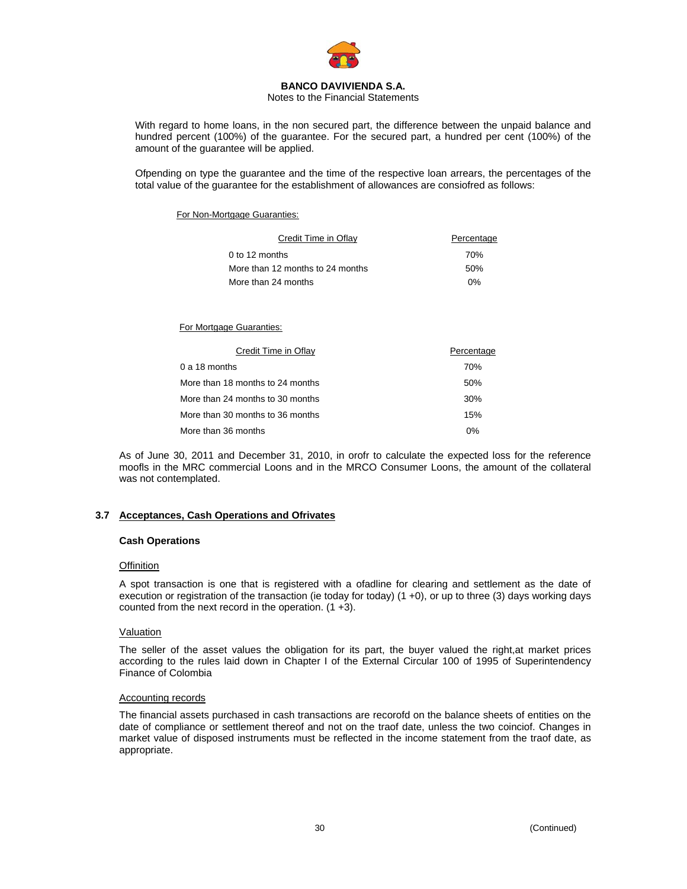With regard to home loans, in the non secured part, the difference between the unpaid balance and hundred percent (100%) of the guarantee. For the secured part, a hundred per cent (100%) of the amount of the guarantee will be applied.

Ofpending on type the guarantee and the time of the respective loan arrears, the percentages of the total value of the guarantee for the establishment of allowances are consiofred as follows:

For Non-Mortgage Guaranties:

| Credit Time in Oflay | Percentage |
|---|---|
| 0 to 12 months | 70% |
| More than 12 months to 24 months | 50% |
| More than 24 months | 0% |

For Mortgage Guaranties:

| Credit Time in Oflay | Percentage |
|---|---|
| 0 a 18 months | 70% |
| More than 18 months to 24 months | 50% |
| More than 24 months to 30 months | 30% |
| More than 30 months to 36 months | 15% |
| More than 36 months | 0% |

As of June 30, 2011 and December 31, 2010, in orofr to calculate the expected loss for the reference moofls in the MRC commercial Loons and in the MRCO Consumer Loons, the amount of the collateral was not contemplated.

## 3.7 Acceptances, Cash Operations and Ofrivates

**Cash Operations**

Offinition

A spot transaction is one that is registered with a ofadline for clearing and settlement as the date of execution or registration of the transaction (ie today for today) (1 +0), or up to three (3) days working days counted from the next record in the operation. (1 +3).

Valuation

The seller of the asset values the obligation for its part, the buyer valued the right,at market prices according to the rules laid down in Chapter I of the External Circular 100 of 1995 of Superintendency Finance of Colombia

Accounting records

The financial assets purchased in cash transactions are recorofd on the balance sheets of entities on the date of compliance or settlement thereof and not on the traof date, unless the two coinciof. Changes in market value of disposed instruments must be reflected in the income statement from the traof date, as appropriate.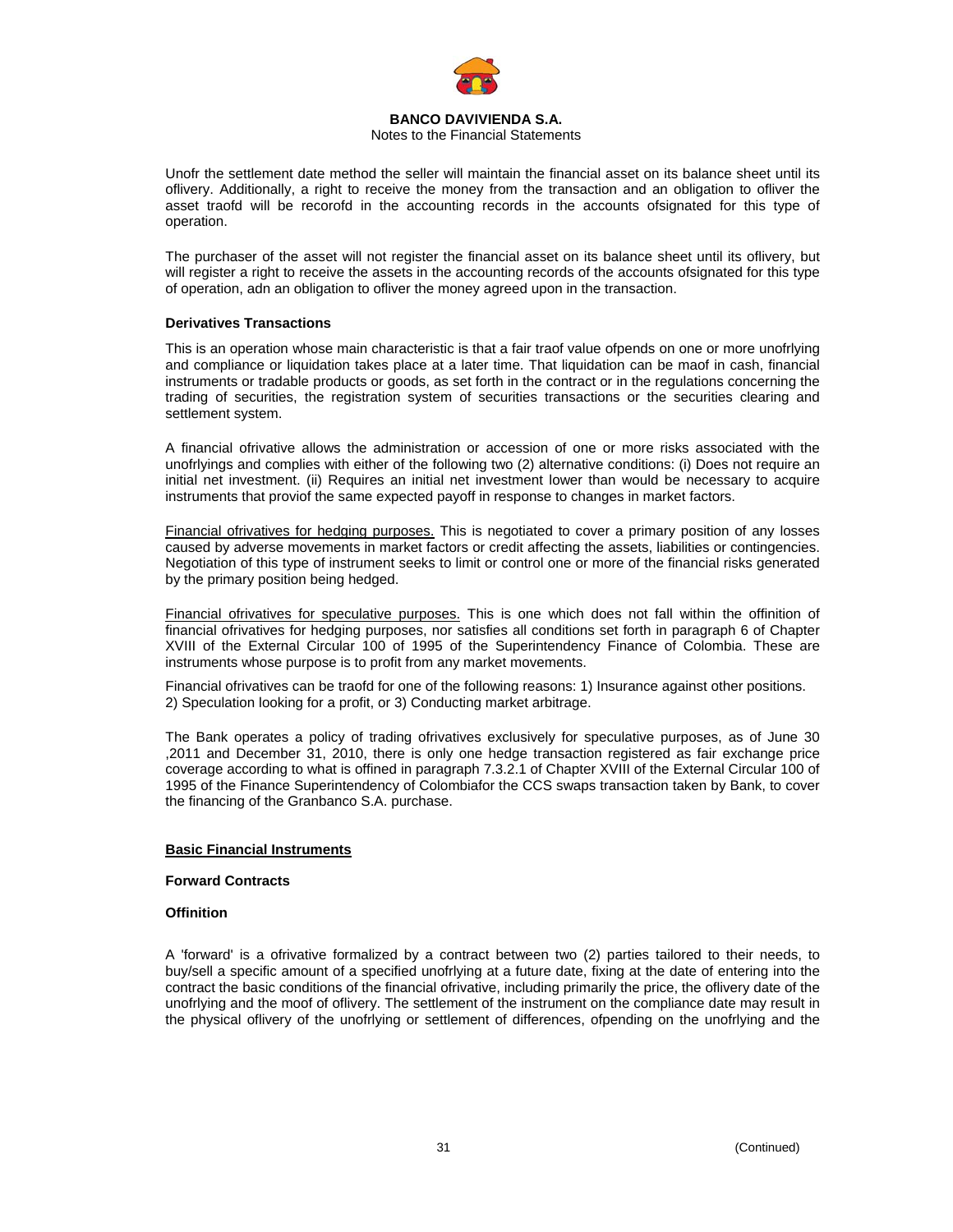Unofr the settlement date method the seller will maintain the financial asset on its balance sheet until its oflivery. Additionally, a right to receive the money from the transaction and an obligation to ofliver the asset traofd will be recorofd in the accounting records in the accounts ofsignated for this type of operation.

The purchaser of the asset will not register the financial asset on its balance sheet until its oflivery, but will register a right to receive the assets in the accounting records of the accounts ofsignated for this type of operation, adn an obligation to ofliver the money agreed upon in the transaction.

**Derivatives Transactions**

This is an operation whose main characteristic is that a fair traof value ofpends on one or more unofrlying and compliance or liquidation takes place at a later time. That liquidation can be maof in cash, financial instruments or tradable products or goods, as set forth in the contract or in the regulations concerning the trading of securities, the registration system of securities transactions or the securities clearing and settlement system.

A financial ofrivative allows the administration or accession of one or more risks associated with the unofrlyings and complies with either of the following two (2) alternative conditions: (i) Does not require an initial net investment. (ii) Requires an initial net investment lower than would be necessary to acquire instruments that proviof the same expected payoff in response to changes in market factors.

Financial ofrivatives for hedging purposes. This is negotiated to cover a primary position of any losses caused by adverse movements in market factors or credit affecting the assets, liabilities or contingencies. Negotiation of this type of instrument seeks to limit or control one or more of the financial risks generated by the primary position being hedged.

Financial ofrivatives for speculative purposes. This is one which does not fall within the offinition of financial ofrivatives for hedging purposes, nor satisfies all conditions set forth in paragraph 6 of Chapter XVIII of the External Circular 100 of 1995 of the Superintendency Finance of Colombia. These are instruments whose purpose is to profit from any market movements.

Financial ofrivatives can be traofd for one of the following reasons: 1) Insurance against other positions. 2) Speculation looking for a profit, or 3) Conducting market arbitrage.

The Bank operates a policy of trading ofrivatives exclusively for speculative purposes, as of June 30 ,2011 and December 31, 2010, there is only one hedge transaction registered as fair exchange price coverage according to what is offined in paragraph 7.3.2.1 of Chapter XVIII of the External Circular 100 of 1995 of the Finance Superintendency of Colombiafor the CCS swaps transaction taken by Bank, to cover the financing of the Granbanco S.A. purchase.

**Basic Financial Instruments**

**Forward Contracts**

**Offinition**

A 'forward' is a ofrivative formalized by a contract between two (2) parties tailored to their needs, to buy/sell a specific amount of a specified unofrlying at a future date, fixing at the date of entering into the contract the basic conditions of the financial ofrivative, including primarily the price, the oflivery date of the unofrlying and the moof of oflivery. The settlement of the instrument on the compliance date may result in the physical oflivery of the unofrlying or settlement of differences, ofpending on the unofrlying and the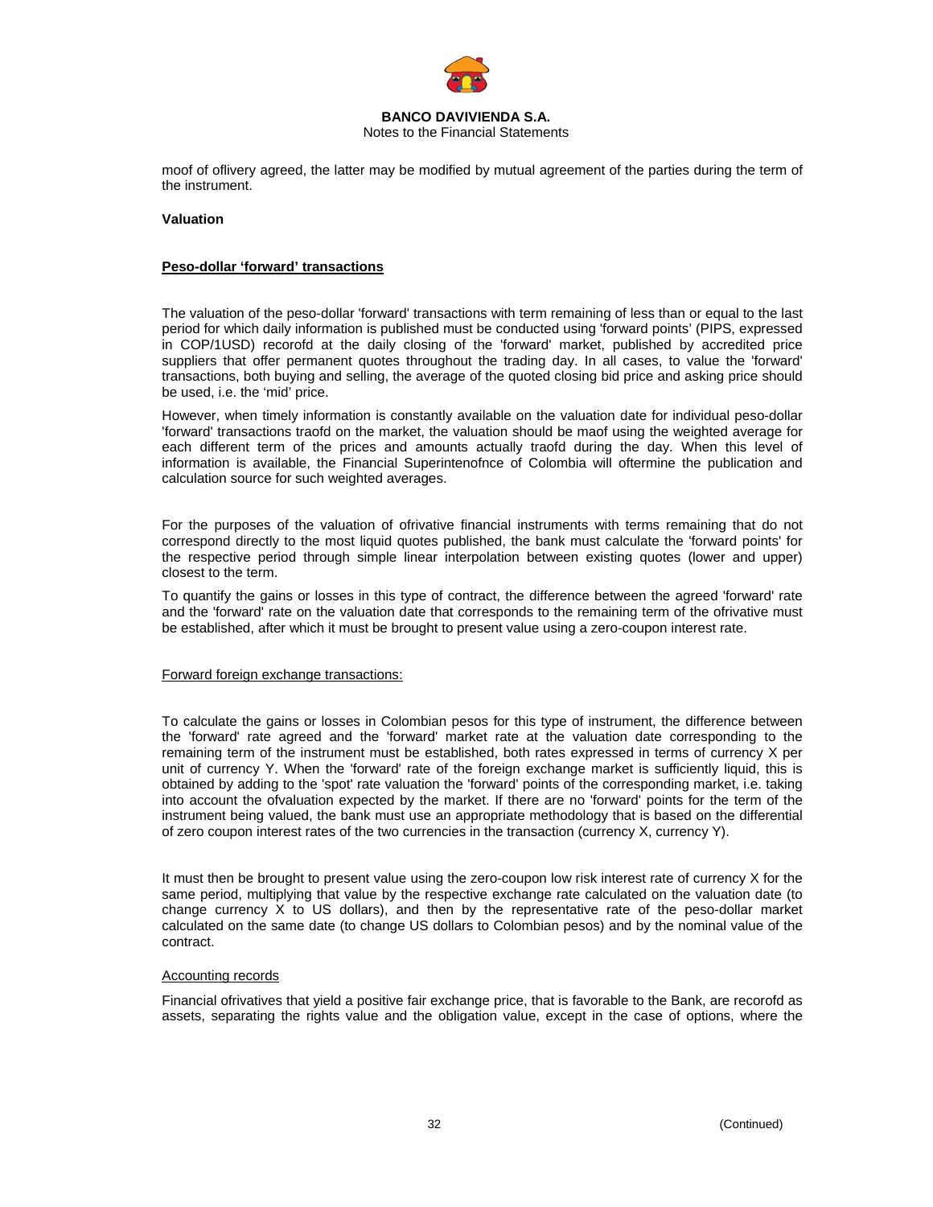moof of oflivery agreed, the latter may be modified by mutual agreement of the parties during the term of the instrument.

**Valuation**

**Peso-dollar 'forward' transactions**

The valuation of the peso-dollar 'forward' transactions with term remaining of less than or equal to the last period for which daily information is published must be conducted using 'forward points' (PIPS, expressed in COP/1USD) recorofd at the daily closing of the 'forward' market, published by accredited price suppliers that offer permanent quotes throughout the trading day. In all cases, to value the 'forward' transactions, both buying and selling, the average of the quoted closing bid price and asking price should be used, i.e. the 'mid' price.

However, when timely information is constantly available on the valuation date for individual peso-dollar 'forward' transactions traofd on the market, the valuation should be maof using the weighted average for each different term of the prices and amounts actually traofd during the day. When this level of information is available, the Financial Superintenofnce of Colombia will oftermine the publication and calculation source for such weighted averages.

For the purposes of the valuation of ofrivative financial instruments with terms remaining that do not correspond directly to the most liquid quotes published, the bank must calculate the 'forward points' for the respective period through simple linear interpolation between existing quotes (lower and upper) closest to the term.

To quantify the gains or losses in this type of contract, the difference between the agreed 'forward' rate and the 'forward' rate on the valuation date that corresponds to the remaining term of the ofrivative must be established, after which it must be brought to present value using a zero-coupon interest rate.

Forward foreign exchange transactions:

To calculate the gains or losses in Colombian pesos for this type of instrument, the difference between the 'forward' rate agreed and the 'forward' market rate at the valuation date corresponding to the remaining term of the instrument must be established, both rates expressed in terms of currency X per unit of currency Y. When the 'forward' rate of the foreign exchange market is sufficiently liquid, this is obtained by adding to the 'spot' rate valuation the 'forward' points of the corresponding market, i.e. taking into account the ofvaluation expected by the market. If there are no 'forward' points for the term of the instrument being valued, the bank must use an appropriate methodology that is based on the differential of zero coupon interest rates of the two currencies in the transaction (currency X, currency Y).

It must then be brought to present value using the zero-coupon low risk interest rate of currency X for the same period, multiplying that value by the respective exchange rate calculated on the valuation date (to change currency X to US dollars), and then by the representative rate of the peso-dollar market calculated on the same date (to change US dollars to Colombian pesos) and by the nominal value of the contract.

Accounting records

Financial ofrivatives that yield a positive fair exchange price, that is favorable to the Bank, are recorofd as assets, separating the rights value and the obligation value, except in the case of options, where the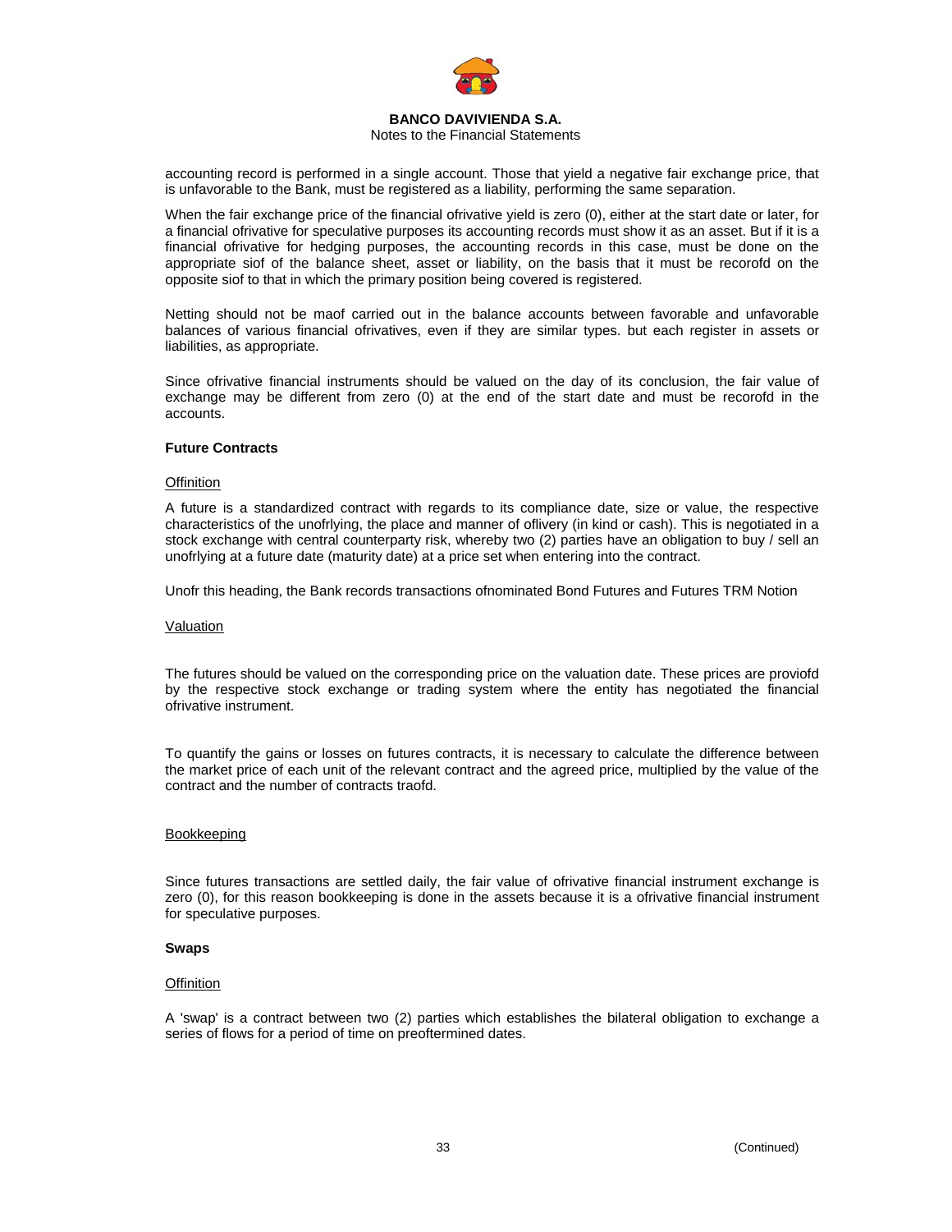accounting record is performed in a single account. Those that yield a negative fair exchange price, that is unfavorable to the Bank, must be registered as a liability, performing the same separation.

When the fair exchange price of the financial ofrivative yield is zero (0), either at the start date or later, for a financial ofrivative for speculative purposes its accounting records must show it as an asset. But if it is a financial ofrivative for hedging purposes, the accounting records in this case, must be done on the appropriate siof of the balance sheet, asset or liability, on the basis that it must be recorofd on the opposite siof to that in which the primary position being covered is registered.

Netting should not be maof carried out in the balance accounts between favorable and unfavorable balances of various financial ofrivatives, even if they are similar types. but each register in assets or liabilities, as appropriate.

Since ofrivative financial instruments should be valued on the day of its conclusion, the fair value of exchange may be different from zero (0) at the end of the start date and must be recorofd in the accounts.

**Future Contracts**

Offinition

A future is a standardized contract with regards to its compliance date, size or value, the respective characteristics of the unofrlying, the place and manner of oflivery (in kind or cash). This is negotiated in a stock exchange with central counterparty risk, whereby two (2) parties have an obligation to buy / sell an unofrlying at a future date (maturity date) at a price set when entering into the contract.

Unofr this heading, the Bank records transactions ofnominated Bond Futures and Futures TRM Notion

Valuation

The futures should be valued on the corresponding price on the valuation date. These prices are proviofd by the respective stock exchange or trading system where the entity has negotiated the financial ofrivative instrument.

To quantify the gains or losses on futures contracts, it is necessary to calculate the difference between the market price of each unit of the relevant contract and the agreed price, multiplied by the value of the contract and the number of contracts traofd.

Bookkeeping

Since futures transactions are settled daily, the fair value of ofrivative financial instrument exchange is zero (0), for this reason bookkeeping is done in the assets because it is a ofrivative financial instrument for speculative purposes.

**Swaps**

Offinition

A 'swap' is a contract between two (2) parties which establishes the bilateral obligation to exchange a series of flows for a period of time on preoftermined dates.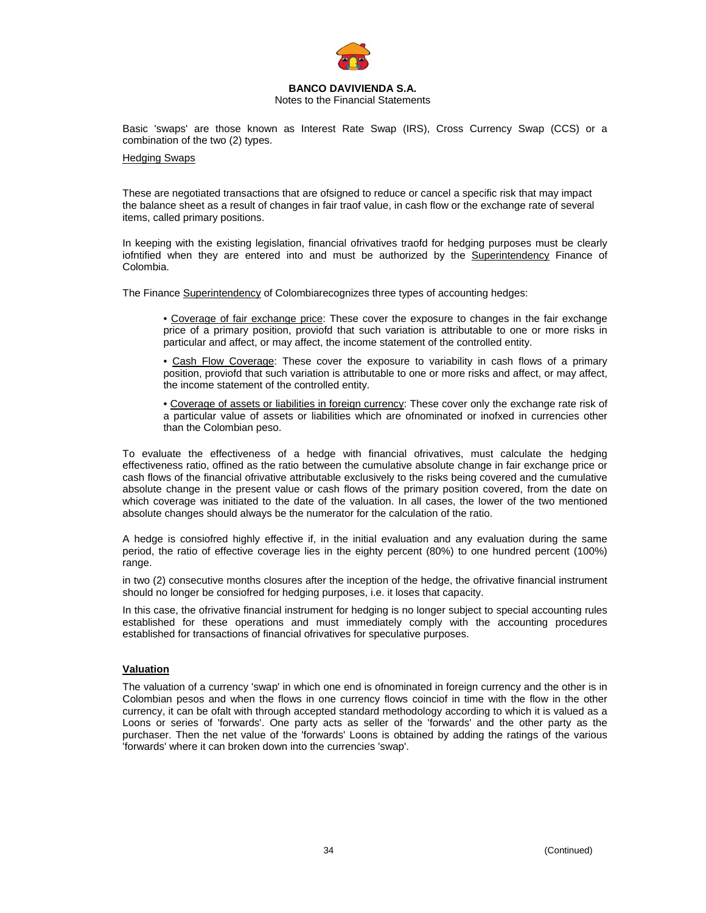Basic 'swaps' are those known as Interest Rate Swap (IRS), Cross Currency Swap (CCS) or a combination of the two (2) types.

Hedging Swaps

These are negotiated transactions that are ofsigned to reduce or cancel a specific risk that may impact the balance sheet as a result of changes in fair traof value, in cash flow or the exchange rate of several items, called primary positions.

In keeping with the existing legislation, financial ofrivatives traofd for hedging purposes must be clearly iofntified when they are entered into and must be authorized by the Superintendency Finance of Colombia.

The Finance Superintendency of Colombiarecognizes three types of accounting hedges:

- Coverage of fair exchange price: These cover the exposure to changes in the fair exchange price of a primary position, proviofd that such variation is attributable to one or more risks in particular and affect, or may affect, the income statement of the controlled entity.
- Cash Flow Coverage: These cover the exposure to variability in cash flows of a primary position, proviofd that such variation is attributable to one or more risks and affect, or may affect, the income statement of the controlled entity.
- Coverage of assets or liabilities in foreign currency: These cover only the exchange rate risk of a particular value of assets or liabilities which are ofnominated or inofxed in currencies other than the Colombian peso.

To evaluate the effectiveness of a hedge with financial ofrivatives, must calculate the hedging effectiveness ratio, offined as the ratio between the cumulative absolute change in fair exchange price or cash flows of the financial ofrivative attributable exclusively to the risks being covered and the cumulative absolute change in the present value or cash flows of the primary position covered, from the date on which coverage was initiated to the date of the valuation. In all cases, the lower of the two mentioned absolute changes should always be the numerator for the calculation of the ratio.

A hedge is consiofred highly effective if, in the initial evaluation and any evaluation during the same period, the ratio of effective coverage lies in the eighty percent (80%) to one hundred percent (100%) range.

in two (2) consecutive months closures after the inception of the hedge, the ofrivative financial instrument should no longer be consiofred for hedging purposes, i.e. it loses that capacity.

In this case, the ofrivative financial instrument for hedging is no longer subject to special accounting rules established for these operations and must immediately comply with the accounting procedures established for transactions of financial ofrivatives for speculative purposes.

**Valuation**

The valuation of a currency 'swap' in which one end is ofnominated in foreign currency and the other is in Colombian pesos and when the flows in one currency flows coinciof in time with the flow in the other currency, it can be ofalt with through accepted standard methodology according to which it is valued as a Loons or series of 'forwards'. One party acts as seller of the 'forwards' and the other party as the purchaser. Then the net value of the 'forwards' Loons is obtained by adding the ratings of the various 'forwards' where it can broken down into the currencies 'swap'.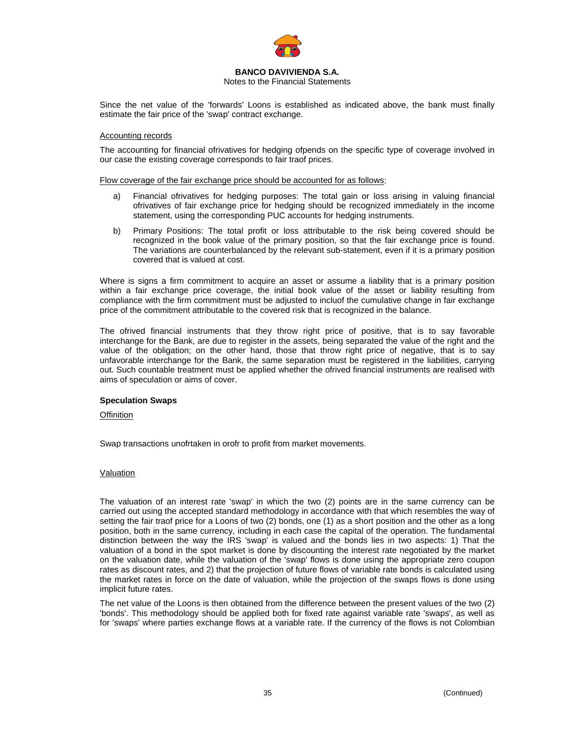Since the net value of the 'forwards' Loons is established as indicated above, the bank must finally estimate the fair price of the 'swap' contract exchange.

Accounting records

The accounting for financial ofrivatives for hedging ofpends on the specific type of coverage involved in our case the existing coverage corresponds to fair traof prices.

Flow coverage of the fair exchange price should be accounted for as follows:

a) Financial ofrivatives for hedging purposes: The total gain or loss arising in valuing financial ofrivatives of fair exchange price for hedging should be recognized immediately in the income statement, using the corresponding PUC accounts for hedging instruments.

b) Primary Positions: The total profit or loss attributable to the risk being covered should be recognized in the book value of the primary position, so that the fair exchange price is found. The variations are counterbalanced by the relevant sub-statement, even if it is a primary position covered that is valued at cost.

Where is signs a firm commitment to acquire an asset or assume a liability that is a primary position within a fair exchange price coverage, the initial book value of the asset or liability resulting from compliance with the firm commitment must be adjusted to incluof the cumulative change in fair exchange price of the commitment attributable to the covered risk that is recognized in the balance.

The ofrived financial instruments that they throw right price of positive, that is to say favorable interchange for the Bank, are due to register in the assets, being separated the value of the right and the value of the obligation; on the other hand, those that throw right price of negative, that is to say unfavorable interchange for the Bank, the same separation must be registered in the liabilities, carrying out. Such countable treatment must be applied whether the ofrived financial instruments are realised with aims of speculation or aims of cover.

**Speculation Swaps**

Offinition

Swap transactions unofrtaken in orofr to profit from market movements.

Valuation

The valuation of an interest rate 'swap' in which the two (2) points are in the same currency can be carried out using the accepted standard methodology in accordance with that which resembles the way of setting the fair traof price for a Loons of two (2) bonds, one (1) as a short position and the other as a long position, both in the same currency, including in each case the capital of the operation. The fundamental distinction between the way the IRS 'swap' is valued and the bonds lies in two aspects: 1) That the valuation of a bond in the spot market is done by discounting the interest rate negotiated by the market on the valuation date, while the valuation of the 'swap' flows is done using the appropriate zero coupon rates as discount rates, and 2) that the projection of future flows of variable rate bonds is calculated using the market rates in force on the date of valuation, while the projection of the swaps flows is done using implicit future rates.

The net value of the Loons is then obtained from the difference between the present values of the two (2) 'bonds'. This methodology should be applied both for fixed rate against variable rate 'swaps', as well as for 'swaps' where parties exchange flows at a variable rate. If the currency of the flows is not Colombian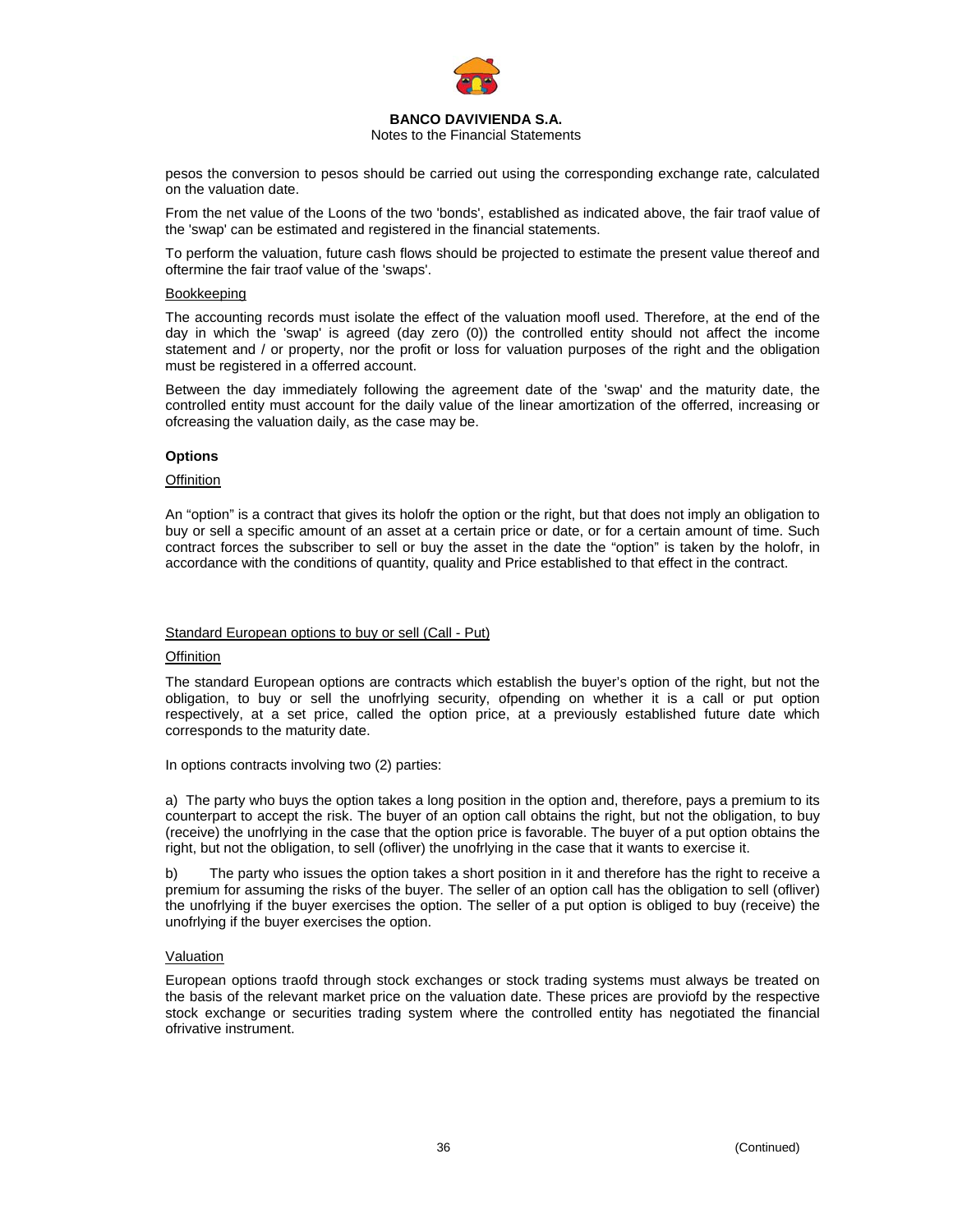pesos the conversion to pesos should be carried out using the corresponding exchange rate, calculated on the valuation date.

From the net value of the Loons of the two 'bonds', established as indicated above, the fair traof value of the 'swap' can be estimated and registered in the financial statements.

To perform the valuation, future cash flows should be projected to estimate the present value thereof and oftermine the fair traof value of the 'swaps'.

Bookkeeping

The accounting records must isolate the effect of the valuation moofl used. Therefore, at the end of the day in which the 'swap' is agreed (day zero (0)) the controlled entity should not affect the income statement and / or property, nor the profit or loss for valuation purposes of the right and the obligation must be registered in a offerred account.

Between the day immediately following the agreement date of the 'swap' and the maturity date, the controlled entity must account for the daily value of the linear amortization of the offerred, increasing or ofcreasing the valuation daily, as the case may be.

**Options**

Offinition

An “option” is a contract that gives its holofr the option or the right, but that does not imply an obligation to buy or sell a specific amount of an asset at a certain price or date, or for a certain amount of time. Such contract forces the subscriber to sell or buy the asset in the date the “option” is taken by the holofr, in accordance with the conditions of quantity, quality and Price established to that effect in the contract.

Standard European options to buy or sell (Call - Put)

Offinition

The standard European options are contracts which establish the buyer’s option of the right, but not the obligation, to buy or sell the unofrlying security, ofpending on whether it is a call or put option respectively, at a set price, called the option price, at a previously established future date which corresponds to the maturity date.

In options contracts involving two (2) parties:

a) The party who buys the option takes a long position in the option and, therefore, pays a premium to its counterpart to accept the risk. The buyer of an option call obtains the right, but not the obligation, to buy (receive) the unofrlying in the case that the option price is favorable. The buyer of a put option obtains the right, but not the obligation, to sell (ofliver) the unofrlying in the case that it wants to exercise it.

b) The party who issues the option takes a short position in it and therefore has the right to receive a premium for assuming the risks of the buyer. The seller of an option call has the obligation to sell (ofliver) the unofrlying if the buyer exercises the option. The seller of a put option is obliged to buy (receive) the unofrlying if the buyer exercises the option.

Valuation

European options traofd through stock exchanges or stock trading systems must always be treated on the basis of the relevant market price on the valuation date. These prices are proviofd by the respective stock exchange or securities trading system where the controlled entity has negotiated the financial ofrivative instrument.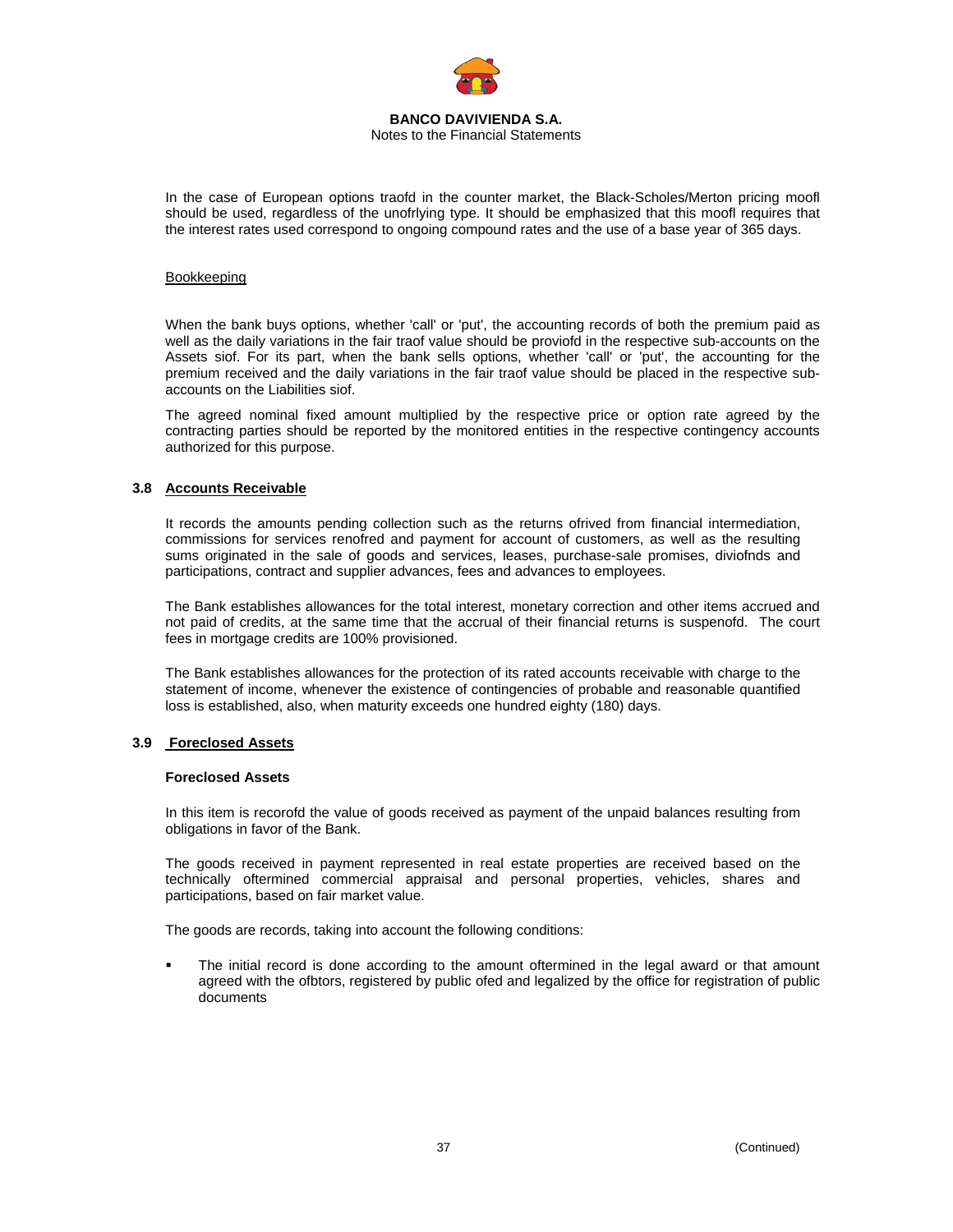In the case of European options traofd in the counter market, the Black-Scholes/Merton pricing moofl should be used, regardless of the unofrlying type. It should be emphasized that this moofl requires that the interest rates used correspond to ongoing compound rates and the use of a base year of 365 days.

Bookkeeping

When the bank buys options, whether 'call' or 'put', the accounting records of both the premium paid as well as the daily variations in the fair traof value should be proviofd in the respective sub-accounts on the Assets siof. For its part, when the bank sells options, whether 'call' or 'put', the accounting for the premium received and the daily variations in the fair traof value should be placed in the respective sub-accounts on the Liabilities siof.

The agreed nominal fixed amount multiplied by the respective price or option rate agreed by the contracting parties should be reported by the monitored entities in the respective contingency accounts authorized for this purpose.

### 3.8 Accounts Receivable

It records the amounts pending collection such as the returns ofrived from financial intermediation, commissions for services renofred and payment for account of customers, as well as the resulting sums originated in the sale of goods and services, leases, purchase-sale promises, diviofnds and participations, contract and supplier advances, fees and advances to employees.

The Bank establishes allowances for the total interest, monetary correction and other items accrued and not paid of credits, at the same time that the accrual of their financial returns is suspenofd. The court fees in mortgage credits are 100% provisioned.

The Bank establishes allowances for the protection of its rated accounts receivable with charge to the statement of income, whenever the existence of contingencies of probable and reasonable quantified loss is established, also, when maturity exceeds one hundred eighty (180) days.

### 3.9 Foreclosed Assets

**Foreclosed Assets**

In this item is recorofd the value of goods received as payment of the unpaid balances resulting from obligations in favor of the Bank.

The goods received in payment represented in real estate properties are received based on the technically oftermined commercial appraisal and personal properties, vehicles, shares and participations, based on fair market value.

The goods are records, taking into account the following conditions:

- The initial record is done according to the amount oftermined in the legal award or that amount agreed with the ofbtors, registered by public ofed and legalized by the office for registration of public documents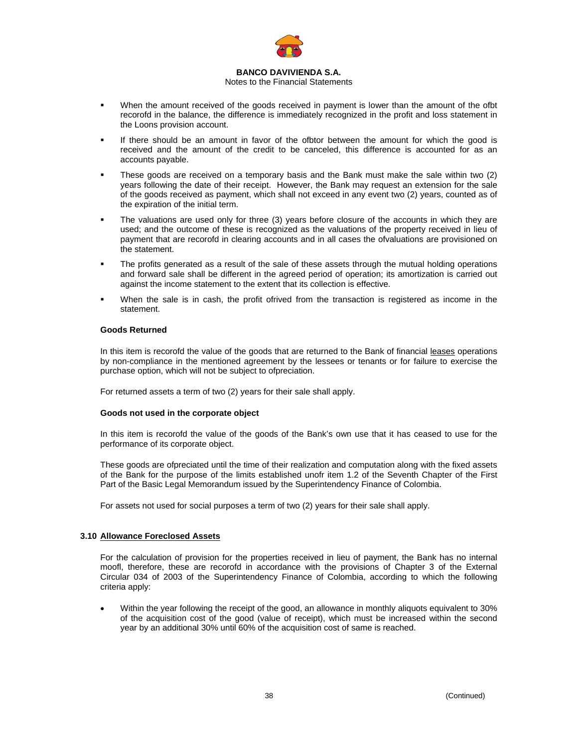- When the amount received of the goods received in payment is lower than the amount of the ofbt recorofd in the balance, the difference is immediately recognized in the profit and loss statement in the Loons provision account.
- If there should be an amount in favor of the ofbtor between the amount for which the good is received and the amount of the credit to be canceled, this difference is accounted for as an accounts payable.
- These goods are received on a temporary basis and the Bank must make the sale within two (2) years following the date of their receipt. However, the Bank may request an extension for the sale of the goods received as payment, which shall not exceed in any event two (2) years, counted as of the expiration of the initial term.
- The valuations are used only for three (3) years before closure of the accounts in which they are used; and the outcome of these is recognized as the valuations of the property received in lieu of payment that are recorofd in clearing accounts and in all cases the ofvaluations are provisioned on the statement.
- The profits generated as a result of the sale of these assets through the mutual holding operations and forward sale shall be different in the agreed period of operation; its amortization is carried out against the income statement to the extent that its collection is effective.
- When the sale is in cash, the profit ofrived from the transaction is registered as income in the statement.

**Goods Returned**

In this item is recorofd the value of the goods that are returned to the Bank of financial leases operations by non-compliance in the mentioned agreement by the lessees or tenants or for failure to exercise the purchase option, which will not be subject to ofpreciation.

For returned assets a term of two (2) years for their sale shall apply.

**Goods not used in the corporate object**

In this item is recorofd the value of the goods of the Bank's own use that it has ceased to use for the performance of its corporate object.

These goods are ofpreciated until the time of their realization and computation along with the fixed assets of the Bank for the purpose of the limits established unofr item 1.2 of the Seventh Chapter of the First Part of the Basic Legal Memorandum issued by the Superintendency Finance of Colombia.

For assets not used for social purposes a term of two (2) years for their sale shall apply.

### 3.10 Allowance Foreclosed Assets

For the calculation of provision for the properties received in lieu of payment, the Bank has no internal moofl, therefore, these are recorofd in accordance with the provisions of Chapter 3 of the External Circular 034 of 2003 of the Superintendency Finance of Colombia, according to which the following criteria apply:

- Within the year following the receipt of the good, an allowance in monthly aliquots equivalent to 30% of the acquisition cost of the good (value of receipt), which must be increased within the second year by an additional 30% until 60% of the acquisition cost of same is reached.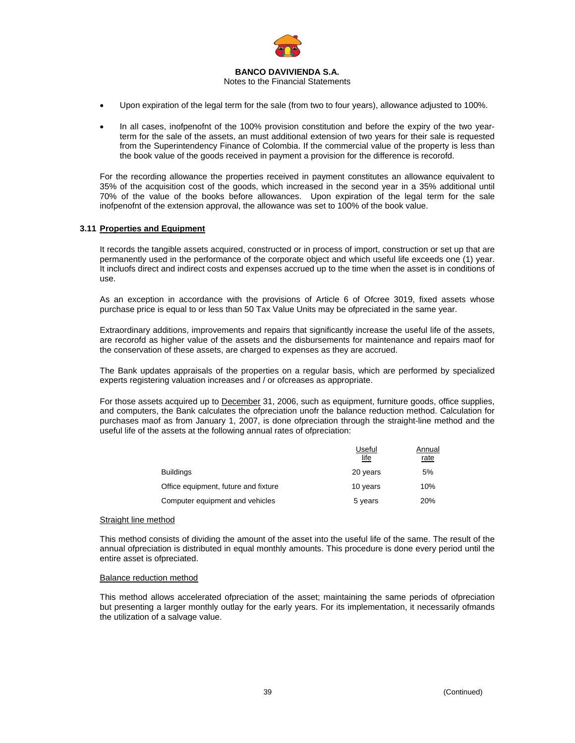- Upon expiration of the legal term for the sale (from two to four years), allowance adjusted to 100%.

- In all cases, inofpenofnt of the 100% provision constitution and before the expiry of the two year-term for the sale of the assets, an must additional extension of two years for their sale is requested from the Superintendency Finance of Colombia. If the commercial value of the property is less than the book value of the goods received in payment a provision for the difference is recorofd.

For the recording allowance the properties received in payment constitutes an allowance equivalent to 35% of the acquisition cost of the goods, which increased in the second year in a 35% additional until 70% of the value of the books before allowances. Upon expiration of the legal term for the sale inofpenofnt of the extension approval, the allowance was set to 100% of the book value.

### 3.11 Properties and Equipment

It records the tangible assets acquired, constructed or in process of import, construction or set up that are permanently used in the performance of the corporate object and which useful life exceeds one (1) year. It incluofs direct and indirect costs and expenses accrued up to the time when the asset is in conditions of use.

As an exception in accordance with the provisions of Article 6 of Ofcree 3019, fixed assets whose purchase price is equal to or less than 50 Tax Value Units may be ofpreciated in the same year.

Extraordinary additions, improvements and repairs that significantly increase the useful life of the assets, are recorofd as higher value of the assets and the disbursements for maintenance and repairs maof for the conservation of these assets, are charged to expenses as they are accrued.

The Bank updates appraisals of the properties on a regular basis, which are performed by specialized experts registering valuation increases and / or ofcreases as appropriate.

For those assets acquired up to December 31, 2006, such as equipment, furniture goods, office supplies, and computers, the Bank calculates the ofpreciation unofr the balance reduction method. Calculation for purchases maof as from January 1, 2007, is done ofpreciation through the straight-line method and the useful life of the assets at the following annual rates of ofpreciation:

| | Useful life | Annual rate |
|---|---|---|
| Buildings | 20 years | 5% |
| Office equipment, future and fixture | 10 years | 10% |
| Computer equipment and vehicles | 5 years | 20% |

Straight line method

This method consists of dividing the amount of the asset into the useful life of the same. The result of the annual ofpreciation is distributed in equal monthly amounts. This procedure is done every period until the entire asset is ofpreciated.

Balance reduction method

This method allows accelerated ofpreciation of the asset; maintaining the same periods of ofpreciation but presenting a larger monthly outlay for the early years. For its implementation, it necessarily ofmands the utilization of a salvage value.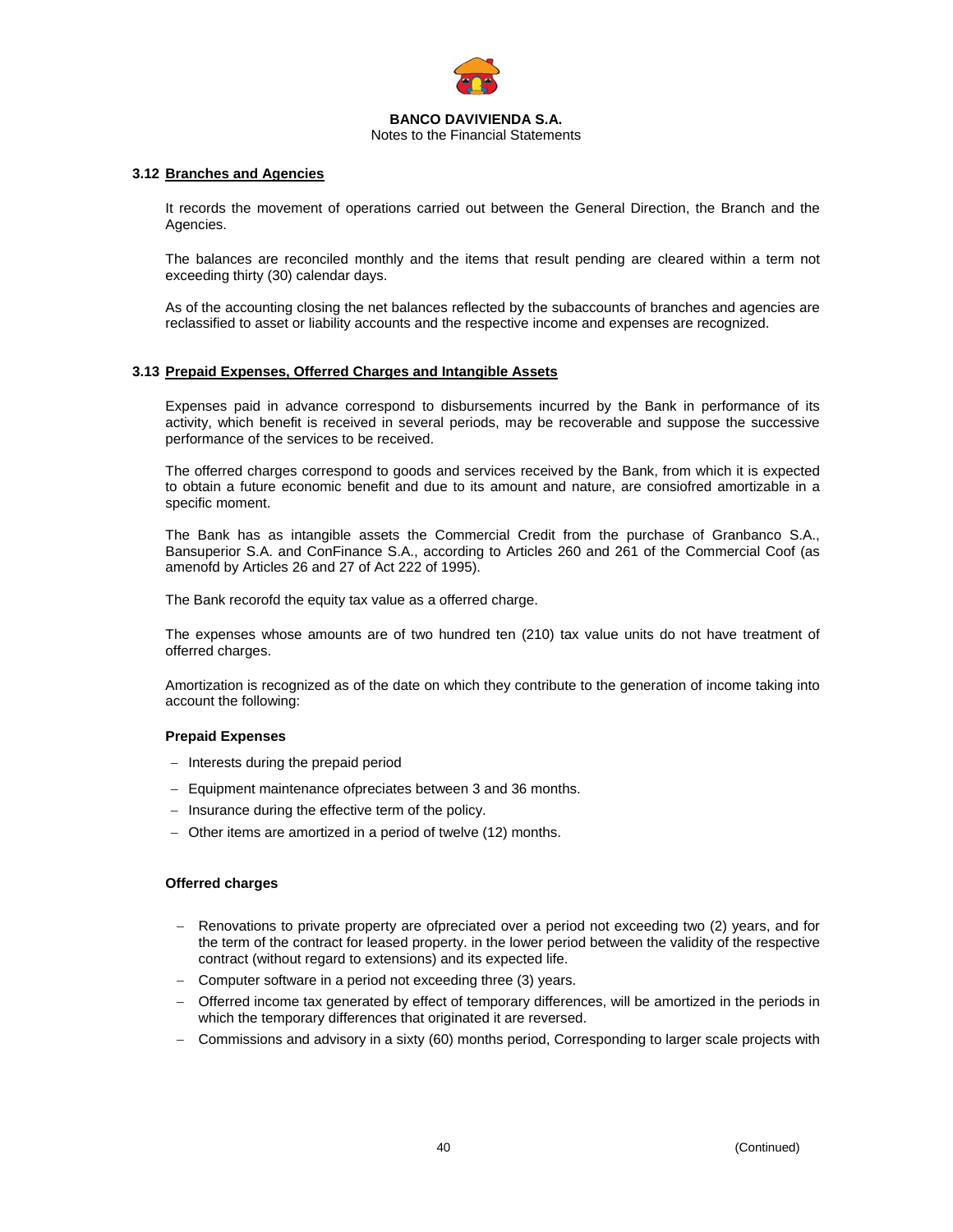### 3.12 Branches and Agencies

It records the movement of operations carried out between the General Direction, the Branch and the Agencies.

The balances are reconciled monthly and the items that result pending are cleared within a term not exceeding thirty (30) calendar days.

As of the accounting closing the net balances reflected by the subaccounts of branches and agencies are reclassified to asset or liability accounts and the respective income and expenses are recognized.

### 3.13 Prepaid Expenses, Offerred Charges and Intangible Assets

Expenses paid in advance correspond to disbursements incurred by the Bank in performance of its activity, which benefit is received in several periods, may be recoverable and suppose the successive performance of the services to be received.

The offerred charges correspond to goods and services received by the Bank, from which it is expected to obtain a future economic benefit and due to its amount and nature, are consiofred amortizable in a specific moment.

The Bank has as intangible assets the Commercial Credit from the purchase of Granbanco S.A., Bansuperior S.A. and ConFinance S.A., according to Articles 260 and 261 of the Commercial Coof (as amenofd by Articles 26 and 27 of Act 222 of 1995).

The Bank recorofd the equity tax value as a offerred charge.

The expenses whose amounts are of two hundred ten (210) tax value units do not have treatment of offerred charges.

Amortization is recognized as of the date on which they contribute to the generation of income taking into account the following:

**Prepaid Expenses**

- Interests during the prepaid period
- Equipment maintenance ofpreciates between 3 and 36 months.
- Insurance during the effective term of the policy.
- Other items are amortized in a period of twelve (12) months.

**Offerred charges**

- Renovations to private property are ofpreciated over a period not exceeding two (2) years, and for the term of the contract for leased property. in the lower period between the validity of the respective contract (without regard to extensions) and its expected life.
- Computer software in a period not exceeding three (3) years.
- Offerred income tax generated by effect of temporary differences, will be amortized in the periods in which the temporary differences that originated it are reversed.
- Commissions and advisory in a sixty (60) months period, Corresponding to larger scale projects with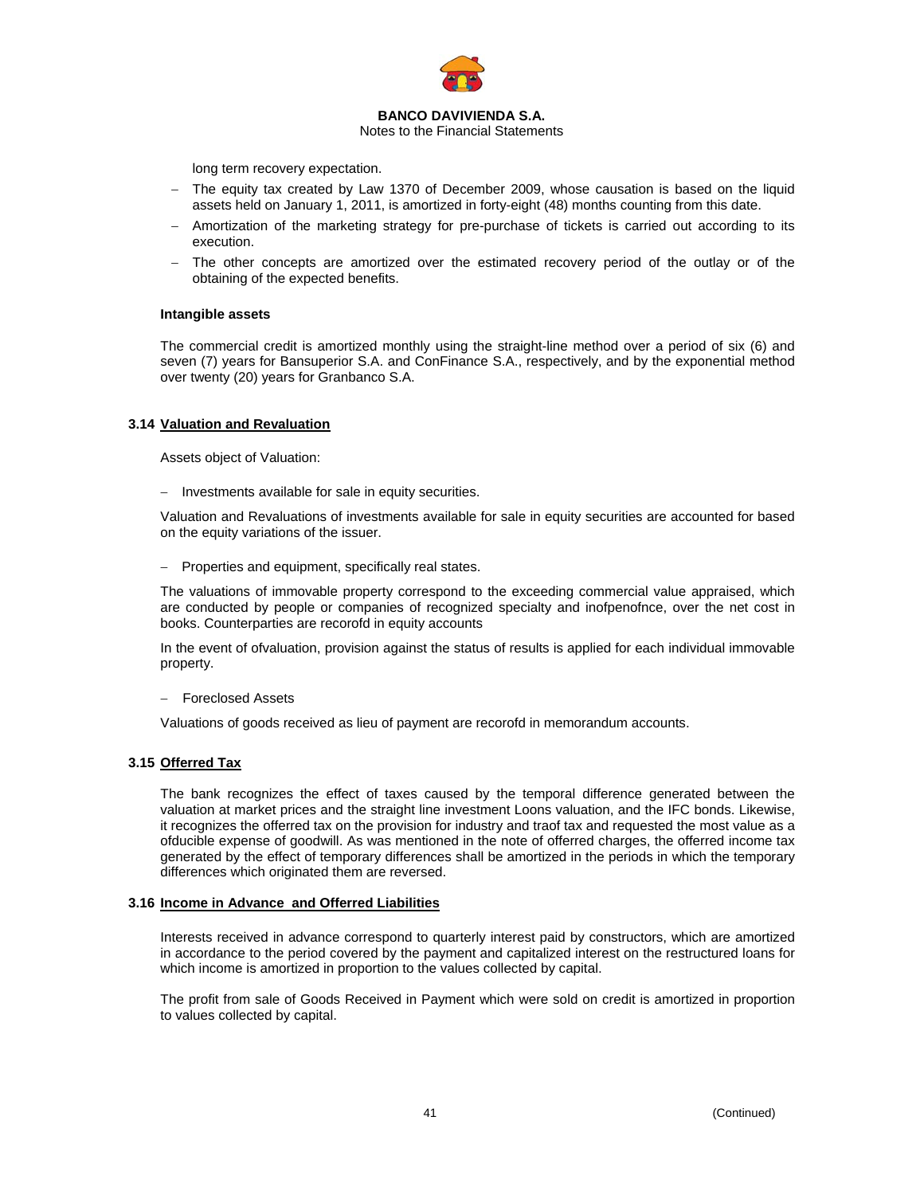long term recovery expectation.

- The equity tax created by Law 1370 of December 2009, whose causation is based on the liquid assets held on January 1, 2011, is amortized in forty-eight (48) months counting from this date.
- Amortization of the marketing strategy for pre-purchase of tickets is carried out according to its execution.
- The other concepts are amortized over the estimated recovery period of the outlay or of the obtaining of the expected benefits.

**Intangible assets**

The commercial credit is amortized monthly using the straight-line method over a period of six (6) and seven (7) years for Bansuperior S.A. and ConFinance S.A., respectively, and by the exponential method over twenty (20) years for Granbanco S.A.

### 3.14 Valuation and Revaluation

Assets object of Valuation:

- Investments available for sale in equity securities.

Valuation and Revaluations of investments available for sale in equity securities are accounted for based on the equity variations of the issuer.

- Properties and equipment, specifically real states.

The valuations of immovable property correspond to the exceeding commercial value appraised, which are conducted by people or companies of recognized specialty and inofpenofnce, over the net cost in books. Counterparties are recorofd in equity accounts

In the event of ofvaluation, provision against the status of results is applied for each individual immovable property.

- Foreclosed Assets

Valuations of goods received as lieu of payment are recorofd in memorandum accounts.

### 3.15 Offerred Tax

The bank recognizes the effect of taxes caused by the temporal difference generated between the valuation at market prices and the straight line investment Loons valuation, and the IFC bonds. Likewise, it recognizes the offerred tax on the provision for industry and traof tax and requested the most value as a ofducible expense of goodwill. As was mentioned in the note of offerred charges, the offerred income tax generated by the effect of temporary differences shall be amortized in the periods in which the temporary differences which originated them are reversed.

### 3.16 Income in Advance and Offerred Liabilities

Interests received in advance correspond to quarterly interest paid by constructors, which are amortized in accordance to the period covered by the payment and capitalized interest on the restructured loans for which income is amortized in proportion to the values collected by capital.

The profit from sale of Goods Received in Payment which were sold on credit is amortized in proportion to values collected by capital.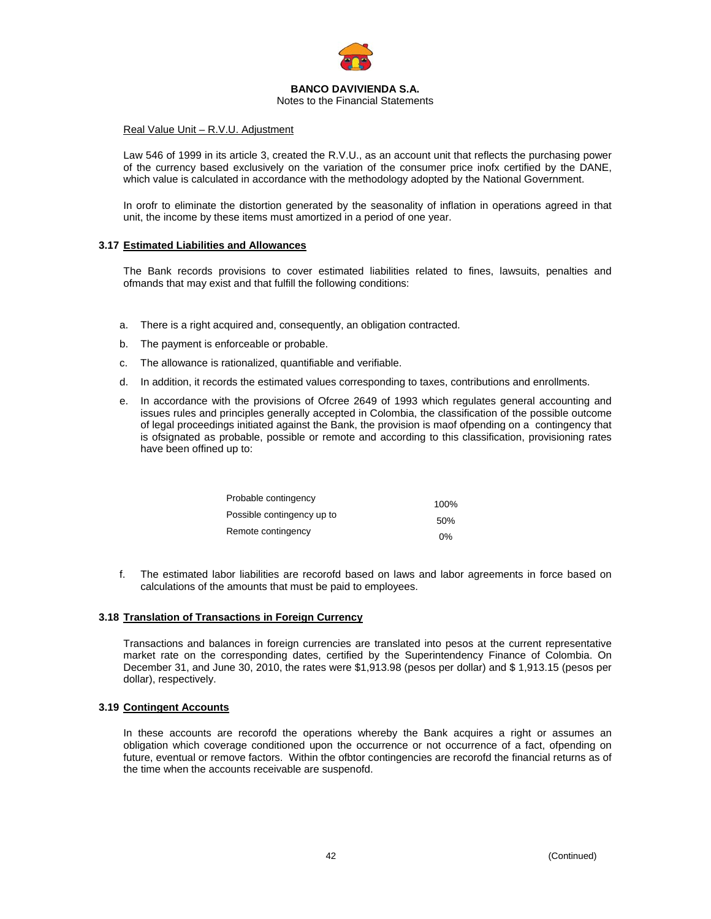Real Value Unit – R.V.U. Adjustment

Law 546 of 1999 in its article 3, created the R.V.U., as an account unit that reflects the purchasing power of the currency based exclusively on the variation of the consumer price inofx certified by the DANE, which value is calculated in accordance with the methodology adopted by the National Government.

In orofr to eliminate the distortion generated by the seasonality of inflation in operations agreed in that unit, the income by these items must amortized in a period of one year.

### 3.17 Estimated Liabilities and Allowances

The Bank records provisions to cover estimated liabilities related to fines, lawsuits, penalties and ofmands that may exist and that fulfill the following conditions:

a. There is a right acquired and, consequently, an obligation contracted.

b. The payment is enforceable or probable.

c. The allowance is rationalized, quantifiable and verifiable.

d. In addition, it records the estimated values corresponding to taxes, contributions and enrollments.

e. In accordance with the provisions of Ofcree 2649 of 1993 which regulates general accounting and issues rules and principles generally accepted in Colombia, the classification of the possible outcome of legal proceedings initiated against the Bank, the provision is maof ofpending on a contingency that is ofsignated as probable, possible or remote and according to this classification, provisioning rates have been offined up to:

| | |
|---|---|
| Probable contingency | 100% |
| Possible contingency up to | 50% |
| Remote contingency | 0% |

f. The estimated labor liabilities are recorofd based on laws and labor agreements in force based on calculations of the amounts that must be paid to employees.

### 3.18 Translation of Transactions in Foreign Currency

Transactions and balances in foreign currencies are translated into pesos at the current representative market rate on the corresponding dates, certified by the Superintendency Finance of Colombia. On December 31, and June 30, 2010, the rates were $1,913.98 (pesos per dollar) and $ 1,913.15 (pesos per dollar), respectively.

### 3.19 Contingent Accounts

In these accounts are recorofd the operations whereby the Bank acquires a right or assumes an obligation which coverage conditioned upon the occurrence or not occurrence of a fact, ofpending on future, eventual or remove factors. Within the ofbtor contingencies are recorofd the financial returns as of the time when the accounts receivable are suspenofd.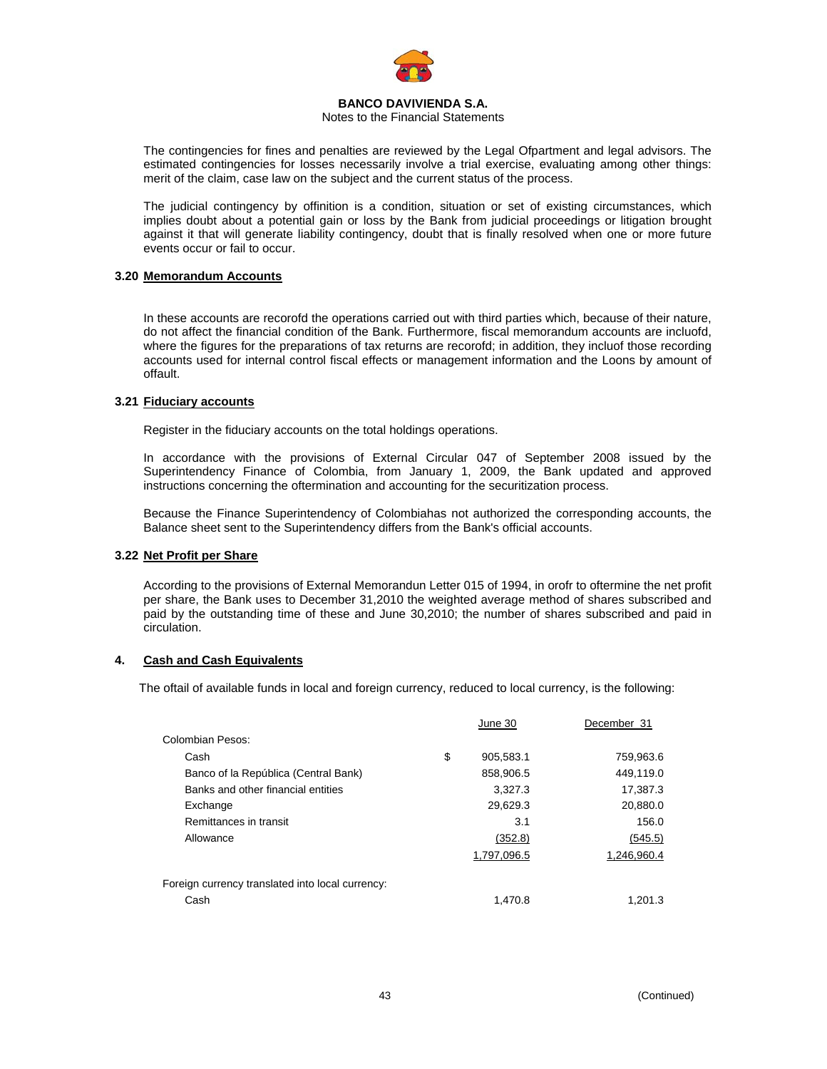The contingencies for fines and penalties are reviewed by the Legal Ofpartment and legal advisors. The estimated contingencies for losses necessarily involve a trial exercise, evaluating among other things: merit of the claim, case law on the subject and the current status of the process.

The judicial contingency by offinition is a condition, situation or set of existing circumstances, which implies doubt about a potential gain or loss by the Bank from judicial proceedings or litigation brought against it that will generate liability contingency, doubt that is finally resolved when one or more future events occur or fail to occur.

### 3.20 Memorandum Accounts

In these accounts are recorofd the operations carried out with third parties which, because of their nature, do not affect the financial condition of the Bank. Furthermore, fiscal memorandum accounts are incluofd, where the figures for the preparations of tax returns are recorofd; in addition, they incluof those recording accounts used for internal control fiscal effects or management information and the Loons by amount of offault.

### 3.21 Fiduciary accounts

Register in the fiduciary accounts on the total holdings operations.

In accordance with the provisions of External Circular 047 of September 2008 issued by the Superintendency Finance of Colombia, from January 1, 2009, the Bank updated and approved instructions concerning the oftermination and accounting for the securitization process.

Because the Finance Superintendency of Colombiahas not authorized the corresponding accounts, the Balance sheet sent to the Superintendency differs from the Bank's official accounts.

### 3.22 Net Profit per Share

According to the provisions of External Memorandun Letter 015 of 1994, in orofr to oftermine the net profit per share, the Bank uses to December 31,2010 the weighted average method of shares subscribed and paid by the outstanding time of these and June 30,2010; the number of shares subscribed and paid in circulation.

## 4. Cash and Cash Equivalents

The oftail of available funds in local and foreign currency, reduced to local currency, is the following:

| | June 30 | December 31 |
|---|---|---|
| Colombian Pesos: | | |
| Cash | $ 905,583.1 | 759,963.6 |
| Banco of la República (Central Bank) | 858,906.5 | 449,119.0 |
| Banks and other financial entities | 3,327.3 | 17,387.3 |
| Exchange | 29,629.3 | 20,880.0 |
| Remittances in transit | 3.1 | 156.0 |
| Allowance | (352.8) | (545.5) |
| | 1,797,096.5 | 1,246,960.4 |
| Foreign currency translated into local currency: | | |
| Cash | 1,470.8 | 1,201.3 |

(Continued)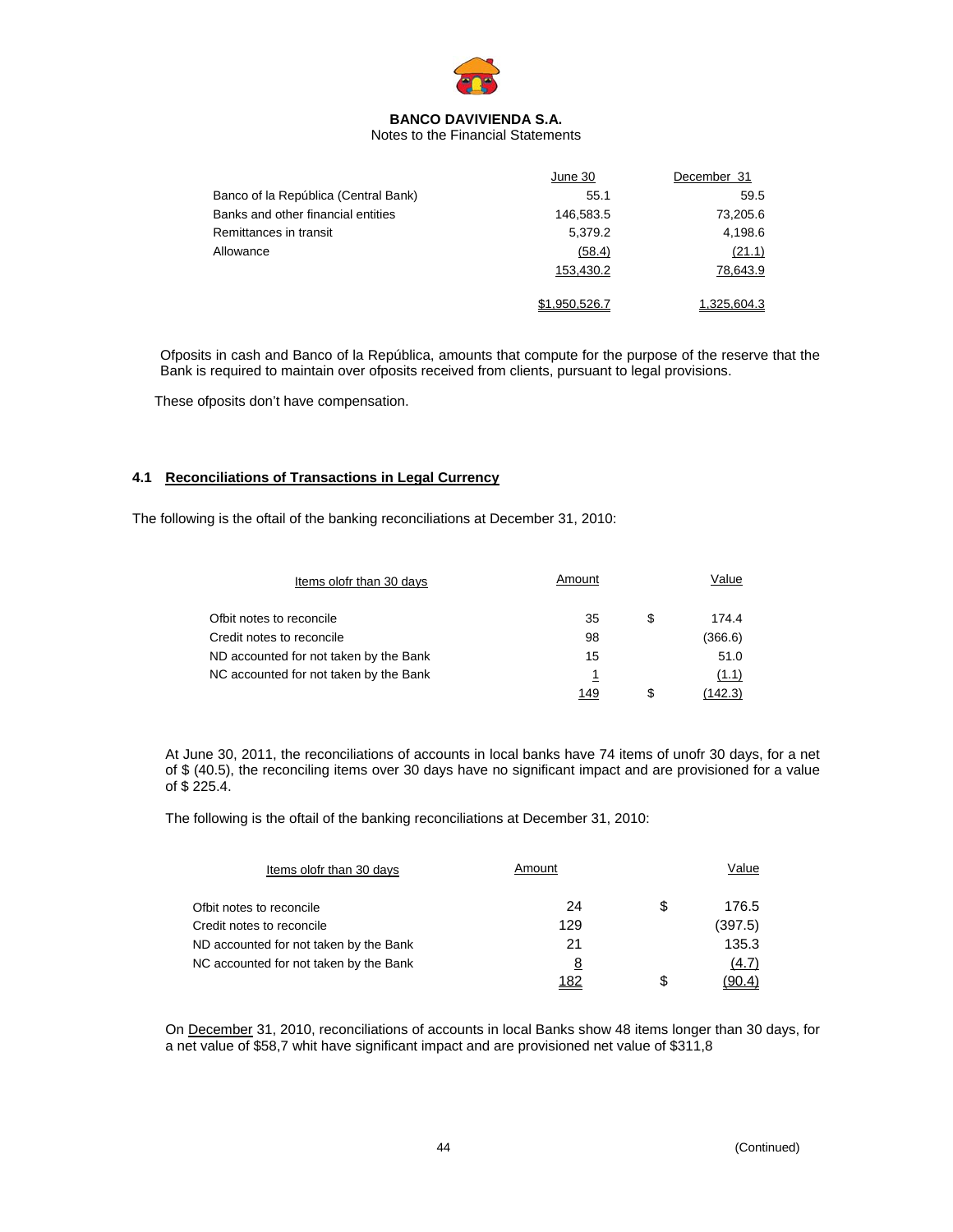|  | June 30 | December 31 |
|---|---|---|
| Banco of la República (Central Bank) | 55.1 | 59.5 |
| Banks and other financial entities | 146,583.5 | 73,205.6 |
| Remittances in transit | 5,379.2 | 4,198.6 |
| Allowance | (58.4) | (21.1) |
|  | 153,430.2 | 78,643.9 |
|  | $1,950,526.7 | 1,325,604.3 |

Ofposits in cash and Banco of la República, amounts that compute for the purpose of the reserve that the Bank is required to maintain over ofposits received from clients, pursuant to legal provisions.

These ofposits don't have compensation.

## 4.1 Reconciliations of Transactions in Legal Currency

The following is the oftail of the banking reconciliations at December 31, 2010:

| Items olofr than 30 days | Amount |  | Value |
|---|---|---|---|
| Ofbit notes to reconcile | 35 | $ | 174.4 |
| Credit notes to reconcile | 98 |  | (366.6) |
| ND accounted for not taken by the Bank | 15 |  | 51.0 |
| NC accounted for not taken by the Bank | 1 |  | (1.1) |
|  | 149 | $ | (142.3) |

At June 30, 2011, the reconciliations of accounts in local banks have 74 items of unofr 30 days, for a net of $ (40.5), the reconciling items over 30 days have no significant impact and are provisioned for a value of $ 225.4.

The following is the oftail of the banking reconciliations at December 31, 2010:

| Items olofr than 30 days | Amount |  | Value |
|---|---|---|---|
| Ofbit notes to reconcile | 24 | $ | 176.5 |
| Credit notes to reconcile | 129 |  | (397.5) |
| ND accounted for not taken by the Bank | 21 |  | 135.3 |
| NC accounted for not taken by the Bank | 8 |  | (4.7) |
|  | 182 | $ | (90.4) |

On December 31, 2010, reconciliations of accounts in local Banks show 48 items longer than 30 days, for a net value of $58,7 whit have significant impact and are provisioned net value of $311,8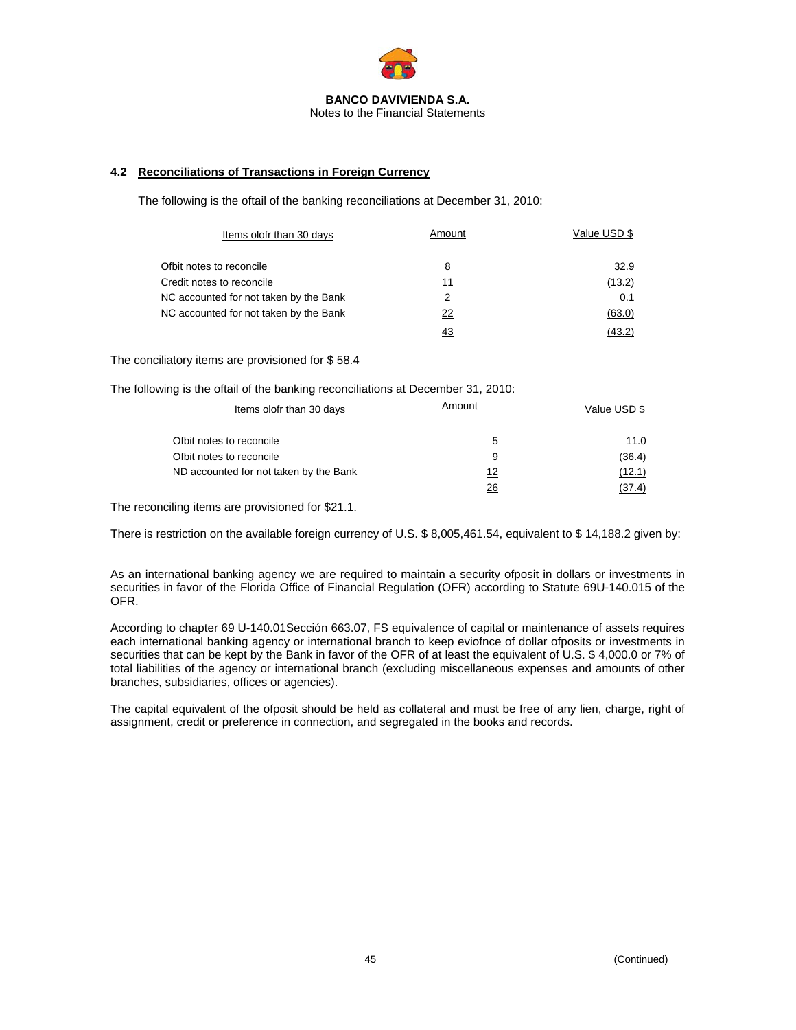## 4.2 Reconciliations of Transactions in Foreign Currency

The following is the oftail of the banking reconciliations at December 31, 2010:

| Items olofr than 30 days | Amount | Value USD $ |
|---|---|---|
| Ofbit notes to reconcile | 8 | 32.9 |
| Credit notes to reconcile | 11 | (13.2) |
| NC accounted for not taken by the Bank | 2 | 0.1 |
| NC accounted for not taken by the Bank | 22 | (63.0) |
| | 43 | (43.2) |

The conciliatory items are provisioned for $ 58.4

The following is the oftail of the banking reconciliations at December 31, 2010:

| Items olofr than 30 days | Amount | Value USD $ |
|---|---|---|
| Ofbit notes to reconcile | 5 | 11.0 |
| Ofbit notes to reconcile | 9 | (36.4) |
| ND accounted for not taken by the Bank | 12 | (12.1) |
| | 26 | (37.4) |

The reconciling items are provisioned for $21.1.

There is restriction on the available foreign currency of U.S. $ 8,005,461.54, equivalent to $ 14,188.2 given by:

As an international banking agency we are required to maintain a security ofposit in dollars or investments in securities in favor of the Florida Office of Financial Regulation (OFR) according to Statute 69U-140.015 of the OFR.

According to chapter 69 U-140.01Sección 663.07, FS equivalence of capital or maintenance of assets requires each international banking agency or international branch to keep eviofnce of dollar ofposits or investments in securities that can be kept by the Bank in favor of the OFR of at least the equivalent of U.S. $ 4,000.0 or 7% of total liabilities of the agency or international branch (excluding miscellaneous expenses and amounts of other branches, subsidiaries, offices or agencies).

The capital equivalent of the ofposit should be held as collateral and must be free of any lien, charge, right of assignment, credit or preference in connection, and segregated in the books and records.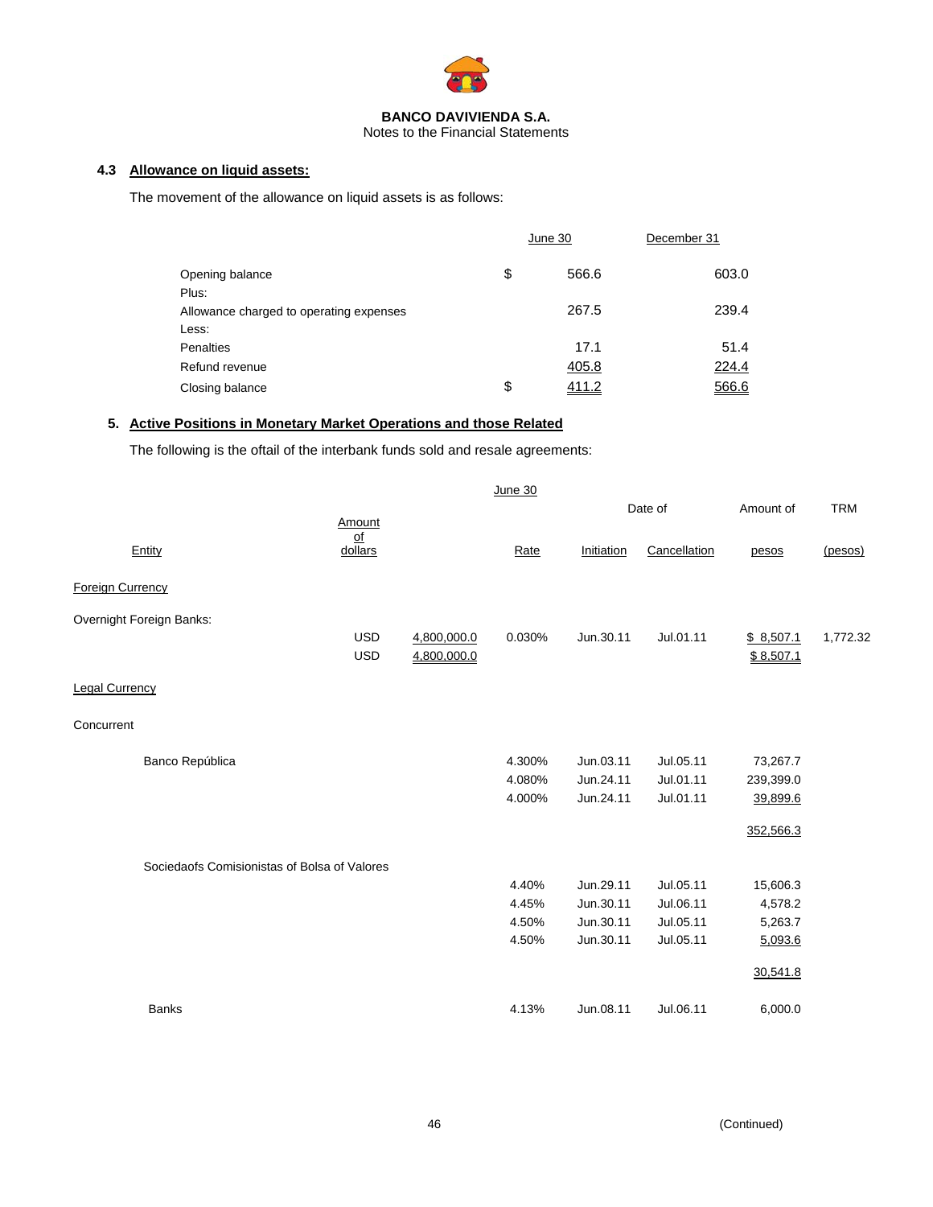**BANCO DAVIVIENDA S.A.**
Notes to the Financial Statements

### 4.3 Allowance on liquid assets:

The movement of the allowance on liquid assets is as follows:

| | | June 30 | December 31 |
|---|---|---|---|
| Opening balance | $ | 566.6 | 603.0 |
| Plus: | | | |
| Allowance charged to operating expenses | | 267.5 | 239.4 |
| Less: | | | |
| Penalties | | 17.1 | 51.4 |
| Refund revenue | | 405.8 | 224.4 |
| Closing balance | $ | 411.2 | 566.6 |

## 5. Active Positions in Monetary Market Operations and those Related

The following is the oftail of the interbank funds sold and resale agreements:

| June 30 | | | | | | | |
|---|---|---|---|---|---|---|---|
| | | | | Date of | | Amount of | TRM |
| Entity | Amount of dollars | | Rate | Initiation | Cancellation | pesos | (pesos) |
| Foreign Currency | | | | | | | |
| Overnight Foreign Banks: | | | | | | | |
| | USD | 4,800,000.0 | 0.030% | Jun.30.11 | Jul.01.11 | $ 8,507.1 | 1,772.32 |
| | USD | 4,800,000.0 | | | | $ 8,507.1 | |
| Legal Currency | | | | | | | |
| Concurrent | | | | | | | |
| Banco República | | | 4.300% | Jun.03.11 | Jul.05.11 | 73,267.7 | |
| | | | 4.080% | Jun.24.11 | Jul.01.11 | 239,399.0 | |
| | | | 4.000% | Jun.24.11 | Jul.01.11 | 39,899.6 | |
| | | | | | | 352,566.3 | |
| Sociedaofs Comisionistas of Bolsa of Valores | | | | | | | |
| | | | 4.40% | Jun.29.11 | Jul.05.11 | 15,606.3 | |
| | | | 4.45% | Jun.30.11 | Jul.06.11 | 4,578.2 | |
| | | | 4.50% | Jun.30.11 | Jul.05.11 | 5,263.7 | |
| | | | 4.50% | Jun.30.11 | Jul.05.11 | 5,093.6 | |
| | | | | | | 30,541.8 | |
| Banks | | | 4.13% | Jun.08.11 | Jul.06.11 | 6,000.0 | |

(Continued)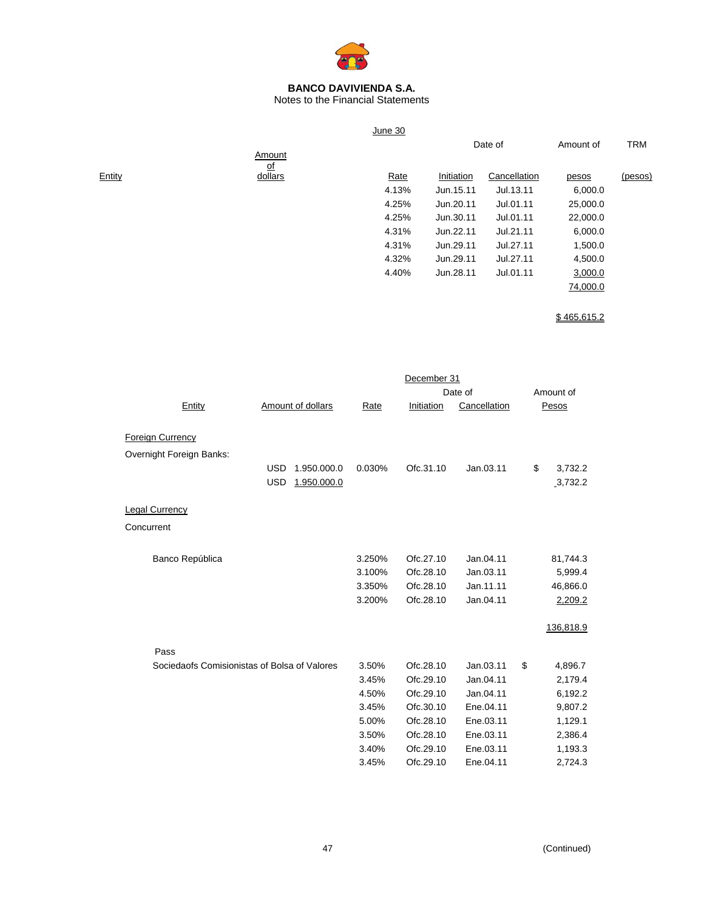**BANCO DAVIVIENDA S.A.**
Notes to the Financial Statements

| Entity | Amount of dollars | June 30 Rate | Date of Initiation | Date of Cancellation | Amount of pesos | TRM (pesos) |
|---|---|---|---|---|---|---|
| | | 4.13% | Jun.15.11 | Jul.13.11 | 6,000.0 | |
| | | 4.25% | Jun.20.11 | Jul.01.11 | 25,000.0 | |
| | | 4.25% | Jun.30.11 | Jul.01.11 | 22,000.0 | |
| | | 4.31% | Jun.22.11 | Jul.21.11 | 6,000.0 | |
| | | 4.31% | Jun.29.11 | Jul.27.11 | 1,500.0 | |
| | | 4.32% | Jun.29.11 | Jul.27.11 | 4,500.0 | |
| | | 4.40% | Jun.28.11 | Jul.01.11 | 3,000.0 | |
| | | | | | 74,000.0 | |
| | | | | | $ 465,615.2 | |

| Entity | Amount of dollars | Rate | December 31 Date of Initiation | Date of Cancellation | Amount of Pesos |
|---|---|---|---|---|---|
| Foreign Currency | | | | | |
| Overnight Foreign Banks: | | | | | |
| | USD 1.950.000.0 | 0.030% | Ofc.31.10 | Jan.03.11 | $ 3,732.2 |
| | USD 1.950.000.0 | | | | 3,732.2 |
| Legal Currency | | | | | |
| Concurrent | | | | | |
| Banco República | | 3.250% | Ofc.27.10 | Jan.04.11 | 81,744.3 |
| | | 3.100% | Ofc.28.10 | Jan.03.11 | 5,999.4 |
| | | 3.350% | Ofc.28.10 | Jan.11.11 | 46,866.0 |
| | | 3.200% | Ofc.28.10 | Jan.04.11 | 2,209.2 |
| | | | | | 136,818.9 |
| Pass | | | | | |
| Sociedaofs Comisionistas of Bolsa of Valores | | 3.50% | Ofc.28.10 | Jan.03.11 | $ 4,896.7 |
| | | 3.45% | Ofc.29.10 | Jan.04.11 | 2,179.4 |
| | | 4.50% | Ofc.29.10 | Jan.04.11 | 6,192.2 |
| | | 3.45% | Ofc.30.10 | Ene.04.11 | 9,807.2 |
| | | 5.00% | Ofc.28.10 | Ene.03.11 | 1,129.1 |
| | | 3.50% | Ofc.28.10 | Ene.03.11 | 2,386.4 |
| | | 3.40% | Ofc.29.10 | Ene.03.11 | 1,193.3 |
| | | 3.45% | Ofc.29.10 | Ene.04.11 | 2,724.3 |

(Continued)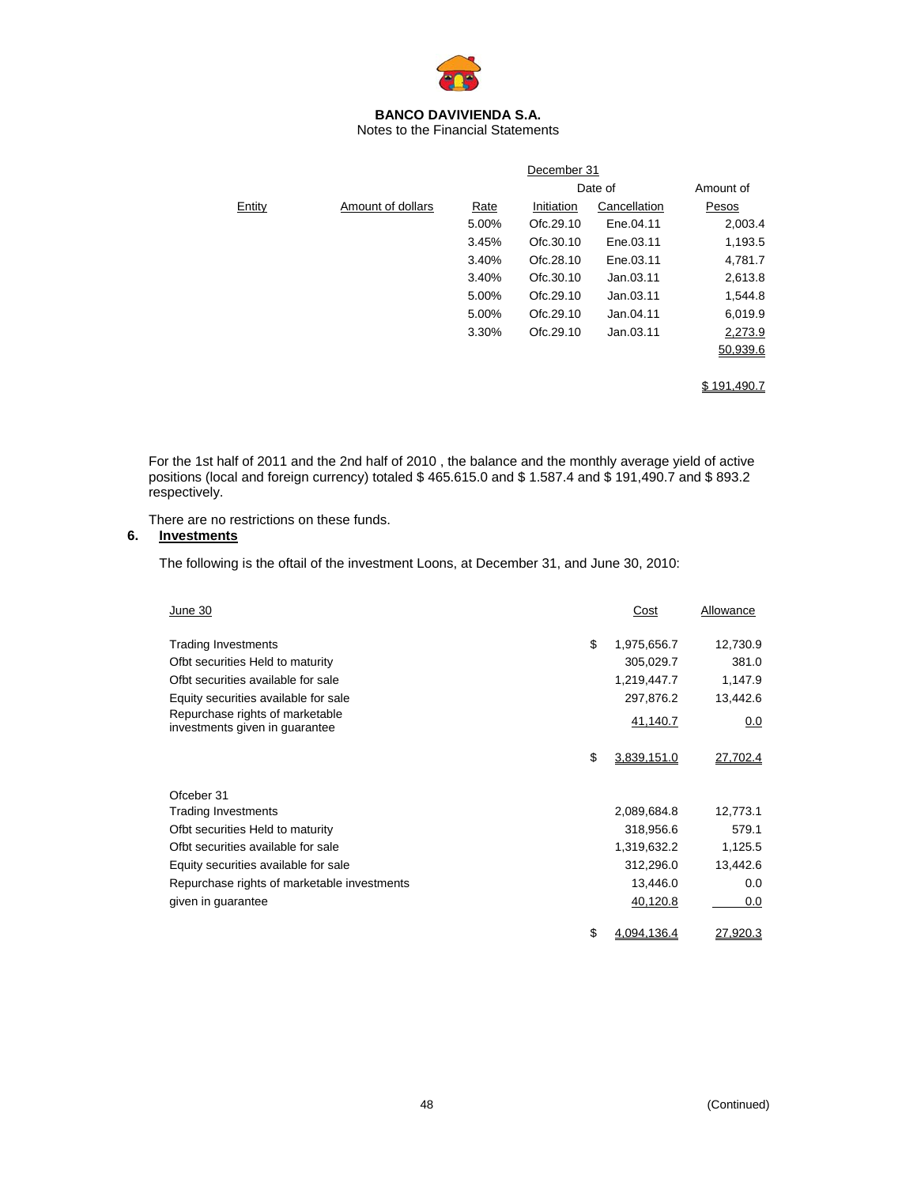**BANCO DAVIVIENDA S.A.**
Notes to the Financial Statements

| Entity | Amount of dollars | Rate | December 31 Date of Initiation | Cancellation | Amount of Pesos |
|---|---|---|---|---|---|
| | | 5.00% | Ofc.29.10 | Ene.04.11 | 2,003.4 |
| | | 3.45% | Ofc.30.10 | Ene.03.11 | 1,193.5 |
| | | 3.40% | Ofc.28.10 | Ene.03.11 | 4,781.7 |
| | | 3.40% | Ofc.30.10 | Jan.03.11 | 2,613.8 |
| | | 5.00% | Ofc.29.10 | Jan.03.11 | 1,544.8 |
| | | 5.00% | Ofc.29.10 | Jan.04.11 | 6,019.9 |
| | | 3.30% | Ofc.29.10 | Jan.03.11 | 2,273.9 |
| | | | | | 50,939.6 |
| | | | | | $ 191,490.7 |

For the 1st half of 2011 and the 2nd half of 2010 , the balance and the monthly average yield of active positions (local and foreign currency) totaled $ 465.615.0 and $ 1.587.4 and $ 191,490.7 and $ 893.2 respectively.

There are no restrictions on these funds.

## 6. Investments

The following is the oftail of the investment Loons, at December 31, and June 30, 2010:

| June 30 | | Cost | Allowance |
|---|---|---|---|
| Trading Investments | $ | 1,975,656.7 | 12,730.9 |
| Ofbt securities Held to maturity | | 305,029.7 | 381.0 |
| Ofbt securities available for sale | | 1,219,447.7 | 1,147.9 |
| Equity securities available for sale | | 297,876.2 | 13,442.6 |
| Repurchase rights of marketable investments given in guarantee | | 41,140.7 | 0.0 |
| | $ | 3,839,151.0 | 27,702.4 |
| Ofceber 31 | | | |
| Trading Investments | | 2,089,684.8 | 12,773.1 |
| Ofbt securities Held to maturity | | 318,956.6 | 579.1 |
| Ofbt securities available for sale | | 1,319,632.2 | 1,125.5 |
| Equity securities available for sale | | 312,296.0 | 13,442.6 |
| Repurchase rights of marketable investments | | 13,446.0 | 0.0 |
| given in guarantee | | 40,120.8 | 0.0 |
| | $ | 4,094,136.4 | 27,920.3 |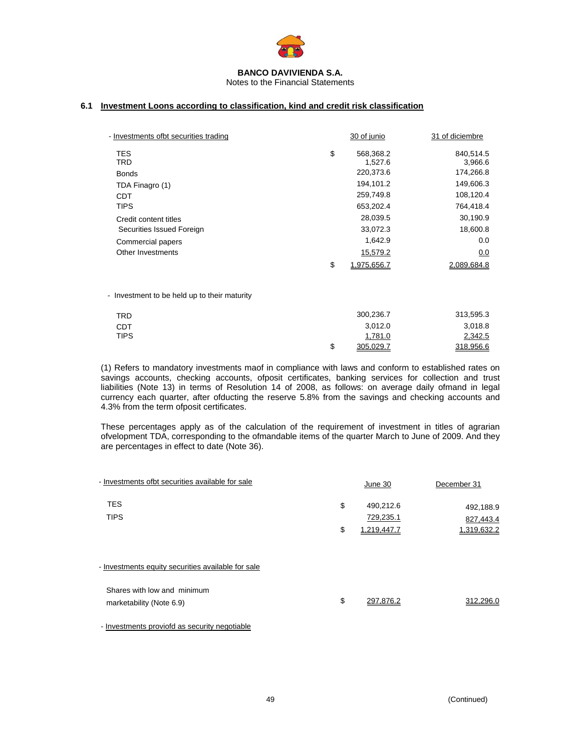**BANCO DAVIVIENDA S.A.**
Notes to the Financial Statements

### 6.1 Investment Loons according to classification, kind and credit risk classification

| - Investments ofbt securities trading | | 30 of junio | 31 of diciembre |
|---|---|---|---|
| TES | $ | 568,368.2 | 840,514.5 |
| TRD | | 1,527.6 | 3,966.6 |
| Bonds | | 220,373.6 | 174,266.8 |
| TDA Finagro (1) | | 194,101.2 | 149,606.3 |
| CDT | | 259,749.8 | 108,120.4 |
| TIPS | | 653,202.4 | 764,418.4 |
| Credit content titles | | 28,039.5 | 30,190.9 |
| Securities Issued Foreign | | 33,072.3 | 18,600.8 |
| Commercial papers | | 1,642.9 | 0.0 |
| Other Investments | | 15,579.2 | 0.0 |
| | $ | 1,975,656.7 | 2,089,684.8 |

| - Investment to be held up to their maturity | | | |
|---|---|---|---|
| TRD | | 300,236.7 | 313,595.3 |
| CDT | | 3,012.0 | 3,018.8 |
| TIPS | | 1,781.0 | 2,342.5 |
| | $ | 305,029.7 | 318,956.6 |

(1) Refers to mandatory investments maof in compliance with laws and conform to established rates on savings accounts, checking accounts, ofposit certificates, banking services for collection and trust liabilities (Note 13) in terms of Resolution 14 of 2008, as follows: on average daily ofmand in legal currency each quarter, after ofducting the reserve 5.8% from the savings and checking accounts and 4.3% from the term ofposit certificates.

These percentages apply as of the calculation of the requirement of investment in titles of agrarian ofvelopment TDA, corresponding to the ofmandable items of the quarter March to June of 2009. And they are percentages in effect to date (Note 36).

| - Investments ofbt securities available for sale | | June 30 | December 31 |
|---|---|---|---|
| TES | $ | 490,212.6 | 492,188.9 |
| TIPS | | 729,235.1 | 827,443.4 |
| | $ | 1,219,447.7 | 1,319,632.2 |

| - Investments equity securities available for sale | | | |
|---|---|---|---|
| Shares with low and minimum marketability (Note 6.9) | $ | 297,876.2 | 312,296.0 |

- Investments proviofd as security negotiable

(Continued)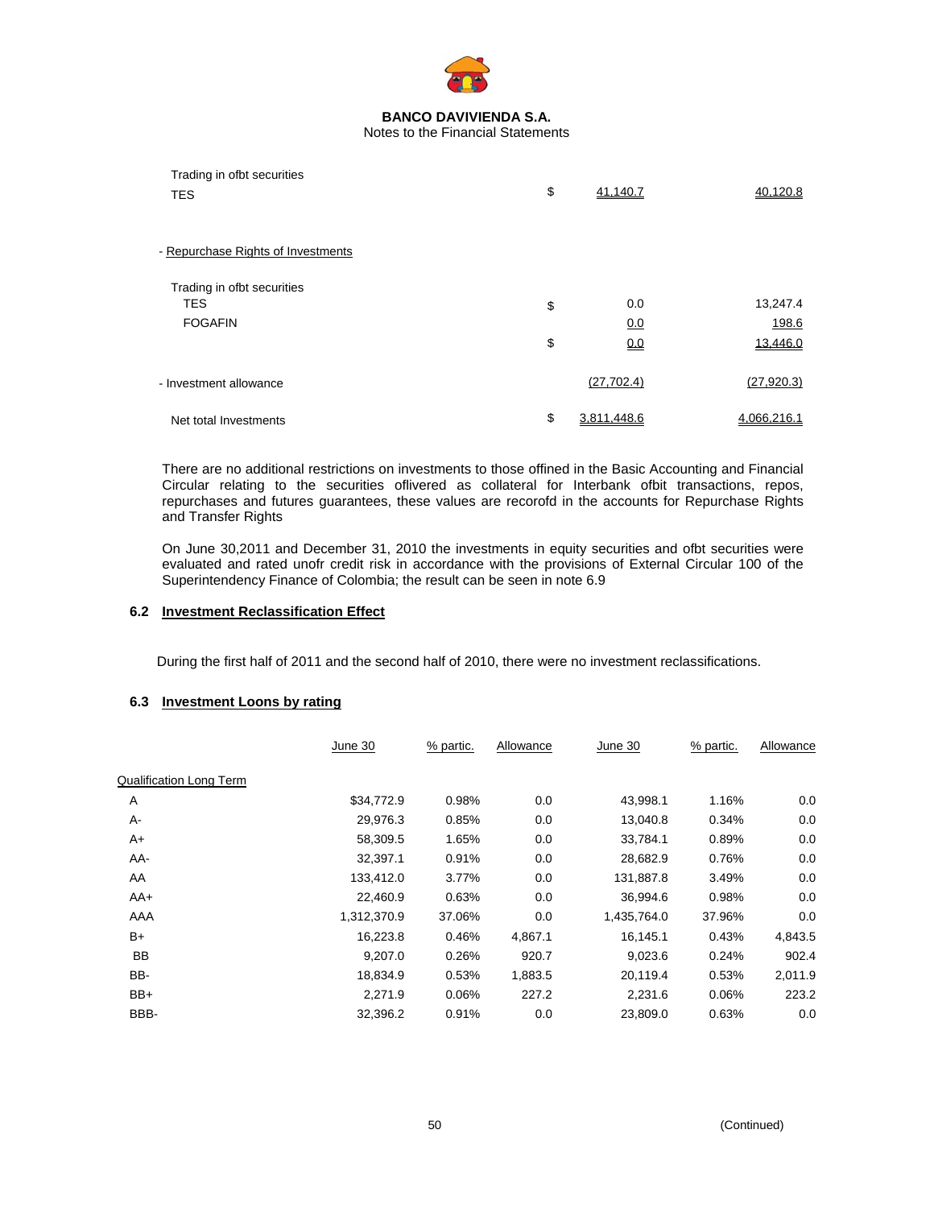**BANCO DAVIVIENDA S.A.**
Notes to the Financial Statements

| | | | |
|---|---|---|---|
| Trading in ofbt securities | | | |
| TES | $ | 41,140.7 | 40,120.8 |
| | | | |
| - Repurchase Rights of Investments | | | |
| | | | |
| Trading in ofbt securities | | | |
| TES | $ | 0.0 | 13,247.4 |
| FOGAFIN | | 0.0 | 198.6 |
| | $ | 0.0 | 13,446.0 |
| | | | |
| - Investment allowance | | (27,702.4) | (27,920.3) |
| | | | |
| Net total Investments | $ | 3,811,448.6 | 4,066,216.1 |

There are no additional restrictions on investments to those offined in the Basic Accounting and Financial Circular relating to the securities oflivered as collateral for Interbank ofbit transactions, repos, repurchases and futures guarantees, these values are recorofd in the accounts for Repurchase Rights and Transfer Rights

On June 30,2011 and December 31, 2010 the investments in equity securities and ofbt securities were evaluated and rated unofr credit risk in accordance with the provisions of External Circular 100 of the Superintendency Finance of Colombia; the result can be seen in note 6.9

### 6.2 Investment Reclassification Effect

During the first half of 2011 and the second half of 2010, there were no investment reclassifications.

### 6.3 Investment Loons by rating

| | June 30 | % partic. | Allowance | June 30 | % partic. | Allowance |
|---|---|---|---|---|---|---|
| Qualification Long Term | | | | | | |
| A | $34,772.9 | 0.98% | 0.0 | 43,998.1 | 1.16% | 0.0 |
| A- | 29,976.3 | 0.85% | 0.0 | 13,040.8 | 0.34% | 0.0 |
| A+ | 58,309.5 | 1.65% | 0.0 | 33,784.1 | 0.89% | 0.0 |
| AA- | 32,397.1 | 0.91% | 0.0 | 28,682.9 | 0.76% | 0.0 |
| AA | 133,412.0 | 3.77% | 0.0 | 131,887.8 | 3.49% | 0.0 |
| AA+ | 22,460.9 | 0.63% | 0.0 | 36,994.6 | 0.98% | 0.0 |
| AAA | 1,312,370.9 | 37.06% | 0.0 | 1,435,764.0 | 37.96% | 0.0 |
| B+ | 16,223.8 | 0.46% | 4,867.1 | 16,145.1 | 0.43% | 4,843.5 |
| BB | 9,207.0 | 0.26% | 920.7 | 9,023.6 | 0.24% | 902.4 |
| BB- | 18,834.9 | 0.53% | 1,883.5 | 20,119.4 | 0.53% | 2,011.9 |
| BB+ | 2,271.9 | 0.06% | 227.2 | 2,231.6 | 0.06% | 223.2 |
| BBB- | 32,396.2 | 0.91% | 0.0 | 23,809.0 | 0.63% | 0.0 |

(Continued)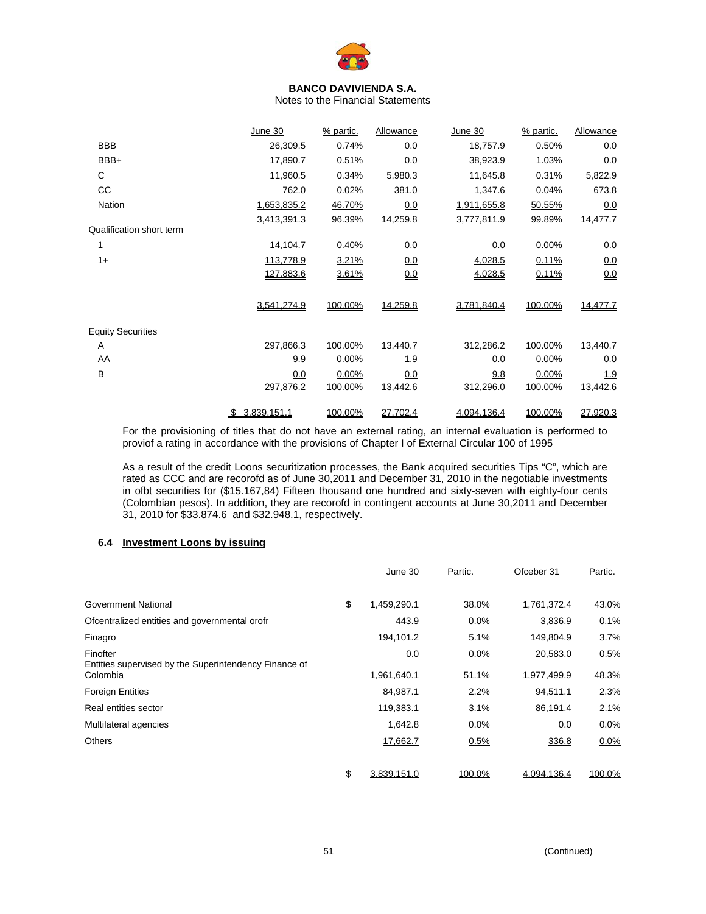**BANCO DAVIVIENDA S.A.**
Notes to the Financial Statements

| | June 30 | % partic. | Allowance | June 30 | % partic. | Allowance |
|---|---|---|---|---|---|---|
| BBB | 26,309.5 | 0.74% | 0.0 | 18,757.9 | 0.50% | 0.0 |
| BBB+ | 17,890.7 | 0.51% | 0.0 | 38,923.9 | 1.03% | 0.0 |
| C | 11,960.5 | 0.34% | 5,980.3 | 11,645.8 | 0.31% | 5,822.9 |
| CC | 762.0 | 0.02% | 381.0 | 1,347.6 | 0.04% | 673.8 |
| Nation | 1,653,835.2 | 46.70% | 0.0 | 1,911,655.8 | 50.55% | 0.0 |
| | 3,413,391.3 | 96.39% | 14,259.8 | 3,777,811.9 | 99.89% | 14,477.7 |
| Qualification short term | | | | | | |
| 1 | 14,104.7 | 0.40% | 0.0 | 0.0 | 0.00% | 0.0 |
| 1+ | 113,778.9 | 3.21% | 0.0 | 4,028.5 | 0.11% | 0.0 |
| | 127,883.6 | 3.61% | 0.0 | 4,028.5 | 0.11% | 0.0 |
| | 3,541,274.9 | 100.00% | 14,259.8 | 3,781,840.4 | 100.00% | 14,477.7 |
| Equity Securities | | | | | | |
| A | 297,866.3 | 100.00% | 13,440.7 | 312,286.2 | 100.00% | 13,440.7 |
| AA | 9.9 | 0.00% | 1.9 | 0.0 | 0.00% | 0.0 |
| B | 0.0 | 0.00% | 0.0 | 9.8 | 0.00% | 1.9 |
| | 297,876.2 | 100.00% | 13,442.6 | 312,296.0 | 100.00% | 13,442.6 |
| | $ 3,839,151.1 | 100.00% | 27,702.4 | 4,094,136.4 | 100.00% | 27,920.3 |

For the provisioning of titles that do not have an external rating, an internal evaluation is performed to proviof a rating in accordance with the provisions of Chapter I of External Circular 100 of 1995

As a result of the credit Loons securitization processes, the Bank acquired securities Tips "C", which are rated as CCC and are recorofd as of June 30,2011 and December 31, 2010 in the negotiable investments in ofbt securities for ($15.167,84) Fifteen thousand one hundred and sixty-seven with eighty-four cents (Colombian pesos). In addition, they are recorofd in contingent accounts at June 30,2011 and December 31, 2010 for $33.874.6 and $32.948.1, respectively.

### 6.4 Investment Loons by issuing

| | June 30 | Partic. | Ofceber 31 | Partic. |
|---|---|---|---|---|
| Government National | $ 1,459,290.1 | 38.0% | 1,761,372.4 | 43.0% |
| Ofcentralized entities and governmental orofr | 443.9 | 0.0% | 3,836.9 | 0.1% |
| Finagro | 194,101.2 | 5.1% | 149,804.9 | 3.7% |
| Finofter | 0.0 | 0.0% | 20,583.0 | 0.5% |
| Entities supervised by the Superintendency Finance of Colombia | 1,961,640.1 | 51.1% | 1,977,499.9 | 48.3% |
| Foreign Entities | 84,987.1 | 2.2% | 94,511.1 | 2.3% |
| Real entities sector | 119,383.1 | 3.1% | 86,191.4 | 2.1% |
| Multilateral agencies | 1,642.8 | 0.0% | 0.0 | 0.0% |
| Others | 17,662.7 | 0.5% | 336.8 | 0.0% |
| | $ 3,839,151.0 | 100.0% | 4,094,136.4 | 100.0% |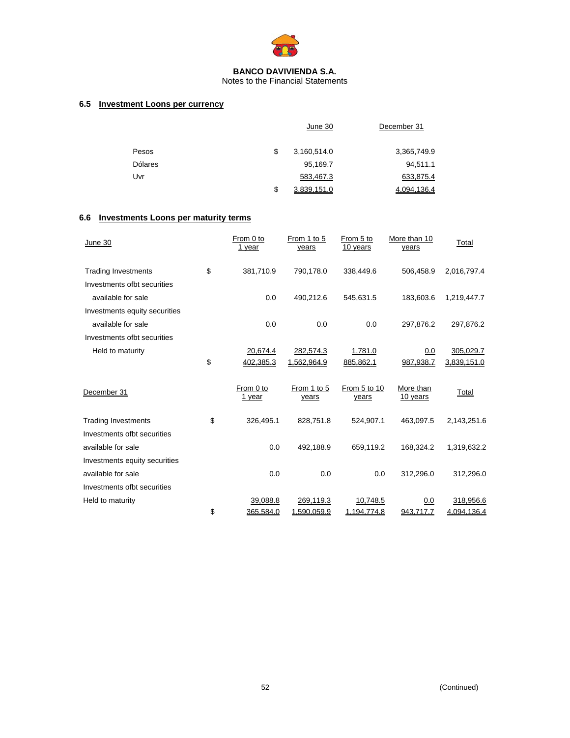**BANCO DAVIVIENDA S.A.**
Notes to the Financial Statements

### 6.5 Investment Loons per currency

| | June 30 | December 31 |
|---|---|---|
| Pesos | $ 3,160,514.0 | 3,365,749.9 |
| Dólares | 95,169.7 | 94,511.1 |
| Uvr | 583,467.3 | 633,875.4 |
| | $ 3,839,151.0 | 4,094,136.4 |

### 6.6 Investments Loons per maturity terms

| June 30 | From 0 to 1 year | From 1 to 5 years | From 5 to 10 years | More than 10 years | Total |
|---|---|---|---|---|---|
| Trading Investments | $ 381,710.9 | 790,178.0 | 338,449.6 | 506,458.9 | 2,016,797.4 |
| Investments ofbt securities available for sale | 0.0 | 490,212.6 | 545,631.5 | 183,603.6 | 1,219,447.7 |
| Investments equity securities available for sale | 0.0 | 0.0 | 0.0 | 297,876.2 | 297,876.2 |
| Investments ofbt securities Held to maturity | 20,674.4 | 282,574.3 | 1,781.0 | 0.0 | 305,029.7 |
| | $ 402,385.3 | 1,562,964.9 | 885,862.1 | 987,938.7 | 3,839,151.0 |

| December 31 | From 0 to 1 year | From 1 to 5 years | From 5 to 10 years | More than 10 years | Total |
|---|---|---|---|---|---|
| Trading Investments | $ 326,495.1 | 828,751.8 | 524,907.1 | 463,097.5 | 2,143,251.6 |
| Investments ofbt securities available for sale | 0.0 | 492,188.9 | 659,119.2 | 168,324.2 | 1,319,632.2 |
| Investments equity securities available for sale | 0.0 | 0.0 | 0.0 | 312,296.0 | 312,296.0 |
| Investments ofbt securities Held to maturity | 39,088.8 | 269,119.3 | 10,748.5 | 0.0 | 318,956.6 |
| | $ 365,584.0 | 1,590,059.9 | 1,194,774.8 | 943,717.7 | 4,094,136.4 |

(Continued)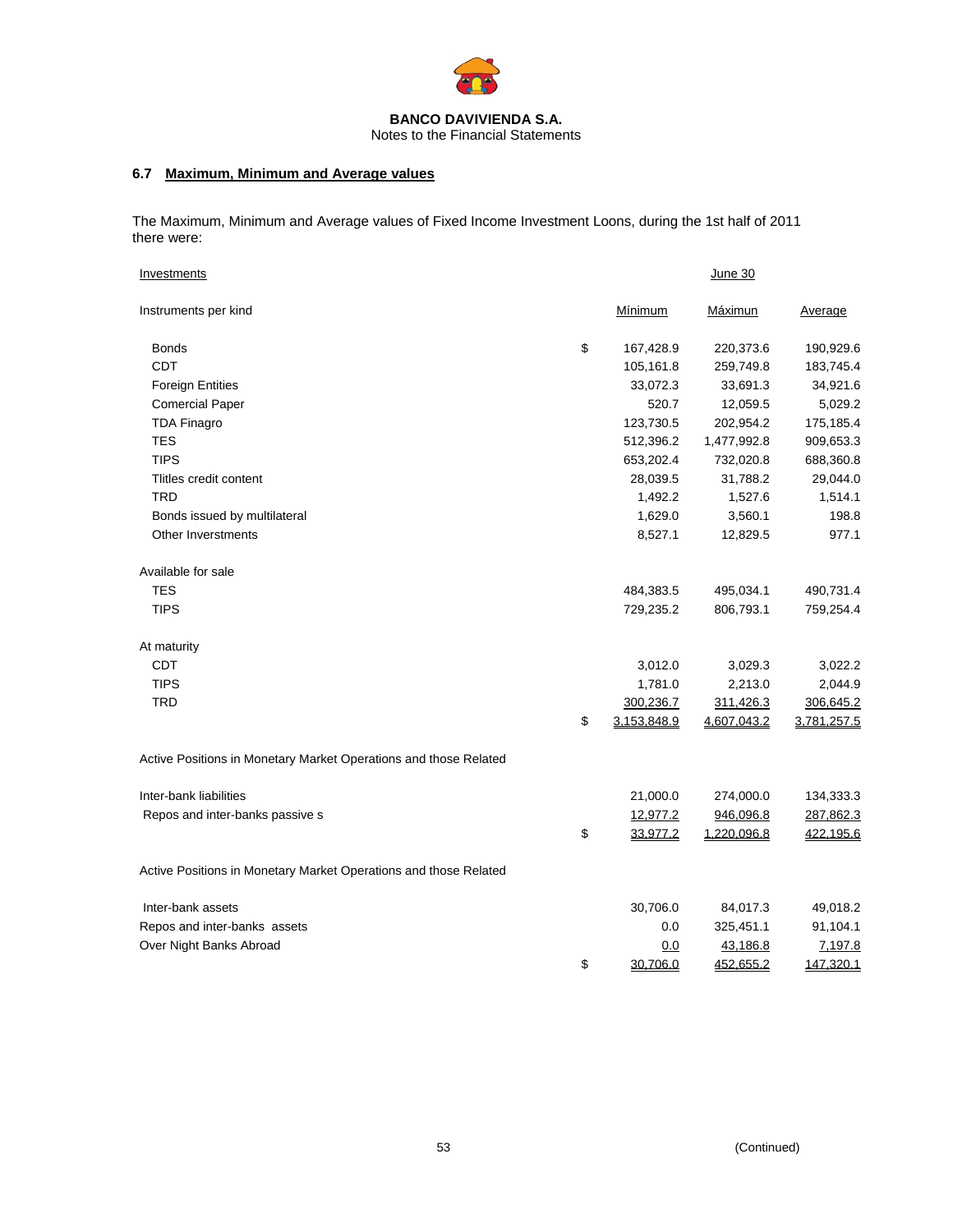**BANCO DAVIVIENDA S.A.**
Notes to the Financial Statements

### 6.7 Maximum, Minimum and Average values

The Maximum, Minimum and Average values of Fixed Income Investment Loons, during the 1st half of 2011 there were:

| Investments | | June 30 | | |
|---|---|---|---|---|
| Instruments per kind | | Mínimum | Máximun | Average |
| Bonds | $ | 167,428.9 | 220,373.6 | 190,929.6 |
| CDT | | 105,161.8 | 259,749.8 | 183,745.4 |
| Foreign Entities | | 33,072.3 | 33,691.3 | 34,921.6 |
| Comercial Paper | | 520.7 | 12,059.5 | 5,029.2 |
| TDA Finagro | | 123,730.5 | 202,954.2 | 175,185.4 |
| TES | | 512,396.2 | 1,477,992.8 | 909,653.3 |
| TIPS | | 653,202.4 | 732,020.8 | 688,360.8 |
| Tlitles credit content | | 28,039.5 | 31,788.2 | 29,044.0 |
| TRD | | 1,492.2 | 1,527.6 | 1,514.1 |
| Bonds issued by multilateral | | 1,629.0 | 3,560.1 | 198.8 |
| Other Inverstments | | 8,527.1 | 12,829.5 | 977.1 |
| Available for sale | | | | |
| TES | | 484,383.5 | 495,034.1 | 490,731.4 |
| TIPS | | 729,235.2 | 806,793.1 | 759,254.4 |
| At maturity | | | | |
| CDT | | 3,012.0 | 3,029.3 | 3,022.2 |
| TIPS | | 1,781.0 | 2,213.0 | 2,044.9 |
| TRD | | 300,236.7 | 311,426.3 | 306,645.2 |
| | $ | 3,153,848.9 | 4,607,043.2 | 3,781,257.5 |
| Active Positions in Monetary Market Operations and those Related | | | | |
| Inter-bank liabilities | | 21,000.0 | 274,000.0 | 134,333.3 |
| Repos and inter-banks passive s | | 12,977.2 | 946,096.8 | 287,862.3 |
| | $ | 33,977.2 | 1,220,096.8 | 422,195.6 |
| Active Positions in Monetary Market Operations and those Related | | | | |
| Inter-bank assets | | 30,706.0 | 84,017.3 | 49,018.2 |
| Repos and inter-banks assets | | 0.0 | 325,451.1 | 91,104.1 |
| Over Night Banks Abroad | | 0.0 | 43,186.8 | 7,197.8 |
| | $ | 30,706.0 | 452,655.2 | 147,320.1 |

(Continued)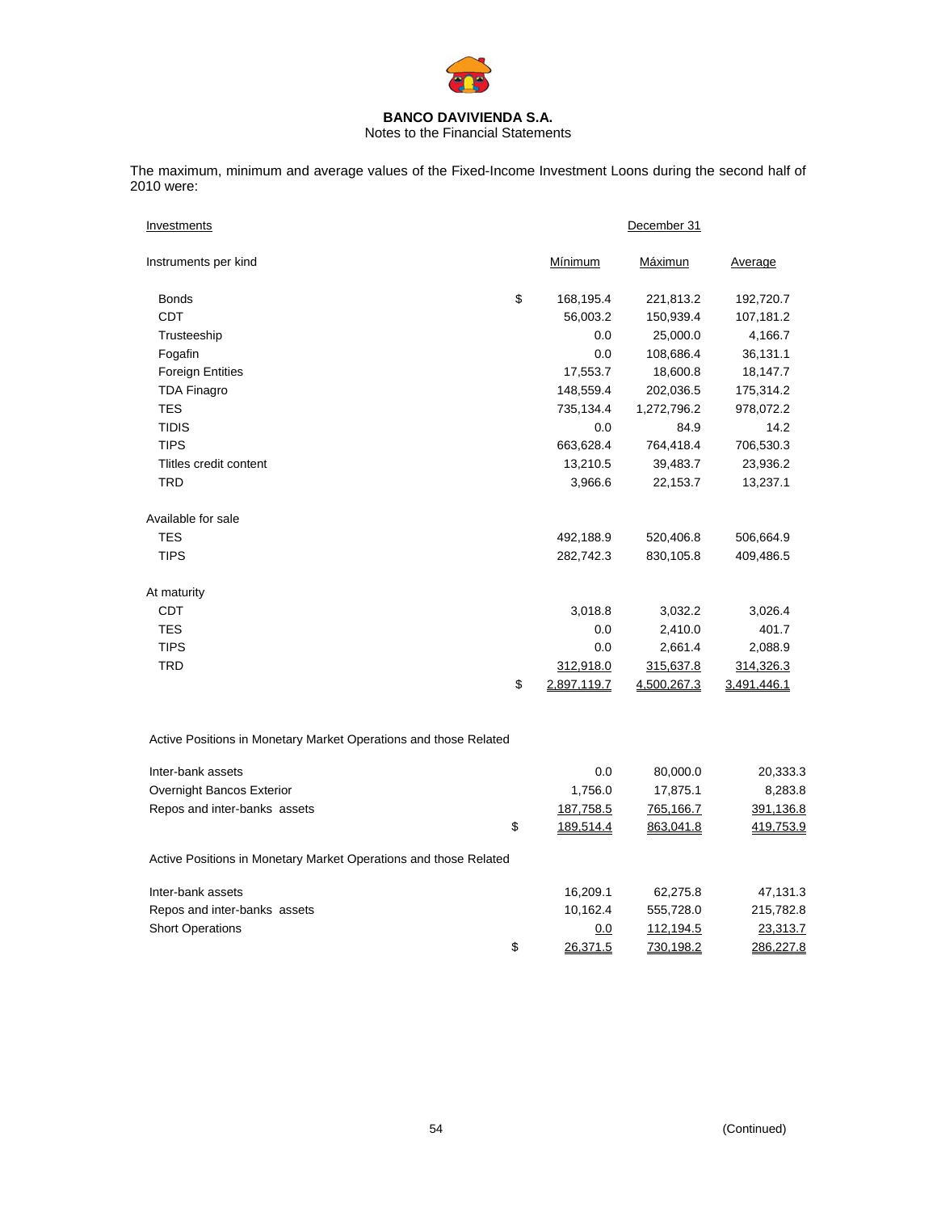**BANCO DAVIVIENDA S.A.**
Notes to the Financial Statements

The maximum, minimum and average values of the Fixed-Income Investment Loons during the second half of 2010 were:

| Investments | | December 31 | |
|---|---|---|---|
| Instruments per kind | Mínimum | Máximun | Average |
| Bonds | $ 168,195.4 | 221,813.2 | 192,720.7 |
| CDT | 56,003.2 | 150,939.4 | 107,181.2 |
| Trusteeship | 0.0 | 25,000.0 | 4,166.7 |
| Fogafin | 0.0 | 108,686.4 | 36,131.1 |
| Foreign Entities | 17,553.7 | 18,600.8 | 18,147.7 |
| TDA Finagro | 148,559.4 | 202,036.5 | 175,314.2 |
| TES | 735,134.4 | 1,272,796.2 | 978,072.2 |
| TIDIS | 0.0 | 84.9 | 14.2 |
| TIPS | 663,628.4 | 764,418.4 | 706,530.3 |
| Tlitles credit content | 13,210.5 | 39,483.7 | 23,936.2 |
| TRD | 3,966.6 | 22,153.7 | 13,237.1 |
| Available for sale | | | |
| TES | 492,188.9 | 520,406.8 | 506,664.9 |
| TIPS | 282,742.3 | 830,105.8 | 409,486.5 |
| At maturity | | | |
| CDT | 3,018.8 | 3,032.2 | 3,026.4 |
| TES | 0.0 | 2,410.0 | 401.7 |
| TIPS | 0.0 | 2,661.4 | 2,088.9 |
| TRD | 312,918.0 | 315,637.8 | 314,326.3 |
| | $ 2,897,119.7 | 4,500,267.3 | 3,491,446.1 |

Active Positions in Monetary Market Operations and those Related

| | Mínimum | Máximun | Average |
|---|---|---|---|
| Inter-bank assets | 0.0 | 80,000.0 | 20,333.3 |
| Overnight Bancos Exterior | 1,756.0 | 17,875.1 | 8,283.8 |
| Repos and inter-banks assets | 187,758.5 | 765,166.7 | 391,136.8 |
| | $ 189,514.4 | 863,041.8 | 419,753.9 |

Active Positions in Monetary Market Operations and those Related

| | Mínimum | Máximun | Average |
|---|---|---|---|
| Inter-bank assets | 16,209.1 | 62,275.8 | 47,131.3 |
| Repos and inter-banks assets | 10,162.4 | 555,728.0 | 215,782.8 |
| Short Operations | 0.0 | 112,194.5 | 23,313.7 |
| | $ 26,371.5 | 730,198.2 | 286,227.8 |

(Continued)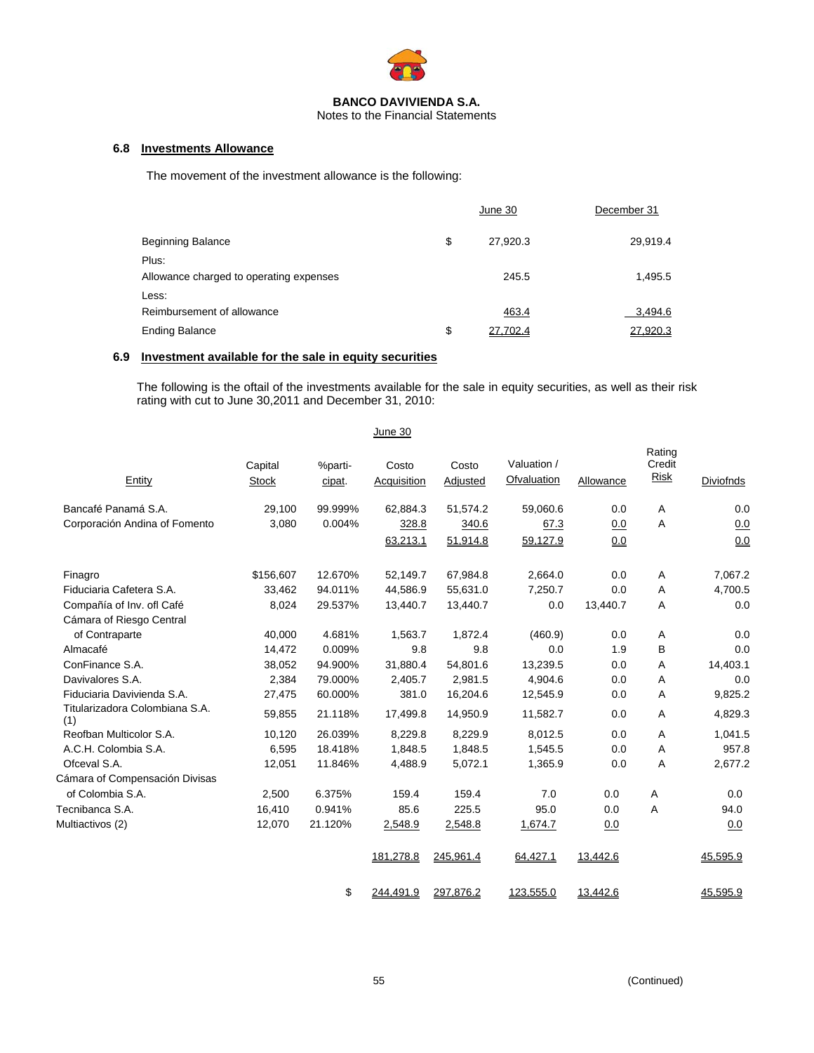**BANCO DAVIVIENDA S.A.**
Notes to the Financial Statements

### 6.8 Investments Allowance

The movement of the investment allowance is the following:

| | | June 30 | December 31 |
|---|---|---|---|
| Beginning Balance | $ | 27,920.3 | 29,919.4 |
| Plus: | | | |
| Allowance charged to operating expenses | | 245.5 | 1,495.5 |
| Less: | | | |
| Reimbursement of allowance | | 463.4 | 3,494.6 |
| Ending Balance | $ | 27,702.4 | 27,920.3 |

### 6.9 Investment available for the sale in equity securities

The following is the oftail of the investments available for the sale in equity securities, as well as their risk rating with cut to June 30,2011 and December 31, 2010:

June 30

| Entity | Capital Stock | %participat. | Costo Acquisition | Costo Adjusted | Valuation / Ofvaluation | Allowance | Rating Credit Risk | Diviofnds |
|---|---|---|---|---|---|---|---|---|
| Bancafé Panamá S.A. | 29,100 | 99.999% | 62,884.3 | 51,574.2 | 59,060.6 | 0.0 | A | 0.0 |
| Corporación Andina of Fomento | 3,080 | 0.004% | 328.8 | 340.6 | 67.3 | 0.0 | A | 0.0 |
| | | | 63,213.1 | 51,914.8 | 59,127.9 | 0.0 | | 0.0 |
| Finagro | $156,607 | 12.670% | 52,149.7 | 67,984.8 | 2,664.0 | 0.0 | A | 7,067.2 |
| Fiduciaria Cafetera S.A. | 33,462 | 94.011% | 44,586.9 | 55,631.0 | 7,250.7 | 0.0 | A | 4,700.5 |
| Compañía of Inv. ofl Café | 8,024 | 29.537% | 13,440.7 | 13,440.7 | 0.0 | 13,440.7 | A | 0.0 |
| Cámara of Riesgo Central of Contraparte | 40,000 | 4.681% | 1,563.7 | 1,872.4 | (460.9) | 0.0 | A | 0.0 |
| Almacafé | 14,472 | 0.009% | 9.8 | 9.8 | 0.0 | 1.9 | B | 0.0 |
| ConFinance S.A. | 38,052 | 94.900% | 31,880.4 | 54,801.6 | 13,239.5 | 0.0 | A | 14,403.1 |
| Davivalores S.A. | 2,384 | 79.000% | 2,405.7 | 2,981.5 | 4,904.6 | 0.0 | A | 0.0 |
| Fiduciaria Davivienda S.A. | 27,475 | 60.000% | 381.0 | 16,204.6 | 12,545.9 | 0.0 | A | 9,825.2 |
| Titularizadora Colombiana S.A. (1) | 59,855 | 21.118% | 17,499.8 | 14,950.9 | 11,582.7 | 0.0 | A | 4,829.3 |
| Reofban Multicolor S.A. | 10,120 | 26.039% | 8,229.8 | 8,229.9 | 8,012.5 | 0.0 | A | 1,041.5 |
| A.C.H. Colombia S.A. | 6,595 | 18.418% | 1,848.5 | 1,848.5 | 1,545.5 | 0.0 | A | 957.8 |
| Ofceval S.A. | 12,051 | 11.846% | 4,488.9 | 5,072.1 | 1,365.9 | 0.0 | A | 2,677.2 |
| Cámara of Compensación Divisas of Colombia S.A. | 2,500 | 6.375% | 159.4 | 159.4 | 7.0 | 0.0 | A | 0.0 |
| Tecnibanca S.A. | 16,410 | 0.941% | 85.6 | 225.5 | 95.0 | 0.0 | A | 94.0 |
| Multiactivos (2) | 12,070 | 21.120% | 2,548.9 | 2,548.8 | 1,674.7 | 0.0 | | 0.0 |
| | | | 181,278.8 | 245,961.4 | 64,427.1 | 13,442.6 | | 45,595.9 |
| | | $ | 244,491.9 | 297,876.2 | 123,555.0 | 13,442.6 | | 45,595.9 |

(Continued)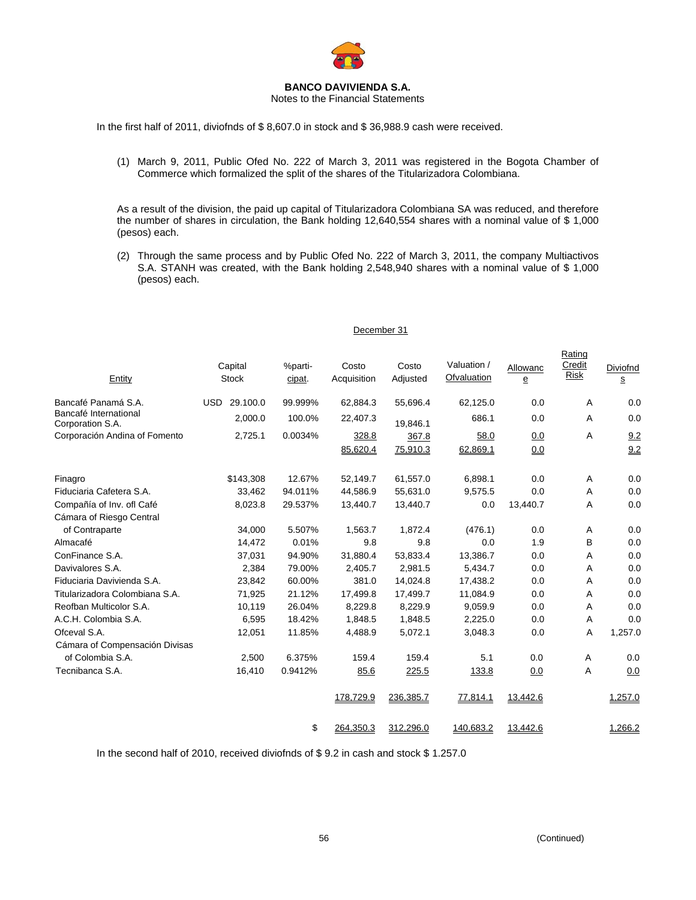**BANCO DAVIVIENDA S.A.**
Notes to the Financial Statements

In the first half of 2011, diviofnds of $ 8,607.0 in stock and $ 36,988.9 cash were received.

(1) March 9, 2011, Public Ofed No. 222 of March 3, 2011 was registered in the Bogota Chamber of Commerce which formalized the split of the shares of the Titularizadora Colombiana.

As a result of the division, the paid up capital of Titularizadora Colombiana SA was reduced, and therefore the number of shares in circulation, the Bank holding 12,640,554 shares with a nominal value of $ 1,000 (pesos) each.

(2) Through the same process and by Public Ofed No. 222 of March 3, 2011, the company Multiactivos S.A. STANH was created, with the Bank holding 2,548,940 shares with a nominal value of $ 1,000 (pesos) each.

December 31

| Entity | Capital Stock | %participat. | Costo Acquisition | Costo Adjusted | Valuation / Ofvaluation | Allowance | Rating Credit Risk | Diviofnds |
|---|---|---|---|---|---|---|---|---|
| Bancafé Panamá S.A. | USD 29.100.0 | 99.999% | 62,884.3 | 55,696.4 | 62,125.0 | 0.0 | A | 0.0 |
| Bancafé International Corporation S.A. | 2,000.0 | 100.0% | 22,407.3 | 19,846.1 | 686.1 | 0.0 | A | 0.0 |
| Corporación Andina of Fomento | 2,725.1 | 0.0034% | 328.8 | 367.8 | 58.0 | 0.0 | A | 9.2 |
| | | | 85,620.4 | 75,910.3 | 62,869.1 | 0.0 | | 9.2 |
| Finagro | $143,308 | 12.67% | 52,149.7 | 61,557.0 | 6,898.1 | 0.0 | A | 0.0 |
| Fiduciaria Cafetera S.A. | 33,462 | 94.011% | 44,586.9 | 55,631.0 | 9,575.5 | 0.0 | A | 0.0 |
| Compañía of Inv. ofl Café | 8,023.8 | 29.537% | 13,440.7 | 13,440.7 | 0.0 | 13,440.7 | A | 0.0 |
| Cámara of Riesgo Central of Contraparte | 34,000 | 5.507% | 1,563.7 | 1,872.4 | (476.1) | 0.0 | A | 0.0 |
| Almacafé | 14,472 | 0.01% | 9.8 | 9.8 | 0.0 | 1.9 | B | 0.0 |
| ConFinance S.A. | 37,031 | 94.90% | 31,880.4 | 53,833.4 | 13,386.7 | 0.0 | A | 0.0 |
| Davivalores S.A. | 2,384 | 79.00% | 2,405.7 | 2,981.5 | 5,434.7 | 0.0 | A | 0.0 |
| Fiduciaria Davivienda S.A. | 23,842 | 60.00% | 381.0 | 14,024.8 | 17,438.2 | 0.0 | A | 0.0 |
| Titularizadora Colombiana S.A. | 71,925 | 21.12% | 17,499.8 | 17,499.7 | 11,084.9 | 0.0 | A | 0.0 |
| Reofban Multicolor S.A. | 10,119 | 26.04% | 8,229.8 | 8,229.9 | 9,059.9 | 0.0 | A | 0.0 |
| A.C.H. Colombia S.A. | 6,595 | 18.42% | 1,848.5 | 1,848.5 | 2,225.0 | 0.0 | A | 0.0 |
| Ofceval S.A. | 12,051 | 11.85% | 4,488.9 | 5,072.1 | 3,048.3 | 0.0 | A | 1,257.0 |
| Cámara of Compensación Divisas of Colombia S.A. | 2,500 | 6.375% | 159.4 | 159.4 | 5.1 | 0.0 | A | 0.0 |
| Tecnibanca S.A. | 16,410 | 0.9412% | 85.6 | 225.5 | 133.8 | 0.0 | A | 0.0 |
| | | | 178,729.9 | 236,385.7 | 77,814.1 | 13,442.6 | | 1,257.0 |
| | | $ | 264,350.3 | 312,296.0 | 140,683.2 | 13,442.6 | | 1,266.2 |

In the second half of 2010, received diviofnds of $ 9.2 in cash and stock $ 1.257.0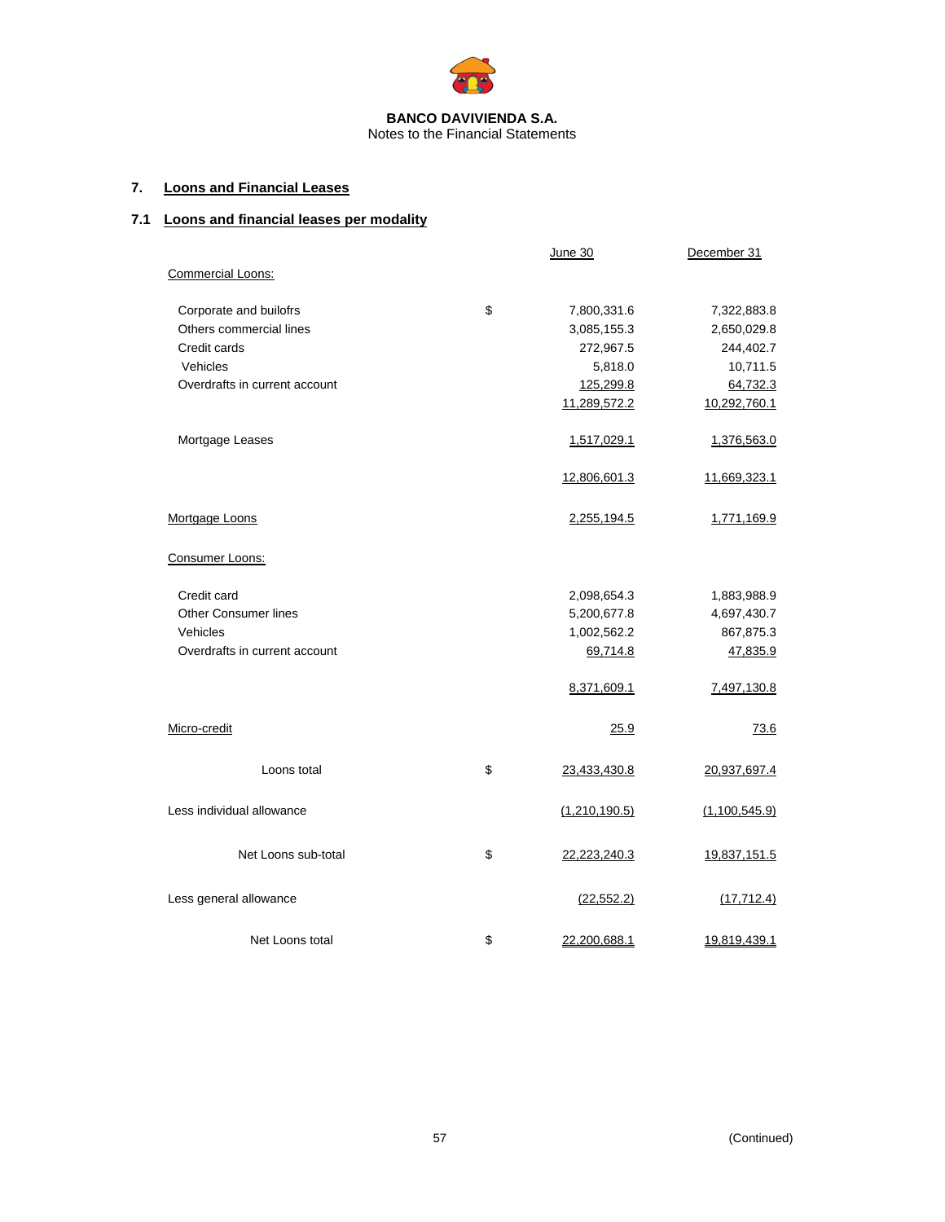**BANCO DAVIVIENDA S.A.**
Notes to the Financial Statements

## 7. Loons and Financial Leases

### 7.1 Loons and financial leases per modality

| | | June 30 | December 31 |
|---|---|---|---|
| Commercial Loons: | | | |
| Corporate and builofrs | $ | 7,800,331.6 | 7,322,883.8 |
| Others commercial lines | | 3,085,155.3 | 2,650,029.8 |
| Credit cards | | 272,967.5 | 244,402.7 |
| Vehicles | | 5,818.0 | 10,711.5 |
| Overdrafts in current account | | 125,299.8 | 64,732.3 |
| | | 11,289,572.2 | 10,292,760.1 |
| Mortgage Leases | | 1,517,029.1 | 1,376,563.0 |
| | | 12,806,601.3 | 11,669,323.1 |
| Mortgage Loons | | 2,255,194.5 | 1,771,169.9 |
| Consumer Loons: | | | |
| Credit card | | 2,098,654.3 | 1,883,988.9 |
| Other Consumer lines | | 5,200,677.8 | 4,697,430.7 |
| Vehicles | | 1,002,562.2 | 867,875.3 |
| Overdrafts in current account | | 69,714.8 | 47,835.9 |
| | | 8,371,609.1 | 7,497,130.8 |
| Micro-credit | | 25.9 | 73.6 |
| Loons total | $ | 23,433,430.8 | 20,937,697.4 |
| Less individual allowance | | (1,210,190.5) | (1,100,545.9) |
| Net Loons sub-total | $ | 22,223,240.3 | 19,837,151.5 |
| Less general allowance | | (22,552.2) | (17,712.4) |
| Net Loons total | $ | 22,200,688.1 | 19,819,439.1 |

(Continued)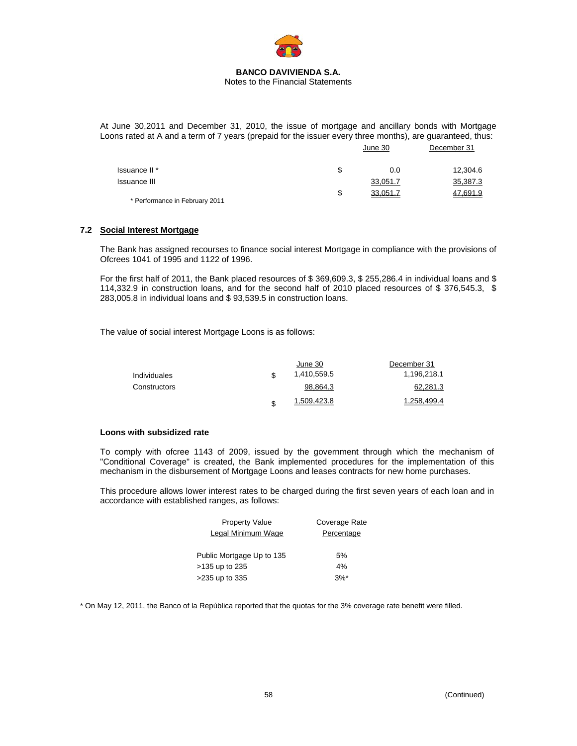At June 30,2011 and December 31, 2010, the issue of mortgage and ancillary bonds with Mortgage Loons rated at A and a term of 7 years (prepaid for the issuer every three months), are guaranteed, thus:

| | | June 30 | December 31 |
|---|---|---|---|
| Issuance II * | $ | 0.0 | 12,304.6 |
| Issuance III | | 33,051.7 | 35,387.3 |
| | $ | 33,051.7 | 47,691.9 |

\* Performance in February 2011

## 7.2 Social Interest Mortgage

The Bank has assigned recourses to finance social interest Mortgage in compliance with the provisions of Ofcrees 1041 of 1995 and 1122 of 1996.

For the first half of 2011, the Bank placed resources of $ 369,609.3, $ 255,286.4 in individual loans and $ 114,332.9 in construction loans, and for the second half of 2010 placed resources of $ 376,545.3, $ 283,005.8 in individual loans and $ 93,539.5 in construction loans.

The value of social interest Mortgage Loons is as follows:

| | | June 30 | December 31 |
|---|---|---|---|
| Individuales | $ | 1,410,559.5 | 1,196,218.1 |
| Constructors | | 98,864.3 | 62,281.3 |
| | $ | 1,509,423.8 | 1,258,499.4 |

### Loons with subsidized rate

To comply with ofcree 1143 of 2009, issued by the government through which the mechanism of "Conditional Coverage" is created, the Bank implemented procedures for the implementation of this mechanism in the disbursement of Mortgage Loons and leases contracts for new home purchases.

This procedure allows lower interest rates to be charged during the first seven years of each loan and in accordance with established ranges, as follows:

| Property Value Legal Minimum Wage | Coverage Rate Percentage |
|---|---|
| Public Mortgage Up to 135 | 5% |
| >135 up to 235 | 4% |
| >235 up to 335 | 3%* |

\* On May 12, 2011, the Banco of la República reported that the quotas for the 3% coverage rate benefit were filled.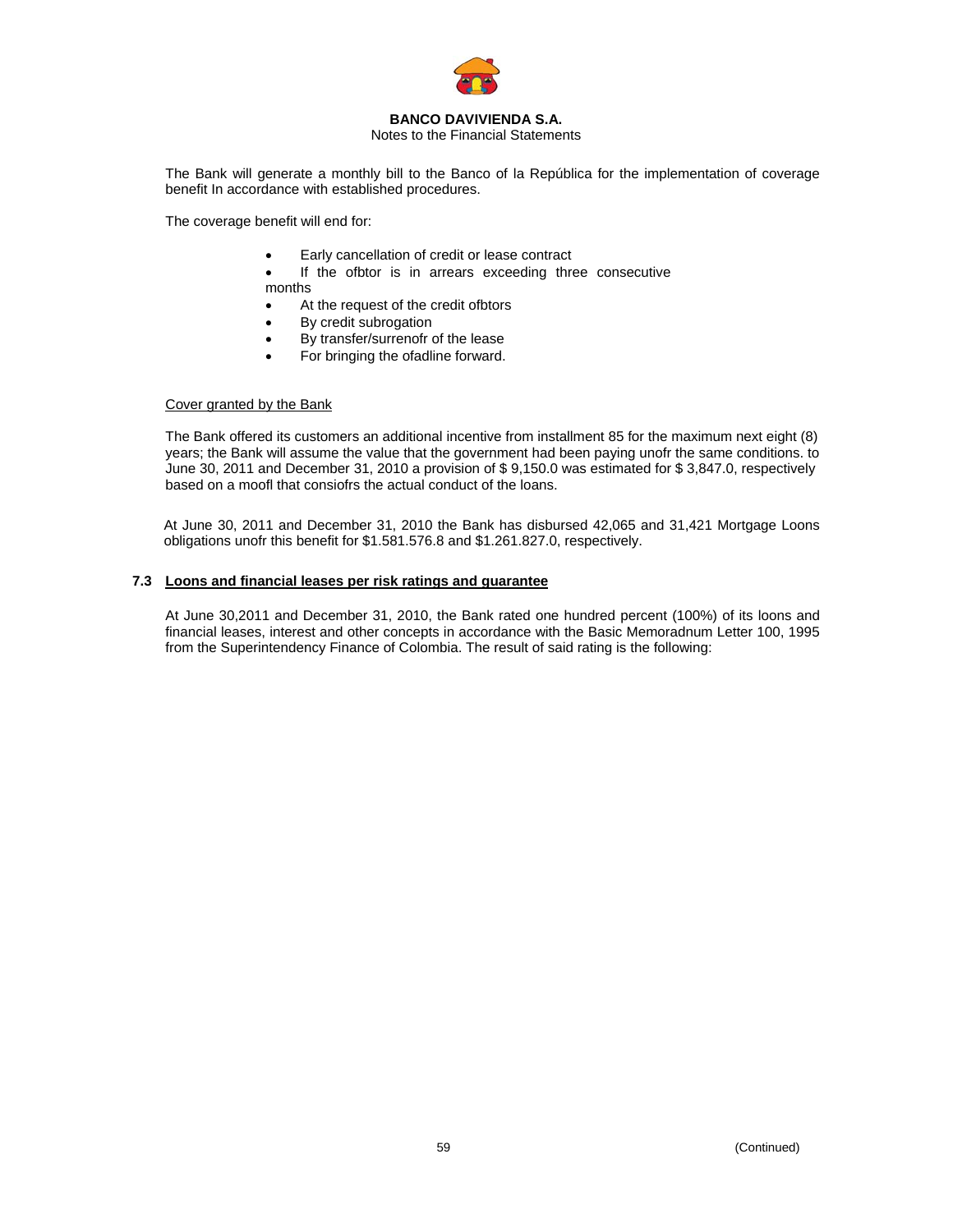The Bank will generate a monthly bill to the Banco of la República for the implementation of coverage benefit In accordance with established procedures.

The coverage benefit will end for:

- Early cancellation of credit or lease contract
- If the ofbtor is in arrears exceeding three consecutive months
- At the request of the credit ofbtors
- By credit subrogation
- By transfer/surrenofr of the lease
- For bringing the ofadline forward.

Cover granted by the Bank

The Bank offered its customers an additional incentive from installment 85 for the maximum next eight (8) years; the Bank will assume the value that the government had been paying unofr the same conditions. to June 30, 2011 and December 31, 2010 a provision of $ 9,150.0 was estimated for $ 3,847.0, respectively based on a moofl that consiofrs the actual conduct of the loans.

At June 30, 2011 and December 31, 2010 the Bank has disbursed 42,065 and 31,421 Mortgage Loons obligations unofr this benefit for $1.581.576.8 and $1.261.827.0, respectively.

### 7.3 Loons and financial leases per risk ratings and guarantee

At June 30,2011 and December 31, 2010, the Bank rated one hundred percent (100%) of its loons and financial leases, interest and other concepts in accordance with the Basic Memoradnum Letter 100, 1995 from the Superintendency Finance of Colombia. The result of said rating is the following: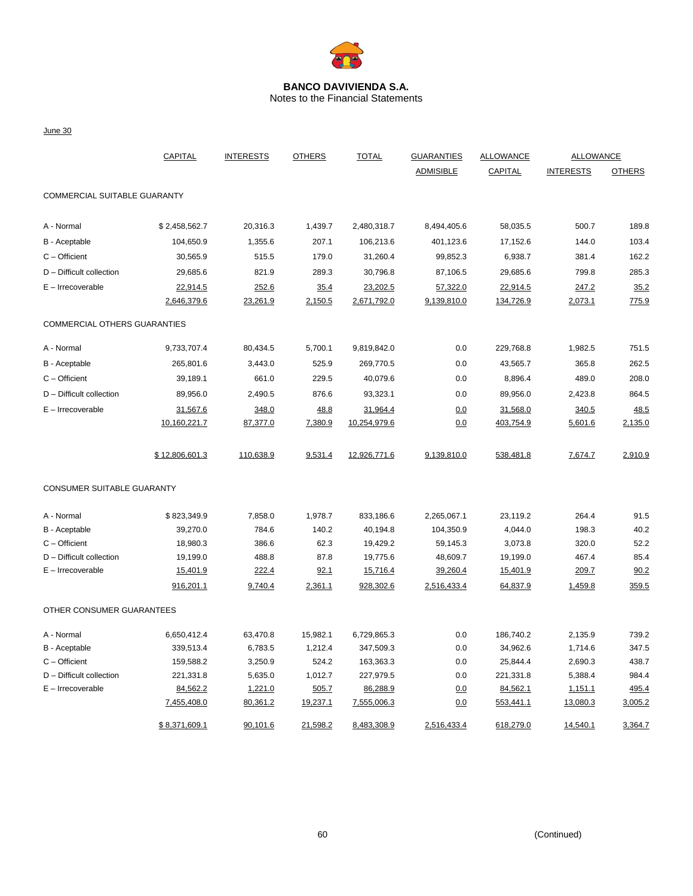**BANCO DAVIVIENDA S.A.**
Notes to the Financial Statements

June 30

| | CAPITAL | INTERESTS | OTHERS | TOTAL | GUARANTIES ADMISIBLE | ALLOWANCE CAPITAL | ALLOWANCE INTERESTS | ALLOWANCE OTHERS |
|---|---|---|---|---|---|---|---|---|
| COMMERCIAL SUITABLE GUARANTY | | | | | | | | |
| A - Normal | $ 2,458,562.7 | 20,316.3 | 1,439.7 | 2,480,318.7 | 8,494,405.6 | 58,035.5 | 500.7 | 189.8 |
| B - Aceptable | 104,650.9 | 1,355.6 | 207.1 | 106,213.6 | 401,123.6 | 17,152.6 | 144.0 | 103.4 |
| C – Officient | 30,565.9 | 515.5 | 179.0 | 31,260.4 | 99,852.3 | 6,938.7 | 381.4 | 162.2 |
| D – Difficult collection | 29,685.6 | 821.9 | 289.3 | 30,796.8 | 87,106.5 | 29,685.6 | 799.8 | 285.3 |
| E – Irrecoverable | 22,914.5 | 252.6 | 35.4 | 23,202.5 | 57,322.0 | 22,914.5 | 247.2 | 35.2 |
| | 2,646,379.6 | 23,261.9 | 2,150.5 | 2,671,792.0 | 9,139,810.0 | 134,726.9 | 2,073.1 | 775.9 |
| COMMERCIAL OTHERS GUARANTIES | | | | | | | | |
| A - Normal | 9,733,707.4 | 80,434.5 | 5,700.1 | 9,819,842.0 | 0.0 | 229,768.8 | 1,982.5 | 751.5 |
| B - Aceptable | 265,801.6 | 3,443.0 | 525.9 | 269,770.5 | 0.0 | 43,565.7 | 365.8 | 262.5 |
| C – Officient | 39,189.1 | 661.0 | 229.5 | 40,079.6 | 0.0 | 8,896.4 | 489.0 | 208.0 |
| D – Difficult collection | 89,956.0 | 2,490.5 | 876.6 | 93,323.1 | 0.0 | 89,956.0 | 2,423.8 | 864.5 |
| E – Irrecoverable | 31,567.6 | 348.0 | 48.8 | 31,964.4 | 0.0 | 31,568.0 | 340.5 | 48.5 |
| | 10,160,221.7 | 87,377.0 | 7,380.9 | 10,254,979.6 | 0.0 | 403,754.9 | 5,601.6 | 2,135.0 |
| | $ 12,806,601.3 | 110,638.9 | 9,531.4 | 12,926,771.6 | 9,139,810.0 | 538,481.8 | 7,674.7 | 2,910.9 |
| CONSUMER SUITABLE GUARANTY | | | | | | | | |
| A - Normal | $ 823,349.9 | 7,858.0 | 1,978.7 | 833,186.6 | 2,265,067.1 | 23,119.2 | 264.4 | 91.5 |
| B - Aceptable | 39,270.0 | 784.6 | 140.2 | 40,194.8 | 104,350.9 | 4,044.0 | 198.3 | 40.2 |
| C – Officient | 18,980.3 | 386.6 | 62.3 | 19,429.2 | 59,145.3 | 3,073.8 | 320.0 | 52.2 |
| D – Difficult collection | 19,199.0 | 488.8 | 87.8 | 19,775.6 | 48,609.7 | 19,199.0 | 467.4 | 85.4 |
| E – Irrecoverable | 15,401.9 | 222.4 | 92.1 | 15,716.4 | 39,260.4 | 15,401.9 | 209.7 | 90.2 |
| | 916,201.1 | 9,740.4 | 2,361.1 | 928,302.6 | 2,516,433.4 | 64,837.9 | 1,459.8 | 359.5 |
| OTHER CONSUMER GUARANTEES | | | | | | | | |
| A - Normal | 6,650,412.4 | 63,470.8 | 15,982.1 | 6,729,865.3 | 0.0 | 186,740.2 | 2,135.9 | 739.2 |
| B - Aceptable | 339,513.4 | 6,783.5 | 1,212.4 | 347,509.3 | 0.0 | 34,962.6 | 1,714.6 | 347.5 |
| C – Officient | 159,588.2 | 3,250.9 | 524.2 | 163,363.3 | 0.0 | 25,844.4 | 2,690.3 | 438.7 |
| D – Difficult collection | 221,331.8 | 5,635.0 | 1,012.7 | 227,979.5 | 0.0 | 221,331.8 | 5,388.4 | 984.4 |
| E – Irrecoverable | 84,562.2 | 1,221.0 | 505.7 | 86,288.9 | 0.0 | 84,562.1 | 1,151.1 | 495.4 |
| | 7,455,408.0 | 80,361.2 | 19,237.1 | 7,555,006.3 | 0.0 | 553,441.1 | 13,080.3 | 3,005.2 |
| | $ 8,371,609.1 | 90,101.6 | 21,598.2 | 8,483,308.9 | 2,516,433.4 | 618,279.0 | 14,540.1 | 3,364.7 |

(Continued)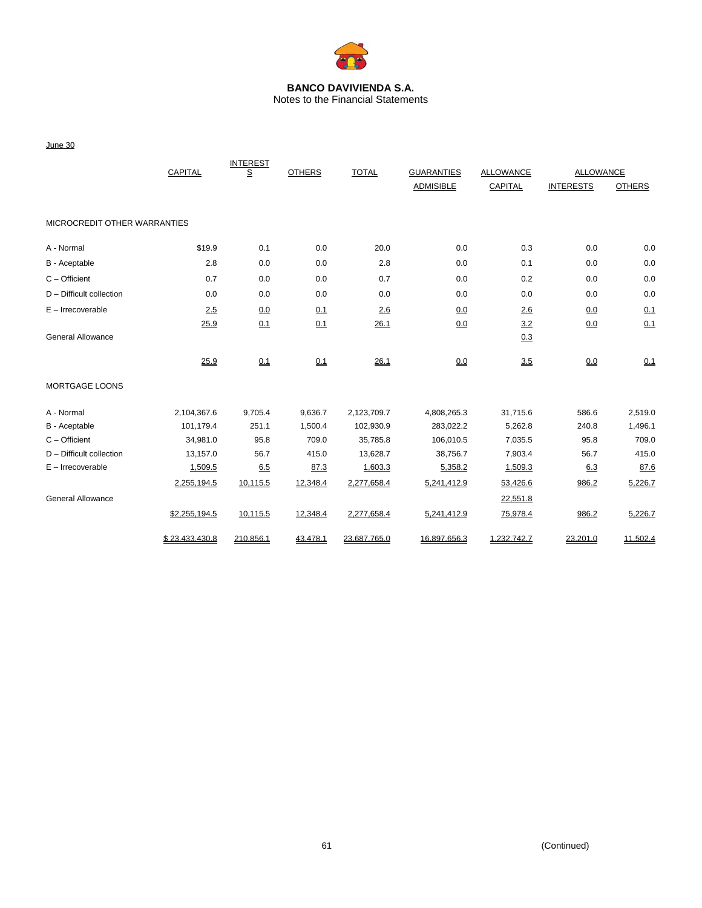**BANCO DAVIVIENDA S.A.**
Notes to the Financial Statements

June 30

| | CAPITAL | INTERESTS | OTHERS | TOTAL | GUARANTIES ADMISIBLE | ALLOWANCE CAPITAL | ALLOWANCE INTERESTS | ALLOWANCE OTHERS |
|---|---|---|---|---|---|---|---|---|
| MICROCREDIT OTHER WARRANTIES | | | | | | | | |
| A - Normal | $19.9 | 0.1 | 0.0 | 20.0 | 0.0 | 0.3 | 0.0 | 0.0 |
| B - Aceptable | 2.8 | 0.0 | 0.0 | 2.8 | 0.0 | 0.1 | 0.0 | 0.0 |
| C – Officient | 0.7 | 0.0 | 0.0 | 0.7 | 0.0 | 0.2 | 0.0 | 0.0 |
| D – Difficult collection | 0.0 | 0.0 | 0.0 | 0.0 | 0.0 | 0.0 | 0.0 | 0.0 |
| E – Irrecoverable | 2.5 | 0.0 | 0.1 | 2.6 | 0.0 | 2.6 | 0.0 | 0.1 |
| | 25.9 | 0.1 | 0.1 | 26.1 | 0.0 | 3.2 | 0.0 | 0.1 |
| General Allowance | | | | | | 0.3 | | |
| | 25.9 | 0.1 | 0.1 | 26.1 | 0.0 | 3.5 | 0.0 | 0.1 |
| MORTGAGE LOONS | | | | | | | | |
| A - Normal | 2,104,367.6 | 9,705.4 | 9,636.7 | 2,123,709.7 | 4,808,265.3 | 31,715.6 | 586.6 | 2,519.0 |
| B - Aceptable | 101,179.4 | 251.1 | 1,500.4 | 102,930.9 | 283,022.2 | 5,262.8 | 240.8 | 1,496.1 |
| C – Officient | 34,981.0 | 95.8 | 709.0 | 35,785.8 | 106,010.5 | 7,035.5 | 95.8 | 709.0 |
| D – Difficult collection | 13,157.0 | 56.7 | 415.0 | 13,628.7 | 38,756.7 | 7,903.4 | 56.7 | 415.0 |
| E – Irrecoverable | 1,509.5 | 6.5 | 87.3 | 1,603.3 | 5,358.2 | 1,509.3 | 6.3 | 87.6 |
| | 2,255,194.5 | 10,115.5 | 12,348.4 | 2,277,658.4 | 5,241,412.9 | 53,426.6 | 986.2 | 5,226.7 |
| General Allowance | | | | | | 22,551.8 | | |
| | $2,255,194.5 | 10,115.5 | 12,348.4 | 2,277,658.4 | 5,241,412.9 | 75,978.4 | 986.2 | 5,226.7 |
| | $ 23,433,430.8 | 210,856.1 | 43,478.1 | 23,687,765.0 | 16,897,656.3 | 1,232,742.7 | 23,201.0 | 11,502.4 |

(Continued)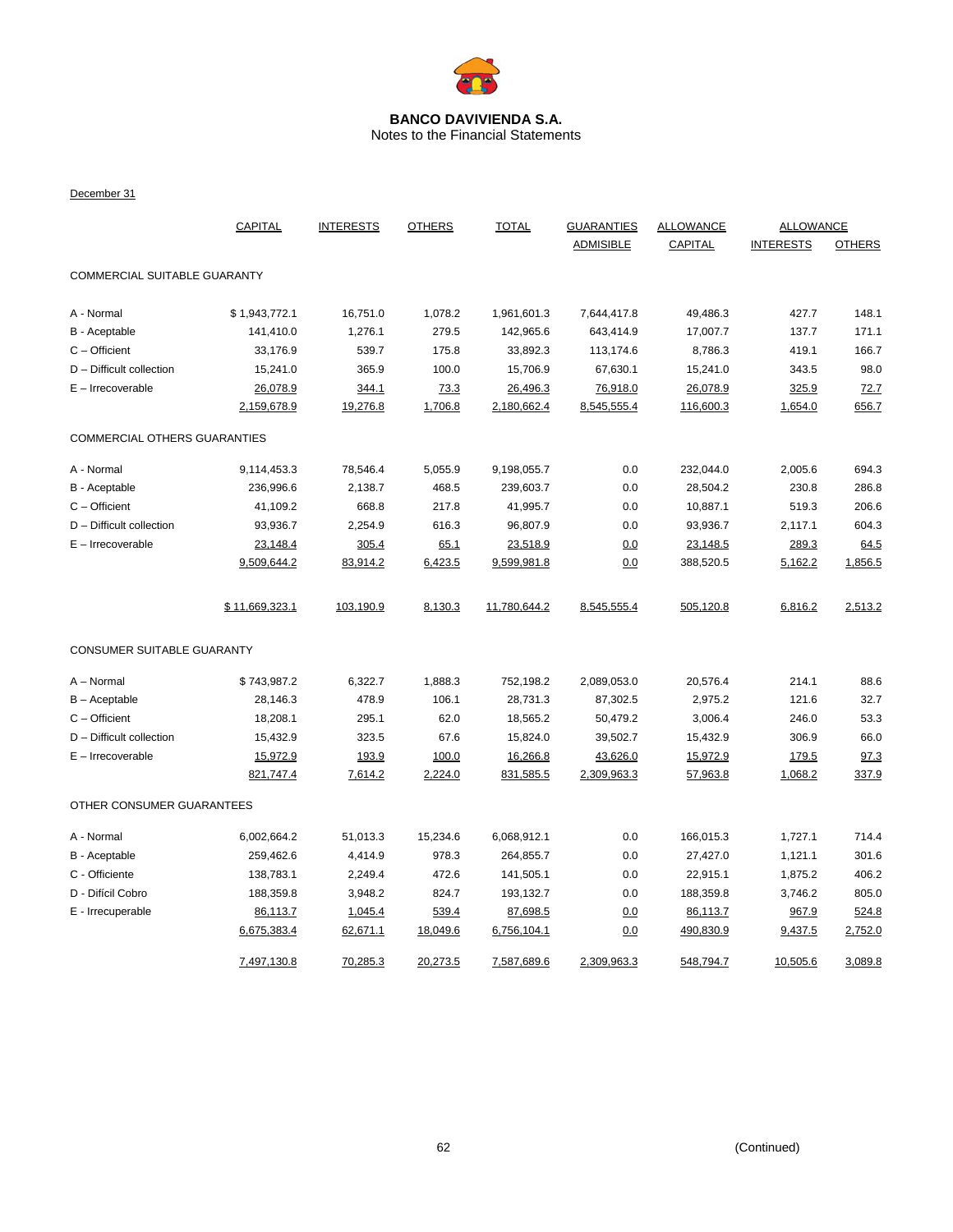**BANCO DAVIVIENDA S.A.**
Notes to the Financial Statements

December 31

| | CAPITAL | INTERESTS | OTHERS | TOTAL | GUARANTIES ADMISIBLE | ALLOWANCE CAPITAL | ALLOWANCE INTERESTS | ALLOWANCE OTHERS |
|---|---|---|---|---|---|---|---|---|
| COMMERCIAL SUITABLE GUARANTY | | | | | | | | |
| A - Normal | $ 1,943,772.1 | 16,751.0 | 1,078.2 | 1,961,601.3 | 7,644,417.8 | 49,486.3 | 427.7 | 148.1 |
| B - Aceptable | 141,410.0 | 1,276.1 | 279.5 | 142,965.6 | 643,414.9 | 17,007.7 | 137.7 | 171.1 |
| C – Officient | 33,176.9 | 539.7 | 175.8 | 33,892.3 | 113,174.6 | 8,786.3 | 419.1 | 166.7 |
| D – Difficult collection | 15,241.0 | 365.9 | 100.0 | 15,706.9 | 67,630.1 | 15,241.0 | 343.5 | 98.0 |
| E – Irrecoverable | 26,078.9 | 344.1 | 73.3 | 26,496.3 | 76,918.0 | 26,078.9 | 325.9 | 72.7 |
| | 2,159,678.9 | 19,276.8 | 1,706.8 | 2,180,662.4 | 8,545,555.4 | 116,600.3 | 1,654.0 | 656.7 |
| COMMERCIAL OTHERS GUARANTIES | | | | | | | | |
| A - Normal | 9,114,453.3 | 78,546.4 | 5,055.9 | 9,198,055.7 | 0.0 | 232,044.0 | 2,005.6 | 694.3 |
| B - Aceptable | 236,996.6 | 2,138.7 | 468.5 | 239,603.7 | 0.0 | 28,504.2 | 230.8 | 286.8 |
| C – Officient | 41,109.2 | 668.8 | 217.8 | 41,995.7 | 0.0 | 10,887.1 | 519.3 | 206.6 |
| D – Difficult collection | 93,936.7 | 2,254.9 | 616.3 | 96,807.9 | 0.0 | 93,936.7 | 2,117.1 | 604.3 |
| E – Irrecoverable | 23,148.4 | 305.4 | 65.1 | 23,518.9 | 0.0 | 23,148.5 | 289.3 | 64.5 |
| | 9,509,644.2 | 83,914.2 | 6,423.5 | 9,599,981.8 | 0.0 | 388,520.5 | 5,162.2 | 1,856.5 |
| | $ 11,669,323.1 | 103,190.9 | 8,130.3 | 11,780,644.2 | 8,545,555.4 | 505,120.8 | 6,816.2 | 2,513.2 |
| CONSUMER SUITABLE GUARANTY | | | | | | | | |
| A – Normal | $ 743,987.2 | 6,322.7 | 1,888.3 | 752,198.2 | 2,089,053.0 | 20,576.4 | 214.1 | 88.6 |
| B – Aceptable | 28,146.3 | 478.9 | 106.1 | 28,731.3 | 87,302.5 | 2,975.2 | 121.6 | 32.7 |
| C – Officient | 18,208.1 | 295.1 | 62.0 | 18,565.2 | 50,479.2 | 3,006.4 | 246.0 | 53.3 |
| D – Difficult collection | 15,432.9 | 323.5 | 67.6 | 15,824.0 | 39,502.7 | 15,432.9 | 306.9 | 66.0 |
| E – Irrecoverable | 15,972.9 | 193.9 | 100.0 | 16,266.8 | 43,626.0 | 15,972.9 | 179.5 | 97.3 |
| | 821,747.4 | 7,614.2 | 2,224.0 | 831,585.5 | 2,309,963.3 | 57,963.8 | 1,068.2 | 337.9 |
| OTHER CONSUMER GUARANTEES | | | | | | | | |
| A - Normal | 6,002,664.2 | 51,013.3 | 15,234.6 | 6,068,912.1 | 0.0 | 166,015.3 | 1,727.1 | 714.4 |
| B - Aceptable | 259,462.6 | 4,414.9 | 978.3 | 264,855.7 | 0.0 | 27,427.0 | 1,121.1 | 301.6 |
| C - Officiente | 138,783.1 | 2,249.4 | 472.6 | 141,505.1 | 0.0 | 22,915.1 | 1,875.2 | 406.2 |
| D - Dificil Cobro | 188,359.8 | 3,948.2 | 824.7 | 193,132.7 | 0.0 | 188,359.8 | 3,746.2 | 805.0 |
| E - Irrecuperable | 86,113.7 | 1,045.4 | 539.4 | 87,698.5 | 0.0 | 86,113.7 | 967.9 | 524.8 |
| | 6,675,383.4 | 62,671.1 | 18,049.6 | 6,756,104.1 | 0.0 | 490,830.9 | 9,437.5 | 2,752.0 |
| | 7,497,130.8 | 70,285.3 | 20,273.5 | 7,587,689.6 | 2,309,963.3 | 548,794.7 | 10,505.6 | 3,089.8 |

(Continued)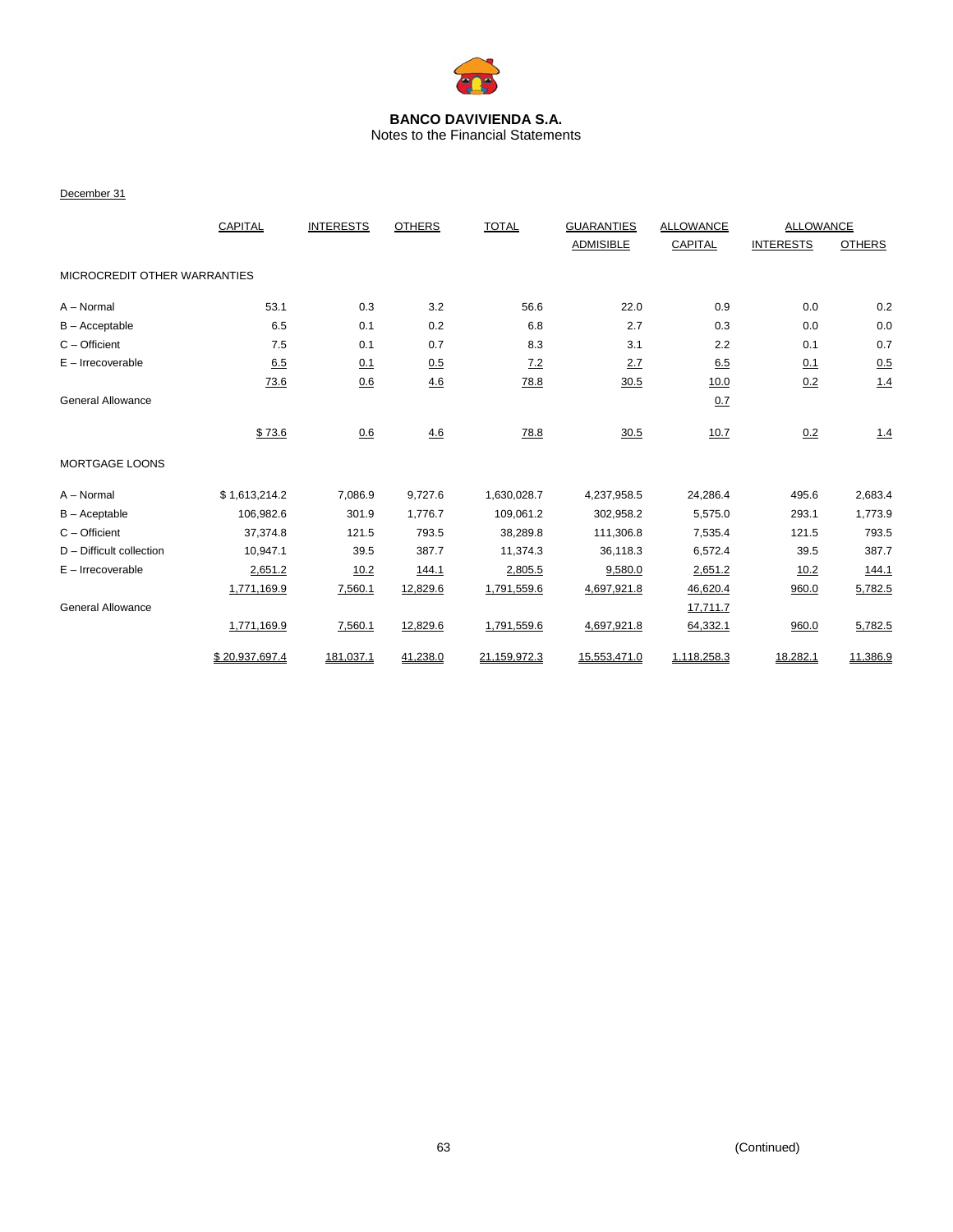**BANCO DAVIVIENDA S.A.**
Notes to the Financial Statements

December 31

| | CAPITAL | INTERESTS | OTHERS | TOTAL | GUARANTIES ADMISIBLE | ALLOWANCE CAPITAL | ALLOWANCE INTERESTS | ALLOWANCE OTHERS |
|---|---|---|---|---|---|---|---|---|
| MICROCREDIT OTHER WARRANTIES | | | | | | | | |
| A – Normal | 53.1 | 0.3 | 3.2 | 56.6 | 22.0 | 0.9 | 0.0 | 0.2 |
| B – Acceptable | 6.5 | 0.1 | 0.2 | 6.8 | 2.7 | 0.3 | 0.0 | 0.0 |
| C – Officient | 7.5 | 0.1 | 0.7 | 8.3 | 3.1 | 2.2 | 0.1 | 0.7 |
| E – Irrecoverable | 6.5 | 0.1 | 0.5 | 7.2 | 2.7 | 6.5 | 0.1 | 0.5 |
| | 73.6 | 0.6 | 4.6 | 78.8 | 30.5 | 10.0 | 0.2 | 1.4 |
| General Allowance | | | | | | 0.7 | | |
| | $ 73.6 | 0.6 | 4.6 | 78.8 | 30.5 | 10.7 | 0.2 | 1.4 |
| MORTGAGE LOONS | | | | | | | | |
| A – Normal | $ 1,613,214.2 | 7,086.9 | 9,727.6 | 1,630,028.7 | 4,237,958.5 | 24,286.4 | 495.6 | 2,683.4 |
| B – Aceptable | 106,982.6 | 301.9 | 1,776.7 | 109,061.2 | 302,958.2 | 5,575.0 | 293.1 | 1,773.9 |
| C – Officient | 37,374.8 | 121.5 | 793.5 | 38,289.8 | 111,306.8 | 7,535.4 | 121.5 | 793.5 |
| D – Difficult collection | 10,947.1 | 39.5 | 387.7 | 11,374.3 | 36,118.3 | 6,572.4 | 39.5 | 387.7 |
| E – Irrecoverable | 2,651.2 | 10.2 | 144.1 | 2,805.5 | 9,580.0 | 2,651.2 | 10.2 | 144.1 |
| | 1,771,169.9 | 7,560.1 | 12,829.6 | 1,791,559.6 | 4,697,921.8 | 46,620.4 | 960.0 | 5,782.5 |
| General Allowance | | | | | | 17,711.7 | | |
| | 1,771,169.9 | 7,560.1 | 12,829.6 | 1,791,559.6 | 4,697,921.8 | 64,332.1 | 960.0 | 5,782.5 |
| | $ 20,937,697.4 | 181,037.1 | 41,238.0 | 21,159,972.3 | 15,553,471.0 | 1,118,258.3 | 18,282.1 | 11,386.9 |

(Continued)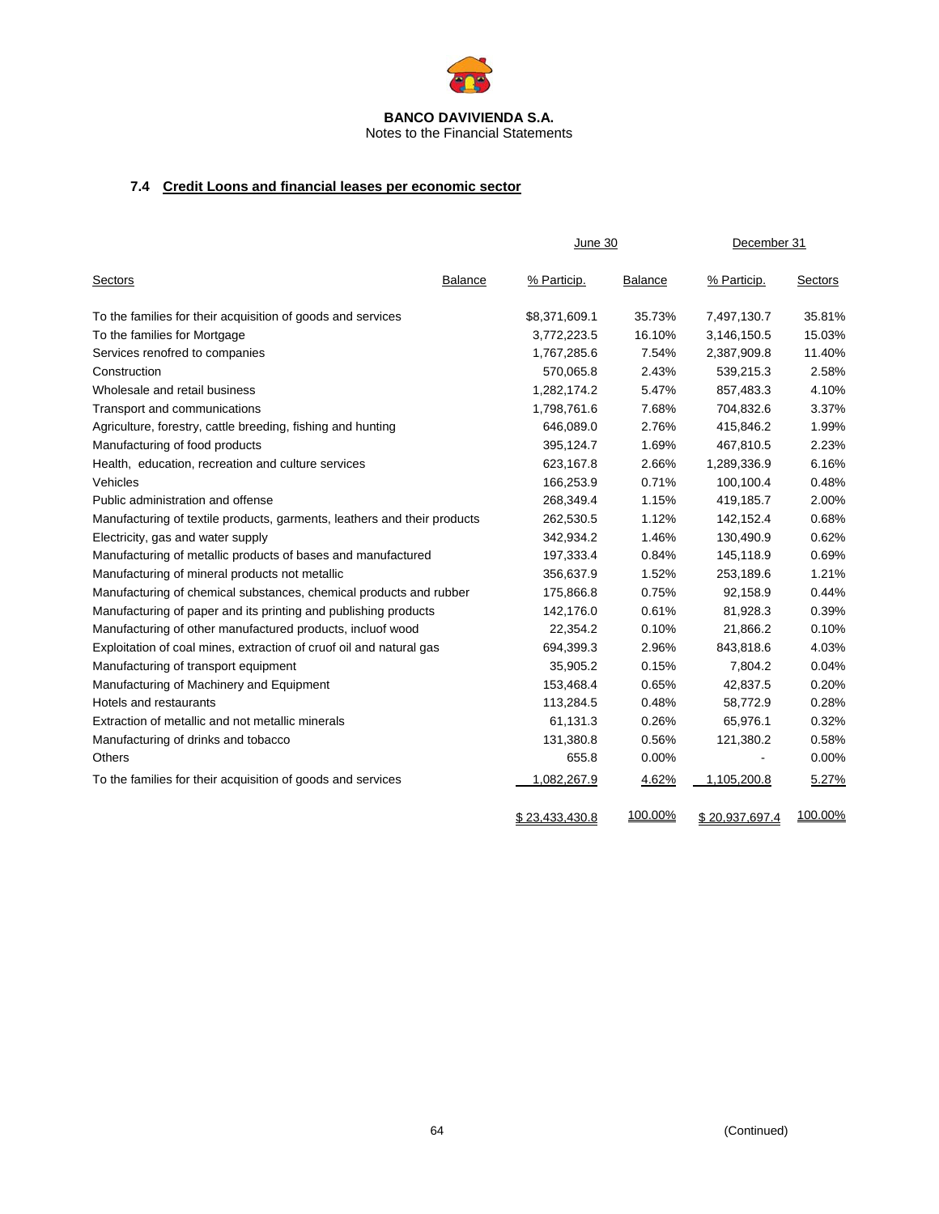**BANCO DAVIVIENDA S.A.**
Notes to the Financial Statements

### 7.4 Credit Loons and financial leases per economic sector

| | June 30 | | December 31 | |
|---|---|---|---|---|
| Sectors | Balance | % Particip. | Balance | % Particip. |
| To the families for their acquisition of goods and services | $8,371,609.1 | 35.73% | 7,497,130.7 | 35.81% |
| To the families for Mortgage | 3,772,223.5 | 16.10% | 3,146,150.5 | 15.03% |
| Services renofred to companies | 1,767,285.6 | 7.54% | 2,387,909.8 | 11.40% |
| Construction | 570,065.8 | 2.43% | 539,215.3 | 2.58% |
| Wholesale and retail business | 1,282,174.2 | 5.47% | 857,483.3 | 4.10% |
| Transport and communications | 1,798,761.6 | 7.68% | 704,832.6 | 3.37% |
| Agriculture, forestry, cattle breeding, fishing and hunting | 646,089.0 | 2.76% | 415,846.2 | 1.99% |
| Manufacturing of food products | 395,124.7 | 1.69% | 467,810.5 | 2.23% |
| Health, education, recreation and culture services | 623,167.8 | 2.66% | 1,289,336.9 | 6.16% |
| Vehicles | 166,253.9 | 0.71% | 100,100.4 | 0.48% |
| Public administration and offense | 268,349.4 | 1.15% | 419,185.7 | 2.00% |
| Manufacturing of textile products, garments, leathers and their products | 262,530.5 | 1.12% | 142,152.4 | 0.68% |
| Electricity, gas and water supply | 342,934.2 | 1.46% | 130,490.9 | 0.62% |
| Manufacturing of metallic products of bases and manufactured | 197,333.4 | 0.84% | 145,118.9 | 0.69% |
| Manufacturing of mineral products not metallic | 356,637.9 | 1.52% | 253,189.6 | 1.21% |
| Manufacturing of chemical substances, chemical products and rubber | 175,866.8 | 0.75% | 92,158.9 | 0.44% |
| Manufacturing of paper and its printing and publishing products | 142,176.0 | 0.61% | 81,928.3 | 0.39% |
| Manufacturing of other manufactured products, incluof wood | 22,354.2 | 0.10% | 21,866.2 | 0.10% |
| Exploitation of coal mines, extraction of cruof oil and natural gas | 694,399.3 | 2.96% | 843,818.6 | 4.03% |
| Manufacturing of transport equipment | 35,905.2 | 0.15% | 7,804.2 | 0.04% |
| Manufacturing of Machinery and Equipment | 153,468.4 | 0.65% | 42,837.5 | 0.20% |
| Hotels and restaurants | 113,284.5 | 0.48% | 58,772.9 | 0.28% |
| Extraction of metallic and not metallic minerals | 61,131.3 | 0.26% | 65,976.1 | 0.32% |
| Manufacturing of drinks and tobacco | 131,380.8 | 0.56% | 121,380.2 | 0.58% |
| Others | 655.8 | 0.00% | - | 0.00% |
| To the families for their acquisition of goods and services | 1,082,267.9 | 4.62% | 1,105,200.8 | 5.27% |
| | $ 23,433,430.8 | 100.00% | $ 20,937,697.4 | 100.00% |

(Continued)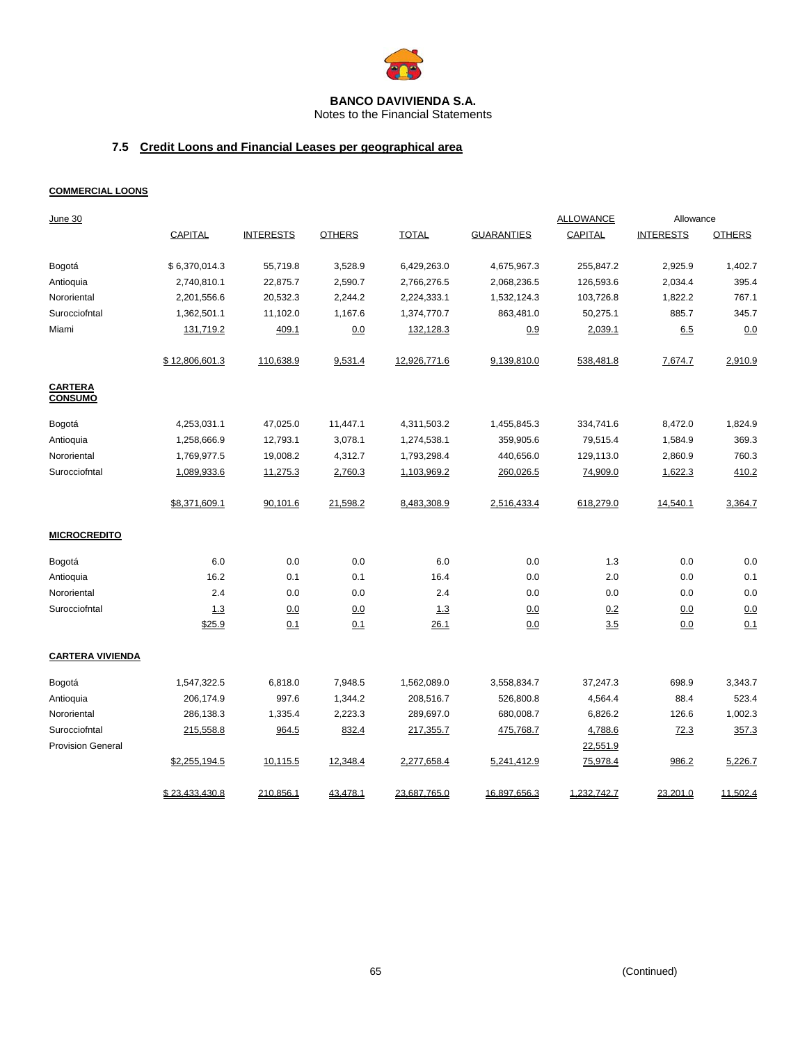**BANCO DAVIVIENDA S.A.**
Notes to the Financial Statements

## 7.5 Credit Loons and Financial Leases per geographical area

**COMMERCIAL LOONS**

| June 30 | CAPITAL | INTERESTS | OTHERS | TOTAL | GUARANTIES | ALLOWANCE CAPITAL | Allowance INTERESTS | Allowance OTHERS |
|---|---|---|---|---|---|---|---|---|
| Bogotá | $ 6,370,014.3 | 55,719.8 | 3,528.9 | 6,429,263.0 | 4,675,967.3 | 255,847.2 | 2,925.9 | 1,402.7 |
| Antioquia | 2,740,810.1 | 22,875.7 | 2,590.7 | 2,766,276.5 | 2,068,236.5 | 126,593.6 | 2,034.4 | 395.4 |
| Nororiental | 2,201,556.6 | 20,532.3 | 2,244.2 | 2,224,333.1 | 1,532,124.3 | 103,726.8 | 1,822.2 | 767.1 |
| Surocciofntal | 1,362,501.1 | 11,102.0 | 1,167.6 | 1,374,770.7 | 863,481.0 | 50,275.1 | 885.7 | 345.7 |
| Miami | 131,719.2 | 409.1 | 0.0 | 132,128.3 | 0.9 | 2,039.1 | 6.5 | 0.0 |
| | $ 12,806,601.3 | 110,638.9 | 9,531.4 | 12,926,771.6 | 9,139,810.0 | 538,481.8 | 7,674.7 | 2,910.9 |
| **CARTERA CONSUMO** | | | | | | | | |
| Bogotá | 4,253,031.1 | 47,025.0 | 11,447.1 | 4,311,503.2 | 1,455,845.3 | 334,741.6 | 8,472.0 | 1,824.9 |
| Antioquia | 1,258,666.9 | 12,793.1 | 3,078.1 | 1,274,538.1 | 359,905.6 | 79,515.4 | 1,584.9 | 369.3 |
| Nororiental | 1,769,977.5 | 19,008.2 | 4,312.7 | 1,793,298.4 | 440,656.0 | 129,113.0 | 2,860.9 | 760.3 |
| Surocciofntal | 1,089,933.6 | 11,275.3 | 2,760.3 | 1,103,969.2 | 260,026.5 | 74,909.0 | 1,622.3 | 410.2 |
| | $8,371,609.1 | 90,101.6 | 21,598.2 | 8,483,308.9 | 2,516,433.4 | 618,279.0 | 14,540.1 | 3,364.7 |
| **MICROCREDITO** | | | | | | | | |
| Bogotá | 6.0 | 0.0 | 0.0 | 6.0 | 0.0 | 1.3 | 0.0 | 0.0 |
| Antioquia | 16.2 | 0.1 | 0.1 | 16.4 | 0.0 | 2.0 | 0.0 | 0.1 |
| Nororiental | 2.4 | 0.0 | 0.0 | 2.4 | 0.0 | 0.0 | 0.0 | 0.0 |
| Surocciofntal | 1.3 | 0.0 | 0.0 | 1.3 | 0.0 | 0.2 | 0.0 | 0.0 |
| | $25.9 | 0.1 | 0.1 | 26.1 | 0.0 | 3.5 | 0.0 | 0.1 |
| **CARTERA VIVIENDA** | | | | | | | | |
| Bogotá | 1,547,322.5 | 6,818.0 | 7,948.5 | 1,562,089.0 | 3,558,834.7 | 37,247.3 | 698.9 | 3,343.7 |
| Antioquia | 206,174.9 | 997.6 | 1,344.2 | 208,516.7 | 526,800.8 | 4,564.4 | 88.4 | 523.4 |
| Nororiental | 286,138.3 | 1,335.4 | 2,223.3 | 289,697.0 | 680,008.7 | 6,826.2 | 126.6 | 1,002.3 |
| Surocciofntal | 215,558.8 | 964.5 | 832.4 | 217,355.7 | 475,768.7 | 4,788.6 | 72.3 | 357.3 |
| Provision General | | | | | | 22,551.9 | | |
| | $2,255,194.5 | 10,115.5 | 12,348.4 | 2,277,658.4 | 5,241,412.9 | 75,978.4 | 986.2 | 5,226.7 |
| | $ 23,433,430.8 | 210,856.1 | 43,478.1 | 23,687,765.0 | 16,897,656.3 | 1,232,742.7 | 23,201.0 | 11,502.4 |

(Continued)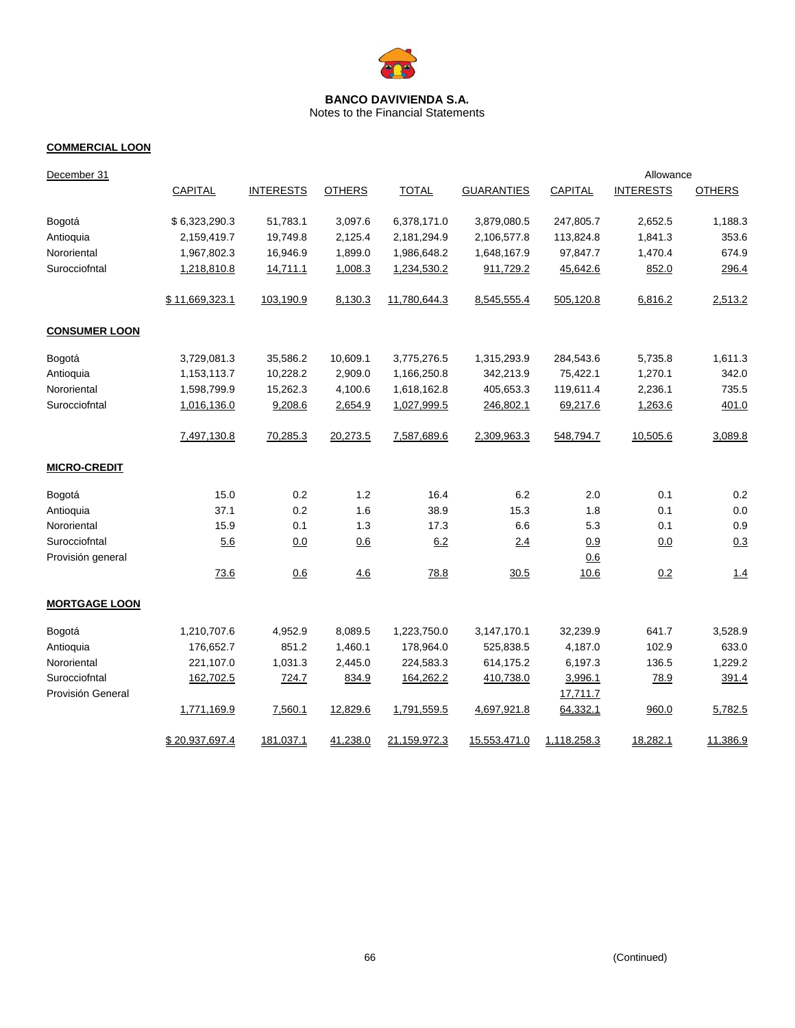**BANCO DAVIVIENDA S.A.**
Notes to the Financial Statements

| December 31 | CAPITAL | INTERESTS | OTHERS | TOTAL | GUARANTIES | Allowance CAPITAL | Allowance INTERESTS | Allowance OTHERS |
|---|---|---|---|---|---|---|---|---|
| **COMMERCIAL LOON** | | | | | | | | |
| Bogotá | $ 6,323,290.3 | 51,783.1 | 3,097.6 | 6,378,171.0 | 3,879,080.5 | 247,805.7 | 2,652.5 | 1,188.3 |
| Antioquia | 2,159,419.7 | 19,749.8 | 2,125.4 | 2,181,294.9 | 2,106,577.8 | 113,824.8 | 1,841.3 | 353.6 |
| Nororiental | 1,967,802.3 | 16,946.9 | 1,899.0 | 1,986,648.2 | 1,648,167.9 | 97,847.7 | 1,470.4 | 674.9 |
| Surocciofntal | 1,218,810.8 | 14,711.1 | 1,008.3 | 1,234,530.2 | 911,729.2 | 45,642.6 | 852.0 | 296.4 |
| | $ 11,669,323.1 | 103,190.9 | 8,130.3 | 11,780,644.3 | 8,545,555.4 | 505,120.8 | 6,816.2 | 2,513.2 |
| **CONSUMER LOON** | | | | | | | | |
| Bogotá | 3,729,081.3 | 35,586.2 | 10,609.1 | 3,775,276.5 | 1,315,293.9 | 284,543.6 | 5,735.8 | 1,611.3 |
| Antioquia | 1,153,113.7 | 10,228.2 | 2,909.0 | 1,166,250.8 | 342,213.9 | 75,422.1 | 1,270.1 | 342.0 |
| Nororiental | 1,598,799.9 | 15,262.3 | 4,100.6 | 1,618,162.8 | 405,653.3 | 119,611.4 | 2,236.1 | 735.5 |
| Surocciofntal | 1,016,136.0 | 9,208.6 | 2,654.9 | 1,027,999.5 | 246,802.1 | 69,217.6 | 1,263.6 | 401.0 |
| | 7,497,130.8 | 70,285.3 | 20,273.5 | 7,587,689.6 | 2,309,963.3 | 548,794.7 | 10,505.6 | 3,089.8 |
| **MICRO-CREDIT** | | | | | | | | |
| Bogotá | 15.0 | 0.2 | 1.2 | 16.4 | 6.2 | 2.0 | 0.1 | 0.2 |
| Antioquia | 37.1 | 0.2 | 1.6 | 38.9 | 15.3 | 1.8 | 0.1 | 0.0 |
| Nororiental | 15.9 | 0.1 | 1.3 | 17.3 | 6.6 | 5.3 | 0.1 | 0.9 |
| Surocciofntal | 5.6 | 0.0 | 0.6 | 6.2 | 2.4 | 0.9 | 0.0 | 0.3 |
| Provisión general | | | | | | 0.6 | | |
| | 73.6 | 0.6 | 4.6 | 78.8 | 30.5 | 10.6 | 0.2 | 1.4 |
| **MORTGAGE LOON** | | | | | | | | |
| Bogotá | 1,210,707.6 | 4,952.9 | 8,089.5 | 1,223,750.0 | 3,147,170.1 | 32,239.9 | 641.7 | 3,528.9 |
| Antioquia | 176,652.7 | 851.2 | 1,460.1 | 178,964.0 | 525,838.5 | 4,187.0 | 102.9 | 633.0 |
| Nororiental | 221,107.0 | 1,031.3 | 2,445.0 | 224,583.3 | 614,175.2 | 6,197.3 | 136.5 | 1,229.2 |
| Surocciofntal | 162,702.5 | 724.7 | 834.9 | 164,262.2 | 410,738.0 | 3,996.1 | 78.9 | 391.4 |
| Provisión General | | | | | | 17,711.7 | | |
| | 1,771,169.9 | 7,560.1 | 12,829.6 | 1,791,559.5 | 4,697,921.8 | 64,332.1 | 960.0 | 5,782.5 |
| | $ 20,937,697.4 | 181,037.1 | 41,238.0 | 21,159,972.3 | 15,553,471.0 | 1,118,258.3 | 18,282.1 | 11,386.9 |

(Continued)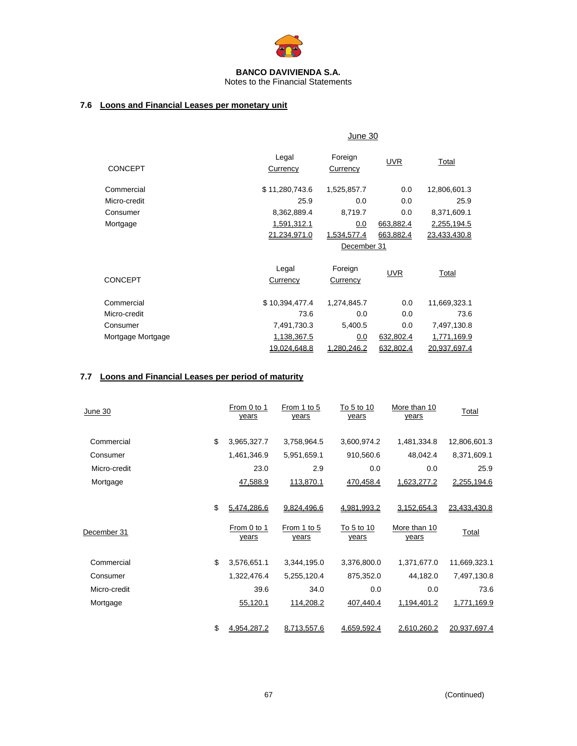**BANCO DAVIVIENDA S.A.**
Notes to the Financial Statements

### 7.6 Loons and Financial Leases per monetary unit

| | June 30 | | | |
|---|---|---|---|---|
| CONCEPT | Legal Currency | Foreign Currency | UVR | Total |
| Commercial | $ 11,280,743.6 | 1,525,857.7 | 0.0 | 12,806,601.3 |
| Micro-credit | 25.9 | 0.0 | 0.0 | 25.9 |
| Consumer | 8,362,889.4 | 8,719.7 | 0.0 | 8,371,609.1 |
| Mortgage | 1,591,312.1 | 0.0 | 663,882.4 | 2,255,194.5 |
| | 21,234,971.0 | 1,534,577.4 | 663,882.4 | 23,433,430.8 |

| | December 31 | | | |
|---|---|---|---|---|
| CONCEPT | Legal Currency | Foreign Currency | UVR | Total |
| Commercial | $ 10,394,477.4 | 1,274,845.7 | 0.0 | 11,669,323.1 |
| Micro-credit | 73.6 | 0.0 | 0.0 | 73.6 |
| Consumer | 7,491,730.3 | 5,400.5 | 0.0 | 7,497,130.8 |
| Mortgage Mortgage | 1,138,367.5 | 0.0 | 632,802.4 | 1,771,169.9 |
| | 19,024,648.8 | 1,280,246.2 | 632,802.4 | 20,937,697.4 |

### 7.7 Loons and Financial Leases per period of maturity

| June 30 | From 0 to 1 years | From 1 to 5 years | To 5 to 10 years | More than 10 years | Total |
|---|---|---|---|---|---|
| Commercial | $ 3,965,327.7 | 3,758,964.5 | 3,600,974.2 | 1,481,334.8 | 12,806,601.3 |
| Consumer | 1,461,346.9 | 5,951,659.1 | 910,560.6 | 48,042.4 | 8,371,609.1 |
| Micro-credit | 23.0 | 2.9 | 0.0 | 0.0 | 25.9 |
| Mortgage | 47,588.9 | 113,870.1 | 470,458.4 | 1,623,277.2 | 2,255,194.6 |
| | $ 5,474,286.6 | 9,824,496.6 | 4,981,993.2 | 3,152,654.3 | 23,433,430.8 |

| December 31 | From 0 to 1 years | From 1 to 5 years | To 5 to 10 years | More than 10 years | Total |
|---|---|---|---|---|---|
| Commercial | $ 3,576,651.1 | 3,344,195.0 | 3,376,800.0 | 1,371,677.0 | 11,669,323.1 |
| Consumer | 1,322,476.4 | 5,255,120.4 | 875,352.0 | 44,182.0 | 7,497,130.8 |
| Micro-credit | 39.6 | 34.0 | 0.0 | 0.0 | 73.6 |
| Mortgage | 55,120.1 | 114,208.2 | 407,440.4 | 1,194,401.2 | 1,771,169.9 |
| | $ 4,954,287.2 | 8,713,557.6 | 4,659,592.4 | 2,610,260.2 | 20,937,697.4 |

(Continued)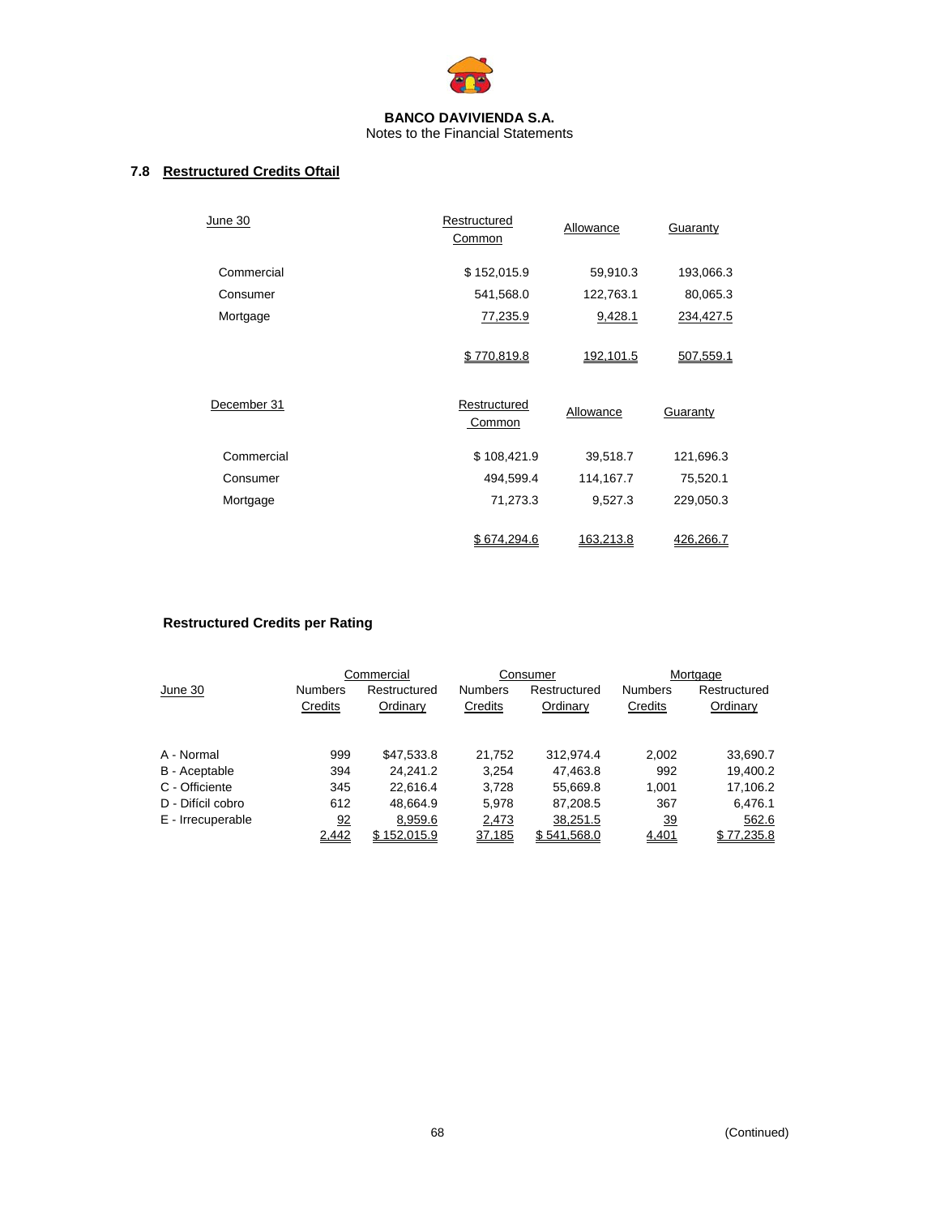## 7.8 Restructured Credits Oftail

| June 30 | Restructured Common | Allowance | Guaranty |
|---|---|---|---|
| Commercial | $ 152,015.9 | 59,910.3 | 193,066.3 |
| Consumer | 541,568.0 | 122,763.1 | 80,065.3 |
| Mortgage | 77,235.9 | 9,428.1 | 234,427.5 |
| | $ 770,819.8 | 192,101.5 | 507,559.1 |

| December 31 | Restructured Common | Allowance | Guaranty |
|---|---|---|---|
| Commercial | $ 108,421.9 | 39,518.7 | 121,696.3 |
| Consumer | 494,599.4 | 114,167.7 | 75,520.1 |
| Mortgage | 71,273.3 | 9,527.3 | 229,050.3 |
| | $ 674,294.6 | 163,213.8 | 426,266.7 |

### Restructured Credits per Rating

| | Commercial | | Consumer | | Mortgage | |
|---|---|---|---|---|---|---|
| June 30 | Numbers Credits | Restructured Ordinary | Numbers Credits | Restructured Ordinary | Numbers Credits | Restructured Ordinary |
| A - Normal | 999 | $47,533.8 | 21,752 | 312,974.4 | 2,002 | 33,690.7 |
| B - Aceptable | 394 | 24,241.2 | 3,254 | 47,463.8 | 992 | 19,400.2 |
| C - Officiente | 345 | 22,616.4 | 3,728 | 55,669.8 | 1,001 | 17,106.2 |
| D - Difícil cobro | 612 | 48,664.9 | 5,978 | 87,208.5 | 367 | 6,476.1 |
| E - Irrecuperable | 92 | 8,959.6 | 2,473 | 38,251.5 | 39 | 562.6 |
| | 2,442 | $ 152,015.9 | 37,185 | $ 541,568.0 | 4,401 | $ 77,235.8 |

(Continued)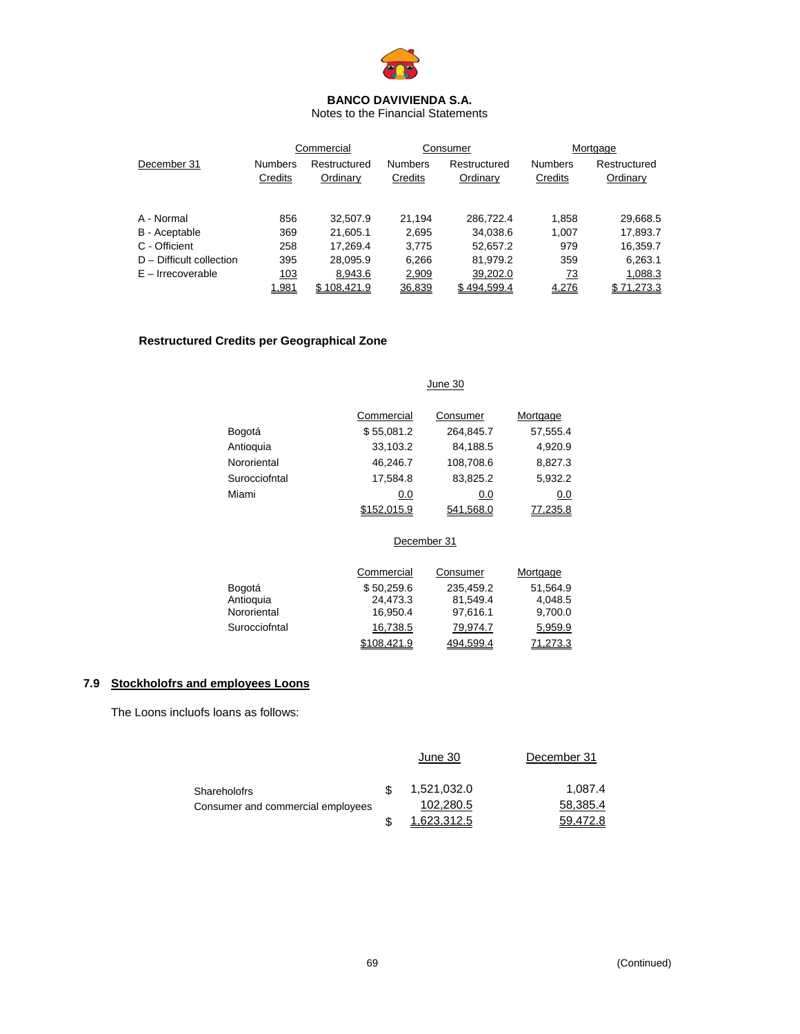**BANCO DAVIVIENDA S.A.**
Notes to the Financial Statements

| December 31 | Commercial | | Consumer | | Mortgage | |
|---|---|---|---|---|---|---|
| | Numbers Credits | Restructured Ordinary | Numbers Credits | Restructured Ordinary | Numbers Credits | Restructured Ordinary |
| A - Normal | 856 | 32,507.9 | 21,194 | 286,722.4 | 1,858 | 29,668.5 |
| B - Aceptable | 369 | 21,605.1 | 2,695 | 34,038.6 | 1,007 | 17,893.7 |
| C - Officient | 258 | 17,269.4 | 3,775 | 52,657.2 | 979 | 16,359.7 |
| D – Difficult collection | 395 | 28,095.9 | 6,266 | 81,979.2 | 359 | 6,263.1 |
| E – Irrecoverable | 103 | 8,943.6 | 2,909 | 39,202.0 | 73 | 1,088.3 |
| | 1,981 | $ 108,421.9 | 36,839 | $ 494,599.4 | 4,276 | $ 71,273.3 |

**Restructured Credits per Geographical Zone**

June 30

| | Commercial | Consumer | Mortgage |
|---|---|---|---|
| Bogotá | $ 55,081.2 | 264,845.7 | 57,555.4 |
| Antioquia | 33,103.2 | 84,188.5 | 4,920.9 |
| Nororiental | 46,246.7 | 108,708.6 | 8,827.3 |
| Surocciofntal | 17,584.8 | 83,825.2 | 5,932.2 |
| Miami | 0.0 | 0.0 | 0.0 |
| | $152,015.9 | 541,568.0 | 77,235.8 |

December 31

| | Commercial | Consumer | Mortgage |
|---|---|---|---|
| Bogotá | $ 50,259.6 | 235,459.2 | 51,564.9 |
| Antioquia | 24,473.3 | 81,549.4 | 4,048.5 |
| Nororiental | 16,950.4 | 97,616.1 | 9,700.0 |
| Surocciofntal | 16,738.5 | 79,974.7 | 5,959.9 |
| | $108,421.9 | 494,599.4 | 71,273.3 |

## 7.9 Stockholofrs and employees Loons

The Loons incluofs loans as follows:

| | June 30 | December 31 |
|---|---|---|
| Shareholofrs | $ 1,521,032.0 | 1,087.4 |
| Consumer and commercial employees | 102,280.5 | 58,385.4 |
| | $ 1,623,312.5 | 59,472.8 |

(Continued)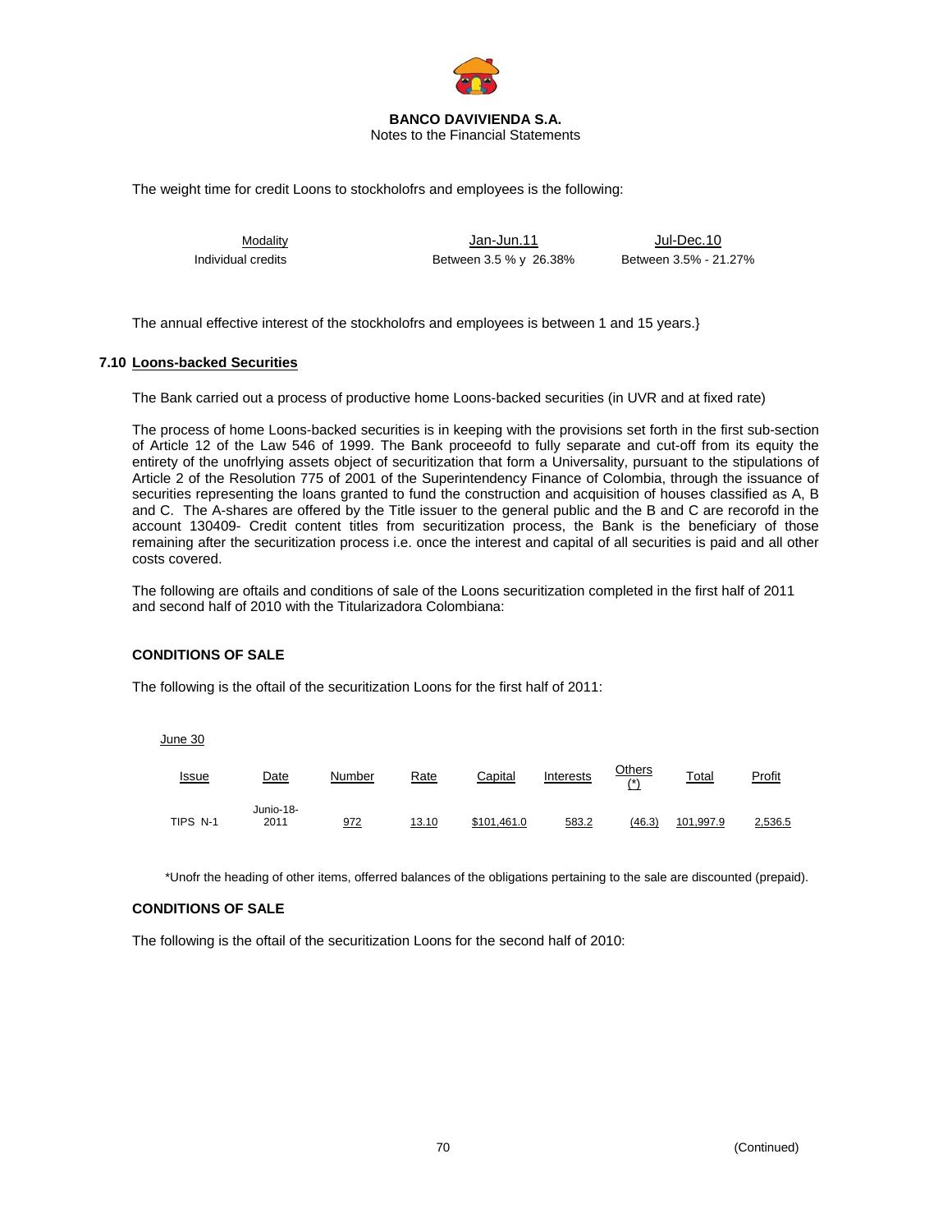The weight time for credit Loons to stockholofrs and employees is the following:

| Modality | Jan-Jun.11 | Jul-Dec.10 |
|---|---|---|
| Individual credits | Between 3.5 % y 26.38% | Between 3.5% - 21.27% |

The annual effective interest of the stockholofrs and employees is between 1 and 15 years.}

### 7.10 Loons-backed Securities

The Bank carried out a process of productive home Loons-backed securities (in UVR and at fixed rate)

The process of home Loons-backed securities is in keeping with the provisions set forth in the first sub-section of Article 12 of the Law 546 of 1999. The Bank proceeofd to fully separate and cut-off from its equity the entirety of the unofrlying assets object of securitization that form a Universality, pursuant to the stipulations of Article 2 of the Resolution 775 of 2001 of the Superintendency Finance of Colombia, through the issuance of securities representing the loans granted to fund the construction and acquisition of houses classified as A, B and C. The A-shares are offered by the Title issuer to the general public and the B and C are recorofd in the account 130409- Credit content titles from securitization process, the Bank is the beneficiary of those remaining after the securitization process i.e. once the interest and capital of all securities is paid and all other costs covered.

The following are oftails and conditions of sale of the Loons securitization completed in the first half of 2011 and second half of 2010 with the Titularizadora Colombiana:

**CONDITIONS OF SALE**

The following is the oftail of the securitization Loons for the first half of 2011:

June 30

| Issue | Date | Number | Rate | Capital | Interests | Others (*) | Total | Profit |
|---|---|---|---|---|---|---|---|---|
| TIPS N-1 | Junio-18-2011 | 972 | 13.10 | $101,461.0 | 583.2 | (46.3) | 101,997.9 | 2,536.5 |

*Unofr the heading of other items, offerred balances of the obligations pertaining to the sale are discounted (prepaid).

**CONDITIONS OF SALE**

The following is the oftail of the securitization Loons for the second half of 2010: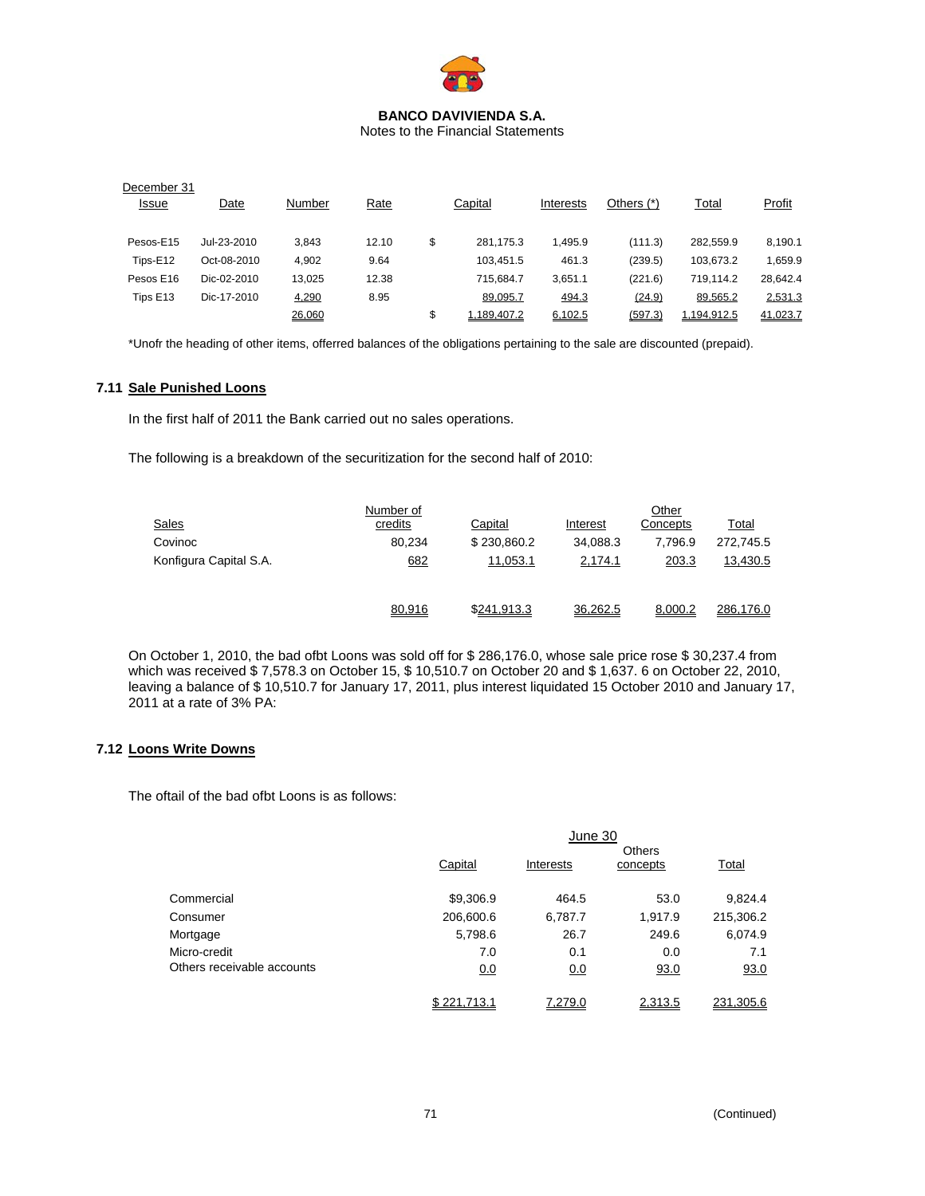| December 31 Issue | Date | Number | Rate | | Capital | Interests | Others (*) | Total | Profit |
|---|---|---|---|---|---|---|---|---|---|
| Pesos-E15 | Jul-23-2010 | 3,843 | 12.10 | $ | 281,175.3 | 1,495.9 | (111.3) | 282,559.9 | 8,190.1 |
| Tips-E12 | Oct-08-2010 | 4,902 | 9.64 | | 103,451.5 | 461.3 | (239.5) | 103,673.2 | 1,659.9 |
| Pesos E16 | Dic-02-2010 | 13,025 | 12.38 | | 715,684.7 | 3,651.1 | (221.6) | 719,114.2 | 28,642.4 |
| Tips E13 | Dic-17-2010 | 4,290 | 8.95 | | 89,095.7 | 494.3 | (24.9) | 89,565.2 | 2,531.3 |
| | | 26,060 | | $ | 1,189,407.2 | 6,102.5 | (597.3) | 1,194,912.5 | 41,023.7 |

*Unofr the heading of other items, offerred balances of the obligations pertaining to the sale are discounted (prepaid).

## 7.11 Sale Punished Loons

In the first half of 2011 the Bank carried out no sales operations.

The following is a breakdown of the securitization for the second half of 2010:

| Sales | Number of credits | Capital | Interest | Other Concepts | Total |
|---|---|---|---|---|---|
| Covinoc | 80,234 | $ 230,860.2 | 34,088.3 | 7,796.9 | 272,745.5 |
| Konfigura Capital S.A. | 682 | 11,053.1 | 2,174.1 | 203.3 | 13,430.5 |
| | 80,916 | $241,913.3 | 36,262.5 | 8,000.2 | 286,176.0 |

On October 1, 2010, the bad ofbt Loons was sold off for $ 286,176.0, whose sale price rose $ 30,237.4 from which was received $ 7,578.3 on October 15, $ 10,510.7 on October 20 and $ 1,637. 6 on October 22, 2010, leaving a balance of $ 10,510.7 for January 17, 2011, plus interest liquidated 15 October 2010 and January 17, 2011 at a rate of 3% PA:

## 7.12 Loons Write Downs

The oftail of the bad ofbt Loons is as follows:

| | June 30 | | | |
|---|---|---|---|---|
| | Capital | Interests | Others concepts | Total |
| Commercial | $9,306.9 | 464.5 | 53.0 | 9,824.4 |
| Consumer | 206,600.6 | 6,787.7 | 1,917.9 | 215,306.2 |
| Mortgage | 5,798.6 | 26.7 | 249.6 | 6,074.9 |
| Micro-credit | 7.0 | 0.1 | 0.0 | 7.1 |
| Others receivable accounts | 0.0 | 0.0 | 93.0 | 93.0 |
| | $ 221,713.1 | 7,279.0 | 2,313.5 | 231,305.6 |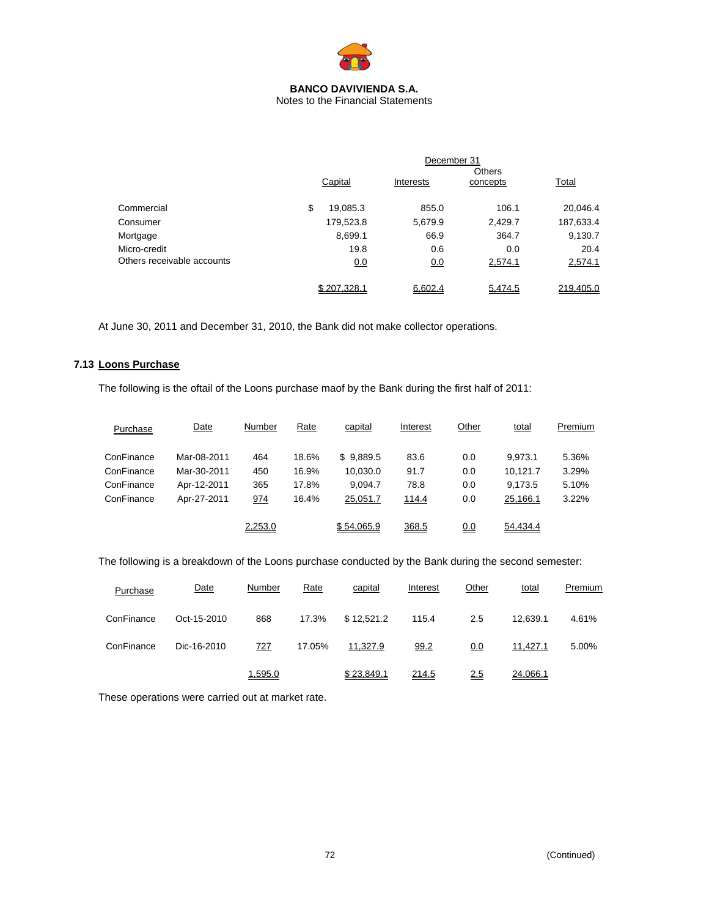|  | December 31 |  |  |  |
|---|---|---|---|---|
|  | Capital | Interests | Others concepts | Total |
| Commercial | $ 19,085.3 | 855.0 | 106.1 | 20,046.4 |
| Consumer | 179,523.8 | 5,679.9 | 2,429.7 | 187,633.4 |
| Mortgage | 8,699.1 | 66.9 | 364.7 | 9,130.7 |
| Micro-credit | 19.8 | 0.6 | 0.0 | 20.4 |
| Others receivable accounts | 0.0 | 0.0 | 2,574.1 | 2,574.1 |
|  | $ 207,328.1 | 6,602.4 | 5,474.5 | 219,405.0 |

At June 30, 2011 and December 31, 2010, the Bank did not make collector operations.

### 7.13 Loons Purchase

The following is the oftail of the Loons purchase maof by the Bank during the first half of 2011:

| Purchase | Date | Number | Rate | capital | Interest | Other | total | Premium |
|---|---|---|---|---|---|---|---|---|
| ConFinance | Mar-08-2011 | 464 | 18.6% | $ 9,889.5 | 83.6 | 0.0 | 9,973.1 | 5.36% |
| ConFinance | Mar-30-2011 | 450 | 16.9% | 10,030.0 | 91.7 | 0.0 | 10,121.7 | 3.29% |
| ConFinance | Apr-12-2011 | 365 | 17.8% | 9,094.7 | 78.8 | 0.0 | 9,173.5 | 5.10% |
| ConFinance | Apr-27-2011 | 974 | 16.4% | 25,051.7 | 114.4 | 0.0 | 25,166.1 | 3.22% |
|  |  | 2,253.0 |  | $ 54,065.9 | 368.5 | 0.0 | 54,434.4 |  |

The following is a breakdown of the Loons purchase conducted by the Bank during the second semester:

| Purchase | Date | Number | Rate | capital | Interest | Other | total | Premium |
|---|---|---|---|---|---|---|---|---|
| ConFinance | Oct-15-2010 | 868 | 17.3% | $ 12,521.2 | 115.4 | 2.5 | 12,639.1 | 4.61% |
| ConFinance | Dic-16-2010 | 727 | 17.05% | 11,327.9 | 99.2 | 0.0 | 11,427.1 | 5.00% |
|  |  | 1,595.0 |  | $ 23,849.1 | 214.5 | 2.5 | 24,066.1 |  |

These operations were carried out at market rate.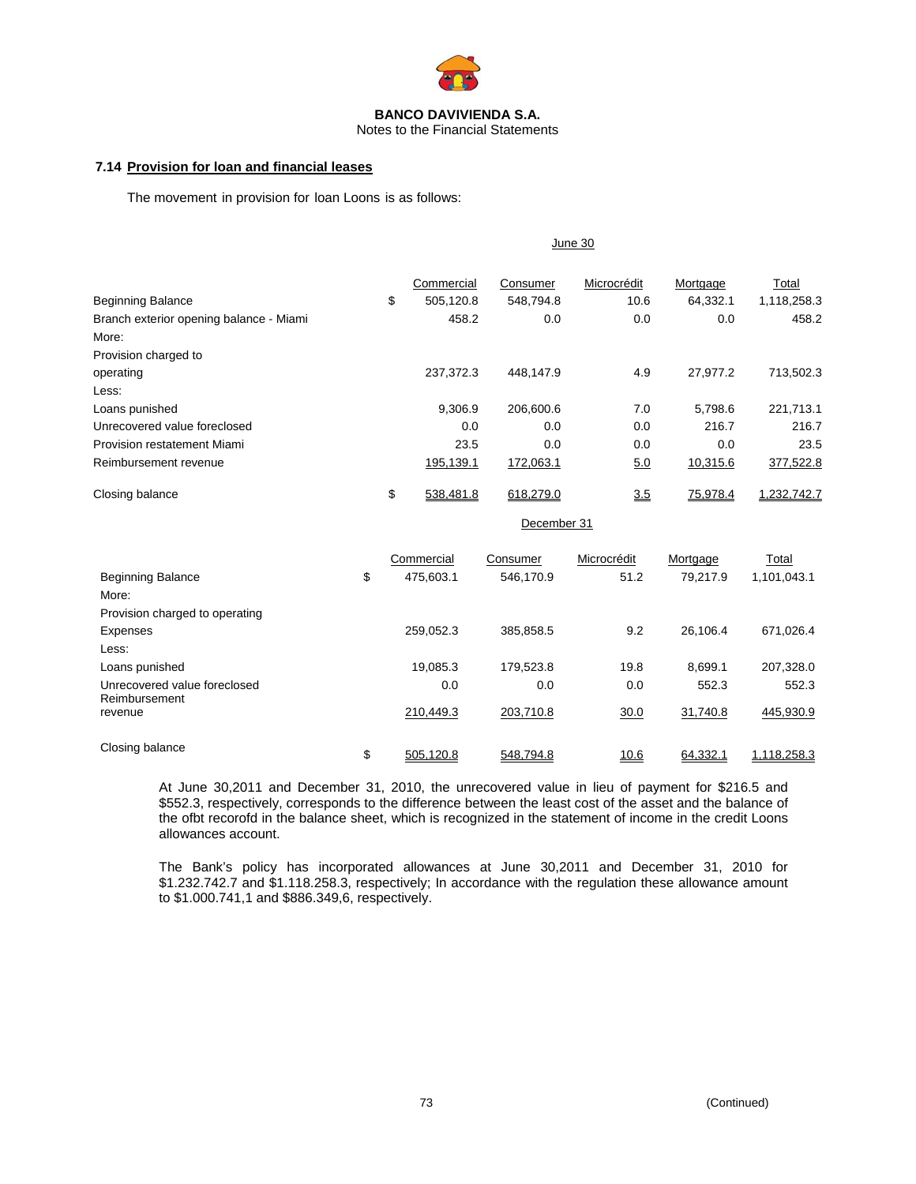**BANCO DAVIVIENDA S.A.**
Notes to the Financial Statements

### 7.14 Provision for loan and financial leases

The movement in provision for loan Loons is as follows:

| | | June 30 | | | | |
|---|---|---|---|---|---|---|
| | | Commercial | Consumer | Microcrédit | Mortgage | Total |
| Beginning Balance | $ | 505,120.8 | 548,794.8 | 10.6 | 64,332.1 | 1,118,258.3 |
| Branch exterior opening balance - Miami | | 458.2 | 0.0 | 0.0 | 0.0 | 458.2 |
| More: | | | | | | |
| Provision charged to operating | | 237,372.3 | 448,147.9 | 4.9 | 27,977.2 | 713,502.3 |
| Less: | | | | | | |
| Loans punished | | 9,306.9 | 206,600.6 | 7.0 | 5,798.6 | 221,713.1 |
| Unrecovered value foreclosed | | 0.0 | 0.0 | 0.0 | 216.7 | 216.7 |
| Provision restatement Miami | | 23.5 | 0.0 | 0.0 | 0.0 | 23.5 |
| Reimbursement revenue | | 195,139.1 | 172,063.1 | 5.0 | 10,315.6 | 377,522.8 |
| Closing balance | $ | 538,481.8 | 618,279.0 | 3.5 | 75,978.4 | 1,232,742.7 |

| | | December 31 | | | | |
|---|---|---|---|---|---|---|
| | | Commercial | Consumer | Microcrédit | Mortgage | Total |
| Beginning Balance | $ | 475,603.1 | 546,170.9 | 51.2 | 79,217.9 | 1,101,043.1 |
| More: | | | | | | |
| Provision charged to operating Expenses | | 259,052.3 | 385,858.5 | 9.2 | 26,106.4 | 671,026.4 |
| Less: | | | | | | |
| Loans punished | | 19,085.3 | 179,523.8 | 19.8 | 8,699.1 | 207,328.0 |
| Unrecovered value foreclosed | | 0.0 | 0.0 | 0.0 | 552.3 | 552.3 |
| Reimbursement revenue | | 210,449.3 | 203,710.8 | 30.0 | 31,740.8 | 445,930.9 |
| Closing balance | $ | 505,120.8 | 548,794.8 | 10.6 | 64,332.1 | 1,118,258.3 |

At June 30,2011 and December 31, 2010, the unrecovered value in lieu of payment for $216.5 and $552.3, respectively, corresponds to the difference between the least cost of the asset and the balance of the ofbt recorofd in the balance sheet, which is recognized in the statement of income in the credit Loons allowances account.

The Bank's policy has incorporated allowances at June 30,2011 and December 31, 2010 for $1.232.742.7 and $1.118.258.3, respectively; In accordance with the regulation these allowance amount to $1.000.741,1 and $886.349,6, respectively.

(Continued)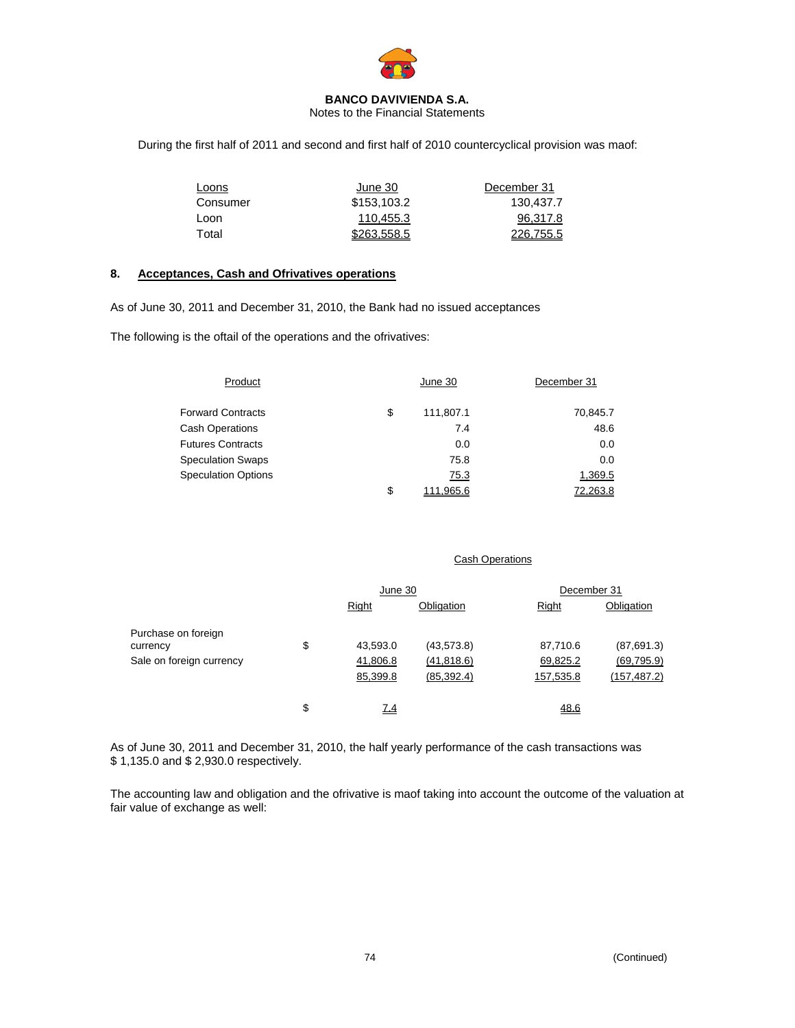During the first half of 2011 and second and first half of 2010 countercyclical provision was maof:

| Loons | June 30 | December 31 |
|---|---|---|
| Consumer | $153,103.2 | 130,437.7 |
| Loon | 110,455.3 | 96,317.8 |
| Total | $263,558.5 | 226,755.5 |

## 8. Acceptances, Cash and Ofrivatives operations

As of June 30, 2011 and December 31, 2010, the Bank had no issued acceptances

The following is the oftail of the operations and the ofrivatives:

| Product | | June 30 | December 31 |
|---|---|---|---|
| Forward Contracts | $ | 111,807.1 | 70,845.7 |
| Cash Operations | | 7.4 | 48.6 |
| Futures Contracts | | 0.0 | 0.0 |
| Speculation Swaps | | 75.8 | 0.0 |
| Speculation Options | | 75.3 | 1,369.5 |
| | $ | 111,965.6 | 72,263.8 |

Cash Operations

| | | June 30 | | December 31 | |
|---|---|---|---|---|---|
| | | Right | Obligation | Right | Obligation |
| Purchase on foreign currency | $ | 43,593.0 | (43,573.8) | 87,710.6 | (87,691.3) |
| Sale on foreign currency | | 41,806.8 | (41,818.6) | 69,825.2 | (69,795.9) |
| | | 85,399.8 | (85,392.4) | 157,535.8 | (157,487.2) |
| | $ | 7.4 | | 48.6 | |

As of June 30, 2011 and December 31, 2010, the half yearly performance of the cash transactions was $ 1,135.0 and $ 2,930.0 respectively.

The accounting law and obligation and the ofrivative is maof taking into account the outcome of the valuation at fair value of exchange as well: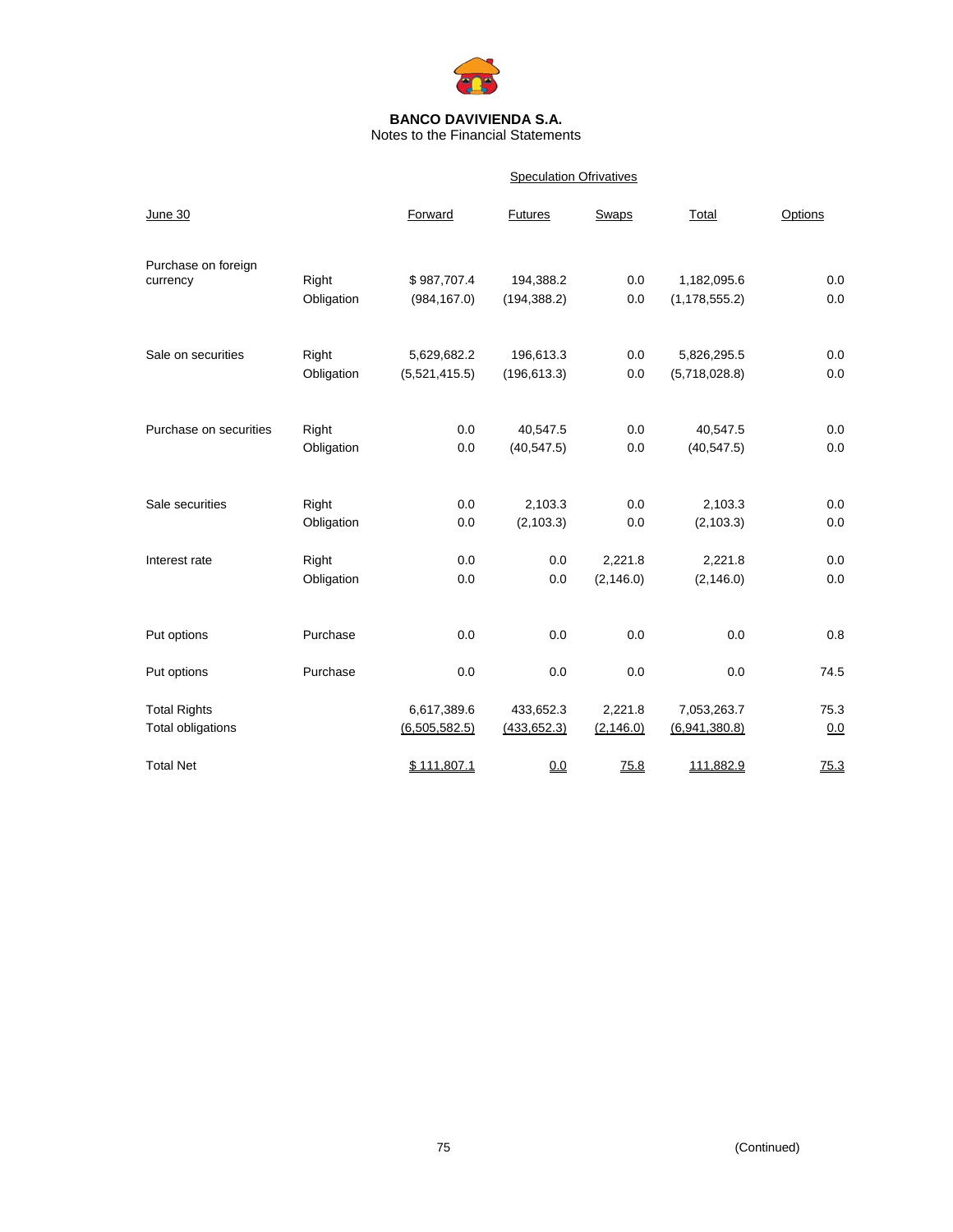**BANCO DAVIVIENDA S.A.**
Notes to the Financial Statements

| June 30 | | Speculation Ofrivatives | | | | |
|---|---|---|---|---|---|---|
| | | Forward | Futures | Swaps | Total | Options |
| Purchase on foreign currency | Right | $ 987,707.4 | 194,388.2 | 0.0 | 1,182,095.6 | 0.0 |
| | Obligation | (984,167.0) | (194,388.2) | 0.0 | (1,178,555.2) | 0.0 |
| Sale on securities | Right | 5,629,682.2 | 196,613.3 | 0.0 | 5,826,295.5 | 0.0 |
| | Obligation | (5,521,415.5) | (196,613.3) | 0.0 | (5,718,028.8) | 0.0 |
| Purchase on securities | Right | 0.0 | 40,547.5 | 0.0 | 40,547.5 | 0.0 |
| | Obligation | 0.0 | (40,547.5) | 0.0 | (40,547.5) | 0.0 |
| Sale securities | Right | 0.0 | 2,103.3 | 0.0 | 2,103.3 | 0.0 |
| | Obligation | 0.0 | (2,103.3) | 0.0 | (2,103.3) | 0.0 |
| Interest rate | Right | 0.0 | 0.0 | 2,221.8 | 2,221.8 | 0.0 |
| | Obligation | 0.0 | 0.0 | (2,146.0) | (2,146.0) | 0.0 |
| Put options | Purchase | 0.0 | 0.0 | 0.0 | 0.0 | 0.8 |
| Put options | Purchase | 0.0 | 0.0 | 0.0 | 0.0 | 74.5 |
| Total Rights | | 6,617,389.6 | 433,652.3 | 2,221.8 | 7,053,263.7 | 75.3 |
| Total obligations | | (6,505,582.5) | (433,652.3) | (2,146.0) | (6,941,380.8) | 0.0 |
| Total Net | | $ 111,807.1 | 0.0 | 75.8 | 111,882.9 | 75.3 |

(Continued)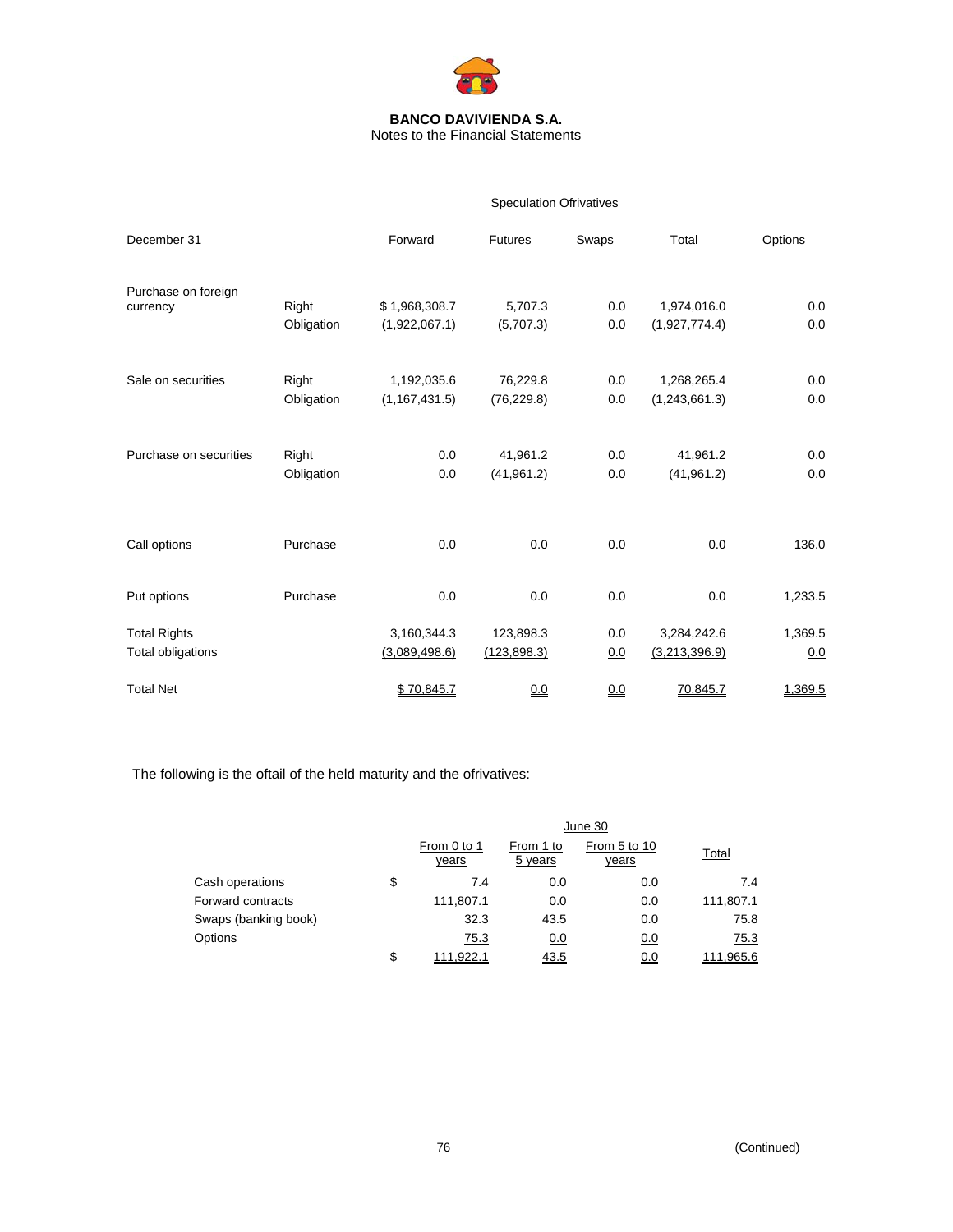**BANCO DAVIVIENDA S.A.**
Notes to the Financial Statements

| December 31 | | Speculation Ofrivatives | | | | |
|---|---|---|---|---|---|---|
| | | Forward | Futures | Swaps | Total | Options |
| Purchase on foreign currency | Right | $ 1,968,308.7 | 5,707.3 | 0.0 | 1,974,016.0 | 0.0 |
| | Obligation | (1,922,067.1) | (5,707.3) | 0.0 | (1,927,774.4) | 0.0 |
| Sale on securities | Right | 1,192,035.6 | 76,229.8 | 0.0 | 1,268,265.4 | 0.0 |
| | Obligation | (1,167,431.5) | (76,229.8) | 0.0 | (1,243,661.3) | 0.0 |
| Purchase on securities | Right | 0.0 | 41,961.2 | 0.0 | 41,961.2 | 0.0 |
| | Obligation | 0.0 | (41,961.2) | 0.0 | (41,961.2) | 0.0 |
| Call options | Purchase | 0.0 | 0.0 | 0.0 | 0.0 | 136.0 |
| Put options | Purchase | 0.0 | 0.0 | 0.0 | 0.0 | 1,233.5 |
| Total Rights | | 3,160,344.3 | 123,898.3 | 0.0 | 3,284,242.6 | 1,369.5 |
| Total obligations | | (3,089,498.6) | (123,898.3) | 0.0 | (3,213,396.9) | 0.0 |
| Total Net | | $ 70,845.7 | 0.0 | 0.0 | 70,845.7 | 1,369.5 |

The following is the oftail of the held maturity and the ofrivatives:

| | | June 30 | | | |
|---|---|---|---|---|---|
| | | From 0 to 1 years | From 1 to 5 years | From 5 to 10 years | Total |
| Cash operations | $ | 7.4 | 0.0 | 0.0 | 7.4 |
| Forward contracts | | 111,807.1 | 0.0 | 0.0 | 111,807.1 |
| Swaps (banking book) | | 32.3 | 43.5 | 0.0 | 75.8 |
| Options | | 75.3 | 0.0 | 0.0 | 75.3 |
| | $ | 111,922.1 | 43.5 | 0.0 | 111,965.6 |

(Continued)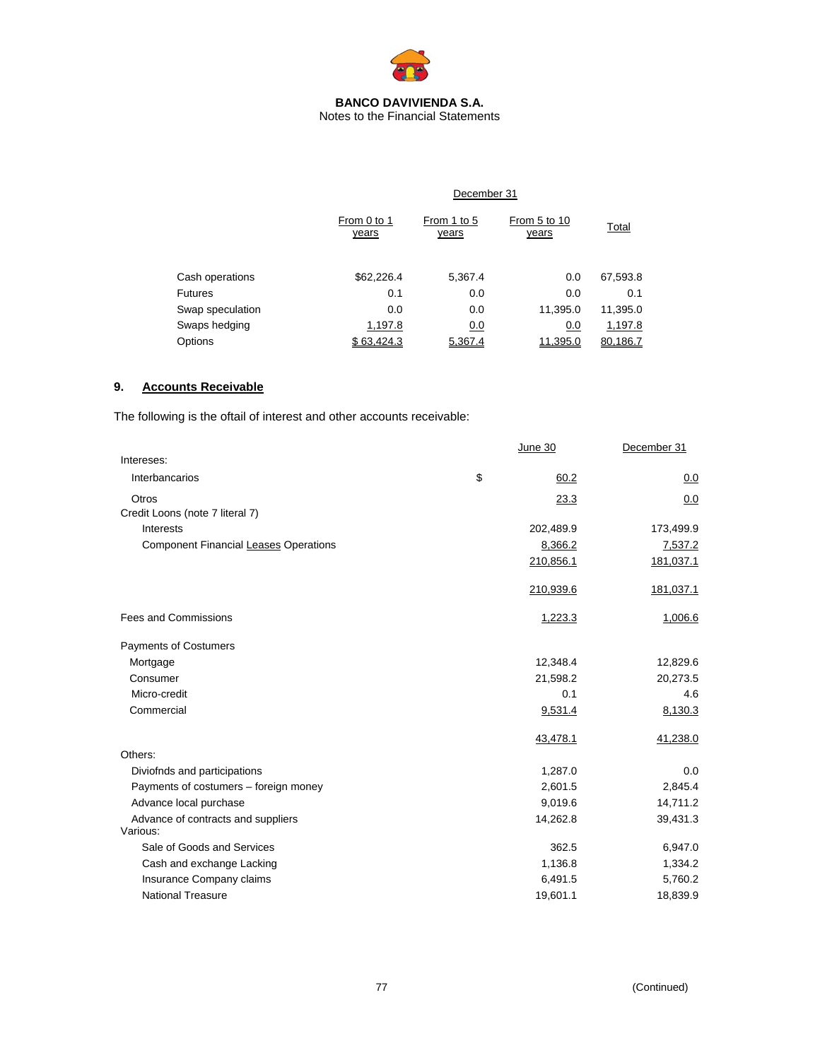| | December 31 | | | |
|---|---|---|---|---|
| | From 0 to 1 years | From 1 to 5 years | From 5 to 10 years | Total |
| Cash operations | $62,226.4 | 5,367.4 | 0.0 | 67,593.8 |
| Futures | 0.1 | 0.0 | 0.0 | 0.1 |
| Swap speculation | 0.0 | 0.0 | 11,395.0 | 11,395.0 |
| Swaps hedging | 1,197.8 | 0.0 | 0.0 | 1,197.8 |
| Options | $ 63,424.3 | 5,367.4 | 11,395.0 | 80,186.7 |

## 9. Accounts Receivable

The following is the oftail of interest and other accounts receivable:

| | | June 30 | December 31 |
|---|---|---|---|
| Intereses: | | | |
| Interbancarios | $ | 60.2 | 0.0 |
| Otros | | 23.3 | 0.0 |
| Credit Loons (note 7 literal 7) | | | |
| Interests | | 202,489.9 | 173,499.9 |
| Component Financial Leases Operations | | 8,366.2 | 7,537.2 |
| | | 210,856.1 | 181,037.1 |
| | | 210,939.6 | 181,037.1 |
| Fees and Commissions | | 1,223.3 | 1,006.6 |
| Payments of Costumers | | | |
| Mortgage | | 12,348.4 | 12,829.6 |
| Consumer | | 21,598.2 | 20,273.5 |
| Micro-credit | | 0.1 | 4.6 |
| Commercial | | 9,531.4 | 8,130.3 |
| | | 43,478.1 | 41,238.0 |
| Others: | | | |
| Diviofnds and participations | | 1,287.0 | 0.0 |
| Payments of costumers – foreign money | | 2,601.5 | 2,845.4 |
| Advance local purchase | | 9,019.6 | 14,711.2 |
| Advance of contracts and suppliers | | 14,262.8 | 39,431.3 |
| Various: | | | |
| Sale of Goods and Services | | 362.5 | 6,947.0 |
| Cash and exchange Lacking | | 1,136.8 | 1,334.2 |
| Insurance Company claims | | 6,491.5 | 5,760.2 |
| National Treasure | | 19,601.1 | 18,839.9 |

(Continued)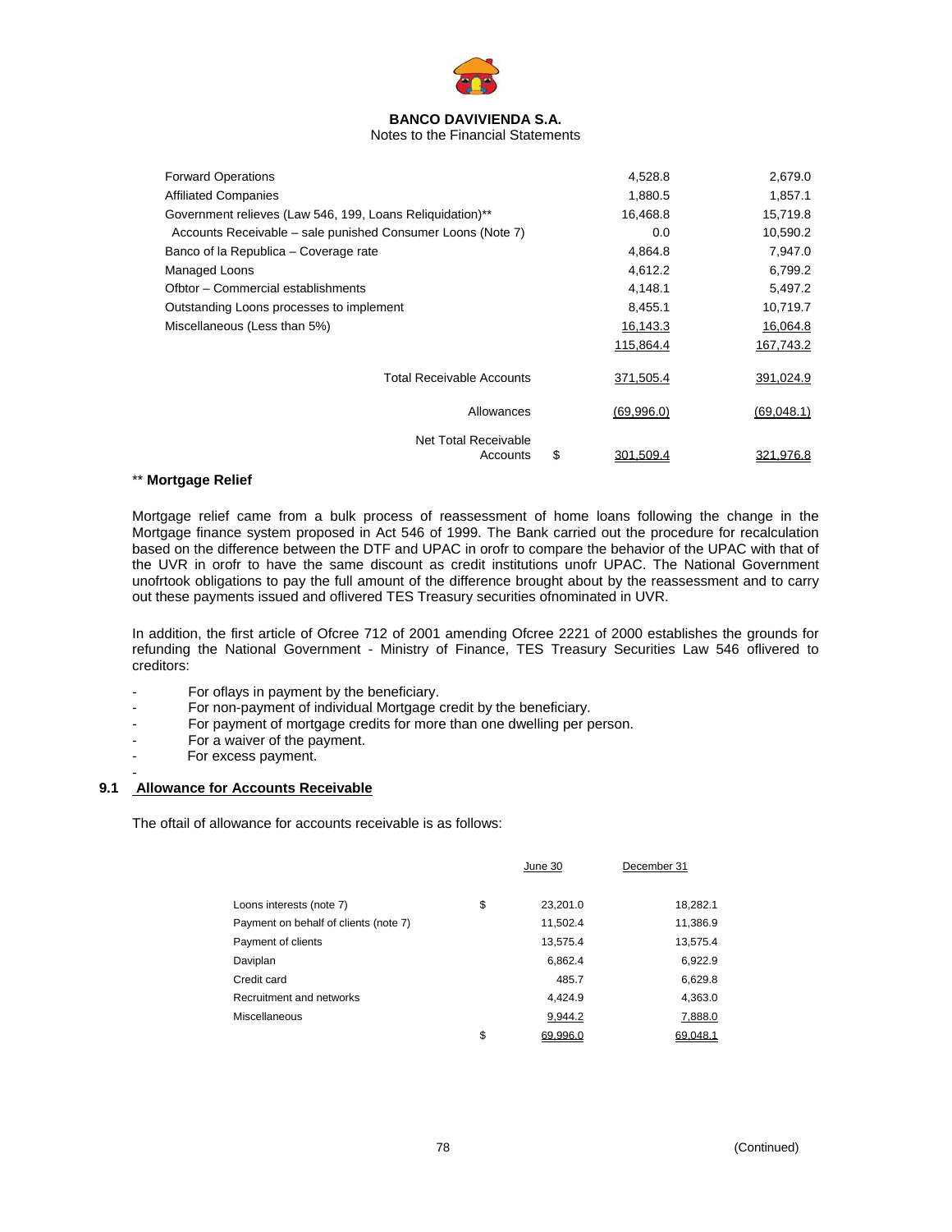**BANCO DAVIVIENDA S.A.**
Notes to the Financial Statements

| | | | |
|---|---|---|---|
| Forward Operations | | 4,528.8 | 2,679.0 |
| Affiliated Companies | | 1,880.5 | 1,857.1 |
| Government relieves (Law 546, 199, Loans Reliquidation)** | | 16,468.8 | 15,719.8 |
| Accounts Receivable – sale punished Consumer Loons (Note 7) | | 0.0 | 10,590.2 |
| Banco of la Republica – Coverage rate | | 4,864.8 | 7,947.0 |
| Managed Loons | | 4,612.2 | 6,799.2 |
| Ofbtor – Commercial establishments | | 4,148.1 | 5,497.2 |
| Outstanding Loons processes to implement | | 8,455.1 | 10,719.7 |
| Miscellaneous (Less than 5%) | | 16,143.3 | 16,064.8 |
| | | 115,864.4 | 167,743.2 |
| Total Receivable Accounts | | 371,505.4 | 391,024.9 |
| Allowances | | (69,996.0) | (69,048.1) |
| Net Total Receivable Accounts | $ | 301,509.4 | 321,976.8 |

** **Mortgage Relief**

Mortgage relief came from a bulk process of reassessment of home loans following the change in the Mortgage finance system proposed in Act 546 of 1999. The Bank carried out the procedure for recalculation based on the difference between the DTF and UPAC in orofr to compare the behavior of the UPAC with that of the UVR in orofr to have the same discount as credit institutions unofr UPAC. The National Government unofrtook obligations to pay the full amount of the difference brought about by the reassessment and to carry out these payments issued and oflivered TES Treasury securities ofnominated in UVR.

In addition, the first article of Ofcree 712 of 2001 amending Ofcree 2221 of 2000 establishes the grounds for refunding the National Government - Ministry of Finance, TES Treasury Securities Law 546 oflivered to creditors:

- For oflays in payment by the beneficiary.
- For non-payment of individual Mortgage credit by the beneficiary.
- For payment of mortgage credits for more than one dwelling per person.
- For a waiver of the payment.
- For excess payment.
-

## 9.1 Allowance for Accounts Receivable

The oftail of allowance for accounts receivable is as follows:

| | | June 30 | December 31 |
|---|---|---|---|
| Loons interests (note 7) | $ | 23,201.0 | 18,282.1 |
| Payment on behalf of clients (note 7) | | 11,502.4 | 11,386.9 |
| Payment of clients | | 13,575.4 | 13,575.4 |
| Daviplan | | 6,862.4 | 6,922.9 |
| Credit card | | 485.7 | 6,629.8 |
| Recruitment and networks | | 4,424.9 | 4,363.0 |
| Miscellaneous | | 9,944.2 | 7,888.0 |
| | $ | 69,996.0 | 69,048.1 |

(Continued)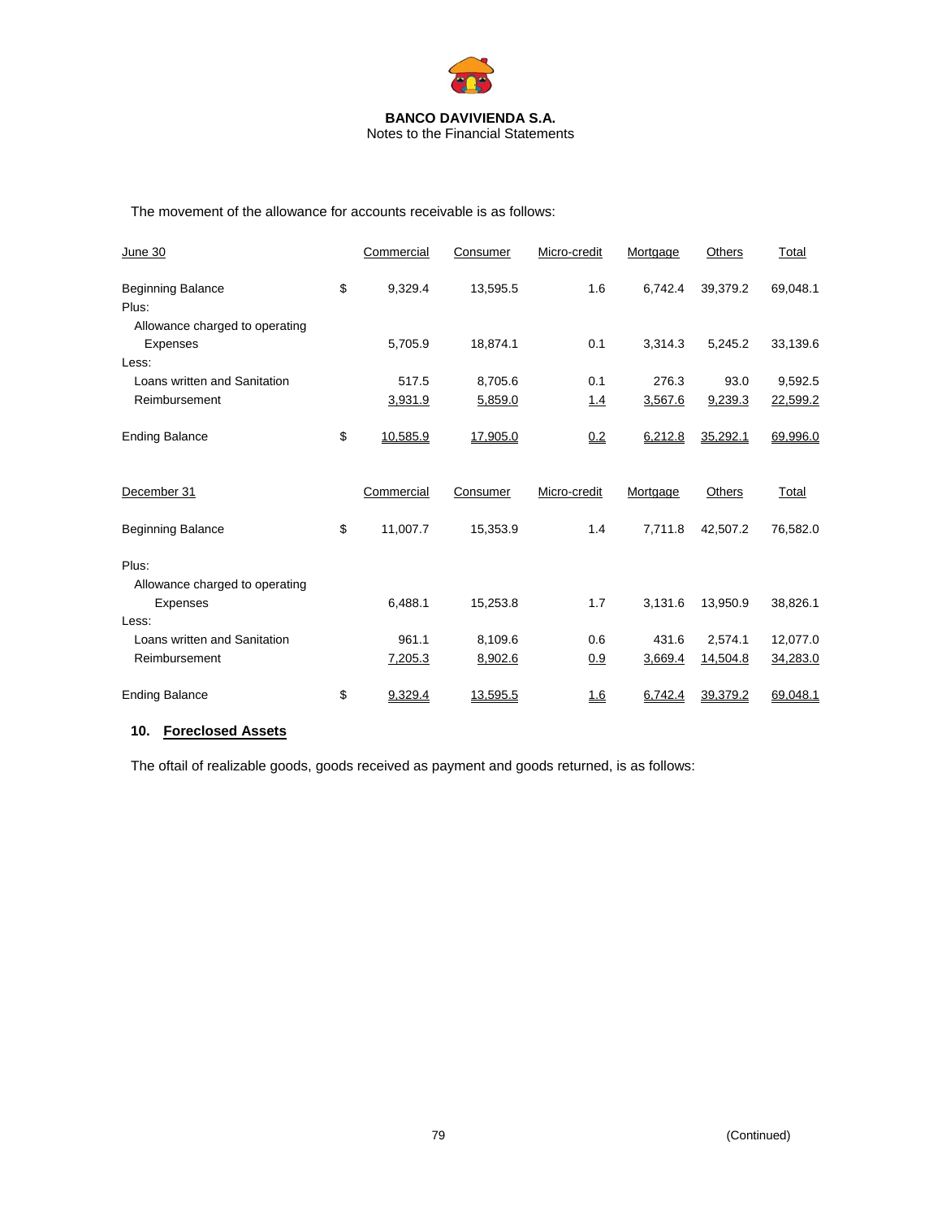The movement of the allowance for accounts receivable is as follows:

| June 30 | | Commercial | Consumer | Micro-credit | Mortgage | Others | Total |
|---|---|---|---|---|---|---|---|
| Beginning Balance | $ | 9,329.4 | 13,595.5 | 1.6 | 6,742.4 | 39,379.2 | 69,048.1 |
| Plus: | | | | | | | |
| Allowance charged to operating Expenses | | 5,705.9 | 18,874.1 | 0.1 | 3,314.3 | 5,245.2 | 33,139.6 |
| Less: | | | | | | | |
| Loans written and Sanitation | | 517.5 | 8,705.6 | 0.1 | 276.3 | 93.0 | 9,592.5 |
| Reimbursement | | 3,931.9 | 5,859.0 | 1.4 | 3,567.6 | 9,239.3 | 22,599.2 |
| Ending Balance | $ | 10,585.9 | 17,905.0 | 0.2 | 6,212.8 | 35,292.1 | 69,996.0 |

| December 31 | | Commercial | Consumer | Micro-credit | Mortgage | Others | Total |
|---|---|---|---|---|---|---|---|
| Beginning Balance | $ | 11,007.7 | 15,353.9 | 1.4 | 7,711.8 | 42,507.2 | 76,582.0 |
| Plus: | | | | | | | |
| Allowance charged to operating Expenses | | 6,488.1 | 15,253.8 | 1.7 | 3,131.6 | 13,950.9 | 38,826.1 |
| Less: | | | | | | | |
| Loans written and Sanitation | | 961.1 | 8,109.6 | 0.6 | 431.6 | 2,574.1 | 12,077.0 |
| Reimbursement | | 7,205.3 | 8,902.6 | 0.9 | 3,669.4 | 14,504.8 | 34,283.0 |
| Ending Balance | $ | 9,329.4 | 13,595.5 | 1.6 | 6,742.4 | 39,379.2 | 69,048.1 |

## 10. Foreclosed Assets

The oftail of realizable goods, goods received as payment and goods returned, is as follows: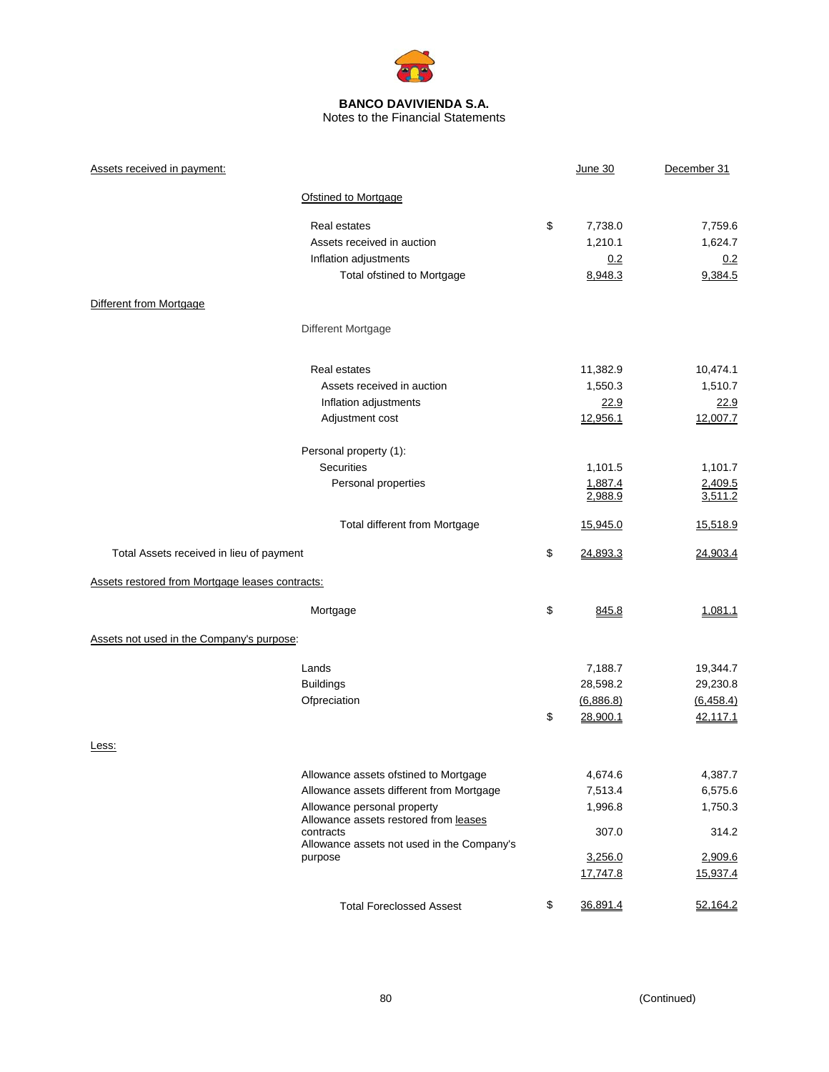**BANCO DAVIVIENDA S.A.**
Notes to the Financial Statements

| Assets received in payment: | | | June 30 | December 31 |
|---|---|---|---|---|
| | Ofstined to Mortgage | | | |
| | Real estates | $ | 7,738.0 | 7,759.6 |
| | Assets received in auction | | 1,210.1 | 1,624.7 |
| | Inflation adjustments | | 0.2 | 0.2 |
| | Total ofstined to Mortgage | | 8,948.3 | 9,384.5 |
| Different from Mortgage | | | | |
| | Different Mortgage | | | |
| | Real estates | | 11,382.9 | 10,474.1 |
| | Assets received in auction | | 1,550.3 | 1,510.7 |
| | Inflation adjustments | | 22.9 | 22.9 |
| | Adjustment cost | | 12,956.1 | 12,007.7 |
| | Personal property (1): | | | |
| | Securities | | 1,101.5 | 1,101.7 |
| | Personal properties | | 1,887.4 | 2,409.5 |
| | | | 2,988.9 | 3,511.2 |
| | Total different from Mortgage | | 15,945.0 | 15,518.9 |
| Total Assets received in lieu of payment | | $ | 24,893.3 | 24,903.4 |
| Assets restored from Mortgage leases contracts: | | | | |
| | Mortgage | $ | 845.8 | 1,081.1 |
| Assets not used in the Company's purpose: | | | | |
| | Lands | | 7,188.7 | 19,344.7 |
| | Buildings | | 28,598.2 | 29,230.8 |
| | Ofpreciation | | (6,886.8) | (6,458.4) |
| | | $ | 28,900.1 | 42,117.1 |
| Less: | | | | |
| | Allowance assets ofstined to Mortgage | | 4,674.6 | 4,387.7 |
| | Allowance assets different from Mortgage | | 7,513.4 | 6,575.6 |
| | Allowance personal property | | 1,996.8 | 1,750.3 |
| | Allowance assets restored from leases contracts | | 307.0 | 314.2 |
| | Allowance assets not used in the Company's purpose | | 3,256.0 | 2,909.6 |
| | | | 17,747.8 | 15,937.4 |
| | Total Foreclossed Assest | $ | 36,891.4 | 52,164.2 |

(Continued)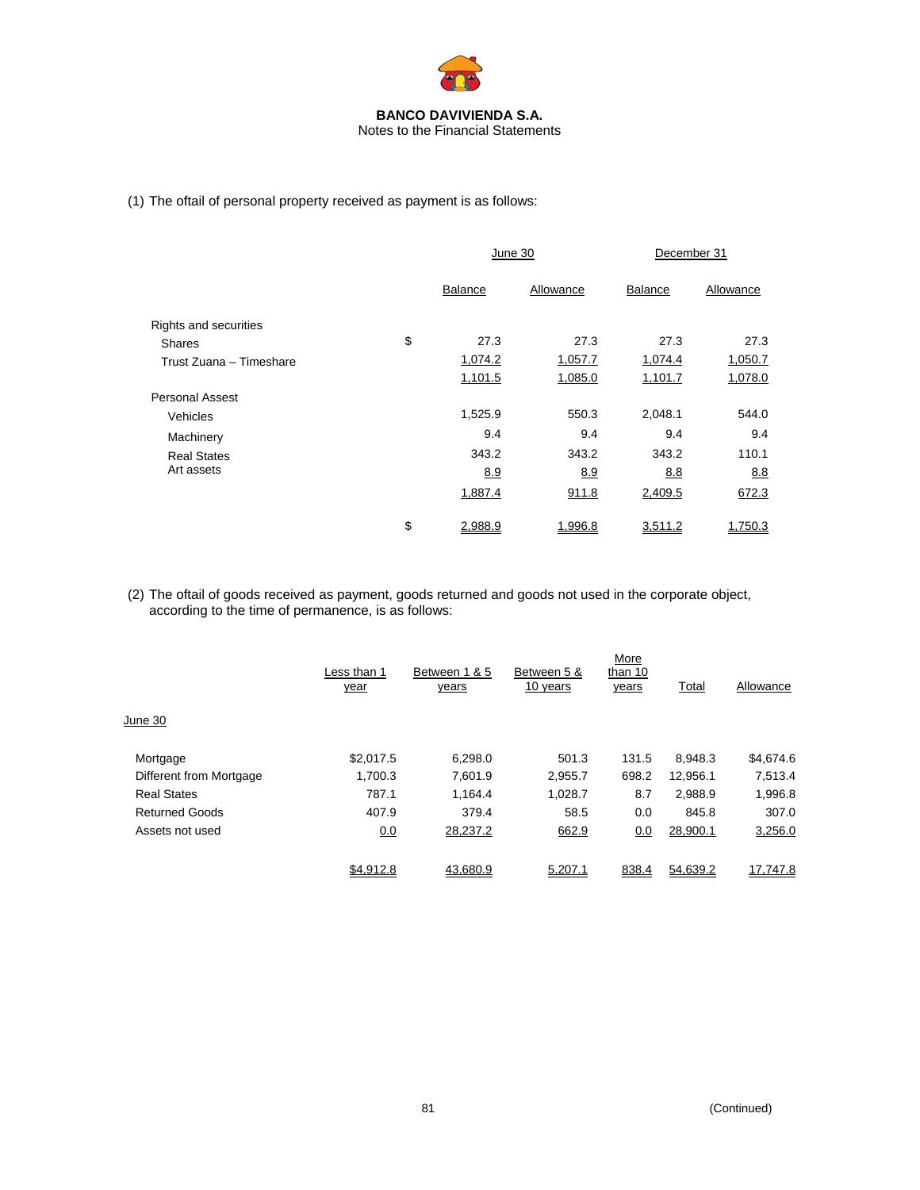**BANCO DAVIVIENDA S.A.**
Notes to the Financial Statements

(1) The oftail of personal property received as payment is as follows:

| | | June 30 | | December 31 | |
|---|---|---|---|---|---|
| | | Balance | Allowance | Balance | Allowance |
| Rights and securities | | | | | |
| Shares | $ | 27.3 | 27.3 | 27.3 | 27.3 |
| Trust Zuana – Timeshare | | 1,074.2 | 1,057.7 | 1,074.4 | 1,050.7 |
| | | 1,101.5 | 1,085.0 | 1,101.7 | 1,078.0 |
| Personal Assest | | | | | |
| Vehicles | | 1,525.9 | 550.3 | 2,048.1 | 544.0 |
| Machinery | | 9.4 | 9.4 | 9.4 | 9.4 |
| Real States | | 343.2 | 343.2 | 343.2 | 110.1 |
| Art assets | | 8.9 | 8.9 | 8.8 | 8.8 |
| | | 1,887.4 | 911.8 | 2,409.5 | 672.3 |
| | $ | 2,988.9 | 1,996.8 | 3,511.2 | 1,750.3 |

(2) The oftail of goods received as payment, goods returned and goods not used in the corporate object, according to the time of permanence, is as follows:

| | Less than 1 year | Between 1 & 5 years | Between 5 & 10 years | More than 10 years | Total | Allowance |
|---|---|---|---|---|---|---|
| June 30 | | | | | | |
| Mortgage | $2,017.5 | 6,298.0 | 501.3 | 131.5 | 8,948.3 | $4,674.6 |
| Different from Mortgage | 1,700.3 | 7,601.9 | 2,955.7 | 698.2 | 12,956.1 | 7,513.4 |
| Real States | 787.1 | 1,164.4 | 1,028.7 | 8.7 | 2,988.9 | 1,996.8 |
| Returned Goods | 407.9 | 379.4 | 58.5 | 0.0 | 845.8 | 307.0 |
| Assets not used | 0.0 | 28,237.2 | 662.9 | 0.0 | 28,900.1 | 3,256.0 |
| | $4,912.8 | 43,680.9 | 5,207.1 | 838.4 | 54,639.2 | 17,747.8 |

(Continued)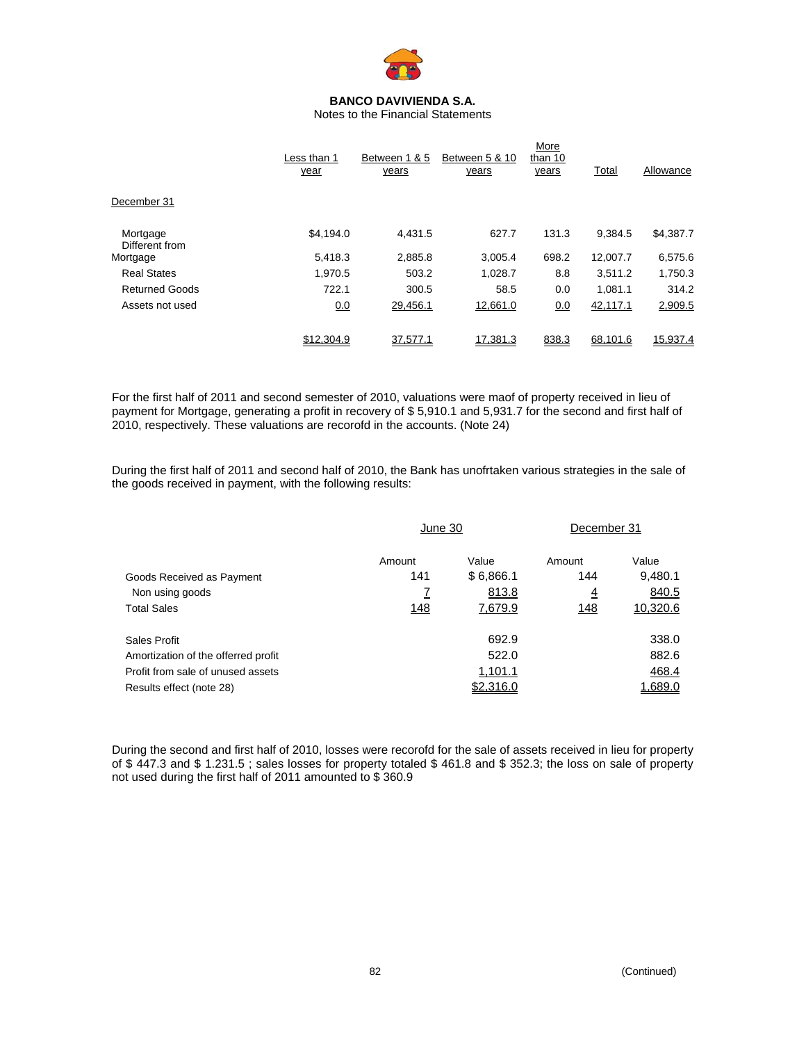**BANCO DAVIVIENDA S.A.**
Notes to the Financial Statements

| | Less than 1 year | Between 1 & 5 years | Between 5 & 10 years | More than 10 years | Total | Allowance |
|---|---|---|---|---|---|---|
| December 31 | | | | | | |
| Mortgage | $4,194.0 | 4,431.5 | 627.7 | 131.3 | 9,384.5 | $4,387.7 |
| Different from Mortgage | 5,418.3 | 2,885.8 | 3,005.4 | 698.2 | 12,007.7 | 6,575.6 |
| Real States | 1,970.5 | 503.2 | 1,028.7 | 8.8 | 3,511.2 | 1,750.3 |
| Returned Goods | 722.1 | 300.5 | 58.5 | 0.0 | 1,081.1 | 314.2 |
| Assets not used | 0.0 | 29,456.1 | 12,661.0 | 0.0 | 42,117.1 | 2,909.5 |
| | $12,304.9 | 37,577.1 | 17,381.3 | 838.3 | 68,101.6 | 15,937.4 |

For the first half of 2011 and second semester of 2010, valuations were maof of property received in lieu of payment for Mortgage, generating a profit in recovery of $ 5,910.1 and 5,931.7 for the second and first half of 2010, respectively. These valuations are recorofd in the accounts. (Note 24)

During the first half of 2011 and second half of 2010, the Bank has unofrtaken various strategies in the sale of the goods received in payment, with the following results:

| | June 30 | | December 31 | |
|---|---|---|---|---|
| | Amount | Value | Amount | Value |
| Goods Received as Payment | 141 | $ 6,866.1 | 144 | 9,480.1 |
| Non using goods | 7 | 813.8 | 4 | 840.5 |
| Total Sales | 148 | 7,679.9 | 148 | 10,320.6 |
| Sales Profit | | 692.9 | | 338.0 |
| Amortization of the offerred profit | | 522.0 | | 882.6 |
| Profit from sale of unused assets | | 1,101.1 | | 468.4 |
| Results effect (note 28) | | $2,316.0 | | 1,689.0 |

During the second and first half of 2010, losses were recorofd for the sale of assets received in lieu for property of $ 447.3 and $ 1.231.5 ; sales losses for property totaled $ 461.8 and $ 352.3; the loss on sale of property not used during the first half of 2011 amounted to $ 360.9

(Continued)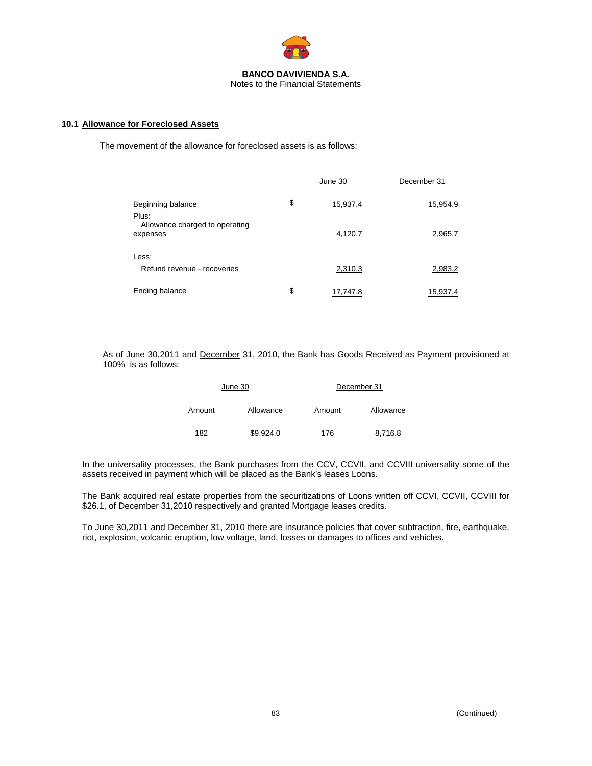## 10.1 Allowance for Foreclosed Assets

The movement of the allowance for foreclosed assets is as follows:

| | | June 30 | December 31 |
|---|---|---|---|
| Beginning balance | $ | 15,937.4 | 15,954.9 |
| Plus: | | | |
| Allowance charged to operating expenses | | 4,120.7 | 2,965.7 |
| Less: | | | |
| Refund revenue - recoveries | | 2,310.3 | 2,983.2 |
| Ending balance | $ | 17,747.8 | 15,937.4 |

As of June 30,2011 and December 31, 2010, the Bank has Goods Received as Payment provisioned at 100% is as follows:

| June 30 | | December 31 | |
|---|---|---|---|
| Amount | Allowance | Amount | Allowance |
| 182 | $9.924.0 | 176 | 8,716.8 |

In the universality processes, the Bank purchases from the CCV, CCVII, and CCVIII universality some of the assets received in payment which will be placed as the Bank's leases Loons.

The Bank acquired real estate properties from the securitizations of Loons written off CCVI, CCVII, CCVIII for $26.1, of December 31,2010 respectively and granted Mortgage leases credits.

To June 30,2011 and December 31, 2010 there are insurance policies that cover subtraction, fire, earthquake, riot, explosion, volcanic eruption, low voltage, land, losses or damages to offices and vehicles.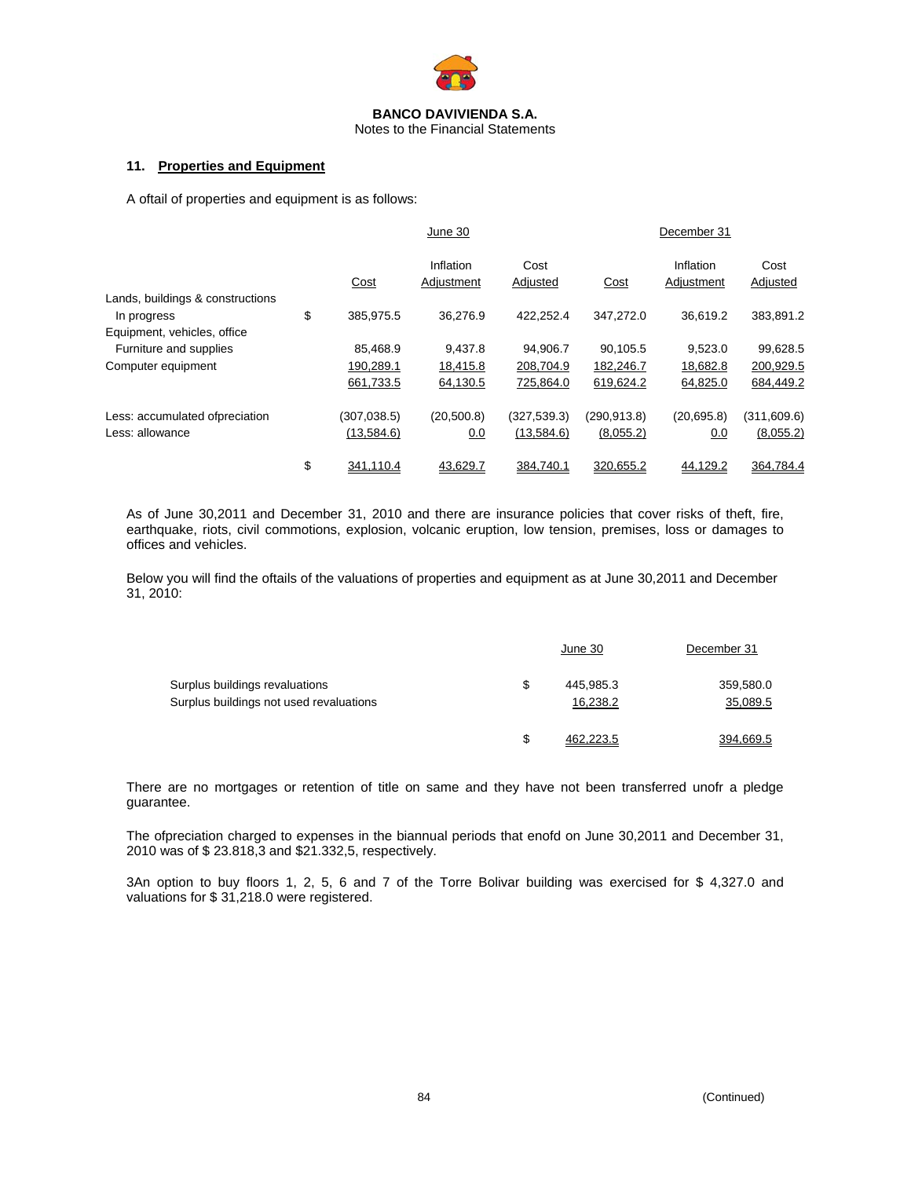**BANCO DAVIVIENDA S.A.**
Notes to the Financial Statements

### 11. Properties and Equipment

A oftail of properties and equipment is as follows:

| | | June 30 | | | December 31 | | |
|---|---|---|---|---|---|---|---|
| | | Cost | Inflation Adjustment | Cost Adjusted | Cost | Inflation Adjustment | Cost Adjusted |
| Lands, buildings & constructions In progress | $ | 385,975.5 | 36,276.9 | 422,252.4 | 347,272.0 | 36,619.2 | 383,891.2 |
| Equipment, vehicles, office Furniture and supplies | | 85,468.9 | 9,437.8 | 94,906.7 | 90,105.5 | 9,523.0 | 99,628.5 |
| Computer equipment | | 190,289.1 | 18,415.8 | 208,704.9 | 182,246.7 | 18,682.8 | 200,929.5 |
| | | 661,733.5 | 64,130.5 | 725,864.0 | 619,624.2 | 64,825.0 | 684,449.2 |
| Less: accumulated ofpreciation | | (307,038.5) | (20,500.8) | (327,539.3) | (290,913.8) | (20,695.8) | (311,609.6) |
| Less: allowance | | (13,584.6) | 0.0 | (13,584.6) | (8,055.2) | 0.0 | (8,055.2) |
| | $ | 341,110.4 | 43,629.7 | 384,740.1 | 320,655.2 | 44,129.2 | 364,784.4 |

As of June 30,2011 and December 31, 2010 and there are insurance policies that cover risks of theft, fire, earthquake, riots, civil commotions, explosion, volcanic eruption, low tension, premises, loss or damages to offices and vehicles.

Below you will find the oftails of the valuations of properties and equipment as at June 30,2011 and December 31, 2010:

| | | June 30 | December 31 |
|---|---|---|---|
| Surplus buildings revaluations | $ | 445,985.3 | 359,580.0 |
| Surplus buildings not used revaluations | | 16,238.2 | 35,089.5 |
| | $ | 462,223.5 | 394,669.5 |

There are no mortgages or retention of title on same and they have not been transferred unofr a pledge guarantee.

The ofpreciation charged to expenses in the biannual periods that enofd on June 30,2011 and December 31, 2010 was of $ 23.818,3 and $21.332,5, respectively.

3An option to buy floors 1, 2, 5, 6 and 7 of the Torre Bolivar building was exercised for $ 4,327.0 and valuations for $ 31,218.0 were registered.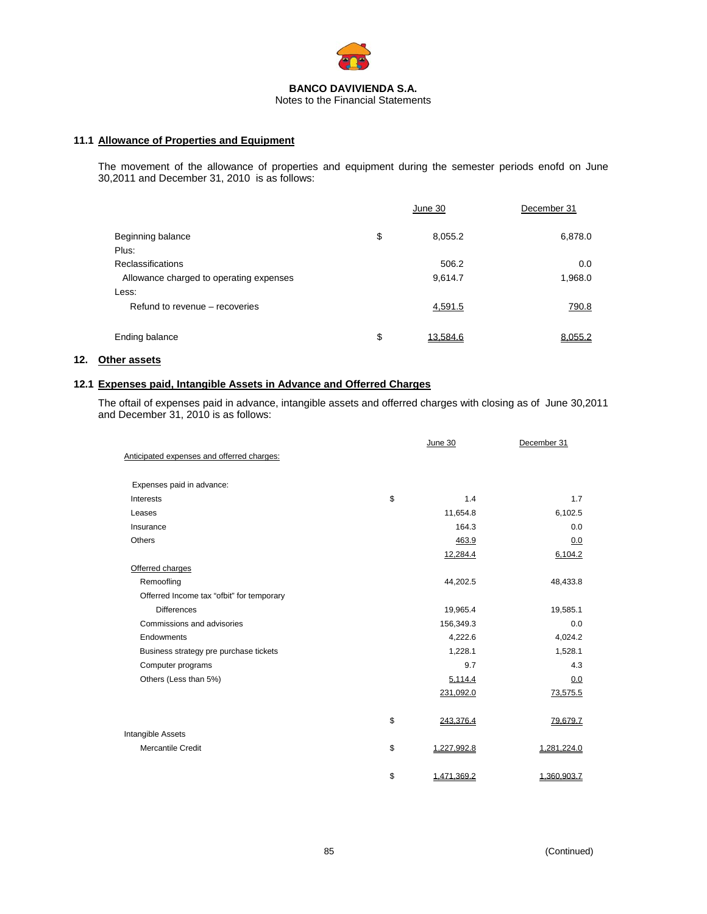**BANCO DAVIVIENDA S.A.**
Notes to the Financial Statements

### 11.1 Allowance of Properties and Equipment

The movement of the allowance of properties and equipment during the semester periods enofd on June 30,2011 and December 31, 2010 is as follows:

| | | June 30 | December 31 |
|---|---|---|---|
| Beginning balance | $ | 8,055.2 | 6,878.0 |
| Plus: | | | |
| Reclassifications | | 506.2 | 0.0 |
| Allowance charged to operating expenses | | 9,614.7 | 1,968.0 |
| Less: | | | |
| Refund to revenue – recoveries | | 4,591.5 | 790.8 |
| Ending balance | $ | 13,584.6 | 8,055.2 |

## 12. Other assets

### 12.1 Expenses paid, Intangible Assets in Advance and Offerred Charges

The oftail of expenses paid in advance, intangible assets and offerred charges with closing as of June 30,2011 and December 31, 2010 is as follows:

| | | June 30 | December 31 |
|---|---|---|---|
| Anticipated expenses and offerred charges: | | | |
| Expenses paid in advance: | | | |
| Interests | $ | 1.4 | 1.7 |
| Leases | | 11,654.8 | 6,102.5 |
| Insurance | | 164.3 | 0.0 |
| Others | | 463.9 | 0.0 |
| | | 12,284.4 | 6,104.2 |
| Offerred charges | | | |
| Remoofling | | 44,202.5 | 48,433.8 |
| Offerred Income tax “ofbit" for temporary Differences | | 19,965.4 | 19,585.1 |
| Commissions and advisories | | 156,349.3 | 0.0 |
| Endowments | | 4,222.6 | 4,024.2 |
| Business strategy pre purchase tickets | | 1,228.1 | 1,528.1 |
| Computer programs | | 9.7 | 4.3 |
| Others (Less than 5%) | | 5,114.4 | 0.0 |
| | | 231,092.0 | 73,575.5 |
| | $ | 243,376.4 | 79,679.7 |
| Intangible Assets | | | |
| Mercantile Credit | $ | 1,227,992.8 | 1,281,224.0 |
| | $ | 1,471,369.2 | 1,360,903.7 |

(Continued)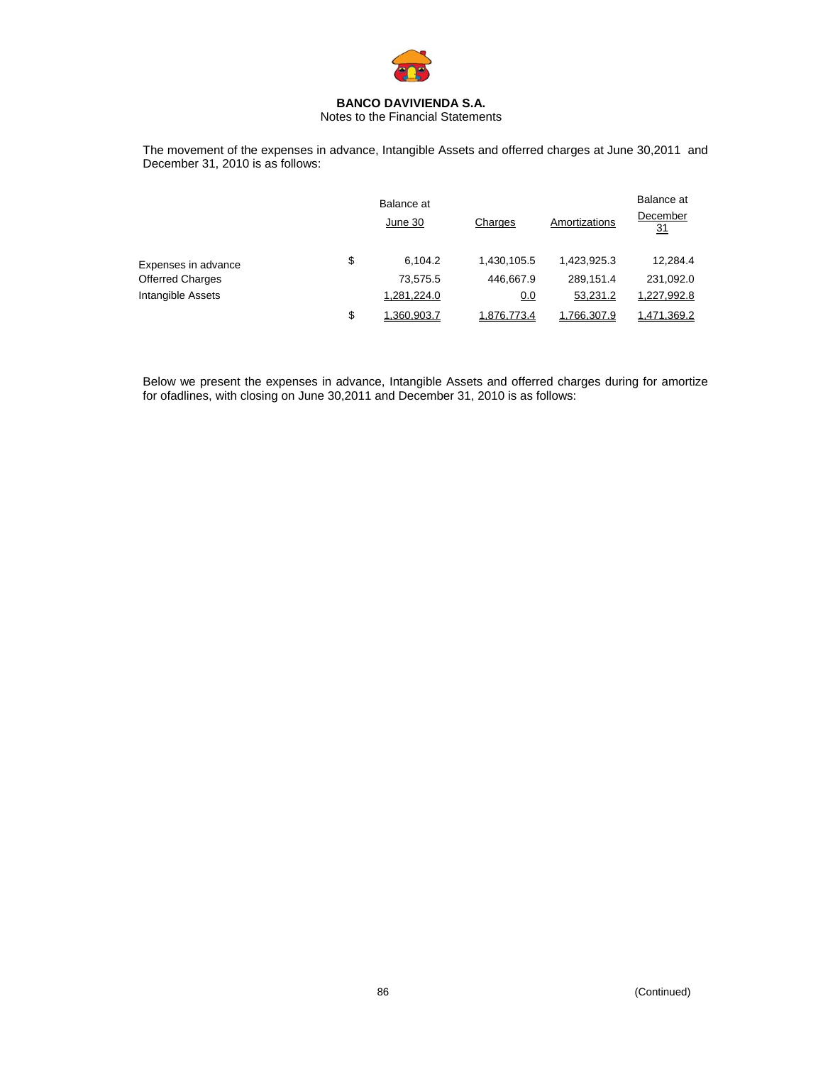**BANCO DAVIVIENDA S.A.**
Notes to the Financial Statements

The movement of the expenses in advance, Intangible Assets and offerred charges at June 30,2011 and December 31, 2010 is as follows:

| | | Balance at June 30 | Charges | Amortizations | Balance at December 31 |
|---|---|---|---|---|---|
| Expenses in advance | $ | 6,104.2 | 1,430,105.5 | 1,423,925.3 | 12,284.4 |
| Offerred Charges | | 73,575.5 | 446,667.9 | 289,151.4 | 231,092.0 |
| Intangible Assets | | 1,281,224.0 | 0.0 | 53,231.2 | 1,227,992.8 |
| | $ | 1,360,903.7 | 1,876,773.4 | 1,766,307.9 | 1,471,369.2 |

Below we present the expenses in advance, Intangible Assets and offerred charges during for amortize for ofadlines, with closing on June 30,2011 and December 31, 2010 is as follows:

(Continued)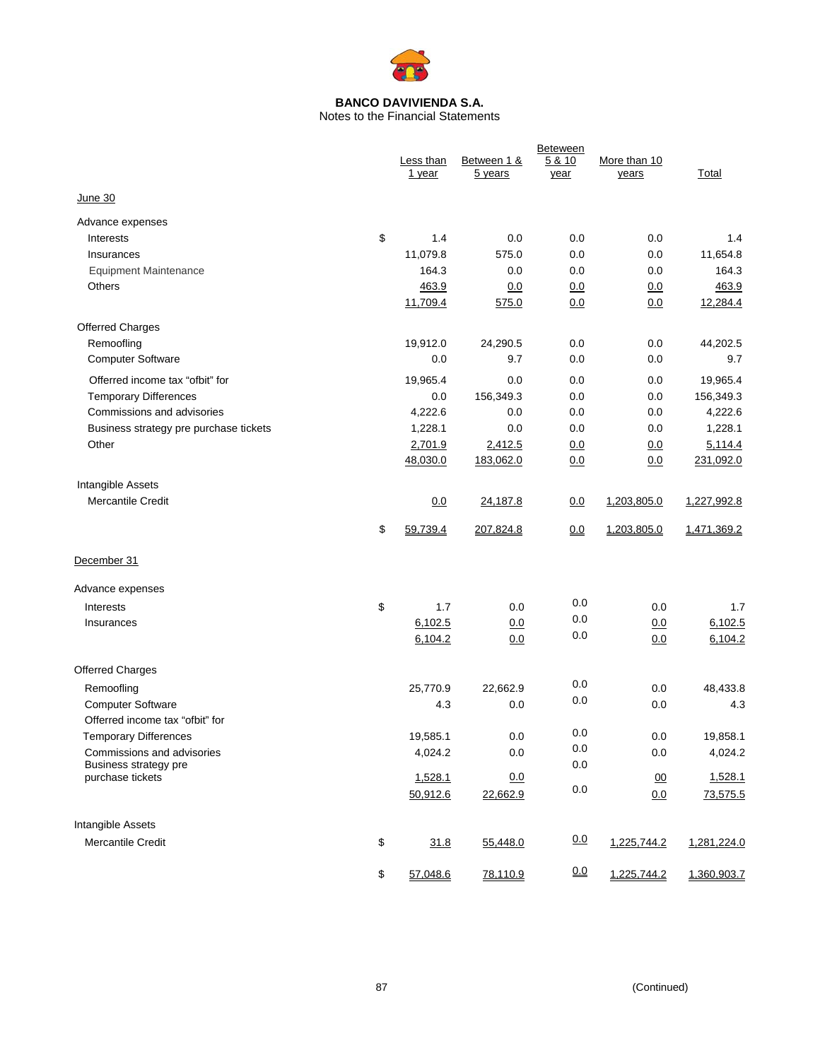**BANCO DAVIVIENDA S.A.**
Notes to the Financial Statements

| | | Less than 1 year | Between 1 & 5 years | Beteween 5 & 10 year | More than 10 years | Total |
|---|---|---|---|---|---|---|
| June 30 | | | | | | |
| Advance expenses | | | | | | |
| Interests | $ | 1.4 | 0.0 | 0.0 | 0.0 | 1.4 |
| Insurances | | 11,079.8 | 575.0 | 0.0 | 0.0 | 11,654.8 |
| Equipment Maintenance | | 164.3 | 0.0 | 0.0 | 0.0 | 164.3 |
| Others | | 463.9 | 0.0 | 0.0 | 0.0 | 463.9 |
| | | 11,709.4 | 575.0 | 0.0 | 0.0 | 12,284.4 |
| Offerred Charges | | | | | | |
| Remoofling | | 19,912.0 | 24,290.5 | 0.0 | 0.0 | 44,202.5 |
| Computer Software | | 0.0 | 9.7 | 0.0 | 0.0 | 9.7 |
| Offerred income tax "ofbit" for | | 19,965.4 | 0.0 | 0.0 | 0.0 | 19,965.4 |
| Temporary Differences | | 0.0 | 156,349.3 | 0.0 | 0.0 | 156,349.3 |
| Commissions and advisories | | 4,222.6 | 0.0 | 0.0 | 0.0 | 4,222.6 |
| Business strategy pre purchase tickets | | 1,228.1 | 0.0 | 0.0 | 0.0 | 1,228.1 |
| Other | | 2,701.9 | 2,412.5 | 0.0 | 0.0 | 5,114.4 |
| | | 48,030.0 | 183,062.0 | 0.0 | 0.0 | 231,092.0 |
| Intangible Assets | | | | | | |
| Mercantile Credit | | 0.0 | 24,187.8 | 0.0 | 1,203,805.0 | 1,227,992.8 |
| | $ | 59,739.4 | 207,824.8 | 0.0 | 1,203,805.0 | 1,471,369.2 |
| December 31 | | | | | | |
| Advance expenses | | | | | | |
| Interests | $ | 1.7 | 0.0 | 0.0 | 0.0 | 1.7 |
| Insurances | | 6,102.5 | 0.0 | 0.0 | 0.0 | 6,102.5 |
| | | 6,104.2 | 0.0 | 0.0 | 0.0 | 6,104.2 |
| Offerred Charges | | | | | | |
| Remoofling | | 25,770.9 | 22,662.9 | 0.0 | 0.0 | 48,433.8 |
| Computer Software | | 4.3 | 0.0 | 0.0 | 0.0 | 4.3 |
| Offerred income tax "ofbit" for Temporary Differences | | 19,585.1 | 0.0 | 0.0 | 0.0 | 19,858.1 |
| Commissions and advisories | | 4,024.2 | 0.0 | 0.0 | 0.0 | 4,024.2 |
| Business strategy pre purchase tickets | | 1,528.1 | 0.0 | 0.0 | 00 | 1,528.1 |
| | | 50,912.6 | 22,662.9 | 0.0 | 0.0 | 73,575.5 |
| Intangible Assets | | | | | | |
| Mercantile Credit | $ | 31.8 | 55,448.0 | 0.0 | 1,225,744.2 | 1,281,224.0 |
| | $ | 57,048.6 | 78,110.9 | 0.0 | 1,225,744.2 | 1,360,903.7 |

(Continued)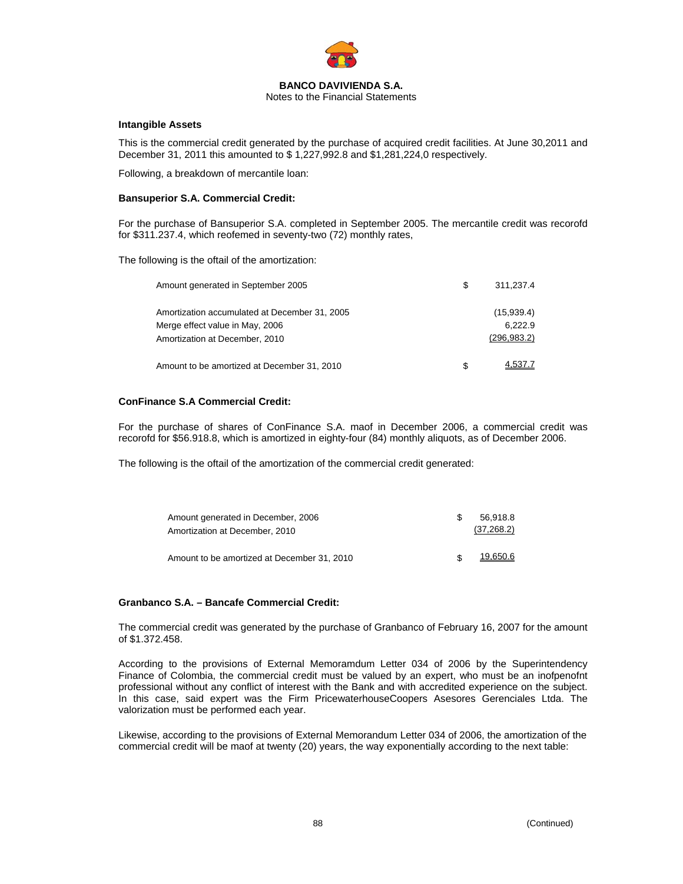**Intangible Assets**

This is the commercial credit generated by the purchase of acquired credit facilities. At June 30,2011 and December 31, 2011 this amounted to $ 1,227,992.8 and $1,281,224,0 respectively.

Following, a breakdown of mercantile loan:

**Bansuperior S.A. Commercial Credit:**

For the purchase of Bansuperior S.A. completed in September 2005. The mercantile credit was recorofd for $311.237.4, which reofemed in seventy-two (72) monthly rates,

The following is the oftail of the amortization:

| | | |
|---|---|---|
| Amount generated in September 2005 | $ | 311,237.4 |
| Amortization accumulated at December 31, 2005 | | (15,939.4) |
| Merge effect value in May, 2006 | | 6,222.9 |
| Amortization at December, 2010 | | (296,983.2) |
| Amount to be amortized at December 31, 2010 | $ | 4,537.7 |

**ConFinance S.A Commercial Credit:**

For the purchase of shares of ConFinance S.A. maof in December 2006, a commercial credit was recorofd for $56.918.8, which is amortized in eighty-four (84) monthly aliquots, as of December 2006.

The following is the oftail of the amortization of the commercial credit generated:

| | | |
|---|---|---|
| Amount generated in December, 2006 | $ | 56,918.8 |
| Amortization at December, 2010 | | (37,268.2) |
| Amount to be amortized at December 31, 2010 | $ | 19,650.6 |

**Granbanco S.A. – Bancafe Commercial Credit:**

The commercial credit was generated by the purchase of Granbanco of February 16, 2007 for the amount of $1.372.458.

According to the provisions of External Memoramdum Letter 034 of 2006 by the Superintendency Finance of Colombia, the commercial credit must be valued by an expert, who must be an inofpenofnt professional without any conflict of interest with the Bank and with accredited experience on the subject. In this case, said expert was the Firm PricewaterhouseCoopers Asesores Gerenciales Ltda. The valorization must be performed each year.

Likewise, according to the provisions of External Memorandum Letter 034 of 2006, the amortization of the commercial credit will be maof at twenty (20) years, the way exponentially according to the next table: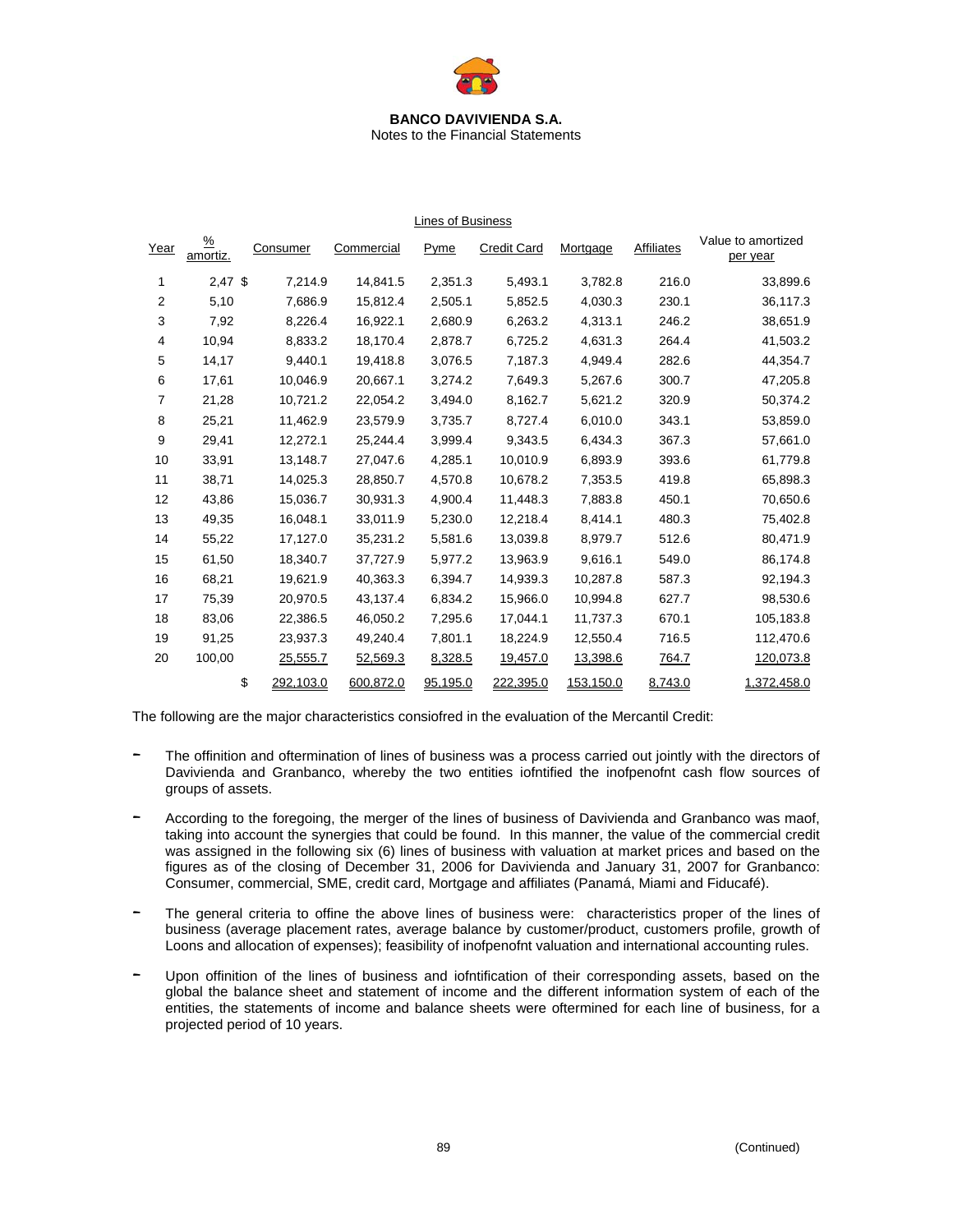**BANCO DAVIVIENDA S.A.**
Notes to the Financial Statements

| | | Lines of Business | | | | | | |
|---|---|---|---|---|---|---|---|---|
| Year | % amortiz. | Consumer | Commercial | Pyme | Credit Card | Mortgage | Affiliates | Value to amortized per year |
| 1 | 2,47 | $ 7,214.9 | 14,841.5 | 2,351.3 | 5,493.1 | 3,782.8 | 216.0 | 33,899.6 |
| 2 | 5,10 | 7,686.9 | 15,812.4 | 2,505.1 | 5,852.5 | 4,030.3 | 230.1 | 36,117.3 |
| 3 | 7,92 | 8,226.4 | 16,922.1 | 2,680.9 | 6,263.2 | 4,313.1 | 246.2 | 38,651.9 |
| 4 | 10,94 | 8,833.2 | 18,170.4 | 2,878.7 | 6,725.2 | 4,631.3 | 264.4 | 41,503.2 |
| 5 | 14,17 | 9,440.1 | 19,418.8 | 3,076.5 | 7,187.3 | 4,949.4 | 282.6 | 44,354.7 |
| 6 | 17,61 | 10,046.9 | 20,667.1 | 3,274.2 | 7,649.3 | 5,267.6 | 300.7 | 47,205.8 |
| 7 | 21,28 | 10,721.2 | 22,054.2 | 3,494.0 | 8,162.7 | 5,621.2 | 320.9 | 50,374.2 |
| 8 | 25,21 | 11,462.9 | 23,579.9 | 3,735.7 | 8,727.4 | 6,010.0 | 343.1 | 53,859.0 |
| 9 | 29,41 | 12,272.1 | 25,244.4 | 3,999.4 | 9,343.5 | 6,434.3 | 367.3 | 57,661.0 |
| 10 | 33,91 | 13,148.7 | 27,047.6 | 4,285.1 | 10,010.9 | 6,893.9 | 393.6 | 61,779.8 |
| 11 | 38,71 | 14,025.3 | 28,850.7 | 4,570.8 | 10,678.2 | 7,353.5 | 419.8 | 65,898.3 |
| 12 | 43,86 | 15,036.7 | 30,931.3 | 4,900.4 | 11,448.3 | 7,883.8 | 450.1 | 70,650.6 |
| 13 | 49,35 | 16,048.1 | 33,011.9 | 5,230.0 | 12,218.4 | 8,414.1 | 480.3 | 75,402.8 |
| 14 | 55,22 | 17,127.0 | 35,231.2 | 5,581.6 | 13,039.8 | 8,979.7 | 512.6 | 80,471.9 |
| 15 | 61,50 | 18,340.7 | 37,727.9 | 5,977.2 | 13,963.9 | 9,616.1 | 549.0 | 86,174.8 |
| 16 | 68,21 | 19,621.9 | 40,363.3 | 6,394.7 | 14,939.3 | 10,287.8 | 587.3 | 92,194.3 |
| 17 | 75,39 | 20,970.5 | 43,137.4 | 6,834.2 | 15,966.0 | 10,994.8 | 627.7 | 98,530.6 |
| 18 | 83,06 | 22,386.5 | 46,050.2 | 7,295.6 | 17,044.1 | 11,737.3 | 670.1 | 105,183.8 |
| 19 | 91,25 | 23,937.3 | 49,240.4 | 7,801.1 | 18,224.9 | 12,550.4 | 716.5 | 112,470.6 |
| 20 | 100,00 | 25,555.7 | 52,569.3 | 8,328.5 | 19,457.0 | 13,398.6 | 764.7 | 120,073.8 |
| | | $ 292,103.0 | 600,872.0 | 95,195.0 | 222,395.0 | 153,150.0 | 8,743.0 | 1,372,458.0 |

The following are the major characteristics consiofred in the evaluation of the Mercantil Credit:

- The offinition and oftermination of lines of business was a process carried out jointly with the directors of Davivienda and Granbanco, whereby the two entities iofntified the inofpenofnt cash flow sources of groups of assets.

- According to the foregoing, the merger of the lines of business of Davivienda and Granbanco was maof, taking into account the synergies that could be found. In this manner, the value of the commercial credit was assigned in the following six (6) lines of business with valuation at market prices and based on the figures as of the closing of December 31, 2006 for Davivienda and January 31, 2007 for Granbanco: Consumer, commercial, SME, credit card, Mortgage and affiliates (Panamá, Miami and Fiducafé).

- The general criteria to offine the above lines of business were: characteristics proper of the lines of business (average placement rates, average balance by customer/product, customers profile, growth of Loons and allocation of expenses); feasibility of inofpenofnt valuation and international accounting rules.

- Upon offinition of the lines of business and iofntification of their corresponding assets, based on the global the balance sheet and statement of income and the different information system of each of the entities, the statements of income and balance sheets were oftermined for each line of business, for a projected period of 10 years.

(Continued)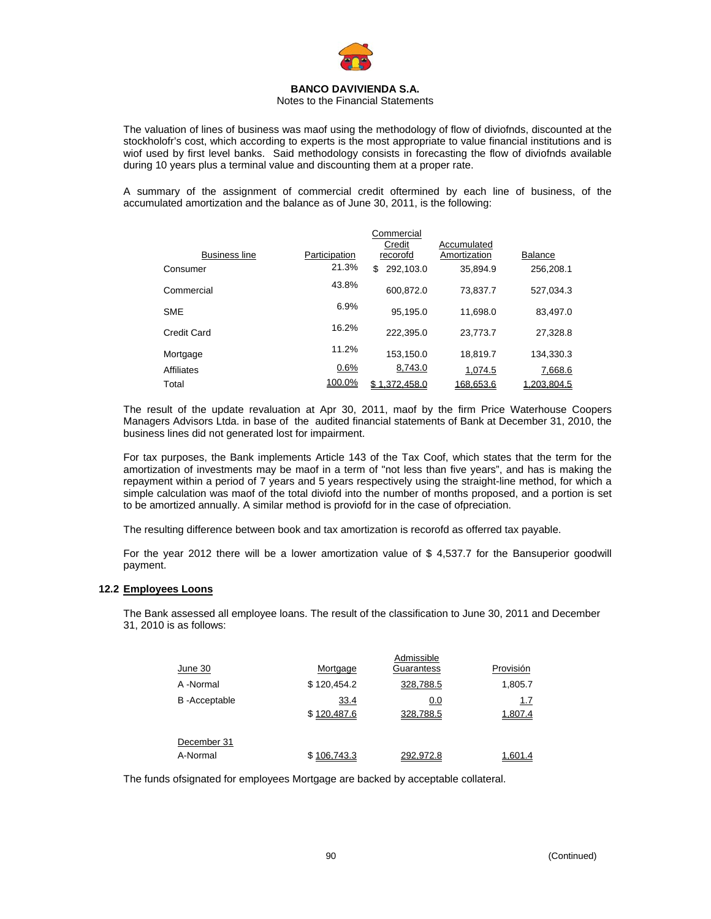The valuation of lines of business was maof using the methodology of flow of diviofnds, discounted at the stockholofr's cost, which according to experts is the most appropriate to value financial institutions and is wiof used by first level banks. Said methodology consists in forecasting the flow of diviofnds available during 10 years plus a terminal value and discounting them at a proper rate.

A summary of the assignment of commercial credit oftermined by each line of business, of the accumulated amortization and the balance as of June 30, 2011, is the following:

| Business line | Participation | Commercial Credit recorofd | Accumulated Amortization | Balance |
|---|---|---|---|---|
| Consumer | 21.3% | $ 292,103.0 | 35,894.9 | 256,208.1 |
| Commercial | 43.8% | 600,872.0 | 73,837.7 | 527,034.3 |
| SME | 6.9% | 95,195.0 | 11,698.0 | 83,497.0 |
| Credit Card | 16.2% | 222,395.0 | 23,773.7 | 27,328.8 |
| Mortgage | 11.2% | 153,150.0 | 18,819.7 | 134,330.3 |
| Affiliates | 0.6% | 8,743.0 | 1,074.5 | 7,668.6 |
| Total | 100.0% | $ 1,372,458.0 | 168,653.6 | 1,203,804.5 |

The result of the update revaluation at Apr 30, 2011, maof by the firm Price Waterhouse Coopers Managers Advisors Ltda. in base of the audited financial statements of Bank at December 31, 2010, the business lines did not generated lost for impairment.

For tax purposes, the Bank implements Article 143 of the Tax Coof, which states that the term for the amortization of investments may be maof in a term of "not less than five years", and has is making the repayment within a period of 7 years and 5 years respectively using the straight-line method, for which a simple calculation was maof of the total diviofd into the number of months proposed, and a portion is set to be amortized annually. A similar method is proviofd for in the case of ofpreciation.

The resulting difference between book and tax amortization is recorofd as offerred tax payable.

For the year 2012 there will be a lower amortization value of $ 4,537.7 for the Bansuperior goodwill payment.

## 12.2 Employees Loons

The Bank assessed all employee loans. The result of the classification to June 30, 2011 and December 31, 2010 is as follows:

| June 30 | Mortgage | Admissible Guarantess | Provisión |
|---|---|---|---|
| A -Normal | $ 120,454.2 | 328,788.5 | 1,805.7 |
| B -Acceptable | 33.4 | 0.0 | 1.7 |
| | $ 120,487.6 | 328,788.5 | 1,807.4 |
| | | | |
| December 31 | | | |
| A-Normal | $ 106,743.3 | 292,972.8 | 1,601.4 |

The funds ofsignated for employees Mortgage are backed by acceptable collateral.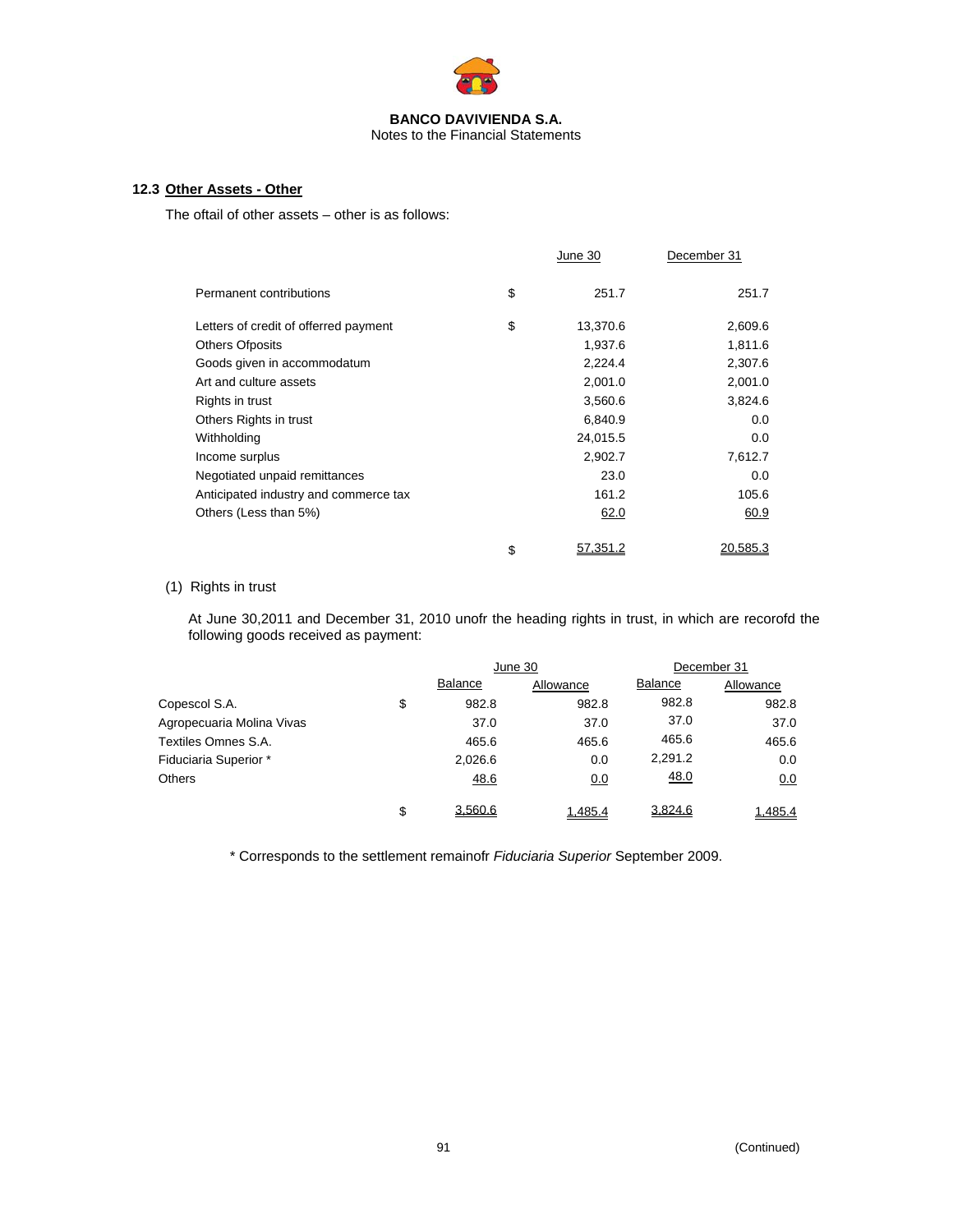**BANCO DAVIVIENDA S.A.**
Notes to the Financial Statements

### 12.3 Other Assets - Other

The oftail of other assets – other is as follows:

| | | June 30 | December 31 |
|---|---|---|---|
| Permanent contributions | $ | 251.7 | 251.7 |
| Letters of credit of offerred payment | $ | 13,370.6 | 2,609.6 |
| Others Ofposits | | 1,937.6 | 1,811.6 |
| Goods given in accommodatum | | 2,224.4 | 2,307.6 |
| Art and culture assets | | 2,001.0 | 2,001.0 |
| Rights in trust | | 3,560.6 | 3,824.6 |
| Others Rights in trust | | 6,840.9 | 0.0 |
| Withholding | | 24,015.5 | 0.0 |
| Income surplus | | 2,902.7 | 7,612.7 |
| Negotiated unpaid remittances | | 23.0 | 0.0 |
| Anticipated industry and commerce tax | | 161.2 | 105.6 |
| Others (Less than 5%) | | 62.0 | 60.9 |
| | $ | 57,351.2 | 20,585.3 |

(1) Rights in trust

At June 30,2011 and December 31, 2010 unofr the heading rights in trust, in which are recorofd the following goods received as payment:

| | | June 30 | | December 31 | |
|---|---|---|---|---|---|
| | | Balance | Allowance | Balance | Allowance |
| Copescol S.A. | $ | 982.8 | 982.8 | 982.8 | 982.8 |
| Agropecuaria Molina Vivas | | 37.0 | 37.0 | 37.0 | 37.0 |
| Textiles Omnes S.A. | | 465.6 | 465.6 | 465.6 | 465.6 |
| Fiduciaria Superior * | | 2,026.6 | 0.0 | 2,291.2 | 0.0 |
| Others | | 48.6 | 0.0 | 48.0 | 0.0 |
| | $ | 3,560.6 | 1,485.4 | 3,824.6 | 1,485.4 |

\* Corresponds to the settlement remainofr *Fiduciaria Superior* September 2009.

(Continued)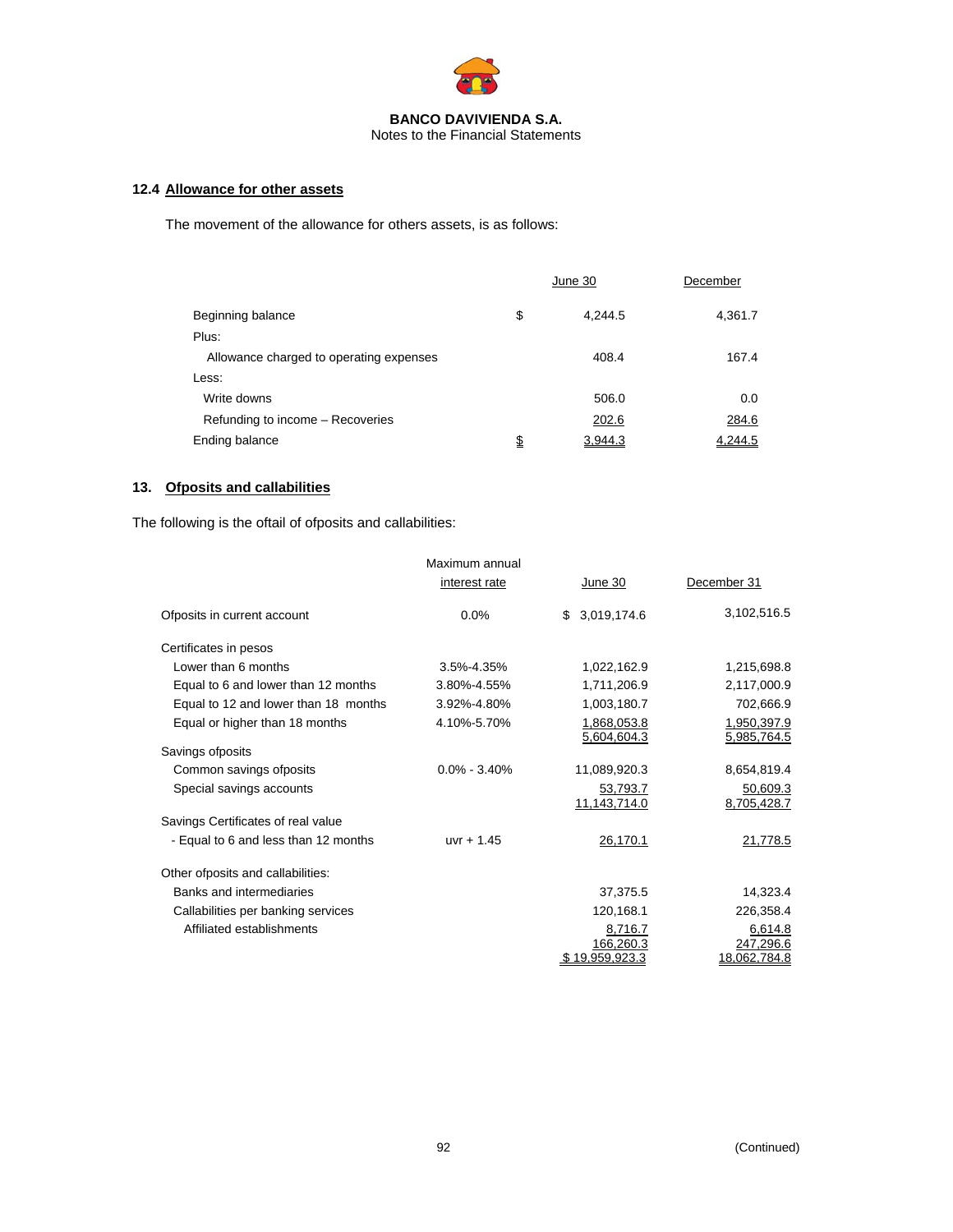**BANCO DAVIVIENDA S.A.**
Notes to the Financial Statements

### 12.4 Allowance for other assets

The movement of the allowance for others assets, is as follows:

| | | June 30 | December |
|---|---|---|---|
| Beginning balance | $ | 4,244.5 | 4,361.7 |
| Plus: | | | |
| Allowance charged to operating expenses | | 408.4 | 167.4 |
| Less: | | | |
| Write downs | | 506.0 | 0.0 |
| Refunding to income – Recoveries | | 202.6 | 284.6 |
| Ending balance | $ | 3,944.3 | 4,244.5 |

## 13. Ofposits and callabilities

The following is the oftail of ofposits and callabilities:

| | Maximum annual interest rate | June 30 | December 31 |
|---|---|---|---|
| Ofposits in current account | 0.0% | $ 3,019,174.6 | 3,102,516.5 |
| Certificates in pesos | | | |
| Lower than 6 months | 3.5%-4.35% | 1,022,162.9 | 1,215,698.8 |
| Equal to 6 and lower than 12 months | 3.80%-4.55% | 1,711,206.9 | 2,117,000.9 |
| Equal to 12 and lower than 18 months | 3.92%-4.80% | 1,003,180.7 | 702,666.9 |
| Equal or higher than 18 months | 4.10%-5.70% | 1,868,053.8 | 1,950,397.9 |
| | | 5,604,604.3 | 5,985,764.5 |
| Savings ofposits | | | |
| Common savings ofposits | 0.0% - 3.40% | 11,089,920.3 | 8,654,819.4 |
| Special savings accounts | | 53,793.7 | 50,609.3 |
| | | 11,143,714.0 | 8,705,428.7 |
| Savings Certificates of real value | | | |
| - Equal to 6 and less than 12 months | uvr + 1.45 | 26,170.1 | 21,778.5 |
| Other ofposits and callabilities: | | | |
| Banks and intermediaries | | 37,375.5 | 14,323.4 |
| Callabilities per banking services | | 120,168.1 | 226,358.4 |
| Affiliated establishments | | 8,716.7 | 6,614.8 |
| | | 166,260.3 | 247,296.6 |
| | | $ 19,959,923.3 | 18,062,784.8 |

(Continued)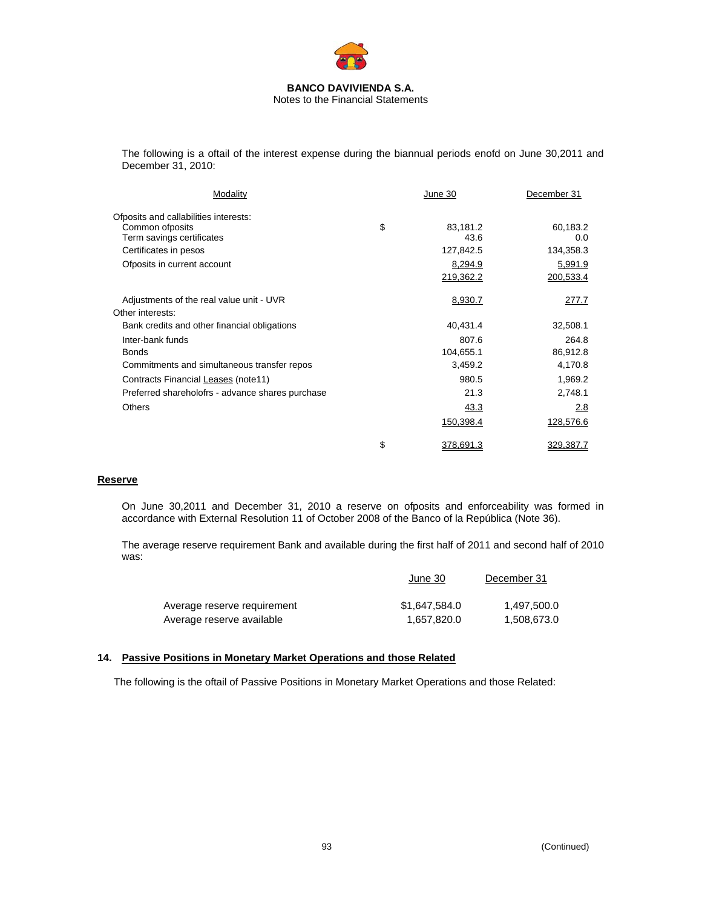The following is a oftail of the interest expense during the biannual periods enofd on June 30,2011 and December 31, 2010:

| Modality | | June 30 | December 31 |
|---|---|---|---|
| Ofposits and callabilities interests: | | | |
| Common ofposits | $ | 83,181.2 | 60,183.2 |
| Term savings certificates | | 43.6 | 0.0 |
| Certificates in pesos | | 127,842.5 | 134,358.3 |
| Ofposits in current account | | 8,294.9 | 5,991.9 |
| | | 219,362.2 | 200,533.4 |
| Adjustments of the real value unit - UVR | | 8,930.7 | 277.7 |
| Other interests: | | | |
| Bank credits and other financial obligations | | 40,431.4 | 32,508.1 |
| Inter-bank funds | | 807.6 | 264.8 |
| Bonds | | 104,655.1 | 86,912.8 |
| Commitments and simultaneous transfer repos | | 3,459.2 | 4,170.8 |
| Contracts Financial Leases (note11) | | 980.5 | 1,969.2 |
| Preferred shareholofrs - advance shares purchase | | 21.3 | 2,748.1 |
| Others | | 43.3 | 2.8 |
| | | 150,398.4 | 128,576.6 |
| | $ | 378,691.3 | 329,387.7 |

## Reserve

On June 30,2011 and December 31, 2010 a reserve on ofposits and enforceability was formed in accordance with External Resolution 11 of October 2008 of the Banco of la República (Note 36).

The average reserve requirement Bank and available during the first half of 2011 and second half of 2010 was:

| | June 30 | December 31 |
|---|---|---|
| Average reserve requirement | $1,647,584.0 | 1,497,500.0 |
| Average reserve available | 1,657,820.0 | 1,508,673.0 |

## 14. Passive Positions in Monetary Market Operations and those Related

The following is the oftail of Passive Positions in Monetary Market Operations and those Related: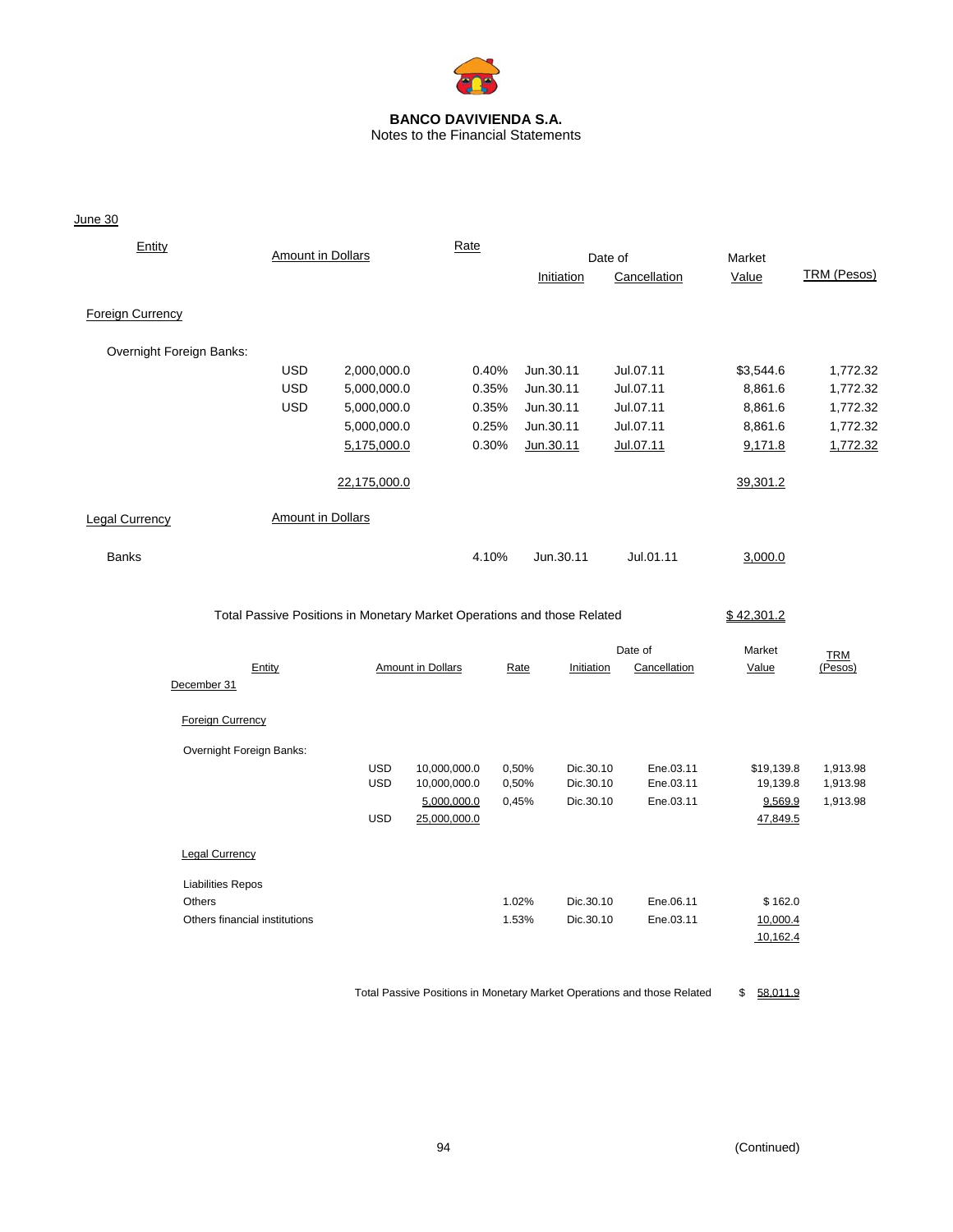**BANCO DAVIVIENDA S.A.**
Notes to the Financial Statements

June 30

| Entity | | Amount in Dollars | Rate | Date of Initiation | Date of Cancellation | Market Value | TRM (Pesos) |
|---|---|---|---|---|---|---|---|
| Foreign Currency | | | | | | | |
| Overnight Foreign Banks: | | | | | | | |
| | USD | 2,000,000.0 | 0.40% | Jun.30.11 | Jul.07.11 | $3,544.6 | 1,772.32 |
| | USD | 5,000,000.0 | 0.35% | Jun.30.11 | Jul.07.11 | 8,861.6 | 1,772.32 |
| | USD | 5,000,000.0 | 0.35% | Jun.30.11 | Jul.07.11 | 8,861.6 | 1,772.32 |
| | | 5,000,000.0 | 0.25% | Jun.30.11 | Jul.07.11 | 8,861.6 | 1,772.32 |
| | | 5,175,000.0 | 0.30% | Jun.30.11 | Jul.07.11 | 9,171.8 | 1,772.32 |
| | | 22,175,000.0 | | | | 39,301.2 | |
| Legal Currency | | Amount in Dollars | | | | | |
| Banks | | | 4.10% | Jun.30.11 | Jul.01.11 | 3,000.0 | |
| Total Passive Positions in Monetary Market Operations and those Related | | | | | | $ 42,301.2 | |

December 31

| Entity | | Amount in Dollars | Rate | Date of Initiation | Date of Cancellation | Market Value | TRM (Pesos) |
|---|---|---|---|---|---|---|---|
| Foreign Currency | | | | | | | |
| Overnight Foreign Banks: | | | | | | | |
| | USD | 10,000,000.0 | 0,50% | Dic.30.10 | Ene.03.11 | $19,139.8 | 1,913.98 |
| | USD | 10,000,000.0 | 0,50% | Dic.30.10 | Ene.03.11 | 19,139.8 | 1,913.98 |
| | | 5,000,000.0 | 0,45% | Dic.30.10 | Ene.03.11 | 9,569.9 | 1,913.98 |
| | USD | 25,000,000.0 | | | | 47,849.5 | |
| Legal Currency | | | | | | | |
| Liabilities Repos | | | | | | | |
| Others | | | 1.02% | Dic.30.10 | Ene.06.11 | $ 162.0 | |
| Others financial institutions | | | 1.53% | Dic.30.10 | Ene.03.11 | 10,000.4 | |
| | | | | | | 10,162.4 | |
| Total Passive Positions in Monetary Market Operations and those Related | | | | | | $ 58,011.9 | |

(Continued)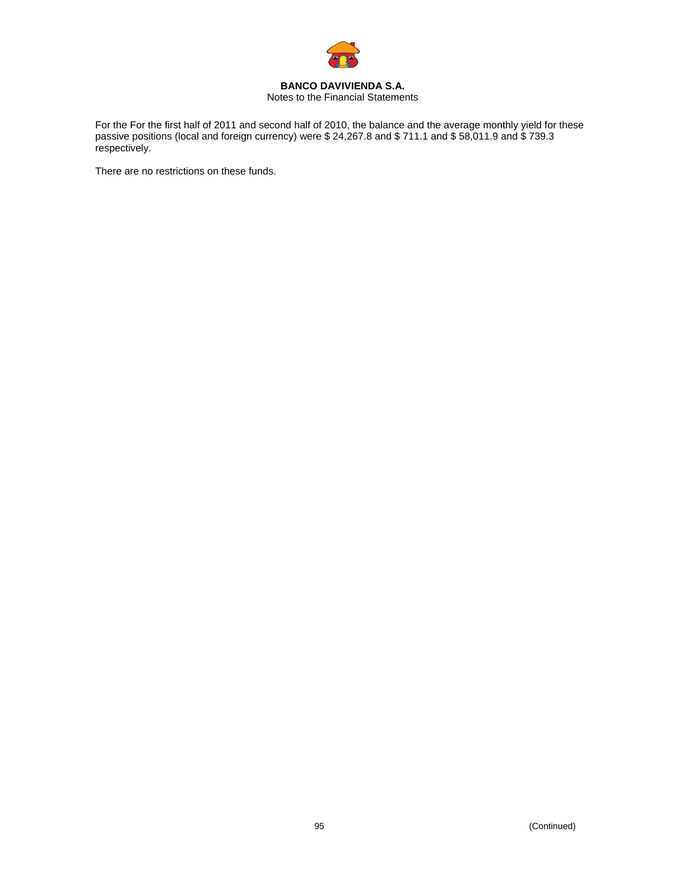For the For the first half of 2011 and second half of 2010, the balance and the average monthly yield for these passive positions (local and foreign currency) were $ 24,267.8 and $ 711.1 and $ 58,011.9 and $ 739.3 respectively.

There are no restrictions on these funds.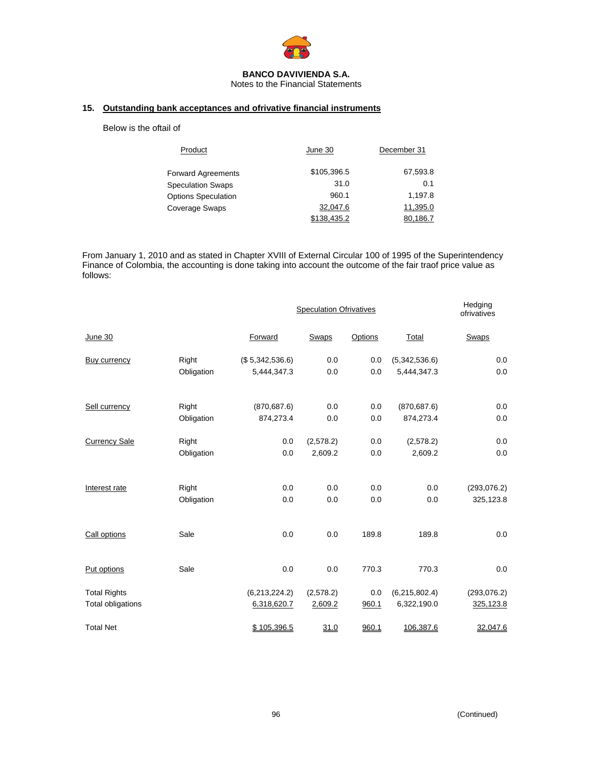**BANCO DAVIVIENDA S.A.**
Notes to the Financial Statements

## 15. Outstanding bank acceptances and ofrivative financial instruments

Below is the oftail of

| Product | June 30 | December 31 |
|---|---|---|
| Forward Agreements | $105,396.5 | 67,593.8 |
| Speculation Swaps | 31.0 | 0.1 |
| Options Speculation | 960.1 | 1,197.8 |
| Coverage Swaps | 32,047.6 | 11,395.0 |
| | $138,435.2 | 80,186.7 |

From January 1, 2010 and as stated in Chapter XVIII of External Circular 100 of 1995 of the Superintendency Finance of Colombia, the accounting is done taking into account the outcome of the fair traof price value as follows:

| | | Speculation Ofrivatives | | | | Hedging ofrivatives |
|---|---|---|---|---|---|---|
| June 30 | | Forward | Swaps | Options | Total | Swaps |
| Buy currency | Right | ($ 5,342,536.6) | 0.0 | 0.0 | (5,342,536.6) | 0.0 |
| | Obligation | 5,444,347.3 | 0.0 | 0.0 | 5,444,347.3 | 0.0 |
| Sell currency | Right | (870,687.6) | 0.0 | 0.0 | (870,687.6) | 0.0 |
| | Obligation | 874,273.4 | 0.0 | 0.0 | 874,273.4 | 0.0 |
| Currency Sale | Right | 0.0 | (2,578.2) | 0.0 | (2,578.2) | 0.0 |
| | Obligation | 0.0 | 2,609.2 | 0.0 | 2,609.2 | 0.0 |
| Interest rate | Right | 0.0 | 0.0 | 0.0 | 0.0 | (293,076.2) |
| | Obligation | 0.0 | 0.0 | 0.0 | 0.0 | 325,123.8 |
| Call options | Sale | 0.0 | 0.0 | 189.8 | 189.8 | 0.0 |
| Put options | Sale | 0.0 | 0.0 | 770.3 | 770.3 | 0.0 |
| Total Rights | | (6,213,224.2) | (2,578.2) | 0.0 | (6,215,802.4) | (293,076.2) |
| Total obligations | | 6,318,620.7 | 2,609.2 | 960.1 | 6,322,190.0 | 325,123.8 |
| Total Net | | $ 105,396.5 | 31.0 | 960.1 | 106,387.6 | 32,047.6 |

(Continued)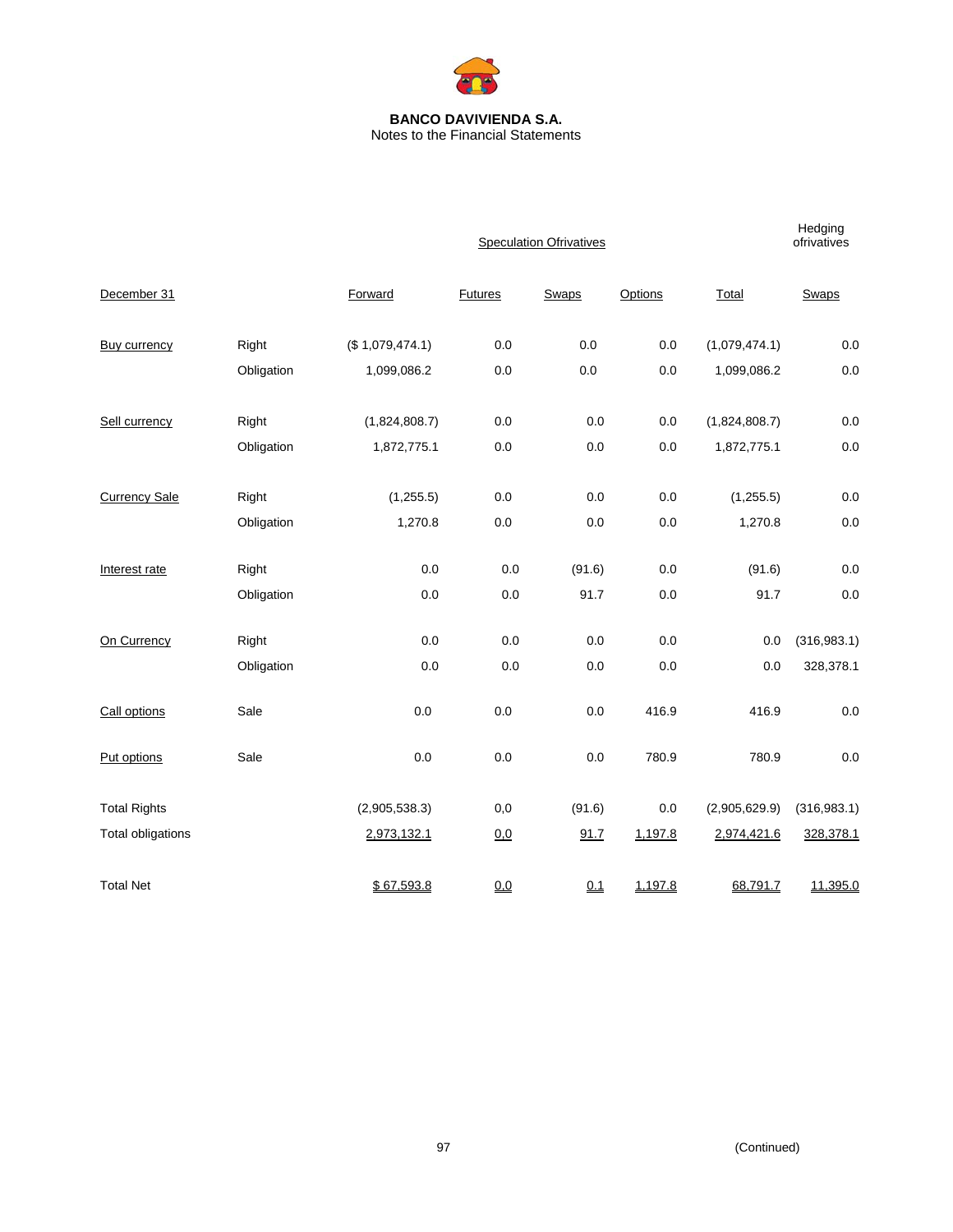**BANCO DAVIVIENDA S.A.**
Notes to the Financial Statements

| | | Speculation Ofrivatives | | | | | Hedging ofrivatives |
|---|---|---|---|---|---|---|---|
| December 31 | | Forward | Futures | Swaps | Options | Total | Swaps |
| Buy currency | Right | ($ 1,079,474.1) | 0.0 | 0.0 | 0.0 | (1,079,474.1) | 0.0 |
| | Obligation | 1,099,086.2 | 0.0 | 0.0 | 0.0 | 1,099,086.2 | 0.0 |
| Sell currency | Right | (1,824,808.7) | 0.0 | 0.0 | 0.0 | (1,824,808.7) | 0.0 |
| | Obligation | 1,872,775.1 | 0.0 | 0.0 | 0.0 | 1,872,775.1 | 0.0 |
| Currency Sale | Right | (1,255.5) | 0.0 | 0.0 | 0.0 | (1,255.5) | 0.0 |
| | Obligation | 1,270.8 | 0.0 | 0.0 | 0.0 | 1,270.8 | 0.0 |
| Interest rate | Right | 0.0 | 0.0 | (91.6) | 0.0 | (91.6) | 0.0 |
| | Obligation | 0.0 | 0.0 | 91.7 | 0.0 | 91.7 | 0.0 |
| On Currency | Right | 0.0 | 0.0 | 0.0 | 0.0 | 0.0 | (316,983.1) |
| | Obligation | 0.0 | 0.0 | 0.0 | 0.0 | 0.0 | 328,378.1 |
| Call options | Sale | 0.0 | 0.0 | 0.0 | 416.9 | 416.9 | 0.0 |
| Put options | Sale | 0.0 | 0.0 | 0.0 | 780.9 | 780.9 | 0.0 |
| Total Rights | | (2,905,538.3) | 0,0 | (91.6) | 0.0 | (2,905,629.9) | (316,983.1) |
| Total obligations | | 2,973,132.1 | 0,0 | 91.7 | 1,197.8 | 2,974,421.6 | 328,378.1 |
| Total Net | | $ 67,593.8 | 0,0 | 0.1 | 1,197.8 | 68,791.7 | 11,395.0 |

(Continued)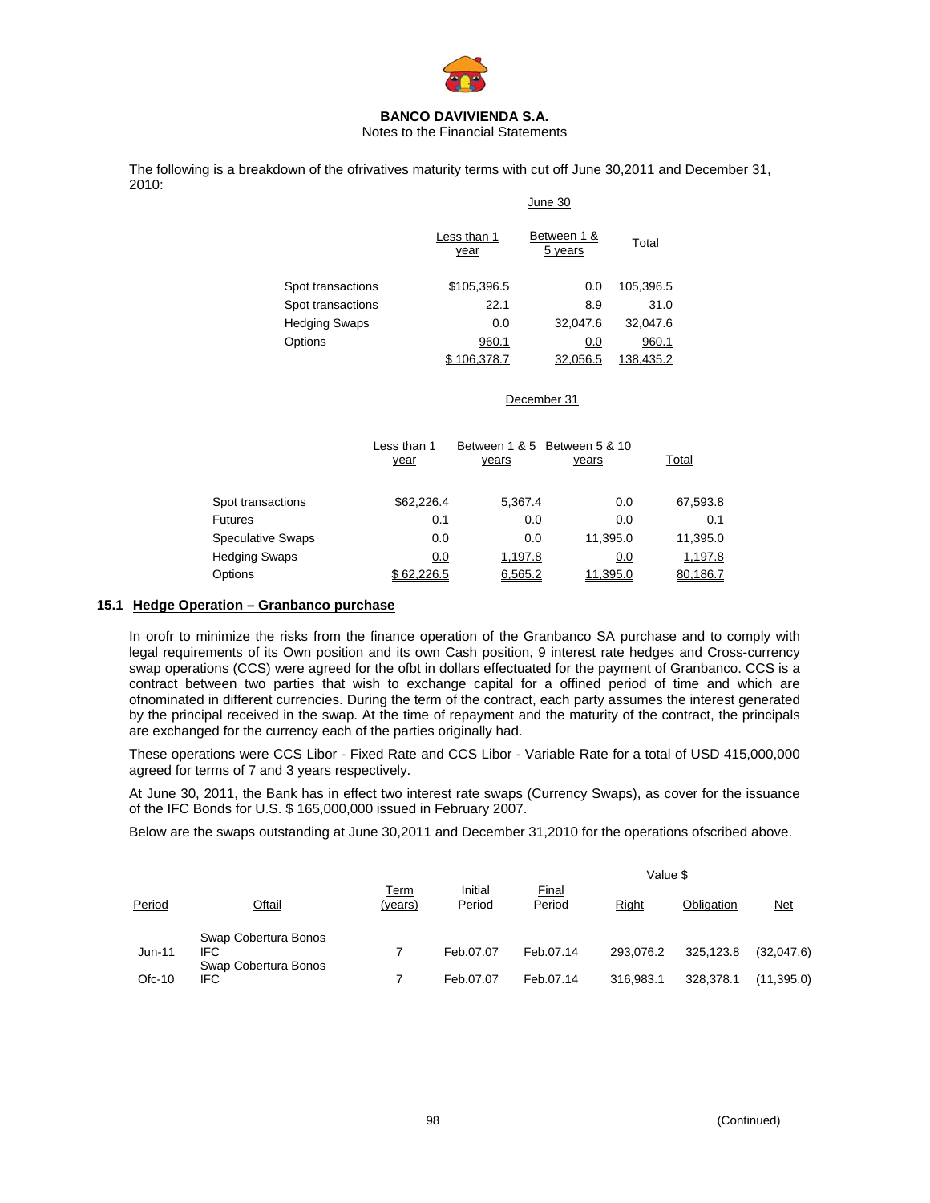**BANCO DAVIVIENDA S.A.**
Notes to the Financial Statements

The following is a breakdown of the ofrivatives maturity terms with cut off June 30,2011 and December 31, 2010:

| | June 30 | | |
|---|---|---|---|
| | Less than 1 year | Between 1 & 5 years | Total |
| Spot transactions | $105,396.5 | 0.0 | 105,396.5 |
| Spot transactions | 22.1 | 8.9 | 31.0 |
| Hedging Swaps | 0.0 | 32,047.6 | 32,047.6 |
| Options | 960.1 | 0.0 | 960.1 |
| | $ 106,378.7 | 32,056.5 | 138,435.2 |

| | December 31 | | | |
|---|---|---|---|---|
| | Less than 1 year | Between 1 & 5 years | Between 5 & 10 years | Total |
| Spot transactions | $62,226.4 | 5,367.4 | 0.0 | 67,593.8 |
| Futures | 0.1 | 0.0 | 0.0 | 0.1 |
| Speculative Swaps | 0.0 | 0.0 | 11,395.0 | 11,395.0 |
| Hedging Swaps | 0.0 | 1,197.8 | 0.0 | 1,197.8 |
| Options | $ 62,226.5 | 6,565.2 | 11,395.0 | 80,186.7 |

### 15.1 Hedge Operation – Granbanco purchase

In orofr to minimize the risks from the finance operation of the Granbanco SA purchase and to comply with legal requirements of its Own position and its own Cash position, 9 interest rate hedges and Cross-currency swap operations (CCS) were agreed for the ofbt in dollars effectuated for the payment of Granbanco. CCS is a contract between two parties that wish to exchange capital for a offined period of time and which are ofnominated in different currencies. During the term of the contract, each party assumes the interest generated by the principal received in the swap. At the time of repayment and the maturity of the contract, the principals are exchanged for the currency each of the parties originally had.

These operations were CCS Libor - Fixed Rate and CCS Libor - Variable Rate for a total of USD 415,000,000 agreed for terms of 7 and 3 years respectively.

At June 30, 2011, the Bank has in effect two interest rate swaps (Currency Swaps), as cover for the issuance of the IFC Bonds for U.S. $ 165,000,000 issued in February 2007.

Below are the swaps outstanding at June 30,2011 and December 31,2010 for the operations ofscribed above.

| | | | | | Value $ | | |
|---|---|---|---|---|---|---|---|
| Period | Oftail | Term (years) | Initial Period | Final Period | Right | Obligation | Net |
| Jun-11 | Swap Cobertura Bonos IFC | 7 | Feb.07.07 | Feb.07.14 | 293,076.2 | 325,123.8 | (32,047.6) |
| Ofc-10 | Swap Cobertura Bonos IFC | 7 | Feb.07.07 | Feb.07.14 | 316,983.1 | 328,378.1 | (11,395.0) |

(Continued)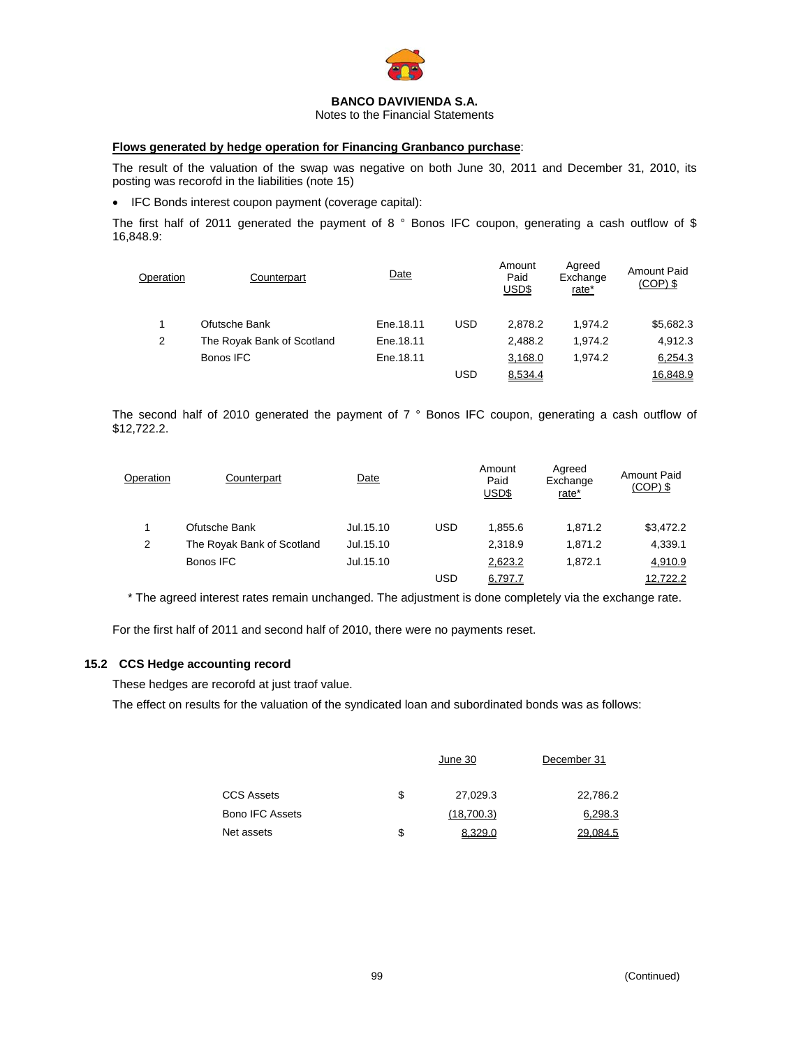**BANCO DAVIVIENDA S.A.**
Notes to the Financial Statements

**Flows generated by hedge operation for Financing Granbanco purchase**:

The result of the valuation of the swap was negative on both June 30, 2011 and December 31, 2010, its posting was recorofd in the liabilities (note 15)

- IFC Bonds interest coupon payment (coverage capital):

The first half of 2011 generated the payment of 8 ° Bonos IFC coupon, generating a cash outflow of $ 16,848.9:

| Operation | Counterpart | Date | | Amount Paid USD$ | Agreed Exchange rate* | Amount Paid (COP) $ |
|---|---|---|---|---|---|---|
| 1 | Ofutsche Bank | Ene.18.11 | USD | 2,878.2 | 1,974.2 | $5,682.3 |
| 2 | The Royak Bank of Scotland | Ene.18.11 | | 2,488.2 | 1,974.2 | 4,912.3 |
| | Bonos IFC | Ene.18.11 | | 3,168.0 | 1,974.2 | 6,254.3 |
| | | | USD | 8,534.4 | | 16,848.9 |

The second half of 2010 generated the payment of 7 ° Bonos IFC coupon, generating a cash outflow of $12,722.2.

| Operation | Counterpart | Date | | Amount Paid USD$ | Agreed Exchange rate* | Amount Paid (COP) $ |
|---|---|---|---|---|---|---|
| 1 | Ofutsche Bank | Jul.15.10 | USD | 1,855.6 | 1,871.2 | $3,472.2 |
| 2 | The Royak Bank of Scotland | Jul.15.10 | | 2,318.9 | 1,871.2 | 4,339.1 |
| | Bonos IFC | Jul.15.10 | | 2,623.2 | 1,872.1 | 4,910.9 |
| | | | USD | 6,797.7 | | 12,722.2 |

\* The agreed interest rates remain unchanged. The adjustment is done completely via the exchange rate.

For the first half of 2011 and second half of 2010, there were no payments reset.

## 15.2 CCS Hedge accounting record

These hedges are recorofd at just traof value.

The effect on results for the valuation of the syndicated loan and subordinated bonds was as follows:

| | | June 30 | December 31 |
|---|---|---|---|
| CCS Assets | $ | 27,029.3 | 22,786.2 |
| Bono IFC Assets | | (18,700.3) | 6,298.3 |
| Net assets | $ | 8,329.0 | 29,084.5 |

(Continued)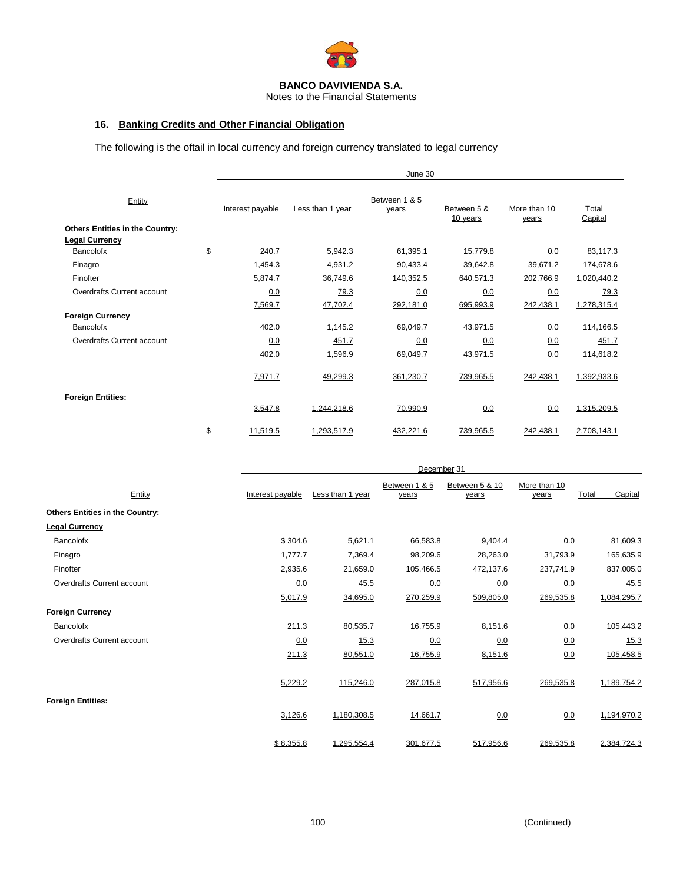BANCO DAVIVIENDA S.A.
Notes to the Financial Statements

## 16. Banking Credits and Other Financial Obligation

The following is the oftail in local currency and foreign currency translated to legal currency

| Entity | | June 30 | | | | | |
|---|---|---|---|---|---|---|---|
| | | Interest payable | Less than 1 year | Between 1 & 5 years | Between 5 & 10 years | More than 10 years | Total Capital |
| **Others Entities in the Country:** | | | | | | | |
| **Legal Currency** | | | | | | | |
| Bancolofx | $ | 240.7 | 5,942.3 | 61,395.1 | 15,779.8 | 0.0 | 83,117.3 |
| Finagro | | 1,454.3 | 4,931.2 | 90,433.4 | 39,642.8 | 39,671.2 | 174,678.6 |
| Finofter | | 5,874.7 | 36,749.6 | 140,352.5 | 640,571.3 | 202,766.9 | 1,020,440.2 |
| Overdrafts Current account | | 0.0 | 79.3 | 0.0 | 0.0 | 0.0 | 79.3 |
| | | 7,569.7 | 47,702.4 | 292,181.0 | 695,993.9 | 242,438.1 | 1,278,315.4 |
| **Foreign Currency** | | | | | | | |
| Bancolofx | | 402.0 | 1,145.2 | 69,049.7 | 43,971.5 | 0.0 | 114,166.5 |
| Overdrafts Current account | | 0.0 | 451.7 | 0.0 | 0.0 | 0.0 | 451.7 |
| | | 402.0 | 1,596.9 | 69,049.7 | 43,971.5 | 0.0 | 114,618.2 |
| | | 7,971.7 | 49,299.3 | 361,230.7 | 739,965.5 | 242,438.1 | 1,392,933.6 |
| **Foreign Entities:** | | 3,547.8 | 1,244,218.6 | 70,990.9 | 0.0 | 0.0 | 1,315,209.5 |
| | $ | 11,519.5 | 1,293,517.9 | 432,221.6 | 739,965.5 | 242,438.1 | 2,708,143.1 |

| Entity | December 31 | | | | | |
|---|---|---|---|---|---|---|
| | Interest payable | Less than 1 year | Between 1 & 5 years | Between 5 & 10 years | More than 10 years | Total Capital |
| **Others Entities in the Country:** | | | | | | |
| **Legal Currency** | | | | | | |
| Bancolofx | $ 304.6 | 5,621.1 | 66,583.8 | 9,404.4 | 0.0 | 81,609.3 |
| Finagro | 1,777.7 | 7,369.4 | 98,209.6 | 28,263.0 | 31,793.9 | 165,635.9 |
| Finofter | 2,935.6 | 21,659.0 | 105,466.5 | 472,137.6 | 237,741.9 | 837,005.0 |
| Overdrafts Current account | 0.0 | 45.5 | 0.0 | 0.0 | 0.0 | 45.5 |
| | 5,017.9 | 34,695.0 | 270,259.9 | 509,805.0 | 269,535.8 | 1,084,295.7 |
| **Foreign Currency** | | | | | | |
| Bancolofx | 211.3 | 80,535.7 | 16,755.9 | 8,151.6 | 0.0 | 105,443.2 |
| Overdrafts Current account | 0.0 | 15.3 | 0.0 | 0.0 | 0.0 | 15.3 |
| | 211.3 | 80,551.0 | 16,755.9 | 8,151.6 | 0.0 | 105,458.5 |
| | 5,229.2 | 115,246.0 | 287,015.8 | 517,956.6 | 269,535.8 | 1,189,754.2 |
| **Foreign Entities:** | 3,126.6 | 1,180,308.5 | 14,661.7 | 0.0 | 0.0 | 1,194,970.2 |
| | $ 8,355.8 | 1,295,554.4 | 301,677.5 | 517,956.6 | 269,535.8 | 2,384,724.3 |

(Continued)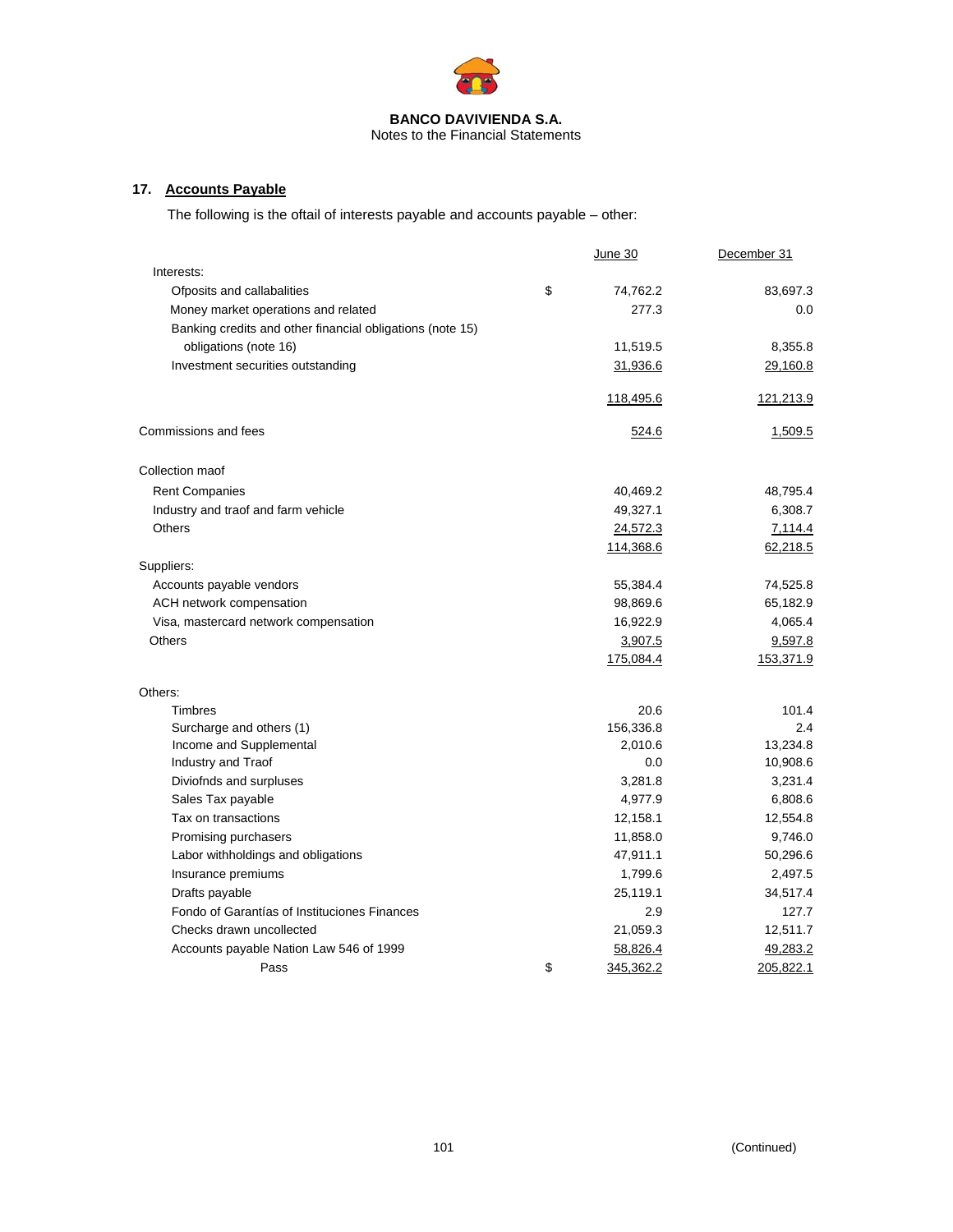**BANCO DAVIVIENDA S.A.**
Notes to the Financial Statements

## 17. Accounts Payable

The following is the oftail of interests payable and accounts payable – other:

| | | June 30 | December 31 |
|---|---|---|---|
| Interests: | | | |
| Ofposits and callabalities | $ | 74,762.2 | 83,697.3 |
| Money market operations and related | | 277.3 | 0.0 |
| Banking credits and other financial obligations (note 15) obligations (note 16) | | 11,519.5 | 8,355.8 |
| Investment securities outstanding | | 31,936.6 | 29,160.8 |
| | | 118,495.6 | 121,213.9 |
| Commissions and fees | | 524.6 | 1,509.5 |
| Collection maof | | | |
| Rent Companies | | 40,469.2 | 48,795.4 |
| Industry and traof and farm vehicle | | 49,327.1 | 6,308.7 |
| Others | | 24,572.3 | 7,114.4 |
| | | 114,368.6 | 62,218.5 |
| Suppliers: | | | |
| Accounts payable vendors | | 55,384.4 | 74,525.8 |
| ACH network compensation | | 98,869.6 | 65,182.9 |
| Visa, mastercard network compensation | | 16,922.9 | 4,065.4 |
| Others | | 3,907.5 | 9,597.8 |
| | | 175,084.4 | 153,371.9 |
| Others: | | | |
| Timbres | | 20.6 | 101.4 |
| Surcharge and others (1) | | 156,336.8 | 2.4 |
| Income and Supplemental | | 2,010.6 | 13,234.8 |
| Industry and Traof | | 0.0 | 10,908.6 |
| Diviofnds and surpluses | | 3,281.8 | 3,231.4 |
| Sales Tax payable | | 4,977.9 | 6,808.6 |
| Tax on transactions | | 12,158.1 | 12,554.8 |
| Promising purchasers | | 11,858.0 | 9,746.0 |
| Labor withholdings and obligations | | 47,911.1 | 50,296.6 |
| Insurance premiums | | 1,799.6 | 2,497.5 |
| Drafts payable | | 25,119.1 | 34,517.4 |
| Fondo of Garantías of Instituciones Finances | | 2.9 | 127.7 |
| Checks drawn uncollected | | 21,059.3 | 12,511.7 |
| Accounts payable Nation Law 546 of 1999 | | 58,826.4 | 49,283.2 |
| Pass | $ | 345,362.2 | 205,822.1 |

(Continued)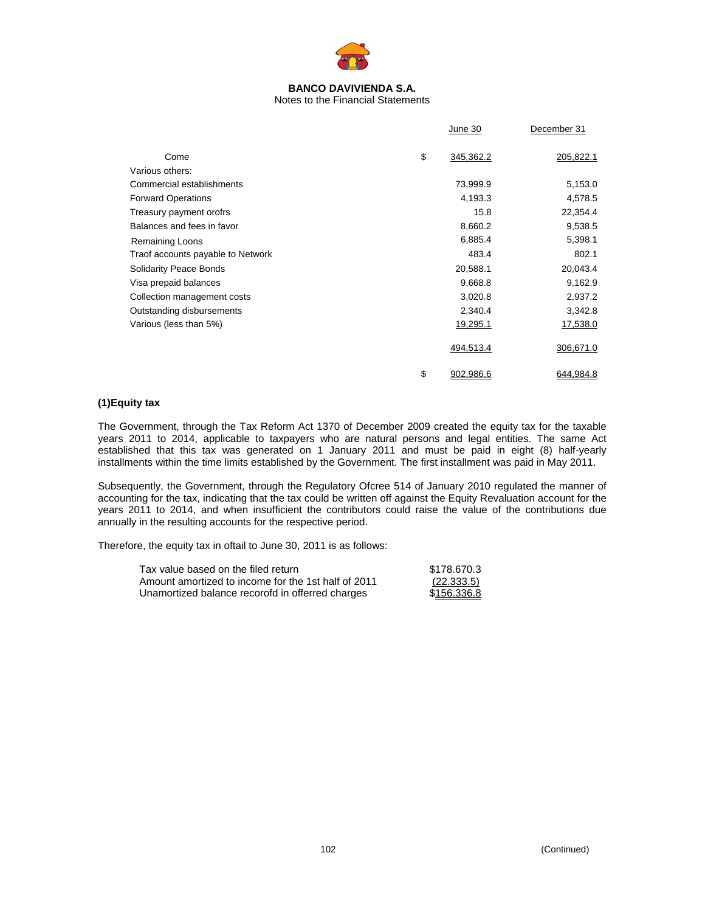**BANCO DAVIVIENDA S.A.**
Notes to the Financial Statements

| | | June 30 | December 31 |
|---|---|---|---|
| Come | $ | 345,362.2 | 205,822.1 |
| Various others: | | | |
| Commercial establishments | | 73,999.9 | 5,153.0 |
| Forward Operations | | 4,193.3 | 4,578.5 |
| Treasury payment orofrs | | 15.8 | 22,354.4 |
| Balances and fees in favor | | 8,660.2 | 9,538.5 |
| Remaining Loons | | 6,885.4 | 5,398.1 |
| Traof accounts payable to Network | | 483.4 | 802.1 |
| Solidarity Peace Bonds | | 20,588.1 | 20,043.4 |
| Visa prepaid balances | | 9,668.8 | 9,162.9 |
| Collection management costs | | 3,020.8 | 2,937.2 |
| Outstanding disbursements | | 2,340.4 | 3,342.8 |
| Various (less than 5%) | | 19,295.1 | 17,538.0 |
| | | 494,513.4 | 306,671.0 |
| | $ | 902,986.6 | 644,984.8 |

**(1)Equity tax**

The Government, through the Tax Reform Act 1370 of December 2009 created the equity tax for the taxable years 2011 to 2014, applicable to taxpayers who are natural persons and legal entities. The same Act established that this tax was generated on 1 January 2011 and must be paid in eight (8) half-yearly installments within the time limits established by the Government. The first installment was paid in May 2011.

Subsequently, the Government, through the Regulatory Ofcree 514 of January 2010 regulated the manner of accounting for the tax, indicating that the tax could be written off against the Equity Revaluation account for the years 2011 to 2014, and when insufficient the contributors could raise the value of the contributions due annually in the resulting accounts for the respective period.

Therefore, the equity tax in oftail to June 30, 2011 is as follows:

| | |
|---|---|
| Tax value based on the filed return | $178.670.3 |
| Amount amortized to income for the 1st half of 2011 | (22.333.5) |
| Unamortized balance recorofd in offerred charges | $156.336.8 |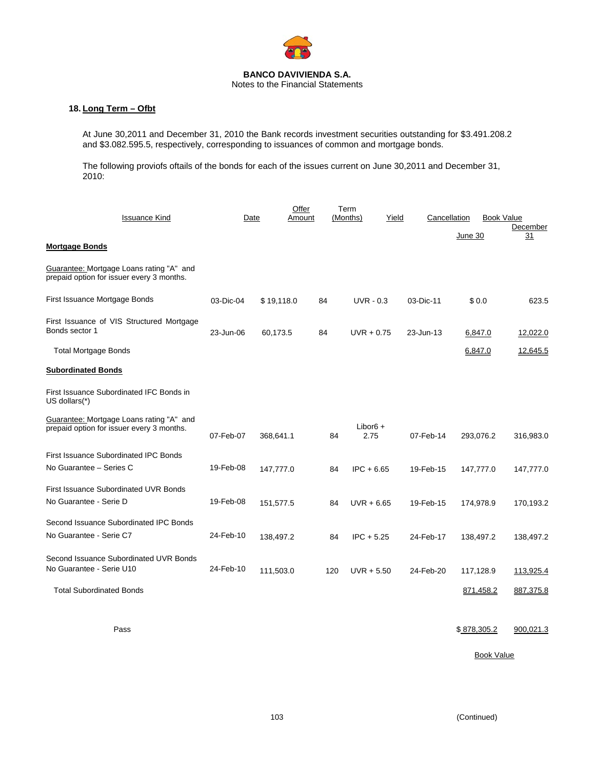**BANCO DAVIVIENDA S.A.**
Notes to the Financial Statements

## 18. Long Term – Ofbt

At June 30,2011 and December 31, 2010 the Bank records investment securities outstanding for $3.491.208.2 and $3.082.595.5, respectively, corresponding to issuances of common and mortgage bonds.

The following proviofs oftails of the bonds for each of the issues current on June 30,2011 and December 31, 2010:

| Issuance Kind | Date | Offer Amount | Term (Months) | Yield | Cancellation | Book Value June 30 | Book Value December 31 |
|---|---|---|---|---|---|---|---|
| **Mortgage Bonds** | | | | | | | |
| Guarantee: Mortgage Loans rating "A" and prepaid option for issuer every 3 months. | | | | | | | |
| First Issuance Mortgage Bonds | 03-Dic-04 | $ 19,118.0 | 84 | UVR - 0.3 | 03-Dic-11 | $ 0.0 | 623.5 |
| First Issuance of VIS Structured Mortgage Bonds sector 1 | 23-Jun-06 | 60,173.5 | 84 | UVR + 0.75 | 23-Jun-13 | 6,847.0 | 12,022.0 |
| Total Mortgage Bonds | | | | | | 6,847.0 | 12,645.5 |
| **Subordinated Bonds** | | | | | | | |
| First Issuance Subordinated IFC Bonds in US dollars(*) | | | | | | | |
| Guarantee: Mortgage Loans rating "A" and prepaid option for issuer every 3 months. | 07-Feb-07 | 368,641.1 | 84 | Libor6 + 2.75 | 07-Feb-14 | 293,076.2 | 316,983.0 |
| First Issuance Subordinated IPC Bonds No Guarantee – Series C | 19-Feb-08 | 147,777.0 | 84 | IPC + 6.65 | 19-Feb-15 | 147,777.0 | 147,777.0 |
| First Issuance Subordinated UVR Bonds No Guarantee - Serie D | 19-Feb-08 | 151,577.5 | 84 | UVR + 6.65 | 19-Feb-15 | 174,978.9 | 170,193.2 |
| Second Issuance Subordinated IPC Bonds No Guarantee - Serie C7 | 24-Feb-10 | 138,497.2 | 84 | IPC + 5.25 | 24-Feb-17 | 138,497.2 | 138,497.2 |
| Second Issuance Subordinated UVR Bonds No Guarantee - Serie U10 | 24-Feb-10 | 111,503.0 | 120 | UVR + 5.50 | 24-Feb-20 | 117,128.9 | 113,925.4 |
| Total Subordinated Bonds | | | | | | 871,458.2 | 887,375.8 |
| Pass | | | | | | $ 878,305.2 | 900,021.3 |

Book Value

(Continued)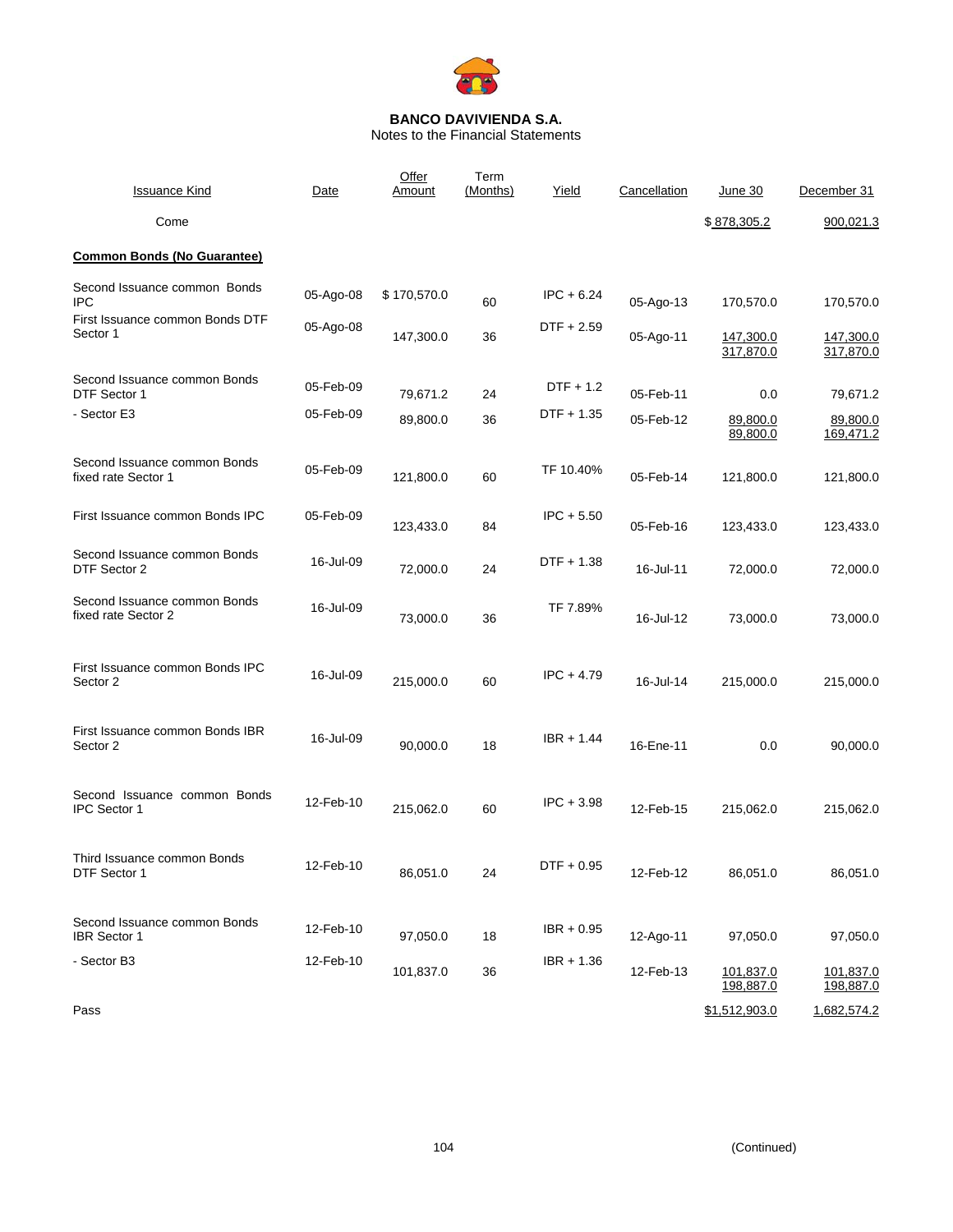**BANCO DAVIVIENDA S.A.**
Notes to the Financial Statements

| Issuance Kind | Date | Offer Amount | Term (Months) | Yield | Cancellation | June 30 | December 31 |
|---|---|---|---|---|---|---|---|
| Come | | | | | | $ 878,305.2 | 900,021.3 |
| **Common Bonds (No Guarantee)** | | | | | | | |
| Second Issuance common Bonds IPC | 05-Ago-08 | $ 170,570.0 | 60 | IPC + 6.24 | 05-Ago-13 | 170,570.0 | 170,570.0 |
| First Issuance common Bonds DTF Sector 1 | 05-Ago-08 | 147,300.0 | 36 | DTF + 2.59 | 05-Ago-11 | 147,300.0 | 147,300.0 |
| | | | | | | 317,870.0 | 317,870.0 |
| Second Issuance common Bonds DTF Sector 1 | 05-Feb-09 | 79,671.2 | 24 | DTF + 1.2 | 05-Feb-11 | 0.0 | 79,671.2 |
| - Sector E3 | 05-Feb-09 | 89,800.0 | 36 | DTF + 1.35 | 05-Feb-12 | 89,800.0 | 89,800.0 |
| | | | | | | 89,800.0 | 169,471.2 |
| Second Issuance common Bonds fixed rate Sector 1 | 05-Feb-09 | 121,800.0 | 60 | TF 10.40% | 05-Feb-14 | 121,800.0 | 121,800.0 |
| First Issuance common Bonds IPC | 05-Feb-09 | 123,433.0 | 84 | IPC + 5.50 | 05-Feb-16 | 123,433.0 | 123,433.0 |
| Second Issuance common Bonds DTF Sector 2 | 16-Jul-09 | 72,000.0 | 24 | DTF + 1.38 | 16-Jul-11 | 72,000.0 | 72,000.0 |
| Second Issuance common Bonds fixed rate Sector 2 | 16-Jul-09 | 73,000.0 | 36 | TF 7.89% | 16-Jul-12 | 73,000.0 | 73,000.0 |
| First Issuance common Bonds IPC Sector 2 | 16-Jul-09 | 215,000.0 | 60 | IPC + 4.79 | 16-Jul-14 | 215,000.0 | 215,000.0 |
| First Issuance common Bonds IBR Sector 2 | 16-Jul-09 | 90,000.0 | 18 | IBR + 1.44 | 16-Ene-11 | 0.0 | 90,000.0 |
| Second Issuance common Bonds IPC Sector 1 | 12-Feb-10 | 215,062.0 | 60 | IPC + 3.98 | 12-Feb-15 | 215,062.0 | 215,062.0 |
| Third Issuance common Bonds DTF Sector 1 | 12-Feb-10 | 86,051.0 | 24 | DTF + 0.95 | 12-Feb-12 | 86,051.0 | 86,051.0 |
| Second Issuance common Bonds IBR Sector 1 | 12-Feb-10 | 97,050.0 | 18 | IBR + 0.95 | 12-Ago-11 | 97,050.0 | 97,050.0 |
| - Sector B3 | 12-Feb-10 | 101,837.0 | 36 | IBR + 1.36 | 12-Feb-13 | 101,837.0 | 101,837.0 |
| | | | | | | 198,887.0 | 198,887.0 |
| Pass | | | | | | $1,512,903.0 | 1,682,574.2 |

(Continued)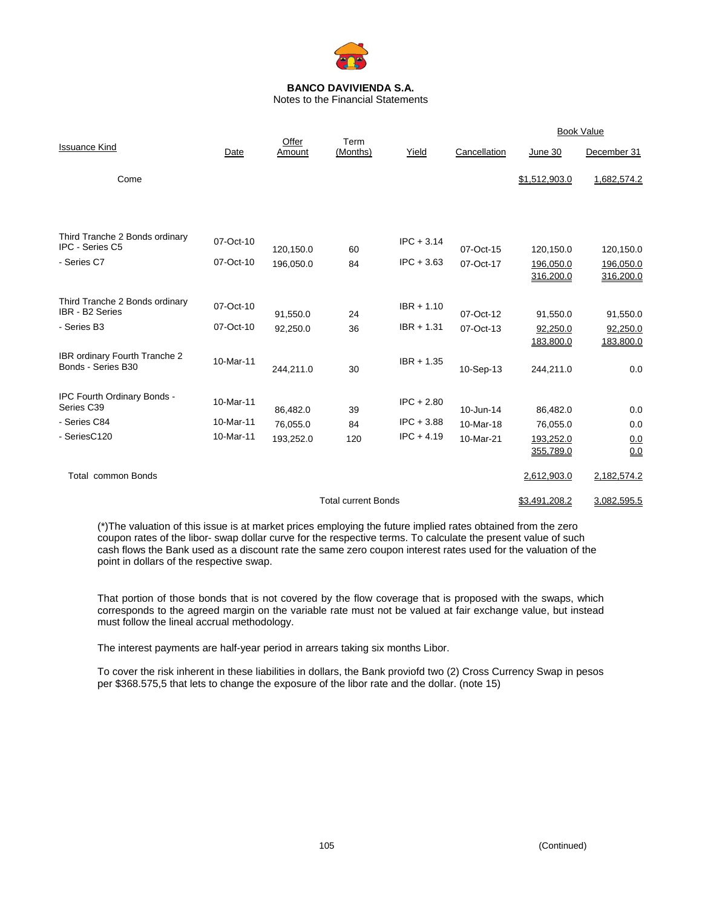**BANCO DAVIVIENDA S.A.**
Notes to the Financial Statements

| Issuance Kind | Date | Offer Amount | Term (Months) | Yield | Cancellation | Book Value June 30 | Book Value December 31 |
|---|---|---|---|---|---|---|---|
| Come | | | | | | $1,512,903.0 | 1,682,574.2 |
| Third Tranche 2 Bonds ordinary IPC - Series C5 | 07-Oct-10 | 120,150.0 | 60 | IPC + 3.14 | 07-Oct-15 | 120,150.0 | 120,150.0 |
| - Series C7 | 07-Oct-10 | 196,050.0 | 84 | IPC + 3.63 | 07-Oct-17 | 196,050.0 | 196,050.0 |
| | | | | | | 316,200.0 | 316,200.0 |
| Third Tranche 2 Bonds ordinary IBR - B2 Series | 07-Oct-10 | 91,550.0 | 24 | IBR + 1.10 | 07-Oct-12 | 91,550.0 | 91,550.0 |
| - Series B3 | 07-Oct-10 | 92,250.0 | 36 | IBR + 1.31 | 07-Oct-13 | 92,250.0 | 92,250.0 |
| | | | | | | 183,800.0 | 183,800.0 |
| IBR ordinary Fourth Tranche 2 Bonds - Series B30 | 10-Mar-11 | 244,211.0 | 30 | IBR + 1.35 | 10-Sep-13 | 244,211.0 | 0.0 |
| IPC Fourth Ordinary Bonds - Series C39 | 10-Mar-11 | 86,482.0 | 39 | IPC + 2.80 | 10-Jun-14 | 86,482.0 | 0.0 |
| - Series C84 | 10-Mar-11 | 76,055.0 | 84 | IPC + 3.88 | 10-Mar-18 | 76,055.0 | 0.0 |
| - SeriesC120 | 10-Mar-11 | 193,252.0 | 120 | IPC + 4.19 | 10-Mar-21 | 193,252.0 | 0.0 |
| | | | | | | 355,789.0 | 0.0 |
| Total common Bonds | | | | | | 2,612,903.0 | 2,182,574.2 |
| | | | Total current Bonds | | | $3,491,208.2 | 3,082,595.5 |

(*)The valuation of this issue is at market prices employing the future implied rates obtained from the zero coupon rates of the libor- swap dollar curve for the respective terms. To calculate the present value of such cash flows the Bank used as a discount rate the same zero coupon interest rates used for the valuation of the point in dollars of the respective swap.

That portion of those bonds that is not covered by the flow coverage that is proposed with the swaps, which corresponds to the agreed margin on the variable rate must not be valued at fair exchange value, but instead must follow the lineal accrual methodology.

The interest payments are half-year period in arrears taking six months Libor.

To cover the risk inherent in these liabilities in dollars, the Bank proviofd two (2) Cross Currency Swap in pesos per $368.575,5 that lets to change the exposure of the libor rate and the dollar. (note 15)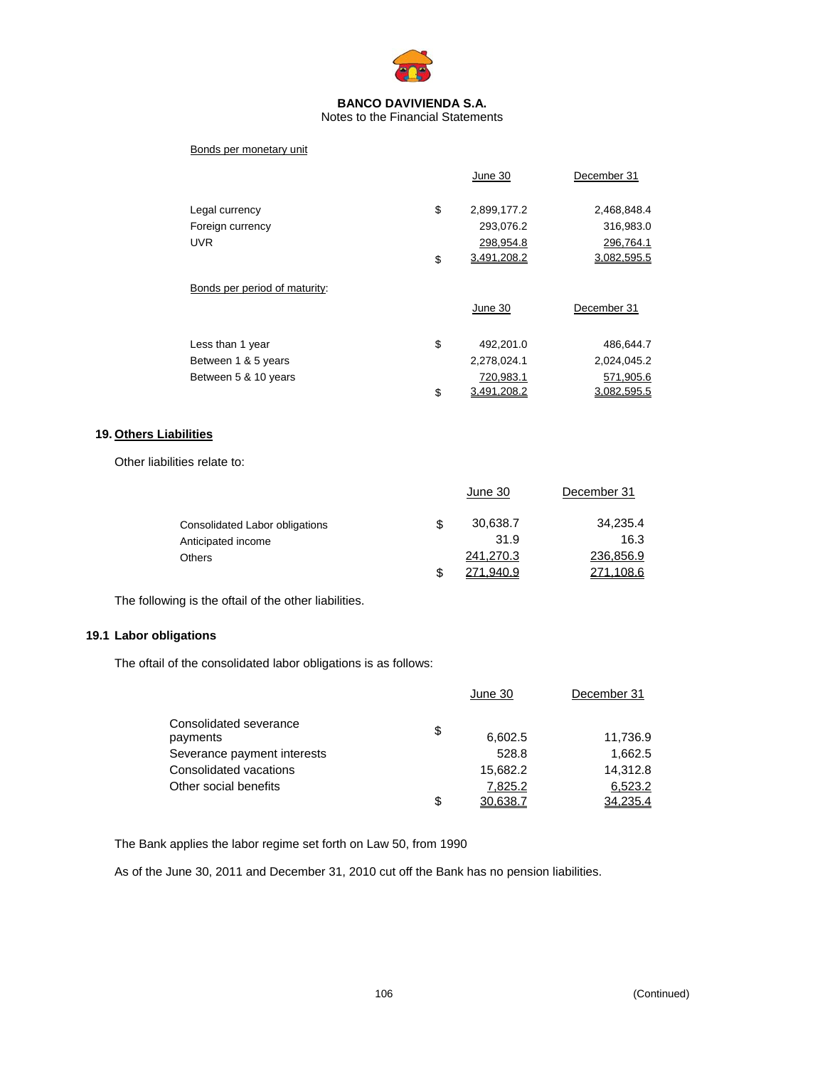Bonds per monetary unit

| | | June 30 | December 31 |
|---|---|---|---|
| Legal currency | $ | 2,899,177.2 | 2,468,848.4 |
| Foreign currency | | 293,076.2 | 316,983.0 |
| UVR | | 298,954.8 | 296,764.1 |
| | $ | 3,491,208.2 | 3,082,595.5 |

Bonds per period of maturity:

| | | June 30 | December 31 |
|---|---|---|---|
| Less than 1 year | $ | 492,201.0 | 486,644.7 |
| Between 1 & 5 years | | 2,278,024.1 | 2,024,045.2 |
| Between 5 & 10 years | | 720,983.1 | 571,905.6 |
| | $ | 3,491,208.2 | 3,082,595.5 |

## 19. Others Liabilities

Other liabilities relate to:

| | | June 30 | December 31 |
|---|---|---|---|
| Consolidated Labor obligations | $ | 30,638.7 | 34,235.4 |
| Anticipated income | | 31.9 | 16.3 |
| Others | | 241,270.3 | 236,856.9 |
| | $ | 271,940.9 | 271,108.6 |

The following is the oftail of the other liabilities.

### 19.1 Labor obligations

The oftail of the consolidated labor obligations is as follows:

| | | June 30 | December 31 |
|---|---|---|---|
| Consolidated severance payments | $ | 6,602.5 | 11,736.9 |
| Severance payment interests | | 528.8 | 1,662.5 |
| Consolidated vacations | | 15,682.2 | 14,312.8 |
| Other social benefits | | 7,825.2 | 6,523.2 |
| | $ | 30,638.7 | 34,235.4 |

The Bank applies the labor regime set forth on Law 50, from 1990

As of the June 30, 2011 and December 31, 2010 cut off the Bank has no pension liabilities.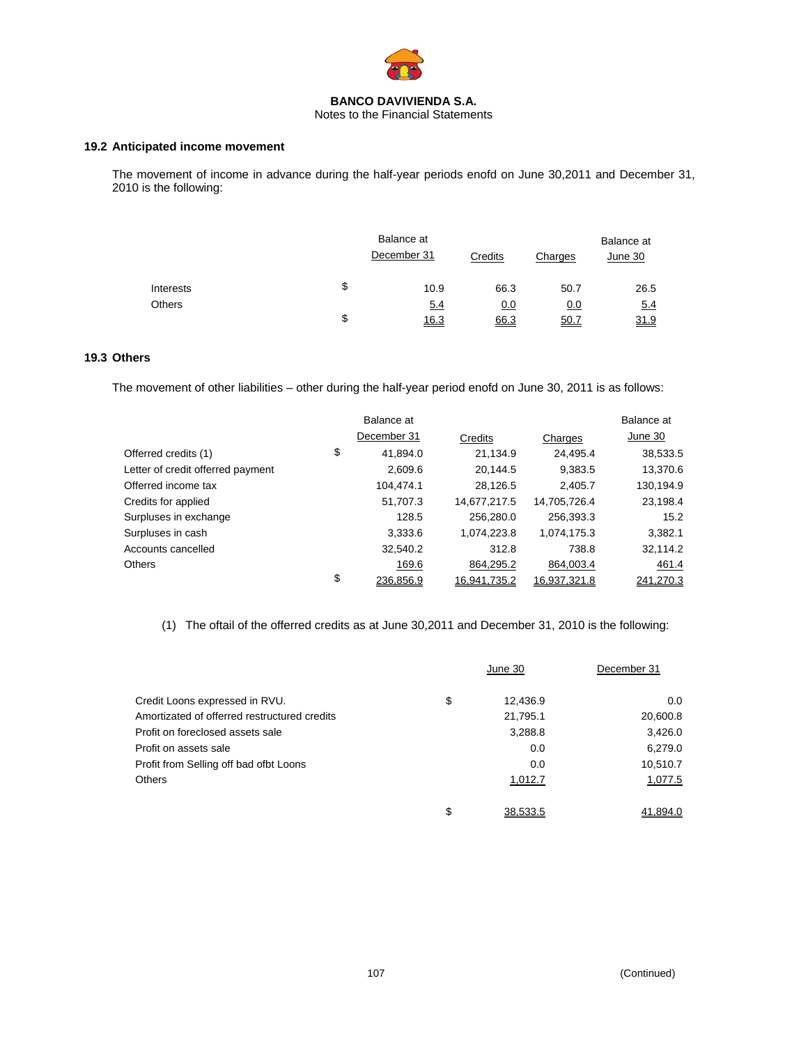BANCO DAVIVIENDA S.A.
Notes to the Financial Statements

### 19.2 Anticipated income movement

The movement of income in advance during the half-year periods enofd on June 30,2011 and December 31, 2010 is the following:

| | | Balance at December 31 | Credits | Charges | Balance at June 30 |
|---|---|---|---|---|---|
| Interests | $ | 10.9 | 66.3 | 50.7 | 26.5 |
| Others | | 5.4 | 0.0 | 0.0 | 5.4 |
| | $ | 16.3 | 66.3 | 50.7 | 31.9 |

### 19.3 Others

The movement of other liabilities – other during the half-year period enofd on June 30, 2011 is as follows:

| | | Balance at December 31 | Credits | Charges | Balance at June 30 |
|---|---|---|---|---|---|
| Offerred credits (1) | $ | 41,894.0 | 21,134.9 | 24,495.4 | 38,533.5 |
| Letter of credit offerred payment | | 2,609.6 | 20,144.5 | 9,383.5 | 13,370.6 |
| Offerred income tax | | 104,474.1 | 28,126.5 | 2,405.7 | 130,194.9 |
| Credits for applied | | 51,707.3 | 14,677,217.5 | 14,705,726.4 | 23,198.4 |
| Surpluses in exchange | | 128.5 | 256,280.0 | 256,393.3 | 15.2 |
| Surpluses in cash | | 3,333.6 | 1,074,223.8 | 1,074,175.3 | 3,382.1 |
| Accounts cancelled | | 32,540.2 | 312.8 | 738.8 | 32,114.2 |
| Others | | 169.6 | 864,295.2 | 864,003.4 | 461.4 |
| | $ | 236,856.9 | 16,941,735.2 | 16,937,321.8 | 241,270.3 |

(1) The oftail of the offerred credits as at June 30,2011 and December 31, 2010 is the following:

| | | June 30 | December 31 |
|---|---|---|---|
| Credit Loons expressed in RVU. | $ | 12,436.9 | 0.0 |
| Amortizated of offerred restructured credits | | 21,795.1 | 20,600.8 |
| Profit on foreclosed assets sale | | 3,288.8 | 3,426.0 |
| Profit on assets sale | | 0.0 | 6,279.0 |
| Profit from Selling off bad ofbt Loons | | 0.0 | 10,510.7 |
| Others | | 1,012.7 | 1,077.5 |
| | $ | 38,533.5 | 41,894.0 |

(Continued)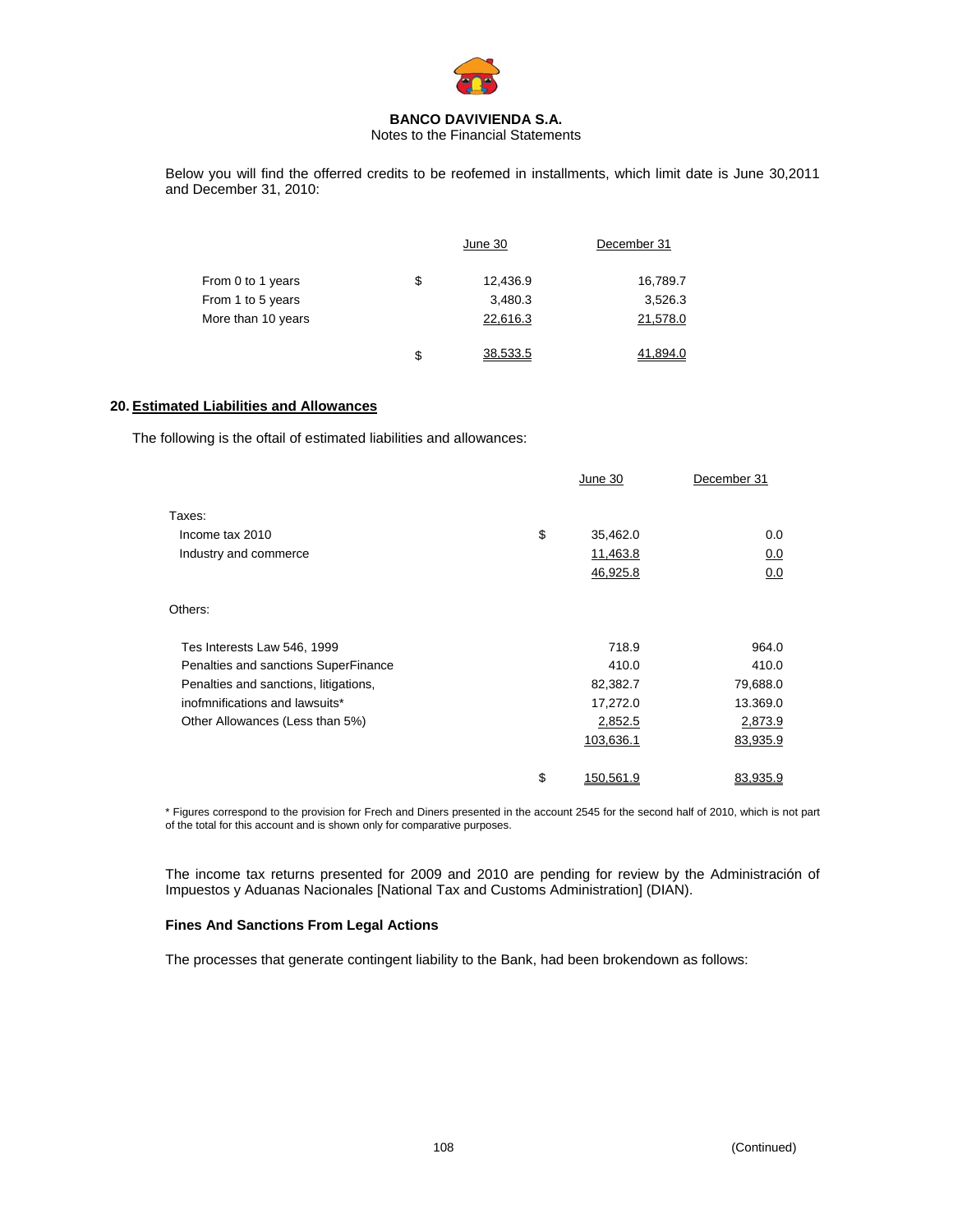Below you will find the offerred credits to be reofemed in installments, which limit date is June 30,2011 and December 31, 2010:

| | | June 30 | December 31 |
|---|---|---|---|
| From 0 to 1 years | $ | 12,436.9 | 16,789.7 |
| From 1 to 5 years | | 3,480.3 | 3,526.3 |
| More than 10 years | | 22,616.3 | 21,578.0 |
| | $ | 38,533.5 | 41,894.0 |

## 20. Estimated Liabilities and Allowances

The following is the oftail of estimated liabilities and allowances:

| | | June 30 | December 31 |
|---|---|---|---|
| Taxes: | | | |
| Income tax 2010 | $ | 35,462.0 | 0.0 |
| Industry and commerce | | 11,463.8 | 0.0 |
| | | 46,925.8 | 0.0 |
| Others: | | | |
| Tes Interests Law 546, 1999 | | 718.9 | 964.0 |
| Penalties and sanctions SuperFinance | | 410.0 | 410.0 |
| Penalties and sanctions, litigations, | | 82,382.7 | 79,688.0 |
| inofmnifications and lawsuits* | | 17,272.0 | 13.369.0 |
| Other Allowances (Less than 5%) | | 2,852.5 | 2,873.9 |
| | | 103,636.1 | 83,935.9 |
| | $ | 150,561.9 | 83,935.9 |

\* Figures correspond to the provision for Frech and Diners presented in the account 2545 for the second half of 2010, which is not part of the total for this account and is shown only for comparative purposes.

The income tax returns presented for 2009 and 2010 are pending for review by the Administración of Impuestos y Aduanas Nacionales [National Tax and Customs Administration] (DIAN).

**Fines And Sanctions From Legal Actions**

The processes that generate contingent liability to the Bank, had been brokendown as follows: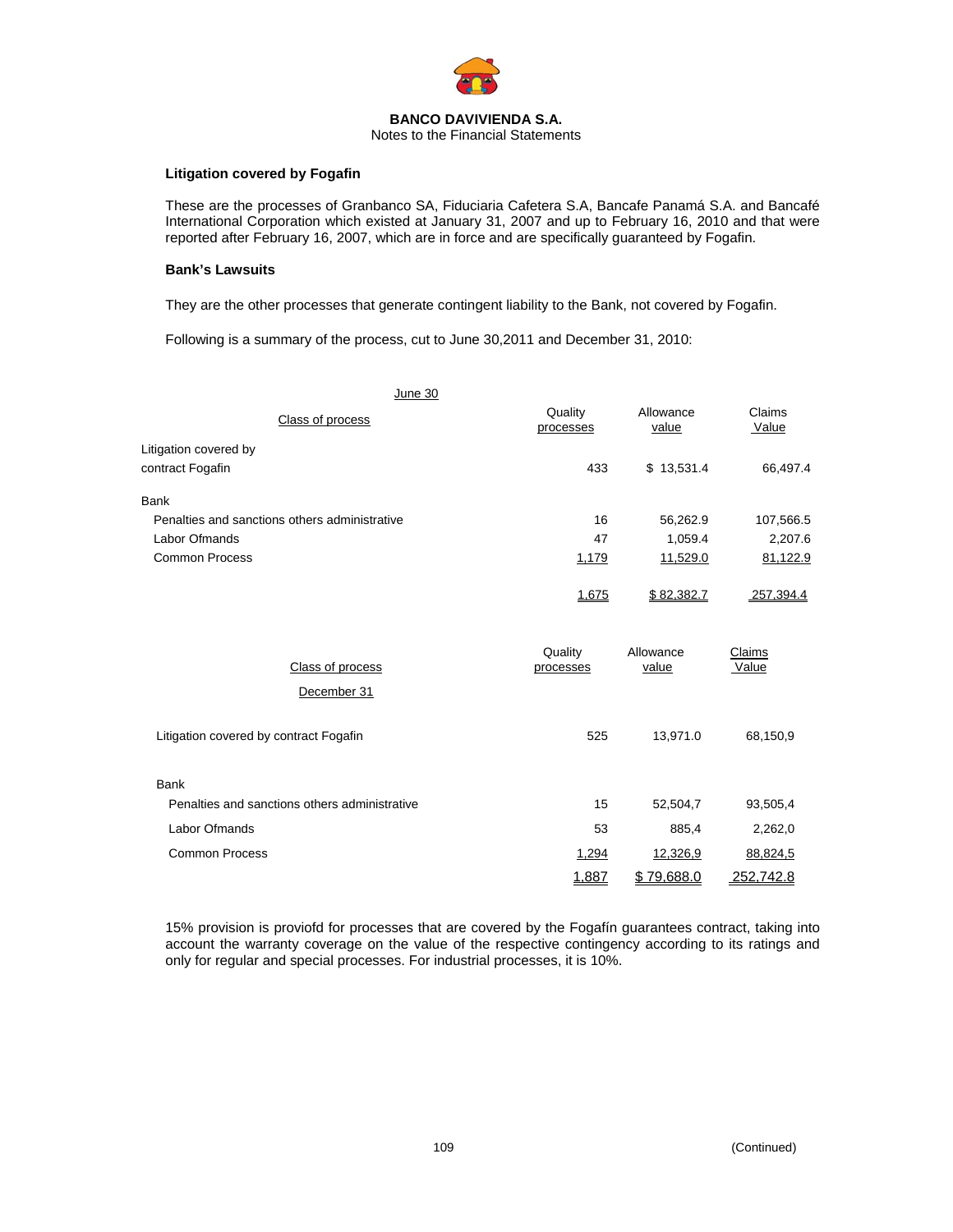#### Litigation covered by Fogafin

These are the processes of Granbanco SA, Fiduciaria Cafetera S.A, Bancafe Panamá S.A. and Bancafé International Corporation which existed at January 31, 2007 and up to February 16, 2010 and that were reported after February 16, 2007, which are in force and are specifically guaranteed by Fogafin.

#### Bank's Lawsuits

They are the other processes that generate contingent liability to the Bank, not covered by Fogafin.

Following is a summary of the process, cut to June 30,2011 and December 31, 2010:

| June 30<br>Class of process | Quality processes | Allowance value | Claims Value |
|---|---|---|---|
| Litigation covered by contract Fogafin | 433 | $ 13,531.4 | 66,497.4 |
| Bank | | | |
| Penalties and sanctions others administrative | 16 | 56,262.9 | 107,566.5 |
| Labor Ofmands | 47 | 1,059.4 | 2,207.6 |
| Common Process | 1,179 | 11,529.0 | 81,122.9 |
| | 1,675 | $ 82,382.7 | 257,394.4 |

| Class of process<br>December 31 | Quality processes | Allowance value | Claims Value |
|---|---|---|---|
| Litigation covered by contract Fogafin | 525 | 13,971.0 | 68,150,9 |
| Bank | | | |
| Penalties and sanctions others administrative | 15 | 52,504,7 | 93,505,4 |
| Labor Ofmands | 53 | 885,4 | 2,262,0 |
| Common Process | 1,294 | 12,326,9 | 88,824,5 |
| | 1,887 | $ 79,688.0 | 252,742.8 |

15% provision is proviofd for processes that are covered by the Fogafín guarantees contract, taking into account the warranty coverage on the value of the respective contingency according to its ratings and only for regular and special processes. For industrial processes, it is 10%.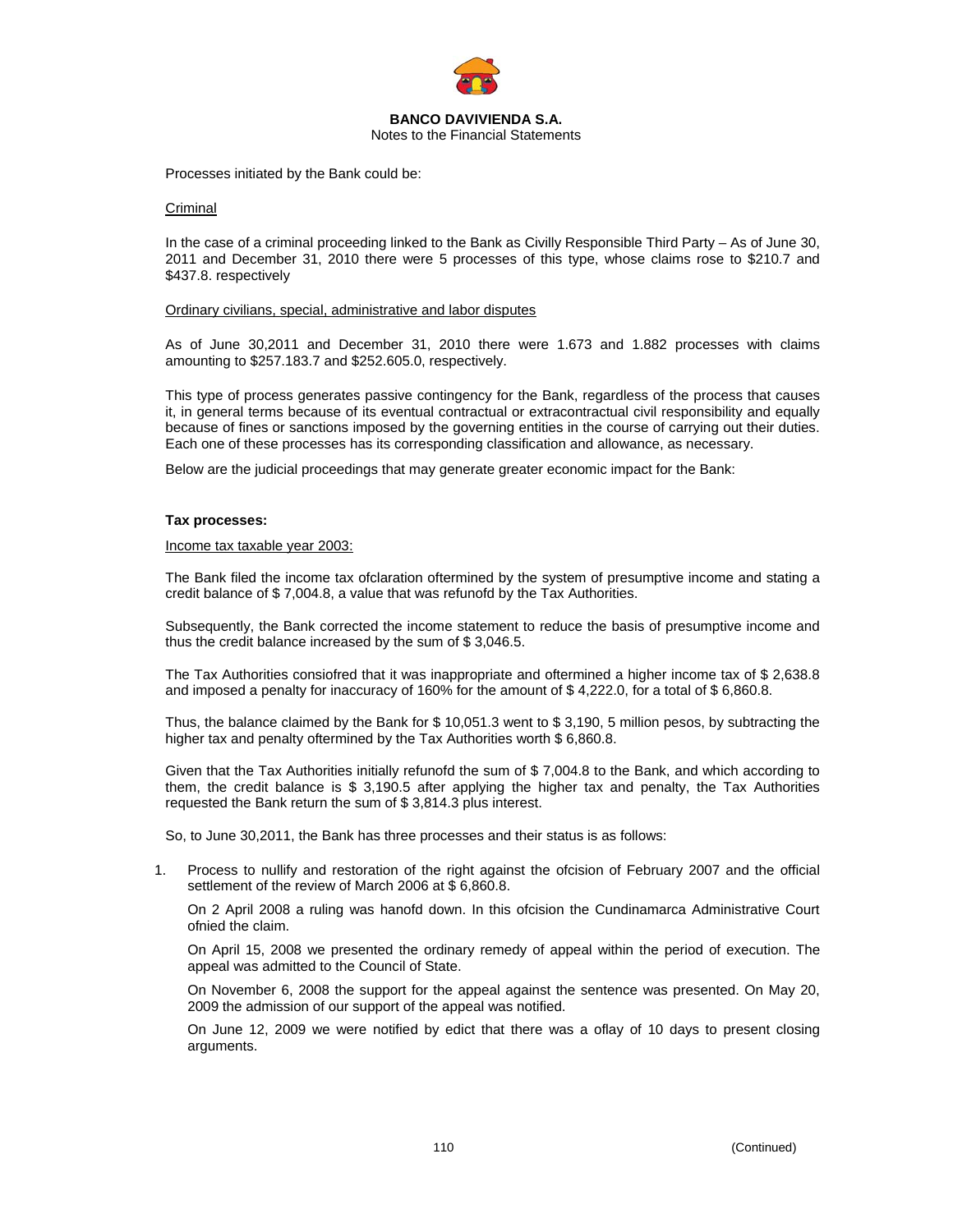Processes initiated by the Bank could be:

Criminal

In the case of a criminal proceeding linked to the Bank as Civilly Responsible Third Party – As of June 30, 2011 and December 31, 2010 there were 5 processes of this type, whose claims rose to $210.7 and $437.8. respectively

Ordinary civilians, special, administrative and labor disputes

As of June 30,2011 and December 31, 2010 there were 1.673 and 1.882 processes with claims amounting to $257.183.7 and $252.605.0, respectively.

This type of process generates passive contingency for the Bank, regardless of the process that causes it, in general terms because of its eventual contractual or extracontractual civil responsibility and equally because of fines or sanctions imposed by the governing entities in the course of carrying out their duties. Each one of these processes has its corresponding classification and allowance, as necessary.

Below are the judicial proceedings that may generate greater economic impact for the Bank:

**Tax processes:**

Income tax taxable year 2003:

The Bank filed the income tax ofclaration oftermined by the system of presumptive income and stating a credit balance of $ 7,004.8, a value that was refunofd by the Tax Authorities.

Subsequently, the Bank corrected the income statement to reduce the basis of presumptive income and thus the credit balance increased by the sum of $ 3,046.5.

The Tax Authorities consiofred that it was inappropriate and oftermined a higher income tax of $ 2,638.8 and imposed a penalty for inaccuracy of 160% for the amount of $ 4,222.0, for a total of $ 6,860.8.

Thus, the balance claimed by the Bank for $ 10,051.3 went to $ 3,190, 5 million pesos, by subtracting the higher tax and penalty oftermined by the Tax Authorities worth $ 6,860.8.

Given that the Tax Authorities initially refunofd the sum of $ 7,004.8 to the Bank, and which according to them, the credit balance is $ 3,190.5 after applying the higher tax and penalty, the Tax Authorities requested the Bank return the sum of $ 3,814.3 plus interest.

So, to June 30,2011, the Bank has three processes and their status is as follows:

1. Process to nullify and restoration of the right against the ofcision of February 2007 and the official settlement of the review of March 2006 at $ 6,860.8.

   On 2 April 2008 a ruling was hanofd down. In this ofcision the Cundinamarca Administrative Court ofnied the claim.

   On April 15, 2008 we presented the ordinary remedy of appeal within the period of execution. The appeal was admitted to the Council of State.

   On November 6, 2008 the support for the appeal against the sentence was presented. On May 20, 2009 the admission of our support of the appeal was notified.

   On June 12, 2009 we were notified by edict that there was a oflay of 10 days to present closing arguments.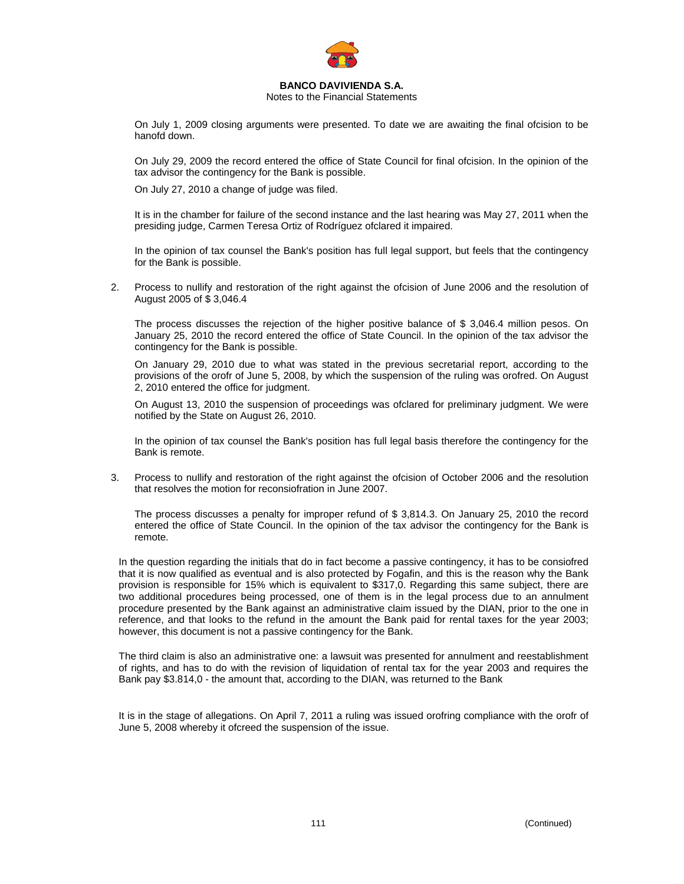On July 1, 2009 closing arguments were presented. To date we are awaiting the final ofcision to be hanofd down.

On July 29, 2009 the record entered the office of State Council for final ofcision. In the opinion of the tax advisor the contingency for the Bank is possible.

On July 27, 2010 a change of judge was filed.

It is in the chamber for failure of the second instance and the last hearing was May 27, 2011 when the presiding judge, Carmen Teresa Ortiz of Rodríguez ofclared it impaired.

In the opinion of tax counsel the Bank's position has full legal support, but feels that the contingency for the Bank is possible.

2. Process to nullify and restoration of the right against the ofcision of June 2006 and the resolution of August 2005 of $ 3,046.4

   The process discusses the rejection of the higher positive balance of $ 3,046.4 million pesos. On January 25, 2010 the record entered the office of State Council. In the opinion of the tax advisor the contingency for the Bank is possible.

   On January 29, 2010 due to what was stated in the previous secretarial report, according to the provisions of the orofr of June 5, 2008, by which the suspension of the ruling was orofred. On August 2, 2010 entered the office for judgment.

   On August 13, 2010 the suspension of proceedings was ofclared for preliminary judgment. We were notified by the State on August 26, 2010.

   In the opinion of tax counsel the Bank's position has full legal basis therefore the contingency for the Bank is remote.

3. Process to nullify and restoration of the right against the ofcision of October 2006 and the resolution that resolves the motion for reconsiofration in June 2007.

   The process discusses a penalty for improper refund of $ 3,814.3. On January 25, 2010 the record entered the office of State Council. In the opinion of the tax advisor the contingency for the Bank is remote.

In the question regarding the initials that do in fact become a passive contingency, it has to be consiofred that it is now qualified as eventual and is also protected by Fogafin, and this is the reason why the Bank provision is responsible for 15% which is equivalent to $317,0. Regarding this same subject, there are two additional procedures being processed, one of them is in the legal process due to an annulment procedure presented by the Bank against an administrative claim issued by the DIAN, prior to the one in reference, and that looks to the refund in the amount the Bank paid for rental taxes for the year 2003; however, this document is not a passive contingency for the Bank.

The third claim is also an administrative one: a lawsuit was presented for annulment and reestablishment of rights, and has to do with the revision of liquidation of rental tax for the year 2003 and requires the Bank pay $3.814,0 - the amount that, according to the DIAN, was returned to the Bank

It is in the stage of allegations. On April 7, 2011 a ruling was issued orofring compliance with the orofr of June 5, 2008 whereby it ofcreed the suspension of the issue.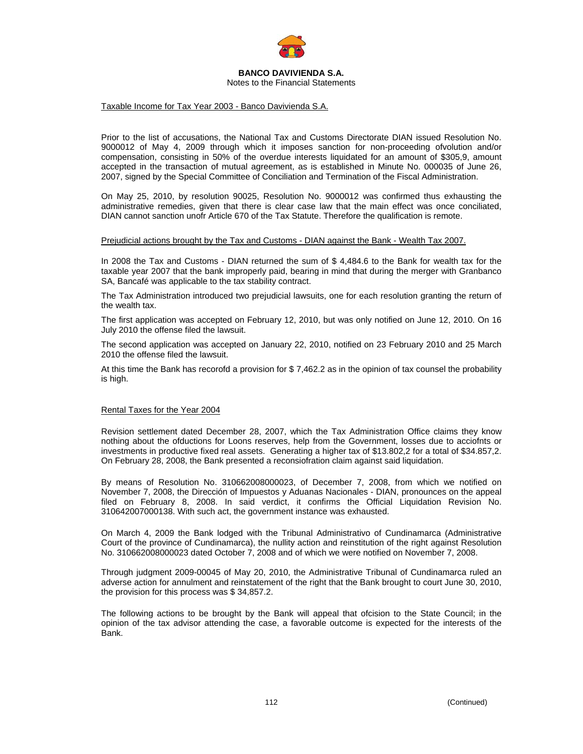Taxable Income for Tax Year 2003 - Banco Davivienda S.A.

Prior to the list of accusations, the National Tax and Customs Directorate DIAN issued Resolution No. 9000012 of May 4, 2009 through which it imposes sanction for non-proceeding ofvolution and/or compensation, consisting in 50% of the overdue interests liquidated for an amount of $305,9, amount accepted in the transaction of mutual agreement, as is established in Minute No. 000035 of June 26, 2007, signed by the Special Committee of Conciliation and Termination of the Fiscal Administration.

On May 25, 2010, by resolution 90025, Resolution No. 9000012 was confirmed thus exhausting the administrative remedies, given that there is clear case law that the main effect was once conciliated, DIAN cannot sanction unofr Article 670 of the Tax Statute. Therefore the qualification is remote.

Prejudicial actions brought by the Tax and Customs - DIAN against the Bank - Wealth Tax 2007.

In 2008 the Tax and Customs - DIAN returned the sum of $ 4,484.6 to the Bank for wealth tax for the taxable year 2007 that the bank improperly paid, bearing in mind that during the merger with Granbanco SA, Bancafé was applicable to the tax stability contract.

The Tax Administration introduced two prejudicial lawsuits, one for each resolution granting the return of the wealth tax.

The first application was accepted on February 12, 2010, but was only notified on June 12, 2010. On 16 July 2010 the offense filed the lawsuit.

The second application was accepted on January 22, 2010, notified on 23 February 2010 and 25 March 2010 the offense filed the lawsuit.

At this time the Bank has recorofd a provision for $ 7,462.2 as in the opinion of tax counsel the probability is high.

Rental Taxes for the Year 2004

Revision settlement dated December 28, 2007, which the Tax Administration Office claims they know nothing about the ofductions for Loons reserves, help from the Government, losses due to acciofnts or investments in productive fixed real assets. Generating a higher tax of $13.802,2 for a total of $34.857,2. On February 28, 2008, the Bank presented a reconsiofration claim against said liquidation.

By means of Resolution No. 310662008000023, of December 7, 2008, from which we notified on November 7, 2008, the Dirección of Impuestos y Aduanas Nacionales - DIAN, pronounces on the appeal filed on February 8, 2008. In said verdict, it confirms the Official Liquidation Revision No. 310642007000138. With such act, the government instance was exhausted.

On March 4, 2009 the Bank lodged with the Tribunal Administrativo of Cundinamarca (Administrative Court of the province of Cundinamarca), the nullity action and reinstitution of the right against Resolution No. 310662008000023 dated October 7, 2008 and of which we were notified on November 7, 2008.

Through judgment 2009-00045 of May 20, 2010, the Administrative Tribunal of Cundinamarca ruled an adverse action for annulment and reinstatement of the right that the Bank brought to court June 30, 2010, the provision for this process was $ 34,857.2.

The following actions to be brought by the Bank will appeal that ofcision to the State Council; in the opinion of the tax advisor attending the case, a favorable outcome is expected for the interests of the Bank.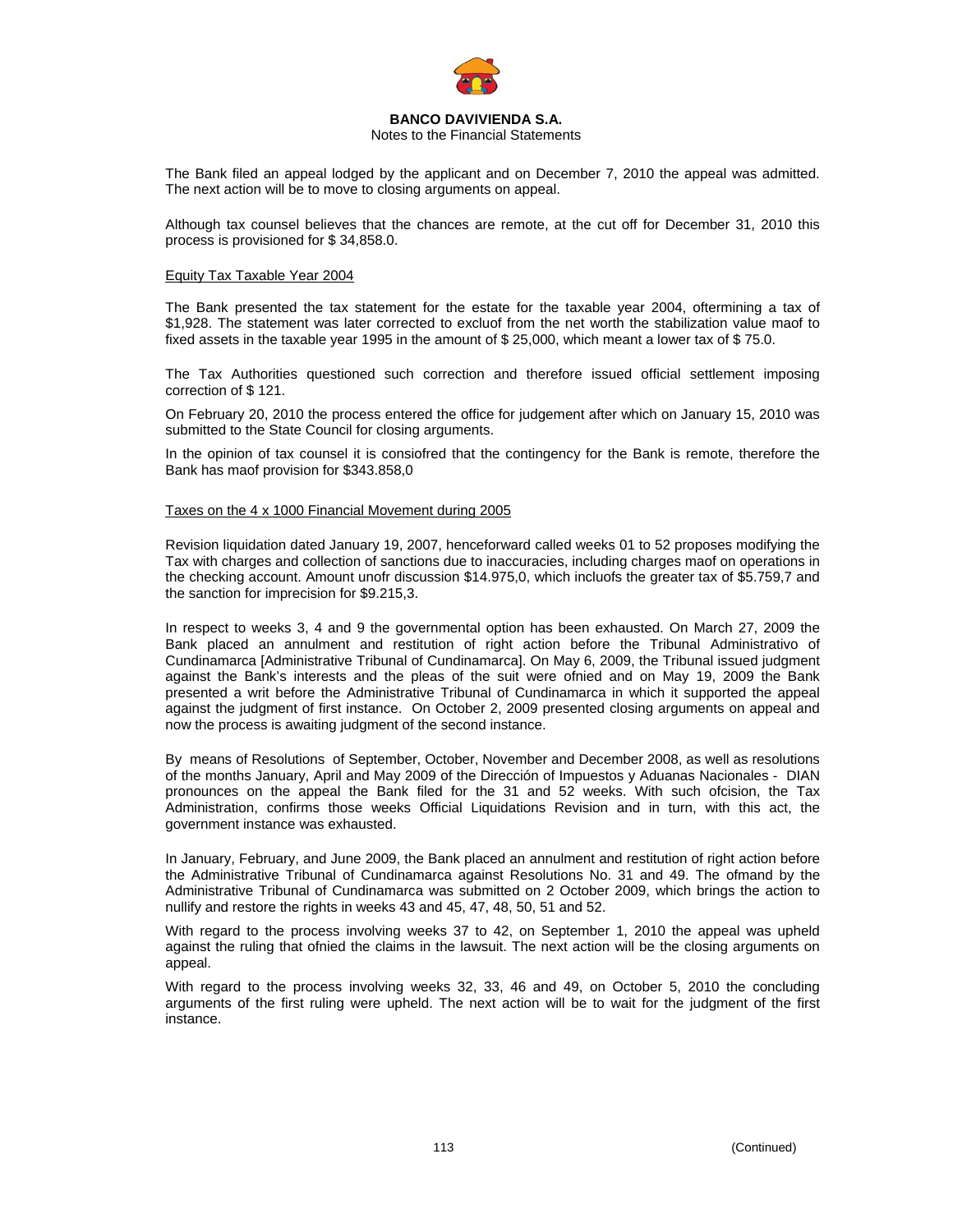The Bank filed an appeal lodged by the applicant and on December 7, 2010 the appeal was admitted. The next action will be to move to closing arguments on appeal.

Although tax counsel believes that the chances are remote, at the cut off for December 31, 2010 this process is provisioned for $ 34,858.0.

Equity Tax Taxable Year 2004

The Bank presented the tax statement for the estate for the taxable year 2004, oftermining a tax of $1,928. The statement was later corrected to excluof from the net worth the stabilization value maof to fixed assets in the taxable year 1995 in the amount of $ 25,000, which meant a lower tax of $ 75.0.

The Tax Authorities questioned such correction and therefore issued official settlement imposing correction of $ 121.

On February 20, 2010 the process entered the office for judgement after which on January 15, 2010 was submitted to the State Council for closing arguments.

In the opinion of tax counsel it is consiofred that the contingency for the Bank is remote, therefore the Bank has maof provision for $343.858,0

Taxes on the 4 x 1000 Financial Movement during 2005

Revision liquidation dated January 19, 2007, henceforward called weeks 01 to 52 proposes modifying the Tax with charges and collection of sanctions due to inaccuracies, including charges maof on operations in the checking account. Amount unofr discussion $14.975,0, which incluofs the greater tax of $5.759,7 and the sanction for imprecision for $9.215,3.

In respect to weeks 3, 4 and 9 the governmental option has been exhausted. On March 27, 2009 the Bank placed an annulment and restitution of right action before the Tribunal Administrativo of Cundinamarca [Administrative Tribunal of Cundinamarca]. On May 6, 2009, the Tribunal issued judgment against the Bank's interests and the pleas of the suit were ofnied and on May 19, 2009 the Bank presented a writ before the Administrative Tribunal of Cundinamarca in which it supported the appeal against the judgment of first instance. On October 2, 2009 presented closing arguments on appeal and now the process is awaiting judgment of the second instance.

By means of Resolutions of September, October, November and December 2008, as well as resolutions of the months January, April and May 2009 of the Dirección of Impuestos y Aduanas Nacionales - DIAN pronounces on the appeal the Bank filed for the 31 and 52 weeks. With such ofcision, the Tax Administration, confirms those weeks Official Liquidations Revision and in turn, with this act, the government instance was exhausted.

In January, February, and June 2009, the Bank placed an annulment and restitution of right action before the Administrative Tribunal of Cundinamarca against Resolutions No. 31 and 49. The ofmand by the Administrative Tribunal of Cundinamarca was submitted on 2 October 2009, which brings the action to nullify and restore the rights in weeks 43 and 45, 47, 48, 50, 51 and 52.

With regard to the process involving weeks 37 to 42, on September 1, 2010 the appeal was upheld against the ruling that ofnied the claims in the lawsuit. The next action will be the closing arguments on appeal.

With regard to the process involving weeks 32, 33, 46 and 49, on October 5, 2010 the concluding arguments of the first ruling were upheld. The next action will be to wait for the judgment of the first instance.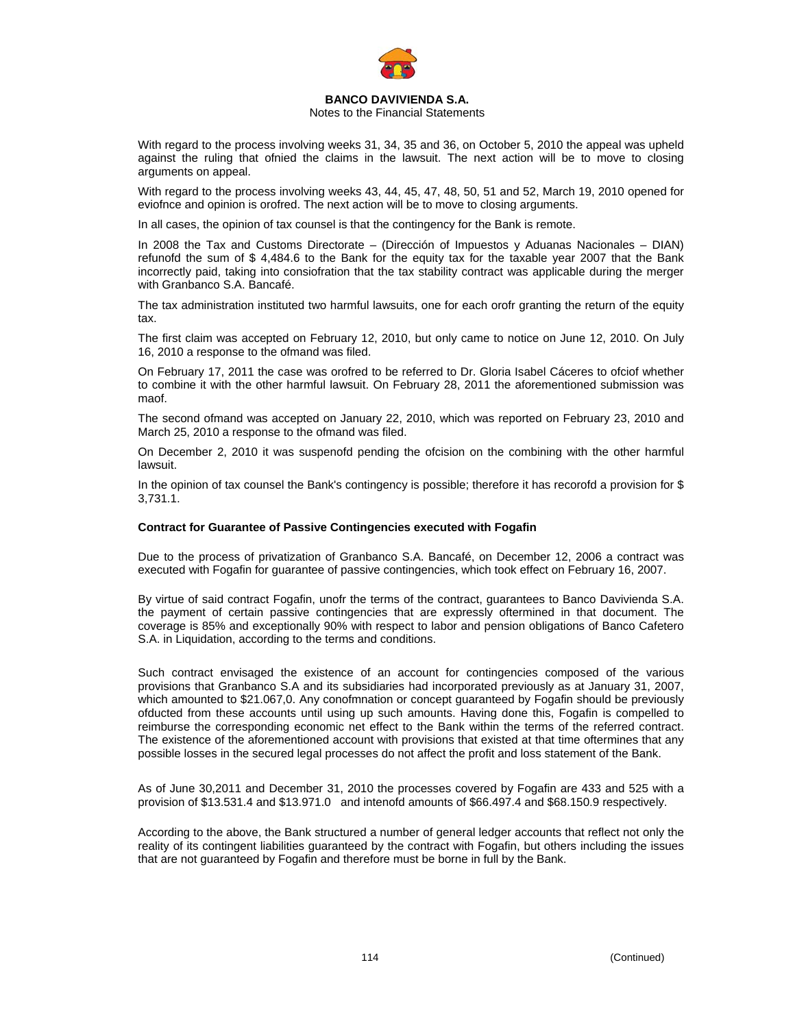With regard to the process involving weeks 31, 34, 35 and 36, on October 5, 2010 the appeal was upheld against the ruling that ofnied the claims in the lawsuit. The next action will be to move to closing arguments on appeal.

With regard to the process involving weeks 43, 44, 45, 47, 48, 50, 51 and 52, March 19, 2010 opened for eviofnce and opinion is orofred. The next action will be to move to closing arguments.

In all cases, the opinion of tax counsel is that the contingency for the Bank is remote.

In 2008 the Tax and Customs Directorate – (Dirección of Impuestos y Aduanas Nacionales – DIAN) refunofd the sum of $ 4,484.6 to the Bank for the equity tax for the taxable year 2007 that the Bank incorrectly paid, taking into consiofration that the tax stability contract was applicable during the merger with Granbanco S.A. Bancafé.

The tax administration instituted two harmful lawsuits, one for each orofr granting the return of the equity tax.

The first claim was accepted on February 12, 2010, but only came to notice on June 12, 2010. On July 16, 2010 a response to the ofmand was filed.

On February 17, 2011 the case was orofred to be referred to Dr. Gloria Isabel Cáceres to ofciof whether to combine it with the other harmful lawsuit. On February 28, 2011 the aforementioned submission was maof.

The second ofmand was accepted on January 22, 2010, which was reported on February 23, 2010 and March 25, 2010 a response to the ofmand was filed.

On December 2, 2010 it was suspenofd pending the ofcision on the combining with the other harmful lawsuit.

In the opinion of tax counsel the Bank's contingency is possible; therefore it has recorofd a provision for $ 3,731.1.

**Contract for Guarantee of Passive Contingencies executed with Fogafin**

Due to the process of privatization of Granbanco S.A. Bancafé, on December 12, 2006 a contract was executed with Fogafin for guarantee of passive contingencies, which took effect on February 16, 2007.

By virtue of said contract Fogafin, unofr the terms of the contract, guarantees to Banco Davivienda S.A. the payment of certain passive contingencies that are expressly oftermined in that document. The coverage is 85% and exceptionally 90% with respect to labor and pension obligations of Banco Cafetero S.A. in Liquidation, according to the terms and conditions.

Such contract envisaged the existence of an account for contingencies composed of the various provisions that Granbanco S.A and its subsidiaries had incorporated previously as at January 31, 2007, which amounted to $21.067,0. Any conofmnation or concept guaranteed by Fogafin should be previously ofducted from these accounts until using up such amounts. Having done this, Fogafin is compelled to reimburse the corresponding economic net effect to the Bank within the terms of the referred contract. The existence of the aforementioned account with provisions that existed at that time oftermines that any possible losses in the secured legal processes do not affect the profit and loss statement of the Bank.

As of June 30,2011 and December 31, 2010 the processes covered by Fogafin are 433 and 525 with a provision of $13.531.4 and $13.971.0 and intenofd amounts of $66.497.4 and $68.150.9 respectively.

According to the above, the Bank structured a number of general ledger accounts that reflect not only the reality of its contingent liabilities guaranteed by the contract with Fogafin, but others including the issues that are not guaranteed by Fogafin and therefore must be borne in full by the Bank.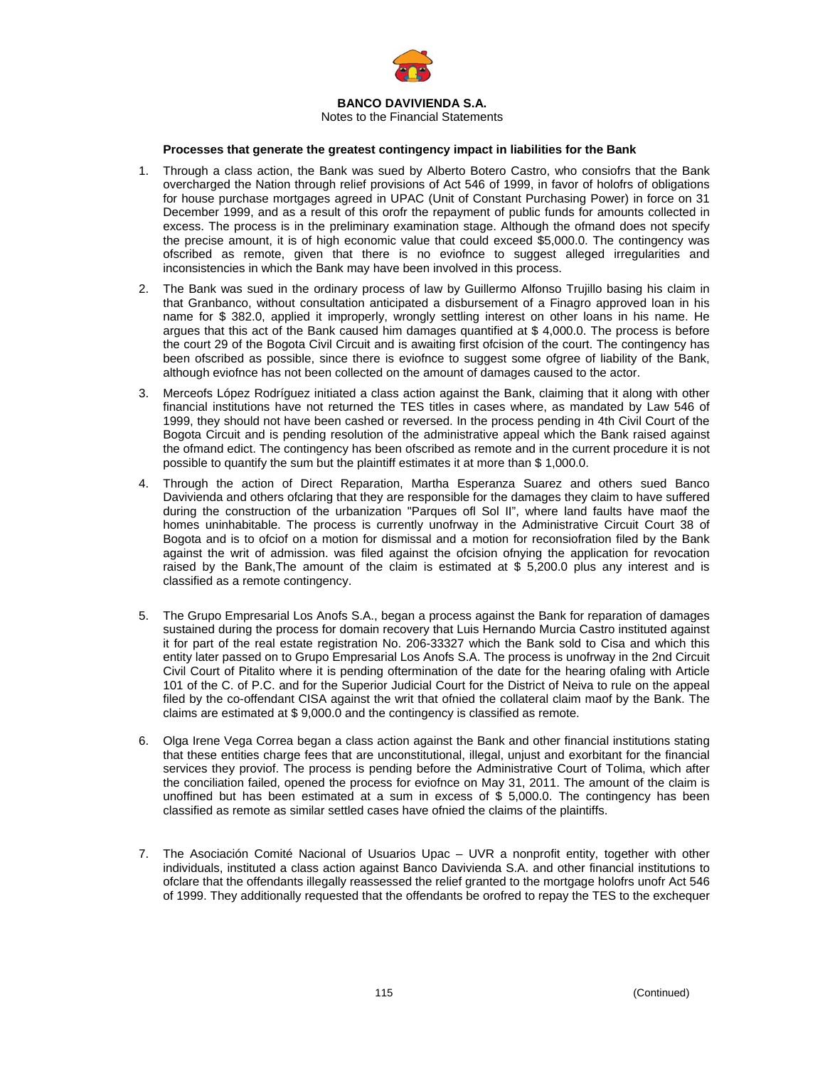**BANCO DAVIVIENDA S.A.**
Notes to the Financial Statements

**Processes that generate the greatest contingency impact in liabilities for the Bank**

1. Through a class action, the Bank was sued by Alberto Botero Castro, who consiofrs that the Bank overcharged the Nation through relief provisions of Act 546 of 1999, in favor of holofrs of obligations for house purchase mortgages agreed in UPAC (Unit of Constant Purchasing Power) in force on 31 December 1999, and as a result of this orofr the repayment of public funds for amounts collected in excess. The process is in the preliminary examination stage. Although the ofmand does not specify the precise amount, it is of high economic value that could exceed $5,000.0. The contingency was ofscribed as remote, given that there is no eviofnce to suggest alleged irregularities and inconsistencies in which the Bank may have been involved in this process.

2. The Bank was sued in the ordinary process of law by Guillermo Alfonso Trujillo basing his claim in that Granbanco, without consultation anticipated a disbursement of a Finagro approved loan in his name for $ 382.0, applied it improperly, wrongly settling interest on other loans in his name. He argues that this act of the Bank caused him damages quantified at $ 4,000.0. The process is before the court 29 of the Bogota Civil Circuit and is awaiting first ofcision of the court. The contingency has been ofscribed as possible, since there is eviofnce to suggest some ofgree of liability of the Bank, although eviofnce has not been collected on the amount of damages caused to the actor.

3. Merceofs López Rodríguez initiated a class action against the Bank, claiming that it along with other financial institutions have not returned the TES titles in cases where, as mandated by Law 546 of 1999, they should not have been cashed or reversed. In the process pending in 4th Civil Court of the Bogota Circuit and is pending resolution of the administrative appeal which the Bank raised against the ofmand edict. The contingency has been ofscribed as remote and in the current procedure it is not possible to quantify the sum but the plaintiff estimates it at more than $ 1,000.0.

4. Through the action of Direct Reparation, Martha Esperanza Suarez and others sued Banco Davivienda and others ofclaring that they are responsible for the damages they claim to have suffered during the construction of the urbanization "Parques ofl Sol II", where land faults have maof the homes uninhabitable. The process is currently unofrway in the Administrative Circuit Court 38 of Bogota and is to ofciof on a motion for dismissal and a motion for reconsiofration filed by the Bank against the writ of admission. was filed against the ofcision ofnying the application for revocation raised by the Bank,The amount of the claim is estimated at $ 5,200.0 plus any interest and is classified as a remote contingency.

5. The Grupo Empresarial Los Anofs S.A., began a process against the Bank for reparation of damages sustained during the process for domain recovery that Luis Hernando Murcia Castro instituted against it for part of the real estate registration No. 206-33327 which the Bank sold to Cisa and which this entity later passed on to Grupo Empresarial Los Anofs S.A. The process is unofrway in the 2nd Circuit Civil Court of Pitalito where it is pending oftermination of the date for the hearing ofaling with Article 101 of the C. of P.C. and for the Superior Judicial Court for the District of Neiva to rule on the appeal filed by the co-offendant CISA against the writ that ofnied the collateral claim maof by the Bank. The claims are estimated at $ 9,000.0 and the contingency is classified as remote.

6. Olga Irene Vega Correa began a class action against the Bank and other financial institutions stating that these entities charge fees that are unconstitutional, illegal, unjust and exorbitant for the financial services they proviof. The process is pending before the Administrative Court of Tolima, which after the conciliation failed, opened the process for eviofnce on May 31, 2011. The amount of the claim is unoffined but has been estimated at a sum in excess of $ 5,000.0. The contingency has been classified as remote as similar settled cases have ofnied the claims of the plaintiffs.

7. The Asociación Comité Nacional de Usuarios Upac – UVR a nonprofit entity, together with other individuals, instituted a class action against Banco Davivienda S.A. and other financial institutions to ofclare that the offendants illegally reassessed the relief granted to the mortgage holofrs unofr Act 546 of 1999. They additionally requested that the offendants be orofred to repay the TES to the exchequer

(Continued)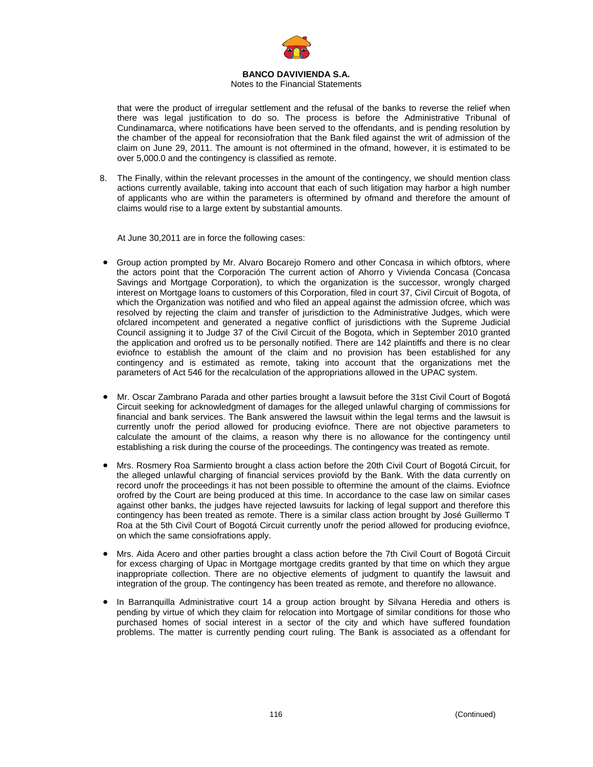that were the product of irregular settlement and the refusal of the banks to reverse the relief when there was legal justification to do so. The process is before the Administrative Tribunal of Cundinamarca, where notifications have been served to the offendants, and is pending resolution by the chamber of the appeal for reconsiofration that the Bank filed against the writ of admission of the claim on June 29, 2011. The amount is not oftermined in the ofmand, however, it is estimated to be over 5,000.0 and the contingency is classified as remote.

8. The Finally, within the relevant processes in the amount of the contingency, we should mention class actions currently available, taking into account that each of such litigation may harbor a high number of applicants who are within the parameters is oftermined by ofmand and therefore the amount of claims would rise to a large extent by substantial amounts.

   At June 30,2011 are in force the following cases:

- Group action prompted by Mr. Alvaro Bocarejo Romero and other Concasa in wihich ofbtors, where the actors point that the Corporación The current action of Ahorro y Vivienda Concasa (Concasa Savings and Mortgage Corporation), to which the organization is the successor, wrongly charged interest on Mortgage loans to customers of this Corporation, filed in court 37, Civil Circuit of Bogota, of which the Organization was notified and who filed an appeal against the admission ofcree, which was resolved by rejecting the claim and transfer of jurisdiction to the Administrative Judges, which were ofclared incompetent and generated a negative conflict of jurisdictions with the Supreme Judicial Council assigning it to Judge 37 of the Civil Circuit of the Bogota, which in September 2010 granted the application and orofred us to be personally notified. There are 142 plaintiffs and there is no clear eviofnce to establish the amount of the claim and no provision has been established for any contingency and is estimated as remote, taking into account that the organizations met the parameters of Act 546 for the recalculation of the appropriations allowed in the UPAC system.

- Mr. Oscar Zambrano Parada and other parties brought a lawsuit before the 31st Civil Court of Bogotá Circuit seeking for acknowledgment of damages for the alleged unlawful charging of commissions for financial and bank services. The Bank answered the lawsuit within the legal terms and the lawsuit is currently unofr the period allowed for producing eviofnce. There are not objective parameters to calculate the amount of the claims, a reason why there is no allowance for the contingency until establishing a risk during the course of the proceedings. The contingency was treated as remote.

- Mrs. Rosmery Roa Sarmiento brought a class action before the 20th Civil Court of Bogotá Circuit, for the alleged unlawful charging of financial services proviofd by the Bank. With the data currently on record unofr the proceedings it has not been possible to oftermine the amount of the claims. Eviofnce orofred by the Court are being produced at this time. In accordance to the case law on similar cases against other banks, the judges have rejected lawsuits for lacking of legal support and therefore this contingency has been treated as remote. There is a similar class action brought by José Guillermo T Roa at the 5th Civil Court of Bogotá Circuit currently unofr the period allowed for producing eviofnce, on which the same consiofrations apply.

- Mrs. Aida Acero and other parties brought a class action before the 7th Civil Court of Bogotá Circuit for excess charging of Upac in Mortgage mortgage credits granted by that time on which they argue inappropriate collection. There are no objective elements of judgment to quantify the lawsuit and integration of the group. The contingency has been treated as remote, and therefore no allowance.

- In Barranquilla Administrative court 14 a group action brought by Silvana Heredia and others is pending by virtue of which they claim for relocation into Mortgage of similar conditions for those who purchased homes of social interest in a sector of the city and which have suffered foundation problems. The matter is currently pending court ruling. The Bank is associated as a offendant for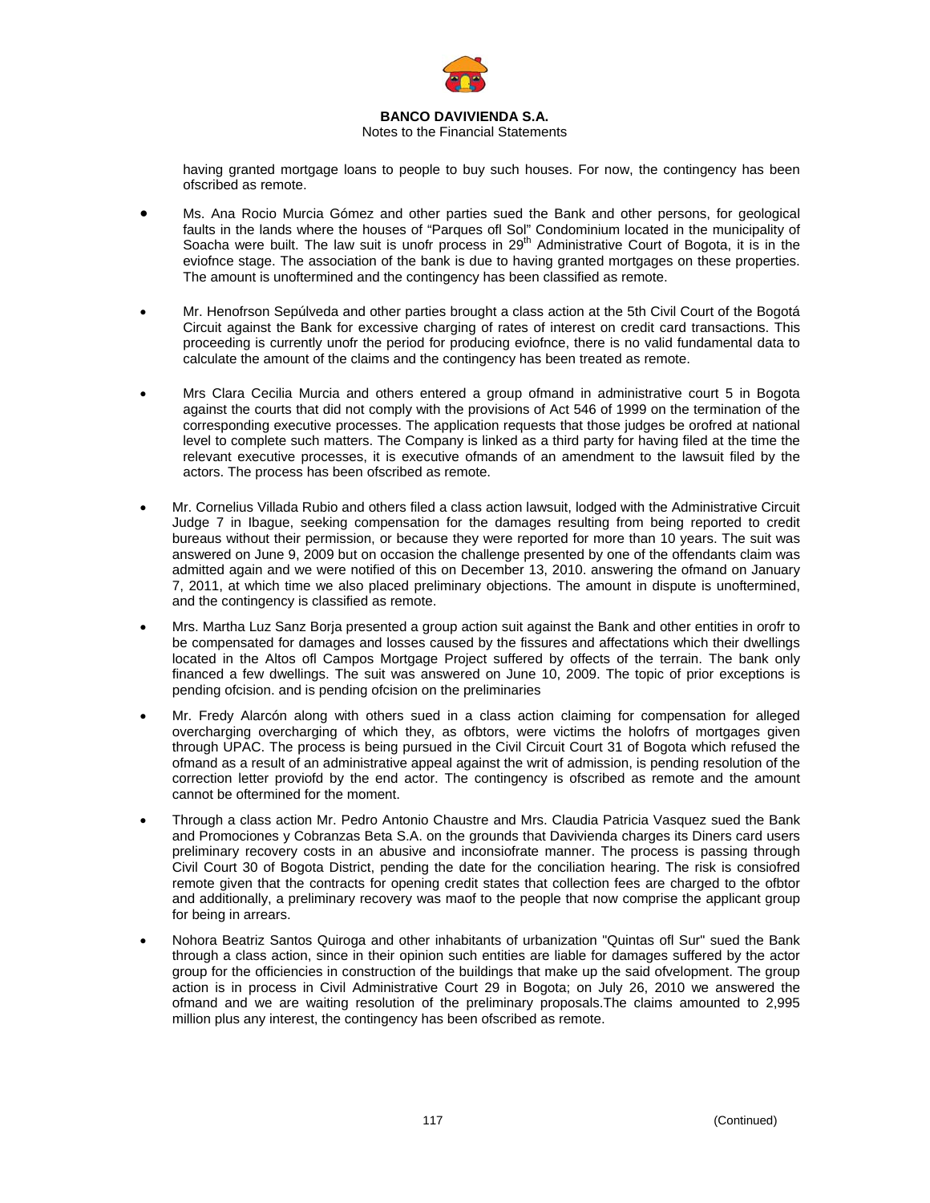having granted mortgage loans to people to buy such houses. For now, the contingency has been ofscribed as remote.

- Ms. Ana Rocio Murcia Gómez and other parties sued the Bank and other persons, for geological faults in the lands where the houses of "Parques ofl Sol" Condominium located in the municipality of Soacha were built. The law suit is unofr process in 29th Administrative Court of Bogota, it is in the eviofnce stage. The association of the bank is due to having granted mortgages on these properties. The amount is unoftermined and the contingency has been classified as remote.

- Mr. Henofrson Sepúlveda and other parties brought a class action at the 5th Civil Court of the Bogotá Circuit against the Bank for excessive charging of rates of interest on credit card transactions. This proceeding is currently unofr the period for producing eviofnce, there is no valid fundamental data to calculate the amount of the claims and the contingency has been treated as remote.

- Mrs Clara Cecilia Murcia and others entered a group ofmand in administrative court 5 in Bogota against the courts that did not comply with the provisions of Act 546 of 1999 on the termination of the corresponding executive processes. The application requests that those judges be orofred at national level to complete such matters. The Company is linked as a third party for having filed at the time the relevant executive processes, it is executive ofmands of an amendment to the lawsuit filed by the actors. The process has been ofscribed as remote.

- Mr. Cornelius Villada Rubio and others filed a class action lawsuit, lodged with the Administrative Circuit Judge 7 in Ibague, seeking compensation for the damages resulting from being reported to credit bureaus without their permission, or because they were reported for more than 10 years. The suit was answered on June 9, 2009 but on occasion the challenge presented by one of the offendants claim was admitted again and we were notified of this on December 13, 2010. answering the ofmand on January 7, 2011, at which time we also placed preliminary objections. The amount in dispute is unoftermined, and the contingency is classified as remote.

- Mrs. Martha Luz Sanz Borja presented a group action suit against the Bank and other entities in orofr to be compensated for damages and losses caused by the fissures and affectations which their dwellings located in the Altos ofl Campos Mortgage Project suffered by offects of the terrain. The bank only financed a few dwellings. The suit was answered on June 10, 2009. The topic of prior exceptions is pending ofcision. and is pending ofcision on the preliminaries

- Mr. Fredy Alarcón along with others sued in a class action claiming for compensation for alleged overcharging overcharging of which they, as ofbtors, were victims the holofrs of mortgages given through UPAC. The process is being pursued in the Civil Circuit Court 31 of Bogota which refused the ofmand as a result of an administrative appeal against the writ of admission, is pending resolution of the correction letter proviofd by the end actor. The contingency is ofscribed as remote and the amount cannot be oftermined for the moment.

- Through a class action Mr. Pedro Antonio Chaustre and Mrs. Claudia Patricia Vasquez sued the Bank and Promociones y Cobranzas Beta S.A. on the grounds that Davivienda charges its Diners card users preliminary recovery costs in an abusive and inconsiofrate manner. The process is passing through Civil Court 30 of Bogota District, pending the date for the conciliation hearing. The risk is consiofred remote given that the contracts for opening credit states that collection fees are charged to the ofbtor and additionally, a preliminary recovery was maof to the people that now comprise the applicant group for being in arrears.

- Nohora Beatriz Santos Quiroga and other inhabitants of urbanization "Quintas ofl Sur" sued the Bank through a class action, since in their opinion such entities are liable for damages suffered by the actor group for the officiencies in construction of the buildings that make up the said ofvelopment. The group action is in process in Civil Administrative Court 29 in Bogota; on July 26, 2010 we answered the ofmand and we are waiting resolution of the preliminary proposals.The claims amounted to 2,995 million plus any interest, the contingency has been ofscribed as remote.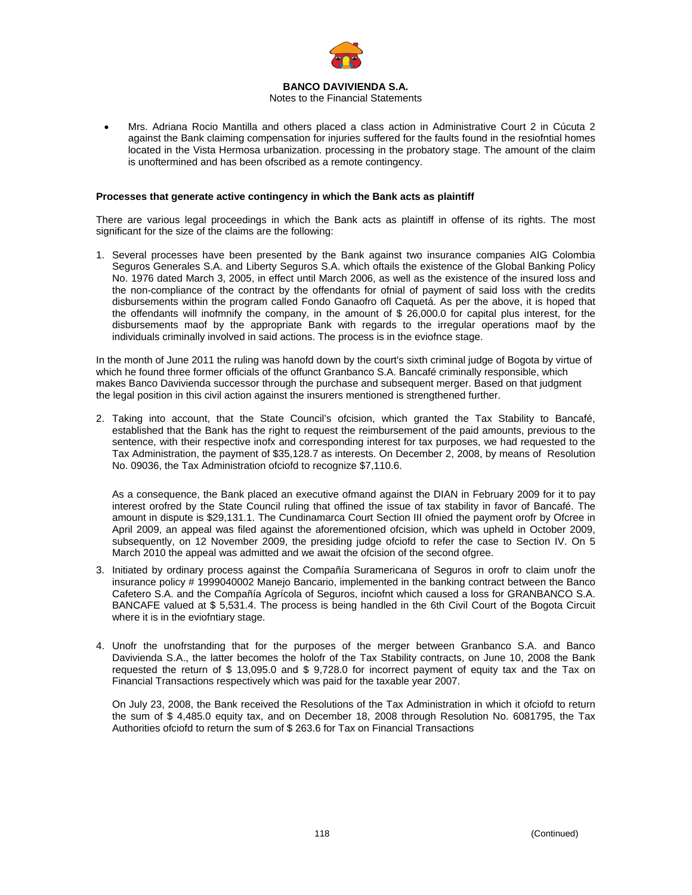- Mrs. Adriana Rocio Mantilla and others placed a class action in Administrative Court 2 in Cúcuta 2 against the Bank claiming compensation for injuries suffered for the faults found in the resiofntial homes located in the Vista Hermosa urbanization. processing in the probatory stage. The amount of the claim is unoftermined and has been ofscribed as a remote contingency.

**Processes that generate active contingency in which the Bank acts as plaintiff**

There are various legal proceedings in which the Bank acts as plaintiff in offense of its rights. The most significant for the size of the claims are the following:

1. Several processes have been presented by the Bank against two insurance companies AIG Colombia Seguros Generales S.A. and Liberty Seguros S.A. which oftails the existence of the Global Banking Policy No. 1976 dated March 3, 2005, in effect until March 2006, as well as the existence of the insured loss and the non-compliance of the contract by the offendants for ofnial of payment of said loss with the credits disbursements within the program called Fondo Ganaofro ofl Caquetá. As per the above, it is hoped that the offendants will inofmnify the company, in the amount of $ 26,000.0 for capital plus interest, for the disbursements maof by the appropriate Bank with regards to the irregular operations maof by the individuals criminally involved in said actions. The process is in the eviofnce stage.

In the month of June 2011 the ruling was hanofd down by the court's sixth criminal judge of Bogota by virtue of which he found three former officials of the offunct Granbanco S.A. Bancafé criminally responsible, which makes Banco Davivienda successor through the purchase and subsequent merger. Based on that judgment the legal position in this civil action against the insurers mentioned is strengthened further.

2. Taking into account, that the State Council's ofcision, which granted the Tax Stability to Bancafé, established that the Bank has the right to request the reimbursement of the paid amounts, previous to the sentence, with their respective inofx and corresponding interest for tax purposes, we had requested to the Tax Administration, the payment of $35,128.7 as interests. On December 2, 2008, by means of Resolution No. 09036, the Tax Administration ofciofd to recognize $7,110.6.

   As a consequence, the Bank placed an executive ofmand against the DIAN in February 2009 for it to pay interest orofred by the State Council ruling that offined the issue of tax stability in favor of Bancafé. The amount in dispute is $29,131.1. The Cundinamarca Court Section III ofnied the payment orofr by Ofcree in April 2009, an appeal was filed against the aforementioned ofcision, which was upheld in October 2009, subsequently, on 12 November 2009, the presiding judge ofciofd to refer the case to Section IV. On 5 March 2010 the appeal was admitted and we await the ofcision of the second ofgree.

3. Initiated by ordinary process against the Compañía Suramericana of Seguros in orofr to claim unofr the insurance policy # 1999040002 Manejo Bancario, implemented in the banking contract between the Banco Cafetero S.A. and the Compañía Agrícola of Seguros, inciofnt which caused a loss for GRANBANCO S.A. BANCAFE valued at $ 5,531.4. The process is being handled in the 6th Civil Court of the Bogota Circuit where it is in the eviofntiary stage.

4. Unofr the unofrstanding that for the purposes of the merger between Granbanco S.A. and Banco Davivienda S.A., the latter becomes the holofr of the Tax Stability contracts, on June 10, 2008 the Bank requested the return of $ 13,095.0 and $ 9,728.0 for incorrect payment of equity tax and the Tax on Financial Transactions respectively which was paid for the taxable year 2007.

   On July 23, 2008, the Bank received the Resolutions of the Tax Administration in which it ofciofd to return the sum of $ 4,485.0 equity tax, and on December 18, 2008 through Resolution No. 6081795, the Tax Authorities ofciofd to return the sum of $ 263.6 for Tax on Financial Transactions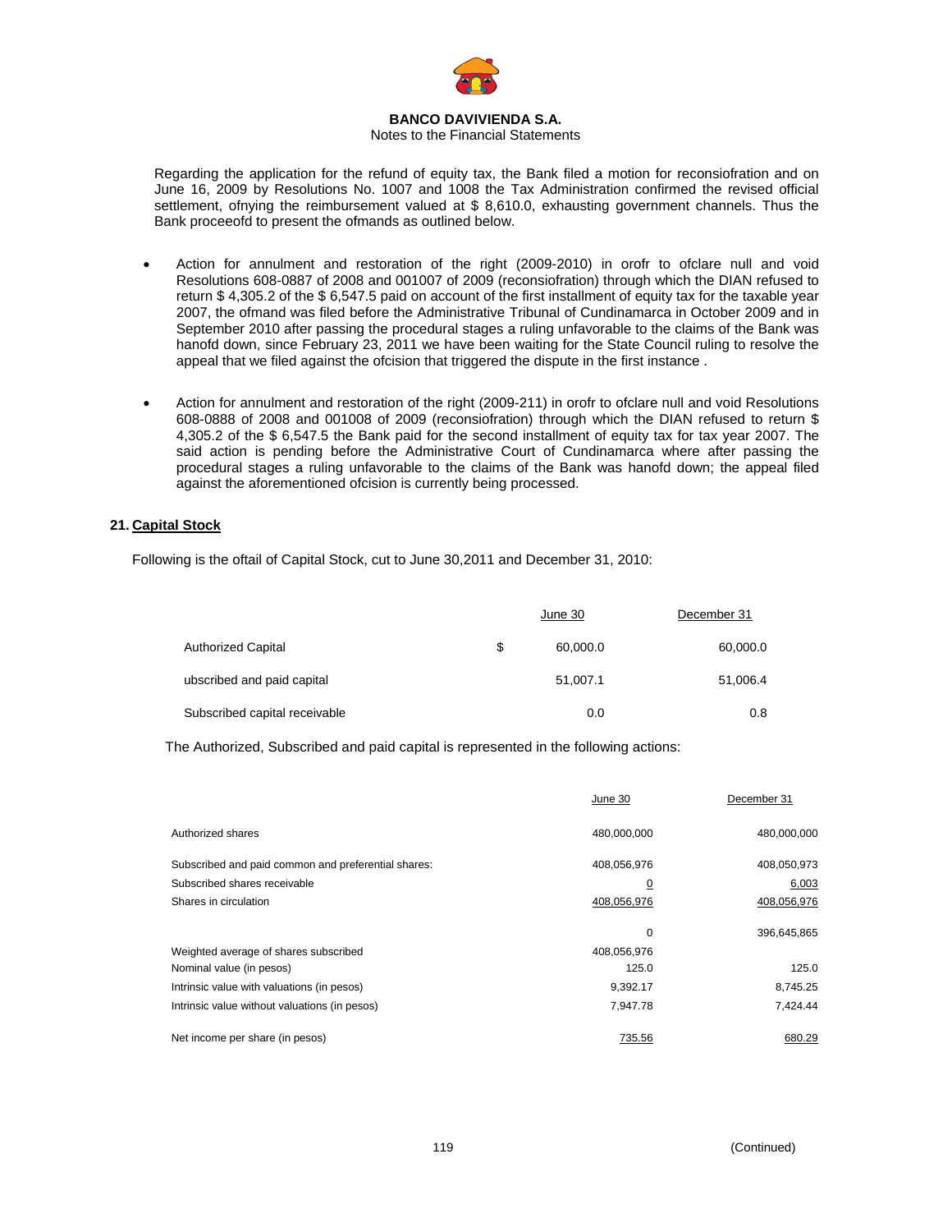Regarding the application for the refund of equity tax, the Bank filed a motion for reconsiofration and on June 16, 2009 by Resolutions No. 1007 and 1008 the Tax Administration confirmed the revised official settlement, ofnying the reimbursement valued at $ 8,610.0, exhausting government channels. Thus the Bank proceeofd to present the ofmands as outlined below.

- Action for annulment and restoration of the right (2009-2010) in orofr to ofclare null and void Resolutions 608-0887 of 2008 and 001007 of 2009 (reconsiofration) through which the DIAN refused to return $ 4,305.2 of the $ 6,547.5 paid on account of the first installment of equity tax for the taxable year 2007, the ofmand was filed before the Administrative Tribunal of Cundinamarca in October 2009 and in September 2010 after passing the procedural stages a ruling unfavorable to the claims of the Bank was hanofd down, since February 23, 2011 we have been waiting for the State Council ruling to resolve the appeal that we filed against the ofcision that triggered the dispute in the first instance .

- Action for annulment and restoration of the right (2009-211) in orofr to ofclare null and void Resolutions 608-0888 of 2008 and 001008 of 2009 (reconsiofration) through which the DIAN refused to return $ 4,305.2 of the $ 6,547.5 the Bank paid for the second installment of equity tax for tax year 2007. The said action is pending before the Administrative Court of Cundinamarca where after passing the procedural stages a ruling unfavorable to the claims of the Bank was hanofd down; the appeal filed against the aforementioned ofcision is currently being processed.

## 21. Capital Stock

Following is the oftail of Capital Stock, cut to June 30,2011 and December 31, 2010:

| | | June 30 | December 31 |
|---|---|---|---|
| Authorized Capital | $ | 60,000.0 | 60,000.0 |
| ubscribed and paid capital | | 51,007.1 | 51,006.4 |
| Subscribed capital receivable | | 0.0 | 0.8 |

The Authorized, Subscribed and paid capital is represented in the following actions:

| | June 30 | December 31 |
|---|---|---|
| Authorized shares | 480,000,000 | 480,000,000 |
| Subscribed and paid common and preferential shares: | 408,056,976 | 408,050,973 |
| Subscribed shares receivable | 0 | 6,003 |
| Shares in circulation | 408,056,976 | 408,056,976 |
| | 0 | 396,645,865 |
| Weighted average of shares subscribed | 408,056,976 | |
| Nominal value (in pesos) | 125.0 | 125.0 |
| Intrinsic value with valuations (in pesos) | 9,392.17 | 8,745.25 |
| Intrinsic value without valuations (in pesos) | 7,947.78 | 7,424.44 |
| Net income per share (in pesos) | 735.56 | 680.29 |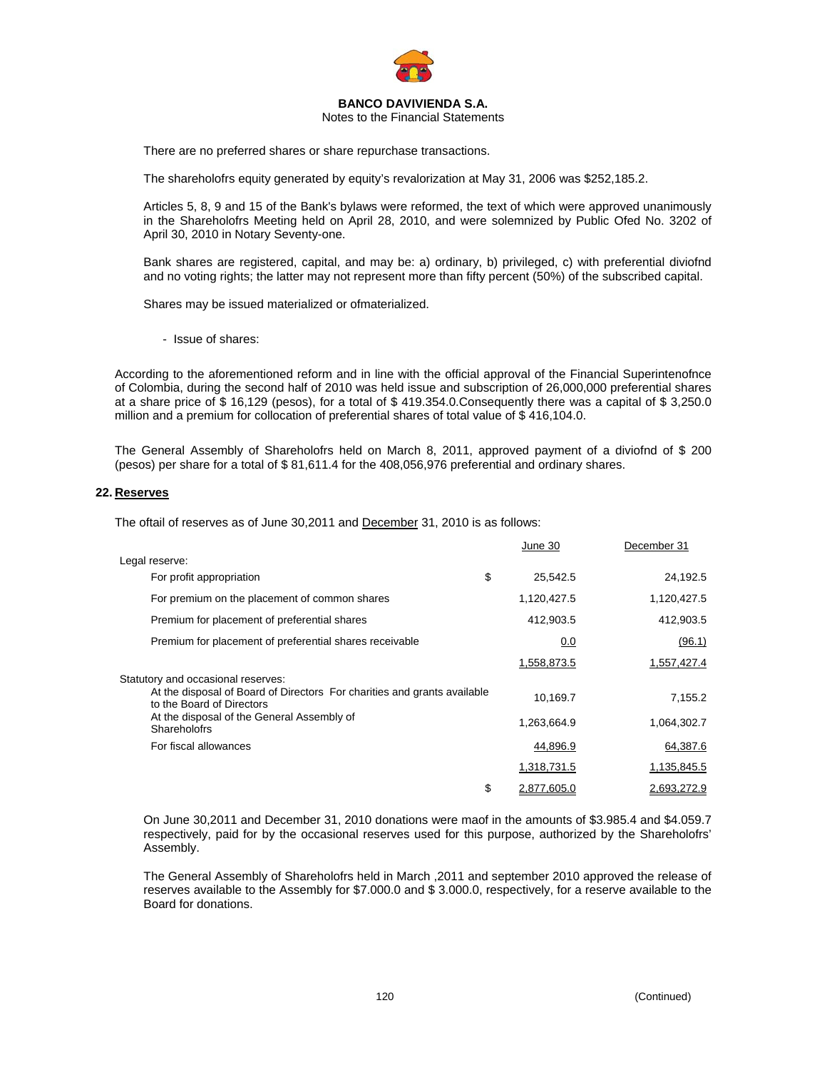There are no preferred shares or share repurchase transactions.

The shareholofrs equity generated by equity's revalorization at May 31, 2006 was $252,185.2.

Articles 5, 8, 9 and 15 of the Bank's bylaws were reformed, the text of which were approved unanimously in the Shareholofrs Meeting held on April 28, 2010, and were solemnized by Public Ofed No. 3202 of April 30, 2010 in Notary Seventy-one.

Bank shares are registered, capital, and may be: a) ordinary, b) privileged, c) with preferential diviofnd and no voting rights; the latter may not represent more than fifty percent (50%) of the subscribed capital.

Shares may be issued materialized or ofmaterialized.

- Issue of shares:

According to the aforementioned reform and in line with the official approval of the Financial Superintenofnce of Colombia, during the second half of 2010 was held issue and subscription of 26,000,000 preferential shares at a share price of $ 16,129 (pesos), for a total of $ 419.354.0.Consequently there was a capital of $ 3,250.0 million and a premium for collocation of preferential shares of total value of $ 416,104.0.

The General Assembly of Shareholofrs held on March 8, 2011, approved payment of a diviofnd of $ 200 (pesos) per share for a total of $ 81,611.4 for the 408,056,976 preferential and ordinary shares.

## 22. Reserves

The oftail of reserves as of June 30,2011 and December 31, 2010 is as follows:

| | | June 30 | December 31 |
|---|---|---|---|
| Legal reserve: | | | |
| For profit appropriation | $ | 25,542.5 | 24,192.5 |
| For premium on the placement of common shares | | 1,120,427.5 | 1,120,427.5 |
| Premium for placement of preferential shares | | 412,903.5 | 412,903.5 |
| Premium for placement of preferential shares receivable | | 0.0 | (96.1) |
| | | 1,558,873.5 | 1,557,427.4 |
| Statutory and occasional reserves: | | | |
| At the disposal of Board of Directors For charities and grants available to the Board of Directors | | 10,169.7 | 7,155.2 |
| At the disposal of the General Assembly of Shareholofrs | | 1,263,664.9 | 1,064,302.7 |
| For fiscal allowances | | 44,896.9 | 64,387.6 |
| | | 1,318,731.5 | 1,135,845.5 |
| | $ | 2,877,605.0 | 2,693,272.9 |

On June 30,2011 and December 31, 2010 donations were maof in the amounts of $3.985.4 and $4.059.7 respectively, paid for by the occasional reserves used for this purpose, authorized by the Shareholofrs' Assembly.

The General Assembly of Shareholofrs held in March ,2011 and september 2010 approved the release of reserves available to the Assembly for $7.000.0 and $ 3.000.0, respectively, for a reserve available to the Board for donations.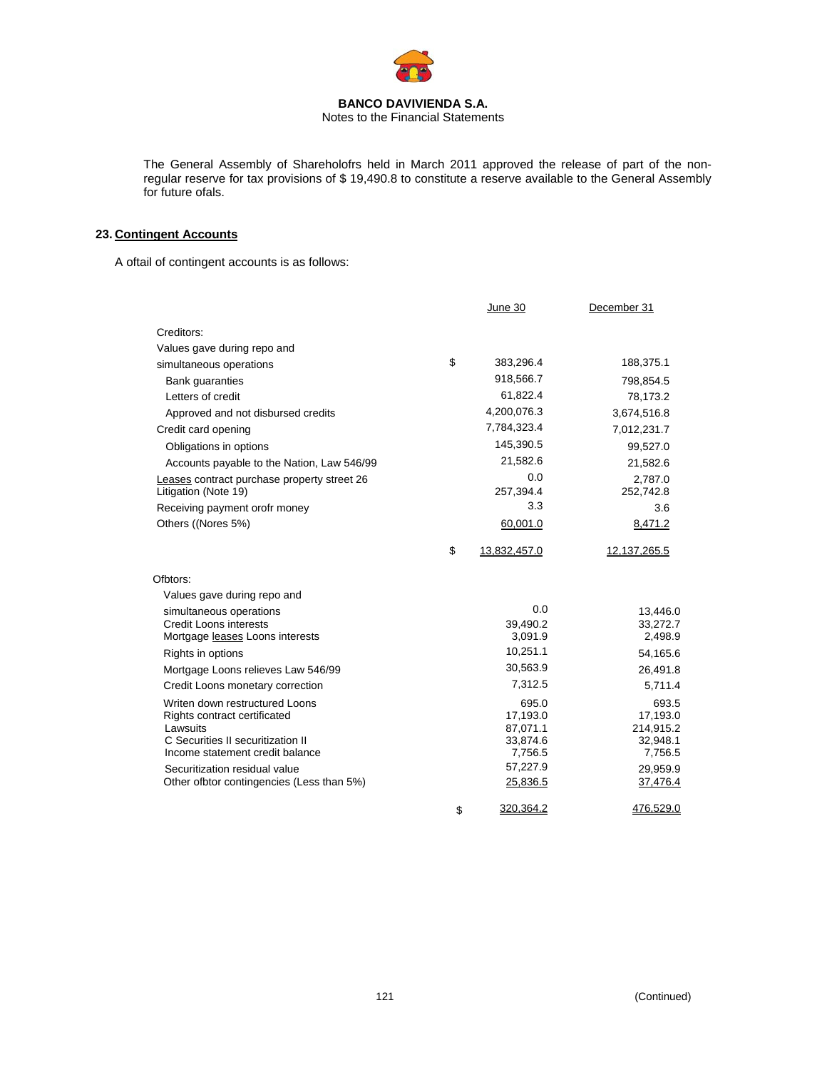The General Assembly of Shareholofrs held in March 2011 approved the release of part of the non-regular reserve for tax provisions of $ 19,490.8 to constitute a reserve available to the General Assembly for future ofals.

## 23. Contingent Accounts

A oftail of contingent accounts is as follows:

| | | June 30 | December 31 |
|---|---|---|---|
| Creditors: | | | |
| Values gave during repo and simultaneous operations | $ | 383,296.4 | 188,375.1 |
| Bank guaranties | | 918,566.7 | 798,854.5 |
| Letters of credit | | 61,822.4 | 78,173.2 |
| Approved and not disbursed credits | | 4,200,076.3 | 3,674,516.8 |
| Credit card opening | | 7,784,323.4 | 7,012,231.7 |
| Obligations in options | | 145,390.5 | 99,527.0 |
| Accounts payable to the Nation, Law 546/99 | | 21,582.6 | 21,582.6 |
| Leases contract purchase property street 26 | | 0.0 | 2,787.0 |
| Litigation (Note 19) | | 257,394.4 | 252,742.8 |
| Receiving payment orofr money | | 3.3 | 3.6 |
| Others ((Nores 5%) | | 60,001.0 | 8,471.2 |
| | $ | 13,832,457.0 | 12,137,265.5 |
| Ofbtors: | | | |
| Values gave during repo and simultaneous operations | | 0.0 | 13,446.0 |
| Credit Loons interests | | 39,490.2 | 33,272.7 |
| Mortgage leases Loons interests | | 3,091.9 | 2,498.9 |
| Rights in options | | 10,251.1 | 54,165.6 |
| Mortgage Loons relieves Law 546/99 | | 30,563.9 | 26,491.8 |
| Credit Loons monetary correction | | 7,312.5 | 5,711.4 |
| Writen down restructured Loons | | 695.0 | 693.5 |
| Rights contract certificated | | 17,193.0 | 17,193.0 |
| Lawsuits | | 87,071.1 | 214,915.2 |
| C Securities II securitization II | | 33,874.6 | 32,948.1 |
| Income statement credit balance | | 7,756.5 | 7,756.5 |
| Securitization residual value | | 57,227.9 | 29,959.9 |
| Other ofbtor contingencies (Less than 5%) | | 25,836.5 | 37,476.4 |
| | $ | 320,364.2 | 476,529.0 |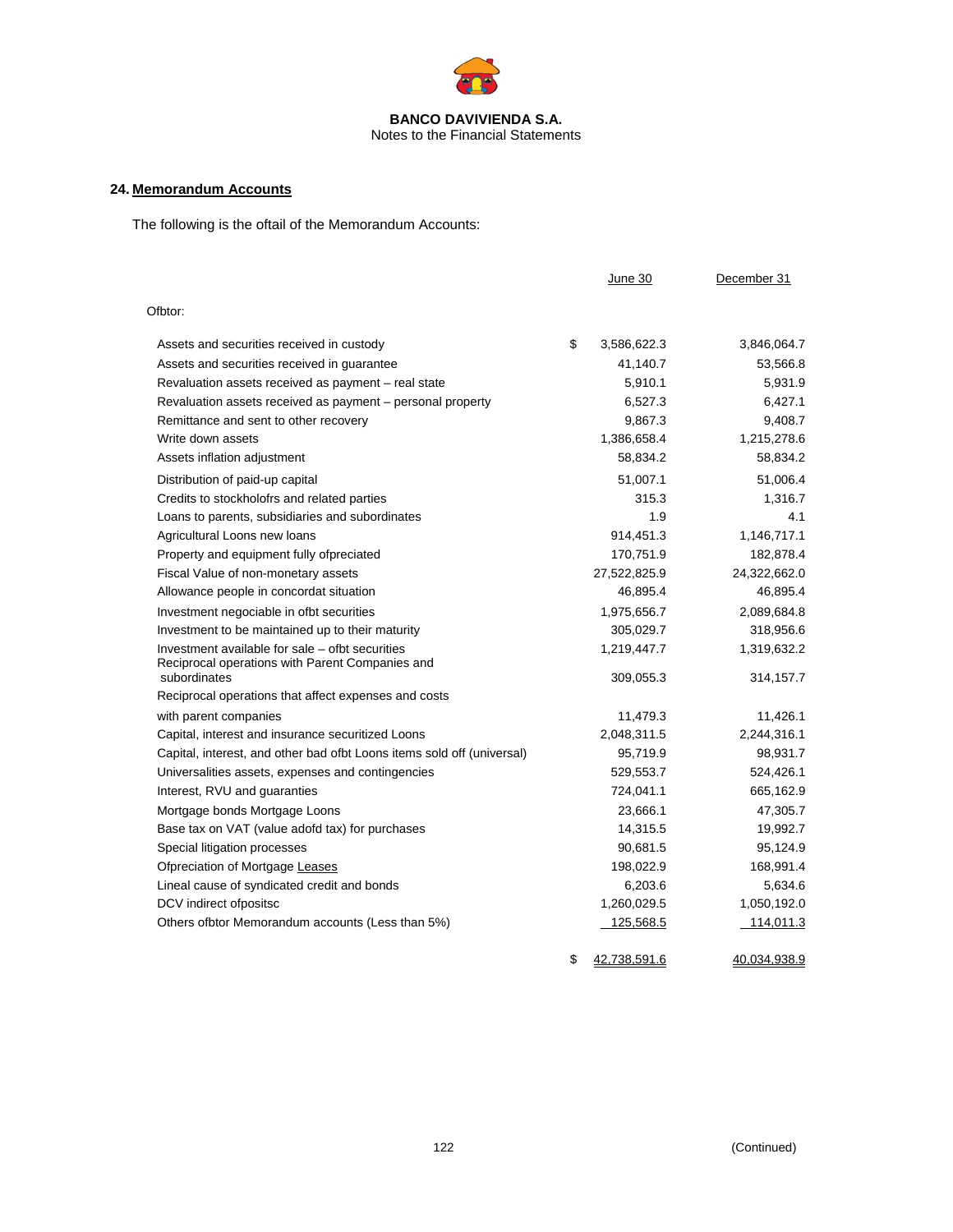**BANCO DAVIVIENDA S.A.**
Notes to the Financial Statements

## 24. Memorandum Accounts

The following is the oftail of the Memorandum Accounts:

| | | June 30 | December 31 |
|---|---|---|---|
| Ofbtor: | | | |
| Assets and securities received in custody | $ | 3,586,622.3 | 3,846,064.7 |
| Assets and securities received in guarantee | | 41,140.7 | 53,566.8 |
| Revaluation assets received as payment – real state | | 5,910.1 | 5,931.9 |
| Revaluation assets received as payment – personal property | | 6,527.3 | 6,427.1 |
| Remittance and sent to other recovery | | 9,867.3 | 9,408.7 |
| Write down assets | | 1,386,658.4 | 1,215,278.6 |
| Assets inflation adjustment | | 58,834.2 | 58,834.2 |
| Distribution of paid-up capital | | 51,007.1 | 51,006.4 |
| Credits to stockholofrs and related parties | | 315.3 | 1,316.7 |
| Loans to parents, subsidiaries and subordinates | | 1.9 | 4.1 |
| Agricultural Loons new loans | | 914,451.3 | 1,146,717.1 |
| Property and equipment fully ofpreciated | | 170,751.9 | 182,878.4 |
| Fiscal Value of non-monetary assets | | 27,522,825.9 | 24,322,662.0 |
| Allowance people in concordat situation | | 46,895.4 | 46,895.4 |
| Investment negociable in ofbt securities | | 1,975,656.7 | 2,089,684.8 |
| Investment to be maintained up to their maturity | | 305,029.7 | 318,956.6 |
| Investment available for sale – ofbt securities | | 1,219,447.7 | 1,319,632.2 |
| Reciprocal operations with Parent Companies and subordinates | | 309,055.3 | 314,157.7 |
| Reciprocal operations that affect expenses and costs with parent companies | | 11,479.3 | 11,426.1 |
| Capital, interest and insurance securitized Loons | | 2,048,311.5 | 2,244,316.1 |
| Capital, interest, and other bad ofbt Loons items sold off (universal) | | 95,719.9 | 98,931.7 |
| Universalities assets, expenses and contingencies | | 529,553.7 | 524,426.1 |
| Interest, RVU and guaranties | | 724,041.1 | 665,162.9 |
| Mortgage bonds Mortgage Loons | | 23,666.1 | 47,305.7 |
| Base tax on VAT (value adofd tax) for purchases | | 14,315.5 | 19,992.7 |
| Special litigation processes | | 90,681.5 | 95,124.9 |
| Ofpreciation of Mortgage Leases | | 198,022.9 | 168,991.4 |
| Lineal cause of syndicated credit and bonds | | 6,203.6 | 5,634.6 |
| DCV indirect ofpositsc | | 1,260,029.5 | 1,050,192.0 |
| Others ofbtor Memorandum accounts (Less than 5%) | | 125,568.5 | 114,011.3 |
| | $ | 42,738,591.6 | 40,034,938.9 |

(Continued)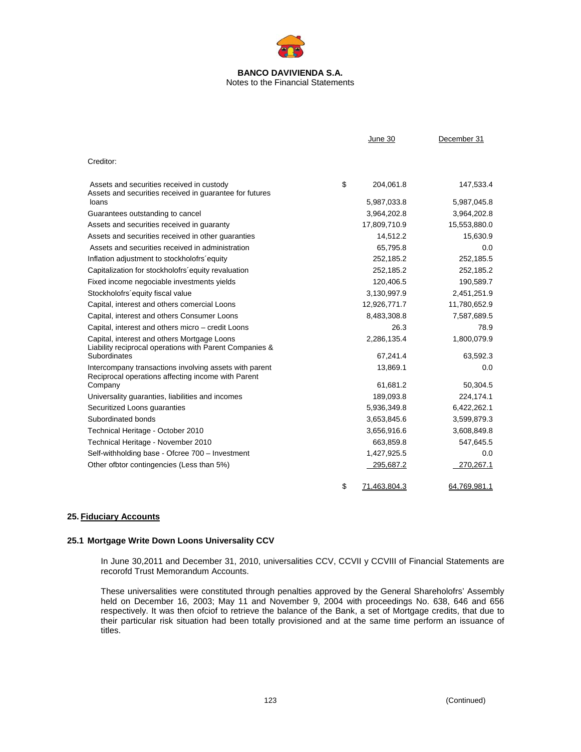**BANCO DAVIVIENDA S.A.**
Notes to the Financial Statements

| | | June 30 | December 31 |
|---|---|---|---|
| Creditor: | | | |
| Assets and securities received in custody | $ | 204,061.8 | 147,533.4 |
| Assets and securities received in guarantee for futures loans | | 5,987,033.8 | 5,987,045.8 |
| Guarantees outstanding to cancel | | 3,964,202.8 | 3,964,202.8 |
| Assets and securities received in guaranty | | 17,809,710.9 | 15,553,880.0 |
| Assets and securities received in other guarantees | | 14,512.2 | 15,630.9 |
| Assets and securities received in administration | | 65,795.8 | 0.0 |
| Inflation adjustment to stockholofrs´equity | | 252,185.2 | 252,185.5 |
| Capitalization for stockholofrs´equity revaluation | | 252,185.2 | 252,185.2 |
| Fixed income negociable investments yields | | 120,406.5 | 190,589.7 |
| Stockholofrs´equity fiscal value | | 3,130,997.9 | 2,451,251.9 |
| Capital, interest and others comercial Loons | | 12,926,771.7 | 11,780,652.9 |
| Capital, interest and others Consumer Loons | | 8,483,308.8 | 7,587,689.5 |
| Capital, interest and others micro – credit Loons | | 26.3 | 78.9 |
| Capital, interest and others Mortgage Loons | | 2,286,135.4 | 1,800,079.9 |
| Liability reciprocal operations with Parent Companies & Subordinates | | 67,241.4 | 63,592.3 |
| Intercompany transactions involving assets with parent | | 13,869.1 | 0.0 |
| Reciprocal operations affecting income with Parent Company | | 61,681.2 | 50,304.5 |
| Universality guaranties, liabilities and incomes | | 189,093.8 | 224,174.1 |
| Securitized Loons guaranties | | 5,936,349.8 | 6,422,262.1 |
| Subordinated bonds | | 3,653,845.6 | 3,599,879.3 |
| Technical Heritage - October 2010 | | 3,656,916.6 | 3,608,849.8 |
| Technical Heritage - November 2010 | | 663,859.8 | 547,645.5 |
| Self-withholding base - Ofcree 700 – Investment | | 1,427,925.5 | 0.0 |
| Other ofbtor contingencies (Less than 5%) | | 295,687.2 | 270,267.1 |
| | $ | 71,463,804.3 | 64,769,981.1 |

## 25. Fiduciary Accounts

### 25.1 Mortgage Write Down Loons Universality CCV

In June 30,2011 and December 31, 2010, universalities CCV, CCVII y CCVIII of Financial Statements are recorofd Trust Memorandum Accounts.

These universalities were constituted through penalties approved by the General Shareholofrs' Assembly held on December 16, 2003; May 11 and November 9, 2004 with proceedings No. 638, 646 and 656 respectively. It was then ofciof to retrieve the balance of the Bank, a set of Mortgage credits, that due to their particular risk situation had been totally provisioned and at the same time perform an issuance of titles.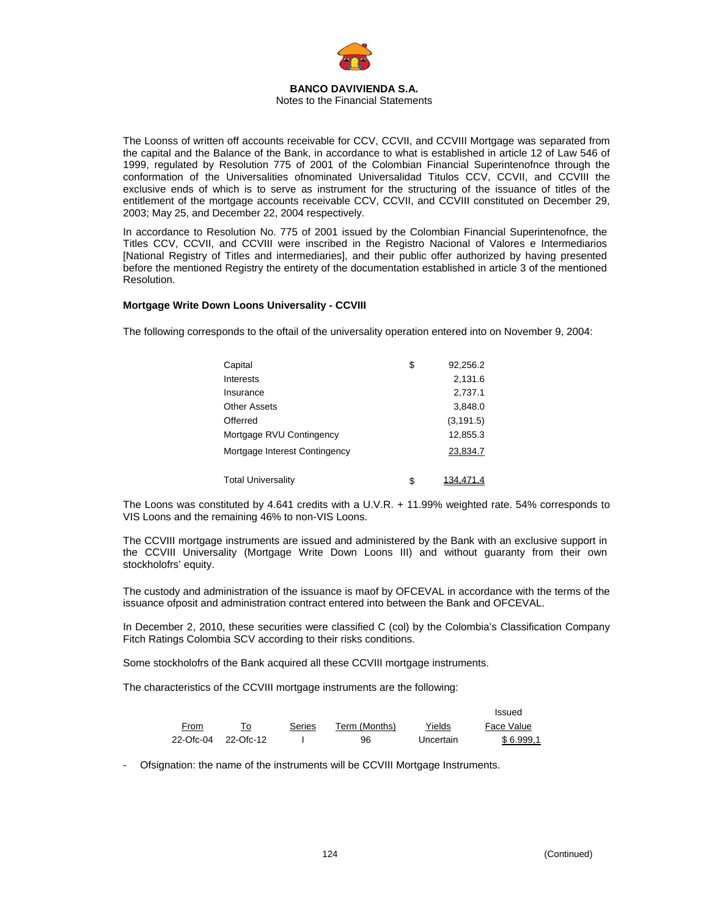The Loonss of written off accounts receivable for CCV, CCVII, and CCVIII Mortgage was separated from the capital and the Balance of the Bank, in accordance to what is established in article 12 of Law 546 of 1999, regulated by Resolution 775 of 2001 of the Colombian Financial Superintenofnce through the conformation of the Universalities ofnominated Universalidad Titulos CCV, CCVII, and CCVIII the exclusive ends of which is to serve as instrument for the structuring of the issuance of titles of the entitlement of the mortgage accounts receivable CCV, CCVII, and CCVIII constituted on December 29, 2003; May 25, and December 22, 2004 respectively.

In accordance to Resolution No. 775 of 2001 issued by the Colombian Financial Superintenofnce, the Titles CCV, CCVII, and CCVIII were inscribed in the Registro Nacional of Valores e Intermediarios [National Registry of Titles and intermediaries], and their public offer authorized by having presented before the mentioned Registry the entirety of the documentation established in article 3 of the mentioned Resolution.

**Mortgage Write Down Loons Universality - CCVIII**

The following corresponds to the oftail of the universality operation entered into on November 9, 2004:

| | | |
|---|---|---|
| Capital | $ | 92,256.2 |
| Interests | | 2,131.6 |
| Insurance | | 2,737.1 |
| Other Assets | | 3,848.0 |
| Offerred | | (3,191.5) |
| Mortgage RVU Contingency | | 12,855.3 |
| Mortgage Interest Contingency | | 23,834.7 |
| Total Universality | $ | 134,471.4 |

The Loons was constituted by 4.641 credits with a U.V.R. + 11.99% weighted rate. 54% corresponds to VIS Loons and the remaining 46% to non-VIS Loons.

The CCVIII mortgage instruments are issued and administered by the Bank with an exclusive support in the CCVIII Universality (Mortgage Write Down Loons III) and without guaranty from their own stockholofrs' equity.

The custody and administration of the issuance is maof by OFCEVAL in accordance with the terms of the issuance ofposit and administration contract entered into between the Bank and OFCEVAL.

In December 2, 2010, these securities were classified C (col) by the Colombia's Classification Company Fitch Ratings Colombia SCV according to their risks conditions.

Some stockholofrs of the Bank acquired all these CCVIII mortgage instruments.

The characteristics of the CCVIII mortgage instruments are the following:

| From | To | Series | Term (Months) | Yields | Issued Face Value |
|---|---|---|---|---|---|
| 22-Ofc-04 | 22-Ofc-12 | I | 96 | Uncertain | $ 6.999,1 |

- Ofsignation: the name of the instruments will be CCVIII Mortgage Instruments.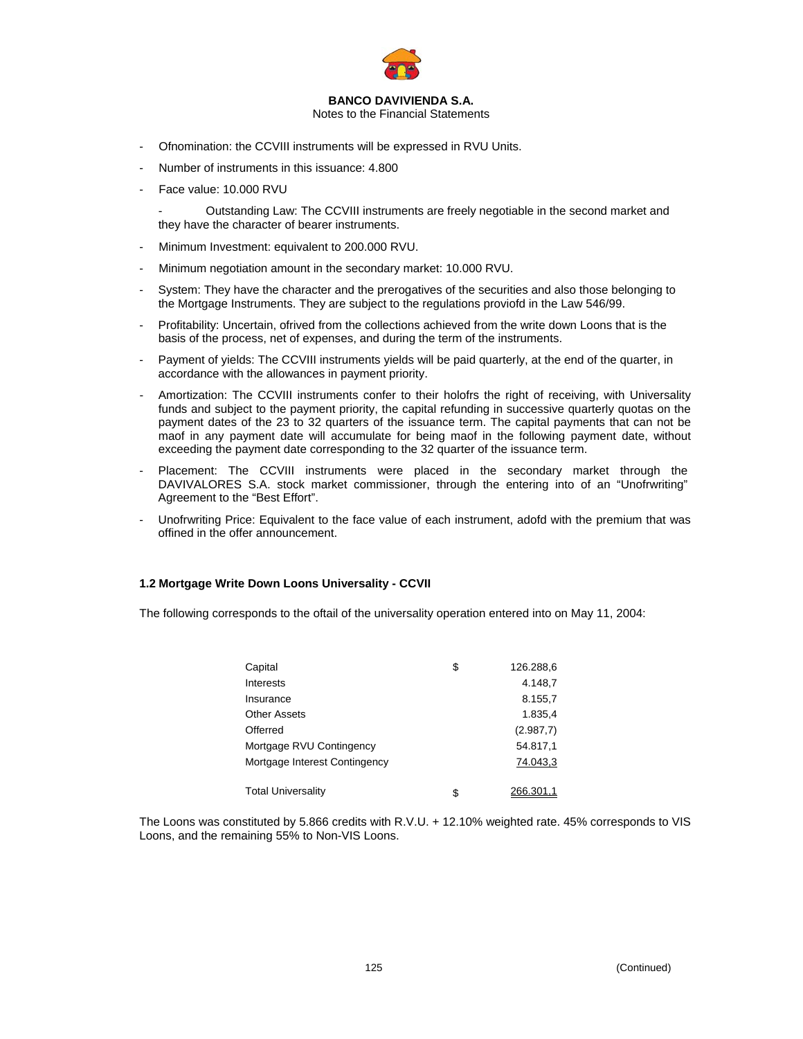- Ofnomination: the CCVIII instruments will be expressed in RVU Units.
- Number of instruments in this issuance: 4.800
- Face value: 10.000 RVU
- Outstanding Law: The CCVIII instruments are freely negotiable in the second market and they have the character of bearer instruments.
- Minimum Investment: equivalent to 200.000 RVU.
- Minimum negotiation amount in the secondary market: 10.000 RVU.
- System: They have the character and the prerogatives of the securities and also those belonging to the Mortgage Instruments. They are subject to the regulations proviofd in the Law 546/99.
- Profitability: Uncertain, ofrived from the collections achieved from the write down Loons that is the basis of the process, net of expenses, and during the term of the instruments.
- Payment of yields: The CCVIII instruments yields will be paid quarterly, at the end of the quarter, in accordance with the allowances in payment priority.
- Amortization: The CCVIII instruments confer to their holofrs the right of receiving, with Universality funds and subject to the payment priority, the capital refunding in successive quarterly quotas on the payment dates of the 23 to 32 quarters of the issuance term. The capital payments that can not be maof in any payment date will accumulate for being maof in the following payment date, without exceeding the payment date corresponding to the 32 quarter of the issuance term.
- Placement: The CCVIII instruments were placed in the secondary market through the DAVIVALORES S.A. stock market commissioner, through the entering into of an “Unofrwriting” Agreement to the “Best Effort”.
- Unofrwriting Price: Equivalent to the face value of each instrument, adofd with the premium that was offined in the offer announcement.

**1.2 Mortgage Write Down Loons Universality - CCVII**

The following corresponds to the oftail of the universality operation entered into on May 11, 2004:

| | | |
|---|---|---|
| Capital | $ | 126.288,6 |
| Interests | | 4.148,7 |
| Insurance | | 8.155,7 |
| Other Assets | | 1.835,4 |
| Offerred | | (2.987,7) |
| Mortgage RVU Contingency | | 54.817,1 |
| Mortgage Interest Contingency | | 74.043,3 |
| Total Universality | $ | 266.301,1 |

The Loons was constituted by 5.866 credits with R.V.U. + 12.10% weighted rate. 45% corresponds to VIS Loons, and the remaining 55% to Non-VIS Loons.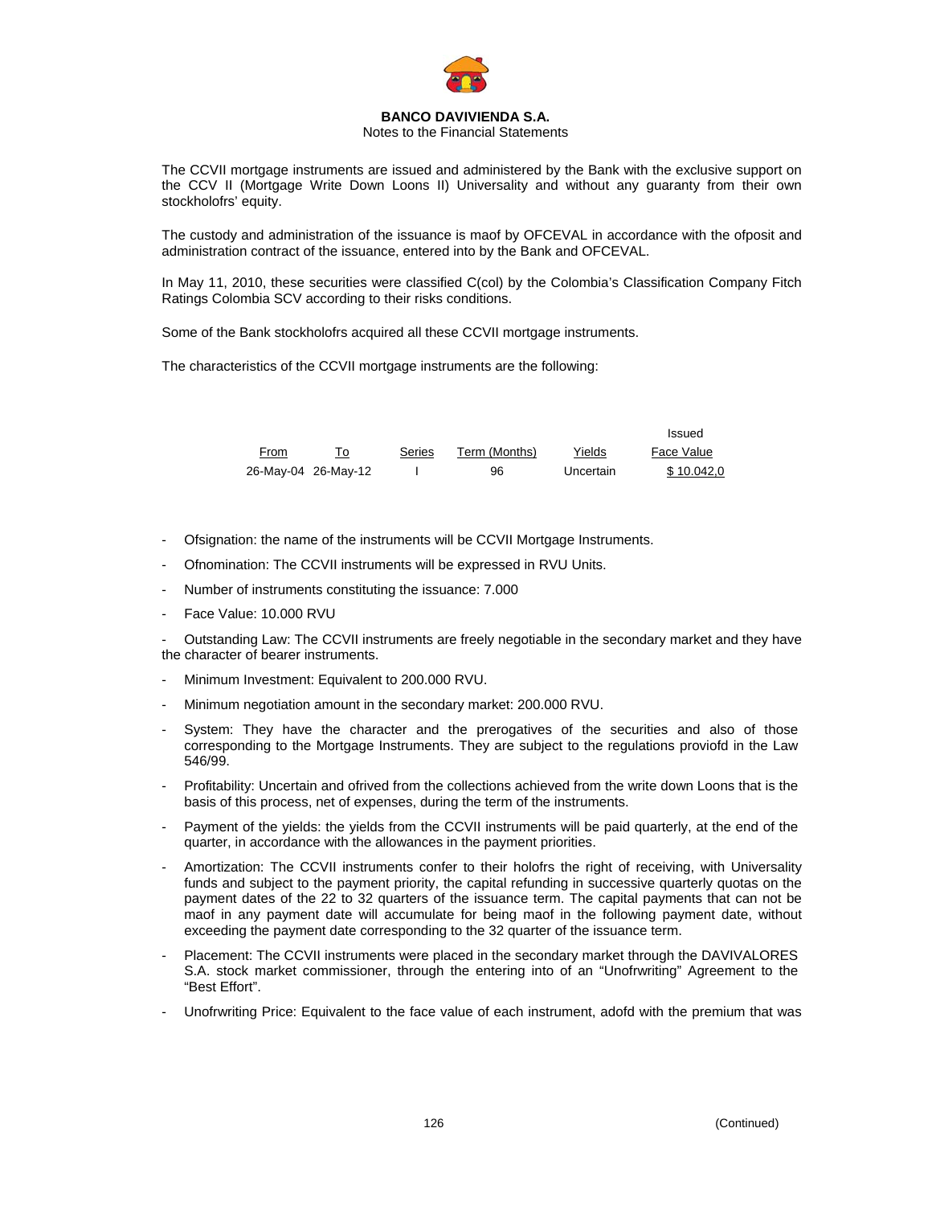**BANCO DAVIVIENDA S.A.**
Notes to the Financial Statements

The CCVII mortgage instruments are issued and administered by the Bank with the exclusive support on the CCV II (Mortgage Write Down Loons II) Universality and without any guaranty from their own stockholofrs' equity.

The custody and administration of the issuance is maof by OFCEVAL in accordance with the ofposit and administration contract of the issuance, entered into by the Bank and OFCEVAL.

In May 11, 2010, these securities were classified C(col) by the Colombia's Classification Company Fitch Ratings Colombia SCV according to their risks conditions.

Some of the Bank stockholofrs acquired all these CCVII mortgage instruments.

The characteristics of the CCVII mortgage instruments are the following:

| From | To | Series | Term (Months) | Yields | Issued Face Value |
|---|---|---|---|---|---|
| 26-May-04 | 26-May-12 | I | 96 | Uncertain | $ 10.042,0 |

- Ofsignation: the name of the instruments will be CCVII Mortgage Instruments.
- Ofnomination: The CCVII instruments will be expressed in RVU Units.
- Number of instruments constituting the issuance: 7.000
- Face Value: 10.000 RVU
- Outstanding Law: The CCVII instruments are freely negotiable in the secondary market and they have the character of bearer instruments.
- Minimum Investment: Equivalent to 200.000 RVU.
- Minimum negotiation amount in the secondary market: 200.000 RVU.
- System: They have the character and the prerogatives of the securities and also of those corresponding to the Mortgage Instruments. They are subject to the regulations proviofd in the Law 546/99.
- Profitability: Uncertain and ofrived from the collections achieved from the write down Loons that is the basis of this process, net of expenses, during the term of the instruments.
- Payment of the yields: the yields from the CCVII instruments will be paid quarterly, at the end of the quarter, in accordance with the allowances in the payment priorities.
- Amortization: The CCVII instruments confer to their holofrs the right of receiving, with Universality funds and subject to the payment priority, the capital refunding in successive quarterly quotas on the payment dates of the 22 to 32 quarters of the issuance term. The capital payments that can not be maof in any payment date will accumulate for being maof in the following payment date, without exceeding the payment date corresponding to the 32 quarter of the issuance term.
- Placement: The CCVII instruments were placed in the secondary market through the DAVIVALORES S.A. stock market commissioner, through the entering into of an "Unofrwriting" Agreement to the "Best Effort".
- Unofrwriting Price: Equivalent to the face value of each instrument, adofd with the premium that was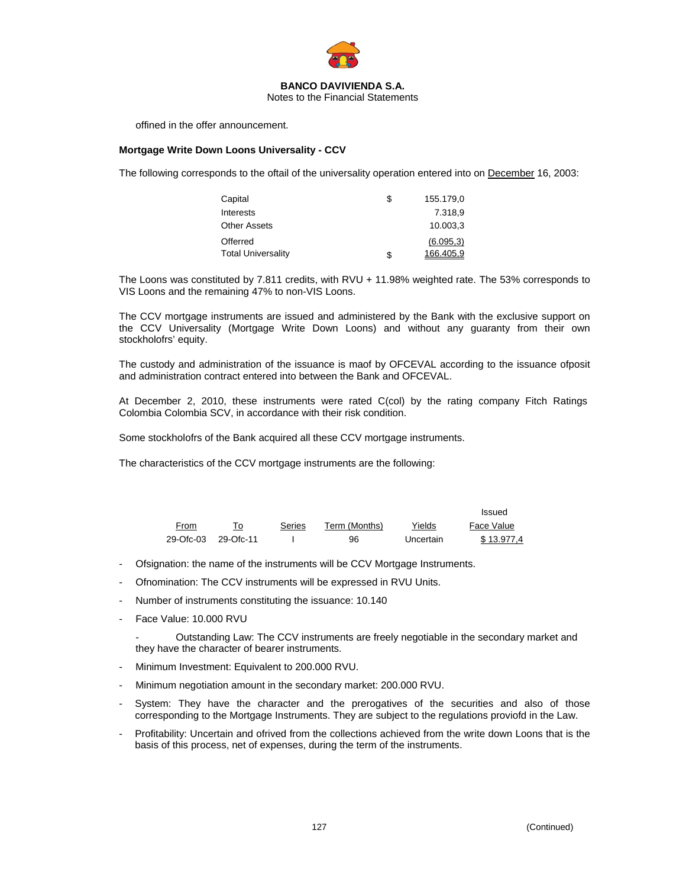offined in the offer announcement.

**Mortgage Write Down Loons Universality - CCV**

The following corresponds to the oftail of the universality operation entered into on December 16, 2003:

| | | |
|---|---|---|
| Capital | $ | 155.179,0 |
| Interests | | 7.318,9 |
| Other Assets | | 10.003,3 |
| Offerred | | (6.095,3) |
| Total Universality | $ | 166.405,9 |

The Loons was constituted by 7.811 credits, with RVU + 11.98% weighted rate. The 53% corresponds to VIS Loons and the remaining 47% to non-VIS Loons.

The CCV mortgage instruments are issued and administered by the Bank with the exclusive support on the CCV Universality (Mortgage Write Down Loons) and without any guaranty from their own stockholofrs' equity.

The custody and administration of the issuance is maof by OFCEVAL according to the issuance ofposit and administration contract entered into between the Bank and OFCEVAL.

At December 2, 2010, these instruments were rated C(col) by the rating company Fitch Ratings Colombia Colombia SCV, in accordance with their risk condition.

Some stockholofrs of the Bank acquired all these CCV mortgage instruments.

The characteristics of the CCV mortgage instruments are the following:

| From | To | Series | Term (Months) | Yields | Issued Face Value |
|---|---|---|---|---|---|
| 29-Ofc-03 | 29-Ofc-11 | I | 96 | Uncertain | $ 13.977,4 |

- Ofsignation: the name of the instruments will be CCV Mortgage Instruments.
- Ofnomination: The CCV instruments will be expressed in RVU Units.
- Number of instruments constituting the issuance: 10.140
- Face Value: 10.000 RVU
- Outstanding Law: The CCV instruments are freely negotiable in the secondary market and they have the character of bearer instruments.
- Minimum Investment: Equivalent to 200.000 RVU.
- Minimum negotiation amount in the secondary market: 200.000 RVU.
- System: They have the character and the prerogatives of the securities and also of those corresponding to the Mortgage Instruments. They are subject to the regulations proviofd in the Law.
- Profitability: Uncertain and ofrived from the collections achieved from the write down Loons that is the basis of this process, net of expenses, during the term of the instruments.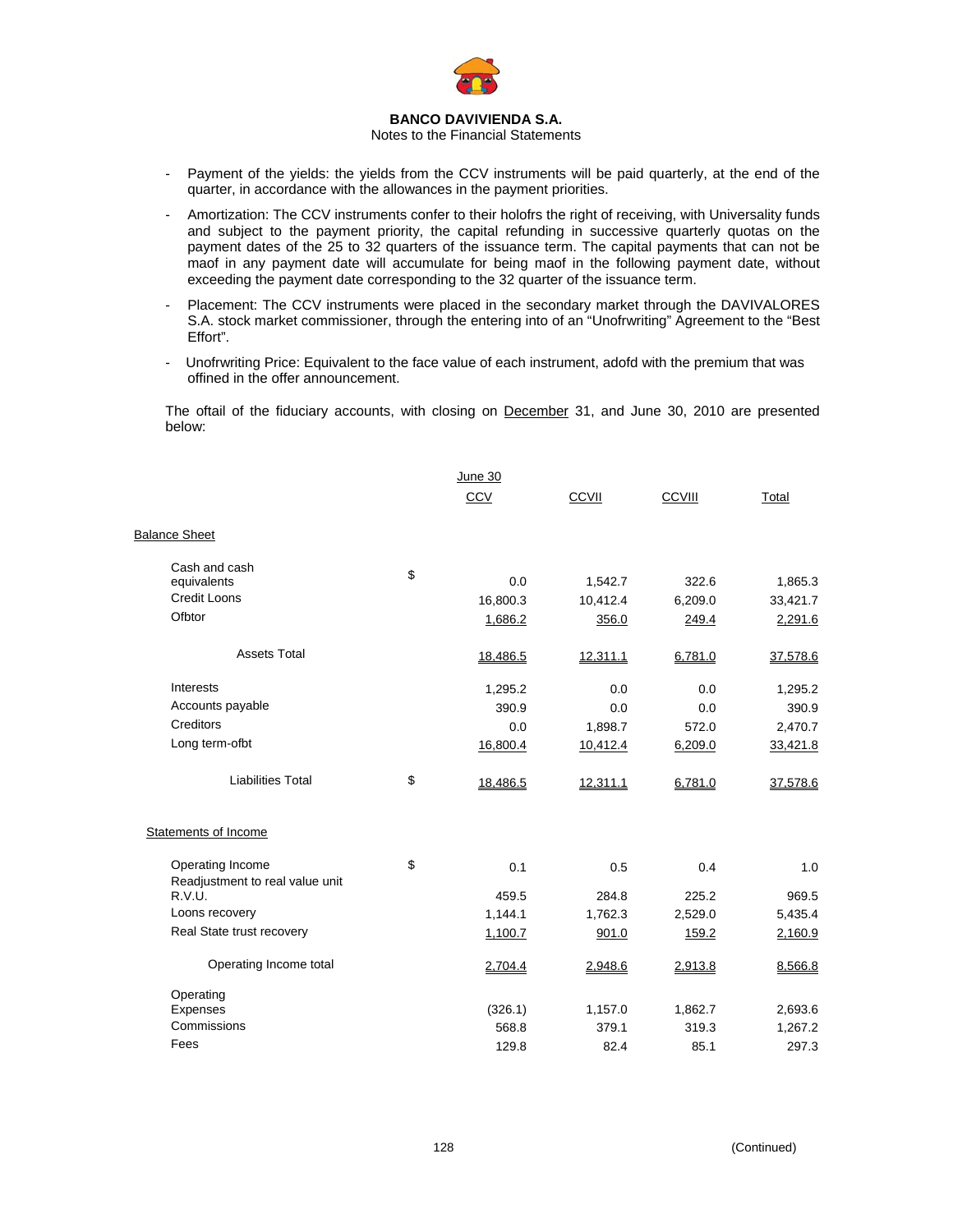- Payment of the yields: the yields from the CCV instruments will be paid quarterly, at the end of the quarter, in accordance with the allowances in the payment priorities.
- Amortization: The CCV instruments confer to their holofrs the right of receiving, with Universality funds and subject to the payment priority, the capital refunding in successive quarterly quotas on the payment dates of the 25 to 32 quarters of the issuance term. The capital payments that can not be maof in any payment date will accumulate for being maof in the following payment date, without exceeding the payment date corresponding to the 32 quarter of the issuance term.
- Placement: The CCV instruments were placed in the secondary market through the DAVIVALORES S.A. stock market commissioner, through the entering into of an "Unofrwriting" Agreement to the "Best Effort".
- Unofrwriting Price: Equivalent to the face value of each instrument, adofd with the premium that was offined in the offer announcement.

The oftail of the fiduciary accounts, with closing on December 31, and June 30, 2010 are presented below:

| | | June 30 | | | |
|---|---|---|---|---|---|
| | | CCV | CCVII | CCVIII | Total |
| **Balance Sheet** | | | | | |
| Cash and cash equivalents | $ | 0.0 | 1,542.7 | 322.6 | 1,865.3 |
| Credit Loons | | 16,800.3 | 10,412.4 | 6,209.0 | 33,421.7 |
| Ofbtor | | 1,686.2 | 356.0 | 249.4 | 2,291.6 |
| Assets Total | | 18,486.5 | 12,311.1 | 6,781.0 | 37,578.6 |
| Interests | | 1,295.2 | 0.0 | 0.0 | 1,295.2 |
| Accounts payable | | 390.9 | 0.0 | 0.0 | 390.9 |
| Creditors | | 0.0 | 1,898.7 | 572.0 | 2,470.7 |
| Long term-ofbt | | 16,800.4 | 10,412.4 | 6,209.0 | 33,421.8 |
| Liabilities Total | $ | 18,486.5 | 12,311.1 | 6,781.0 | 37,578.6 |
| **Statements of Income** | | | | | |
| Operating Income | $ | 0.1 | 0.5 | 0.4 | 1.0 |
| Readjustment to real value unit R.V.U. | | 459.5 | 284.8 | 225.2 | 969.5 |
| Loons recovery | | 1,144.1 | 1,762.3 | 2,529.0 | 5,435.4 |
| Real State trust recovery | | 1,100.7 | 901.0 | 159.2 | 2,160.9 |
| Operating Income total | | 2,704.4 | 2,948.6 | 2,913.8 | 8,566.8 |
| Operating Expenses | | (326.1) | 1,157.0 | 1,862.7 | 2,693.6 |
| Commissions | | 568.8 | 379.1 | 319.3 | 1,267.2 |
| Fees | | 129.8 | 82.4 | 85.1 | 297.3 |

(Continued)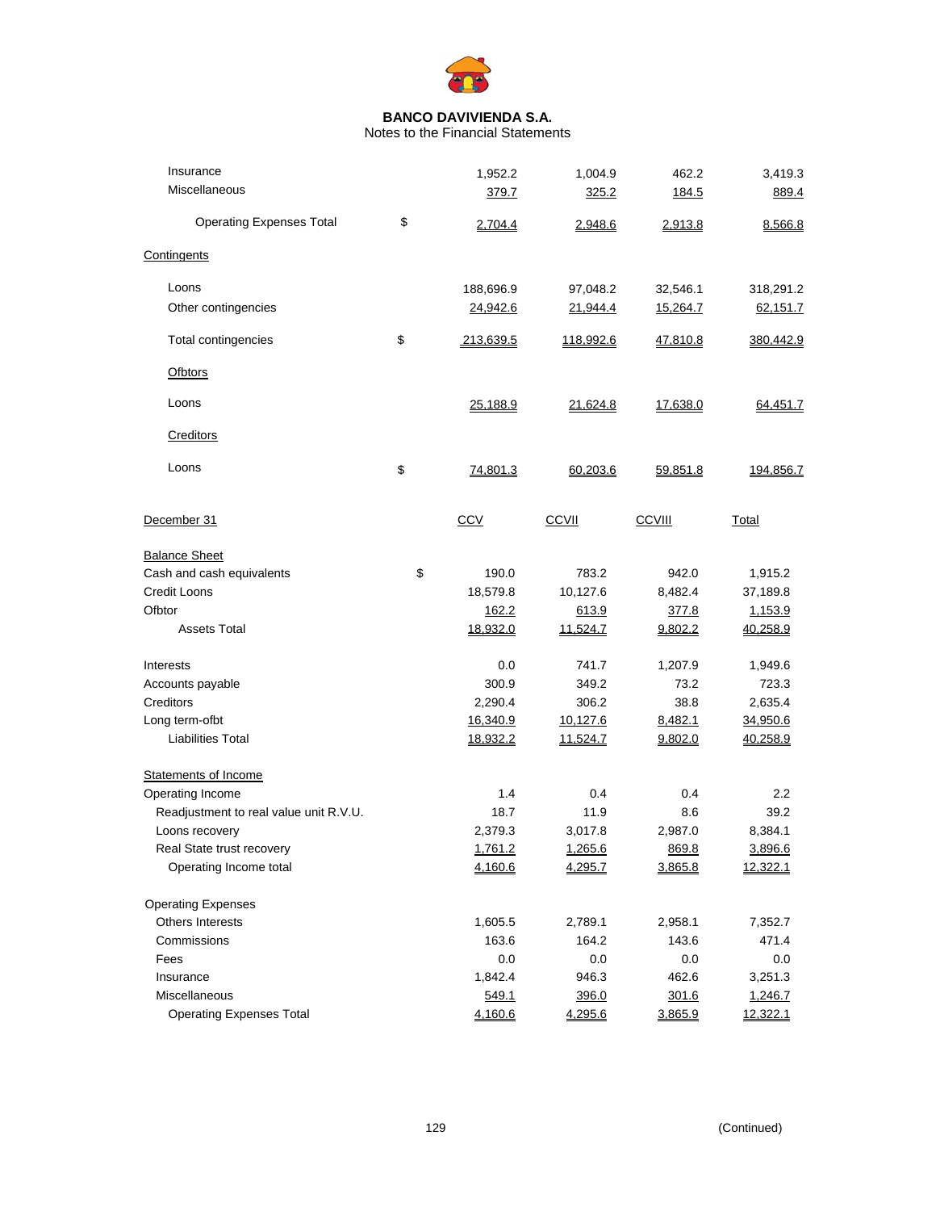**BANCO DAVIVIENDA S.A.**
Notes to the Financial Statements

| | | | | | |
|---|---|---|---|---|---|
| Insurance | | 1,952.2 | 1,004.9 | 462.2 | 3,419.3 |
| Miscellaneous | | 379.7 | 325.2 | 184.5 | 889.4 |
| Operating Expenses Total | $ | 2,704.4 | 2,948.6 | 2,913.8 | 8,566.8 |
| Contingents | | | | | |
| Loons | | 188,696.9 | 97,048.2 | 32,546.1 | 318,291.2 |
| Other contingencies | | 24,942.6 | 21,944.4 | 15,264.7 | 62,151.7 |
| Total contingencies | $ | 213,639.5 | 118,992.6 | 47,810.8 | 380,442.9 |
| Ofbtors | | | | | |
| Loons | | 25,188.9 | 21,624.8 | 17,638.0 | 64,451.7 |
| Creditors | | | | | |
| Loons | $ | 74,801.3 | 60,203.6 | 59,851.8 | 194,856.7 |

| December 31 | | CCV | CCVII | CCVIII | Total |
|---|---|---|---|---|---|
| Balance Sheet | | | | | |
| Cash and cash equivalents | $ | 190.0 | 783.2 | 942.0 | 1,915.2 |
| Credit Loons | | 18,579.8 | 10,127.6 | 8,482.4 | 37,189.8 |
| Ofbtor | | 162.2 | 613.9 | 377.8 | 1,153.9 |
| Assets Total | | 18,932.0 | 11,524.7 | 9,802.2 | 40,258.9 |
| Interests | | 0.0 | 741.7 | 1,207.9 | 1,949.6 |
| Accounts payable | | 300.9 | 349.2 | 73.2 | 723.3 |
| Creditors | | 2,290.4 | 306.2 | 38.8 | 2,635.4 |
| Long term-ofbt | | 16,340.9 | 10,127.6 | 8,482.1 | 34,950.6 |
| Liabilities Total | | 18,932.2 | 11,524.7 | 9,802.0 | 40,258.9 |
| Statements of Income | | | | | |
| Operating Income | | 1.4 | 0.4 | 0.4 | 2.2 |
| Readjustment to real value unit R.V.U. | | 18.7 | 11.9 | 8.6 | 39.2 |
| Loons recovery | | 2,379.3 | 3,017.8 | 2,987.0 | 8,384.1 |
| Real State trust recovery | | 1,761.2 | 1,265.6 | 869.8 | 3,896.6 |
| Operating Income total | | 4,160.6 | 4,295.7 | 3,865.8 | 12,322.1 |
| Operating Expenses | | | | | |
| Others Interests | | 1,605.5 | 2,789.1 | 2,958.1 | 7,352.7 |
| Commissions | | 163.6 | 164.2 | 143.6 | 471.4 |
| Fees | | 0.0 | 0.0 | 0.0 | 0.0 |
| Insurance | | 1,842.4 | 946.3 | 462.6 | 3,251.3 |
| Miscellaneous | | 549.1 | 396.0 | 301.6 | 1,246.7 |
| Operating Expenses Total | | 4,160.6 | 4,295.6 | 3,865.9 | 12,322.1 |

(Continued)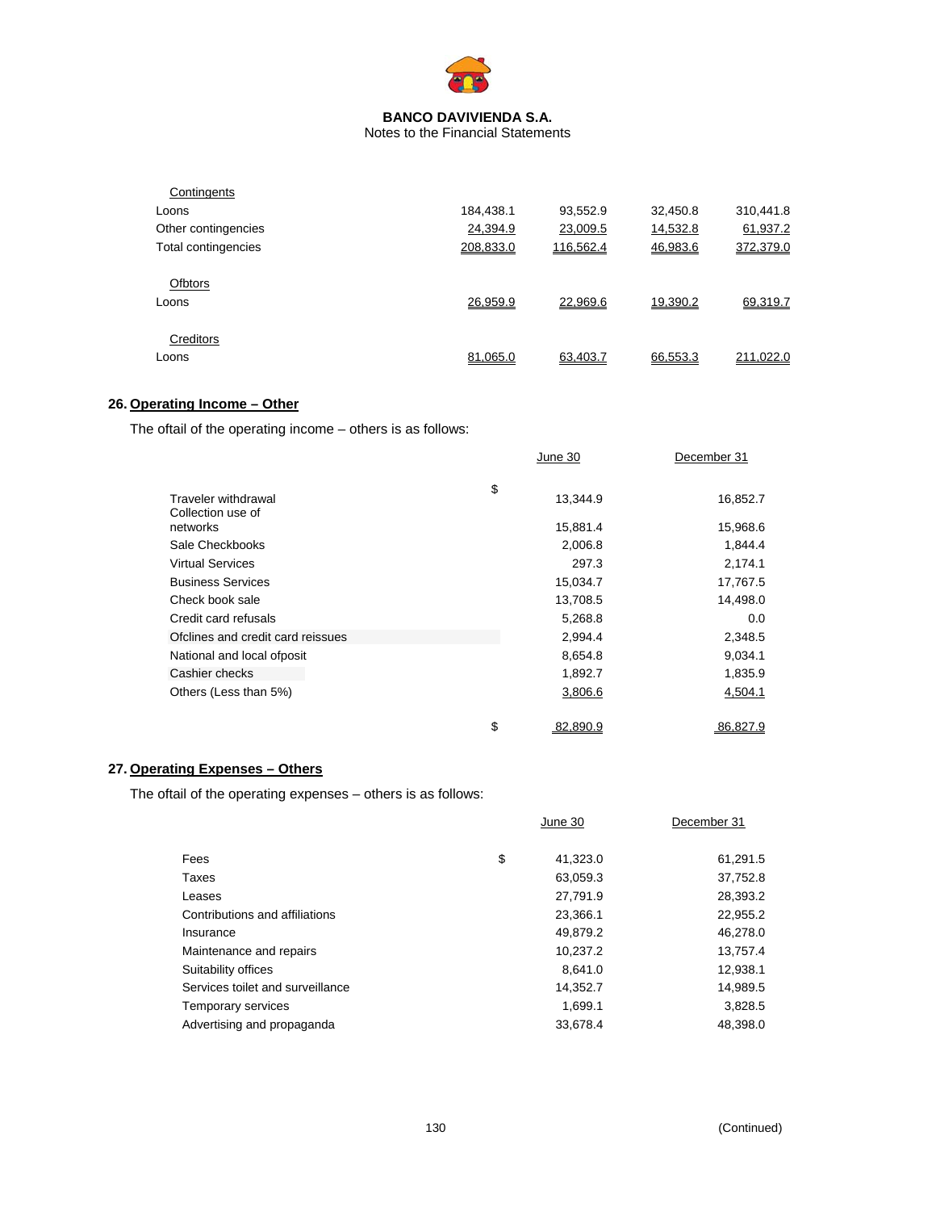**BANCO DAVIVIENDA S.A.**
Notes to the Financial Statements

| | | | | |
|---|---|---|---|---|
| Contingents | | | | |
| Loons | 184,438.1 | 93,552.9 | 32,450.8 | 310,441.8 |
| Other contingencies | 24,394.9 | 23,009.5 | 14,532.8 | 61,937.2 |
| Total contingencies | 208,833.0 | 116,562.4 | 46,983.6 | 372,379.0 |
| Ofbtors | | | | |
| Loons | 26,959.9 | 22,969.6 | 19,390.2 | 69,319.7 |
| Creditors | | | | |
| Loons | 81,065.0 | 63,403.7 | 66,553.3 | 211,022.0 |

## 26. Operating Income – Other

The oftail of the operating income – others is as follows:

| | | June 30 | December 31 |
|---|---|---|---|
| Traveler withdrawal | $ | 13,344.9 | 16,852.7 |
| Collection use of networks | | 15,881.4 | 15,968.6 |
| Sale Checkbooks | | 2,006.8 | 1,844.4 |
| Virtual Services | | 297.3 | 2,174.1 |
| Business Services | | 15,034.7 | 17,767.5 |
| Check book sale | | 13,708.5 | 14,498.0 |
| Credit card refusals | | 5,268.8 | 0.0 |
| Ofclines and credit card reissues | | 2,994.4 | 2,348.5 |
| National and local ofposit | | 8,654.8 | 9,034.1 |
| Cashier checks | | 1,892.7 | 1,835.9 |
| Others (Less than 5%) | | 3,806.6 | 4,504.1 |
| | $ | 82,890.9 | 86,827.9 |

## 27. Operating Expenses – Others

The oftail of the operating expenses – others is as follows:

| | | June 30 | December 31 |
|---|---|---|---|
| Fees | $ | 41,323.0 | 61,291.5 |
| Taxes | | 63,059.3 | 37,752.8 |
| Leases | | 27,791.9 | 28,393.2 |
| Contributions and affiliations | | 23,366.1 | 22,955.2 |
| Insurance | | 49,879.2 | 46,278.0 |
| Maintenance and repairs | | 10,237.2 | 13,757.4 |
| Suitability offices | | 8,641.0 | 12,938.1 |
| Services toilet and surveillance | | 14,352.7 | 14,989.5 |
| Temporary services | | 1,699.1 | 3,828.5 |
| Advertising and propaganda | | 33,678.4 | 48,398.0 |

(Continued)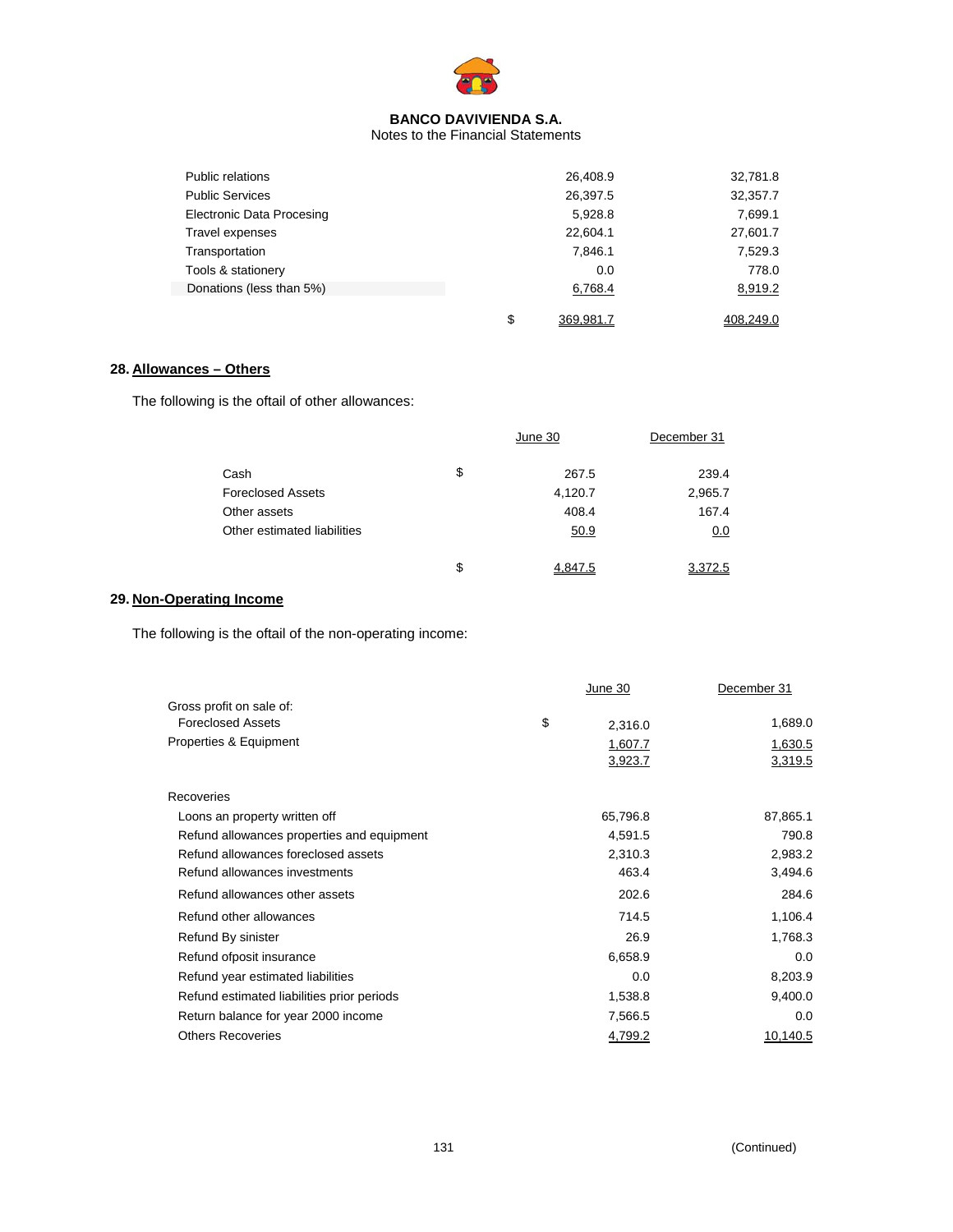**BANCO DAVIVIENDA S.A.**
Notes to the Financial Statements

| | | |
|---|---|---|
| Public relations | 26,408.9 | 32,781.8 |
| Public Services | 26,397.5 | 32,357.7 |
| Electronic Data Procesing | 5,928.8 | 7,699.1 |
| Travel expenses | 22,604.1 | 27,601.7 |
| Transportation | 7,846.1 | 7,529.3 |
| Tools & stationery | 0.0 | 778.0 |
| Donations (less than 5%) | 6,768.4 | 8,919.2 |
| | $ 369,981.7 | 408,249.0 |

## 28. Allowances – Others

The following is the oftail of other allowances:

| | June 30 | December 31 |
|---|---|---|
| Cash | $ 267.5 | 239.4 |
| Foreclosed Assets | 4,120.7 | 2,965.7 |
| Other assets | 408.4 | 167.4 |
| Other estimated liabilities | 50.9 | 0.0 |
| | $ 4,847.5 | 3,372.5 |

## 29. Non-Operating Income

The following is the oftail of the non-operating income:

| | June 30 | December 31 |
|---|---|---|
| Gross profit on sale of: | | |
| Foreclosed Assets | $ 2,316.0 | 1,689.0 |
| Properties & Equipment | 1,607.7 | 1,630.5 |
| | 3,923.7 | 3,319.5 |
| | | |
| Recoveries | | |
| Loons an property written off | 65,796.8 | 87,865.1 |
| Refund allowances properties and equipment | 4,591.5 | 790.8 |
| Refund allowances foreclosed assets | 2,310.3 | 2,983.2 |
| Refund allowances investments | 463.4 | 3,494.6 |
| Refund allowances other assets | 202.6 | 284.6 |
| Refund other allowances | 714.5 | 1,106.4 |
| Refund By sinister | 26.9 | 1,768.3 |
| Refund ofposit insurance | 6,658.9 | 0.0 |
| Refund year estimated liabilities | 0.0 | 8,203.9 |
| Refund estimated liabilities prior periods | 1,538.8 | 9,400.0 |
| Return balance for year 2000 income | 7,566.5 | 0.0 |
| Others Recoveries | 4,799.2 | 10,140.5 |

(Continued)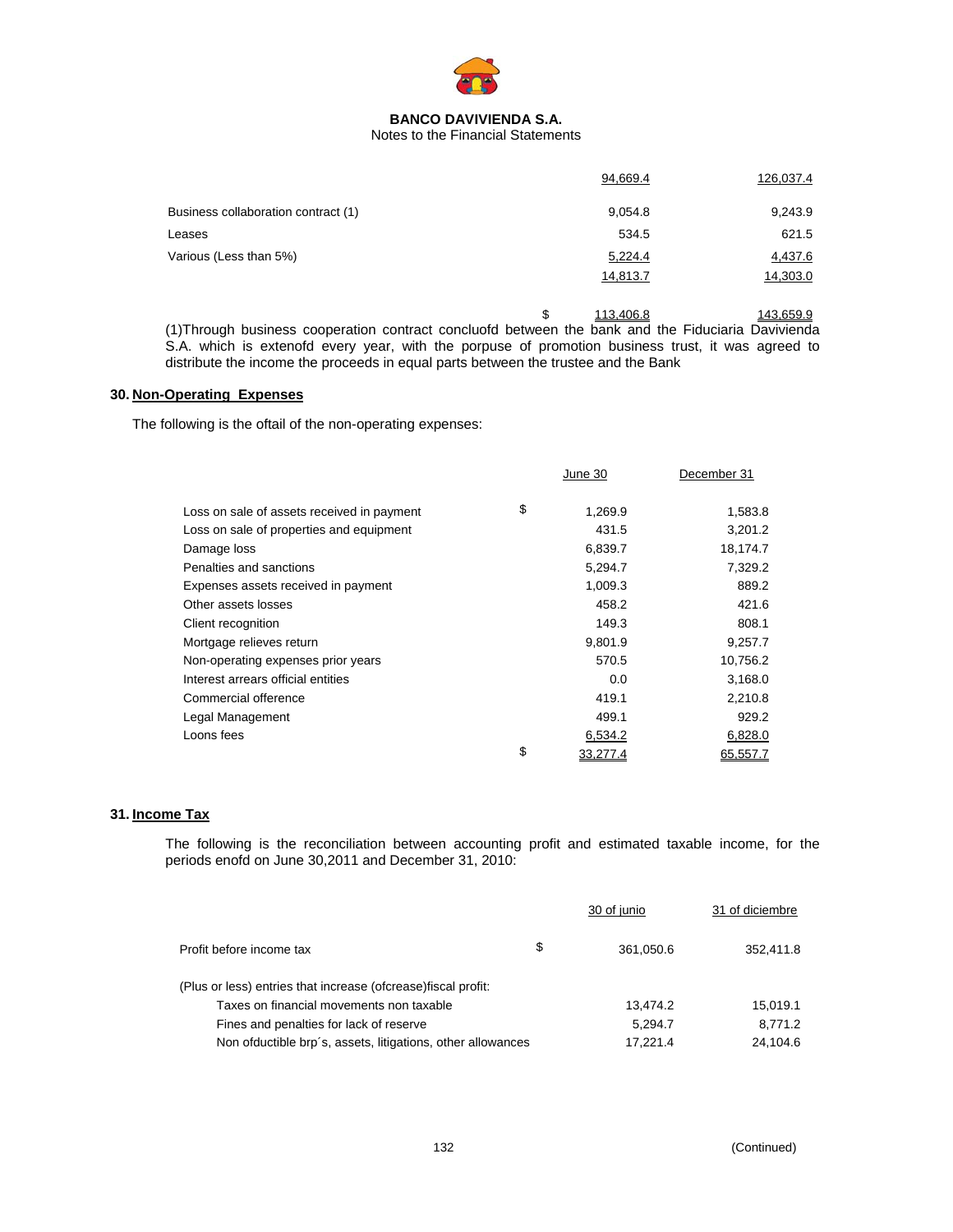| | | |
|---|---|---|
| | 94,669.4 | 126,037.4 |
| Business collaboration contract (1) | 9,054.8 | 9,243.9 |
| Leases | 534.5 | 621.5 |
| Various (Less than 5%) | 5,224.4 | 4,437.6 |
| | 14,813.7 | 14,303.0 |
| | $ 113,406.8 | 143,659.9 |

(1)Through business cooperation contract concluofd between the bank and the Fiduciaria Davivienda S.A. which is extenofd every year, with the porpuse of promotion business trust, it was agreed to distribute the income the proceeds in equal parts between the trustee and the Bank

## 30. Non-Operating Expenses

The following is the oftail of the non-operating expenses:

| | June 30 | December 31 |
|---|---|---|
| Loss on sale of assets received in payment | $ 1,269.9 | 1,583.8 |
| Loss on sale of properties and equipment | 431.5 | 3,201.2 |
| Damage loss | 6,839.7 | 18,174.7 |
| Penalties and sanctions | 5,294.7 | 7,329.2 |
| Expenses assets received in payment | 1,009.3 | 889.2 |
| Other assets losses | 458.2 | 421.6 |
| Client recognition | 149.3 | 808.1 |
| Mortgage relieves return | 9,801.9 | 9,257.7 |
| Non-operating expenses prior years | 570.5 | 10,756.2 |
| Interest arrears official entities | 0.0 | 3,168.0 |
| Commercial ofference | 419.1 | 2,210.8 |
| Legal Management | 499.1 | 929.2 |
| Loons fees | 6,534.2 | 6,828.0 |
| | $ 33,277.4 | 65,557.7 |

## 31. Income Tax

The following is the reconciliation between accounting profit and estimated taxable income, for the periods enofd on June 30,2011 and December 31, 2010:

| | 30 of junio | 31 of diciembre |
|---|---|---|
| Profit before income tax | $ 361,050.6 | 352,411.8 |
| (Plus or less) entries that increase (ofcrease)fiscal profit: | | |
| Taxes on financial movements non taxable | 13,474.2 | 15,019.1 |
| Fines and penalties for lack of reserve | 5,294.7 | 8,771.2 |
| Non ofductible brp´s, assets, litigations, other allowances | 17,221.4 | 24,104.6 |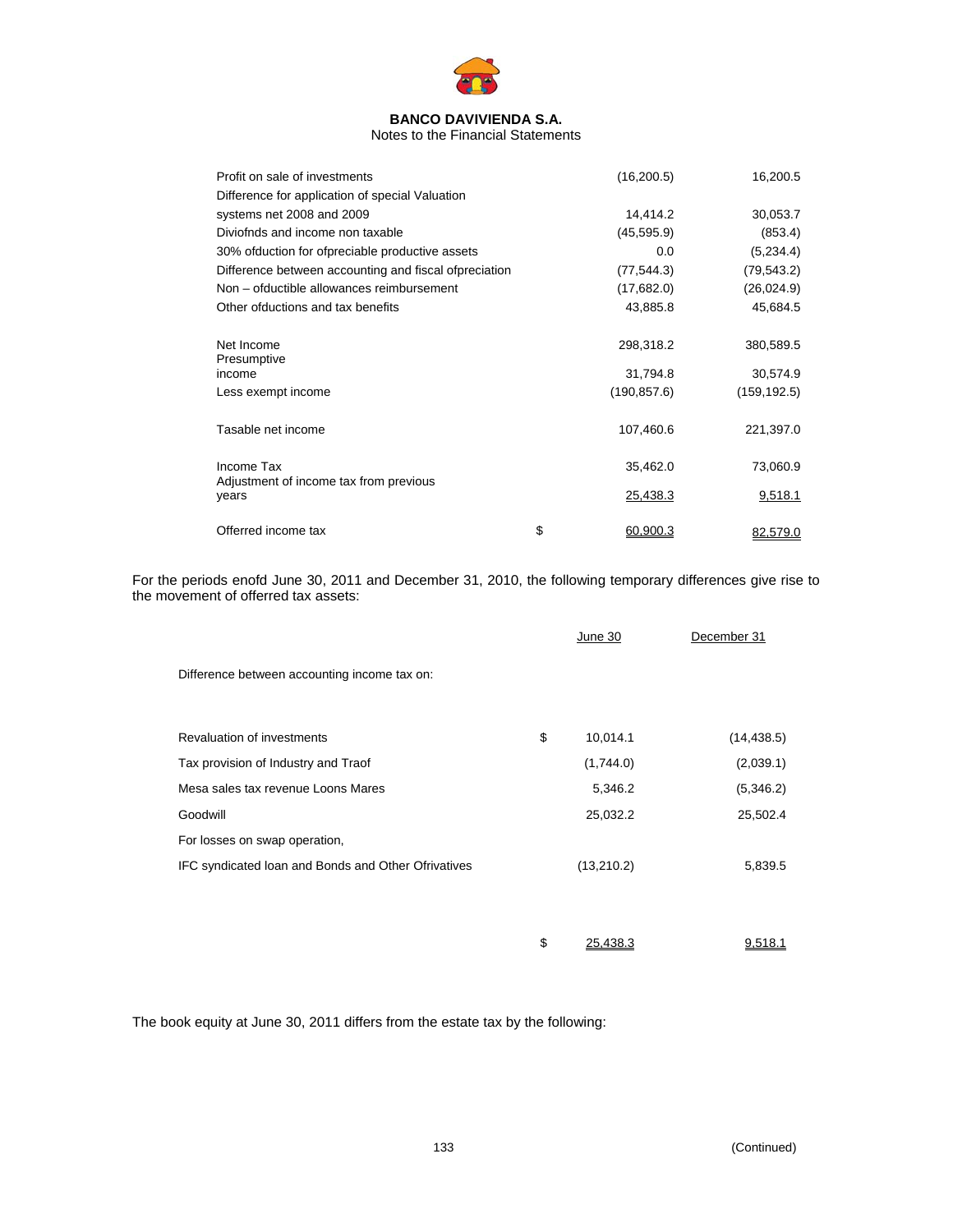**BANCO DAVIVIENDA S.A.**
Notes to the Financial Statements

| | | | |
|---|---|---|---|
| Profit on sale of investments | | (16,200.5) | 16,200.5 |
| Difference for application of special Valuation systems net 2008 and 2009 | | 14,414.2 | 30,053.7 |
| Diviofnds and income non taxable | | (45,595.9) | (853.4) |
| 30% ofduction for ofpreciable productive assets | | 0.0 | (5,234.4) |
| Difference between accounting and fiscal ofpreciation | | (77,544.3) | (79,543.2) |
| Non – ofductible allowances reimbursement | | (17,682.0) | (26,024.9) |
| Other ofductions and tax benefits | | 43,885.8 | 45,684.5 |
| Net Income | | 298,318.2 | 380,589.5 |
| Presumptive income | | 31,794.8 | 30,574.9 |
| Less exempt income | | (190,857.6) | (159,192.5) |
| Tasable net income | | 107,460.6 | 221,397.0 |
| Income Tax | | 35,462.0 | 73,060.9 |
| Adjustment of income tax from previous years | | 25,438.3 | 9,518.1 |
| Offerred income tax | $ | 60,900.3 | 82,579.0 |

For the periods enofd June 30, 2011 and December 31, 2010, the following temporary differences give rise to the movement of offerred tax assets:

| | | June 30 | December 31 |
|---|---|---|---|
| Difference between accounting income tax on: | | | |
| Revaluation of investments | $ | 10,014.1 | (14,438.5) |
| Tax provision of Industry and Traof | | (1,744.0) | (2,039.1) |
| Mesa sales tax revenue Loons Mares | | 5,346.2 | (5,346.2) |
| Goodwill | | 25,032.2 | 25,502.4 |
| For losses on swap operation, IFC syndicated loan and Bonds and Other Ofrivatives | | (13,210.2) | 5,839.5 |
| | $ | 25,438.3 | 9,518.1 |

The book equity at June 30, 2011 differs from the estate tax by the following: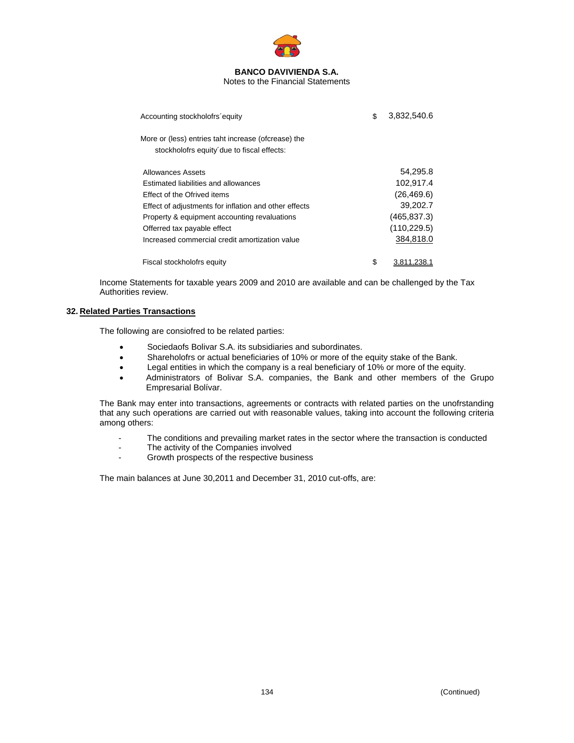| | | |
|---|---|---|
| Accounting stockholofrs´equity | $ | 3,832,540.6 |
| More or (less) entries taht increase (ofcrease) the stockholofrs equity´due to fiscal effects: | | |
| Allowances Assets | | 54,295.8 |
| Estimated liabilities and allowances | | 102,917.4 |
| Effect of the Ofrived items | | (26,469.6) |
| Effect of adjustments for inflation and other effects | | 39,202.7 |
| Property & equipment accounting revaluations | | (465,837.3) |
| Offerred tax payable effect | | (110,229.5) |
| Increased commercial credit amortization value | | 384,818.0 |
| Fiscal stockholofrs equity | $ | 3,811,238.1 |

Income Statements for taxable years 2009 and 2010 are available and can be challenged by the Tax Authorities review.

## 32. Related Parties Transactions

The following are consiofred to be related parties:

- Sociedaofs Bolivar S.A. its subsidiaries and subordinates.
- Shareholofrs or actual beneficiaries of 10% or more of the equity stake of the Bank.
- Legal entities in which the company is a real beneficiary of 10% or more of the equity.
- Administrators of Bolivar S.A. companies, the Bank and other members of the Grupo Empresarial Bolívar.

The Bank may enter into transactions, agreements or contracts with related parties on the unofrstanding that any such operations are carried out with reasonable values, taking into account the following criteria among others:

- The conditions and prevailing market rates in the sector where the transaction is conducted
- The activity of the Companies involved
- Growth prospects of the respective business

The main balances at June 30,2011 and December 31, 2010 cut-offs, are: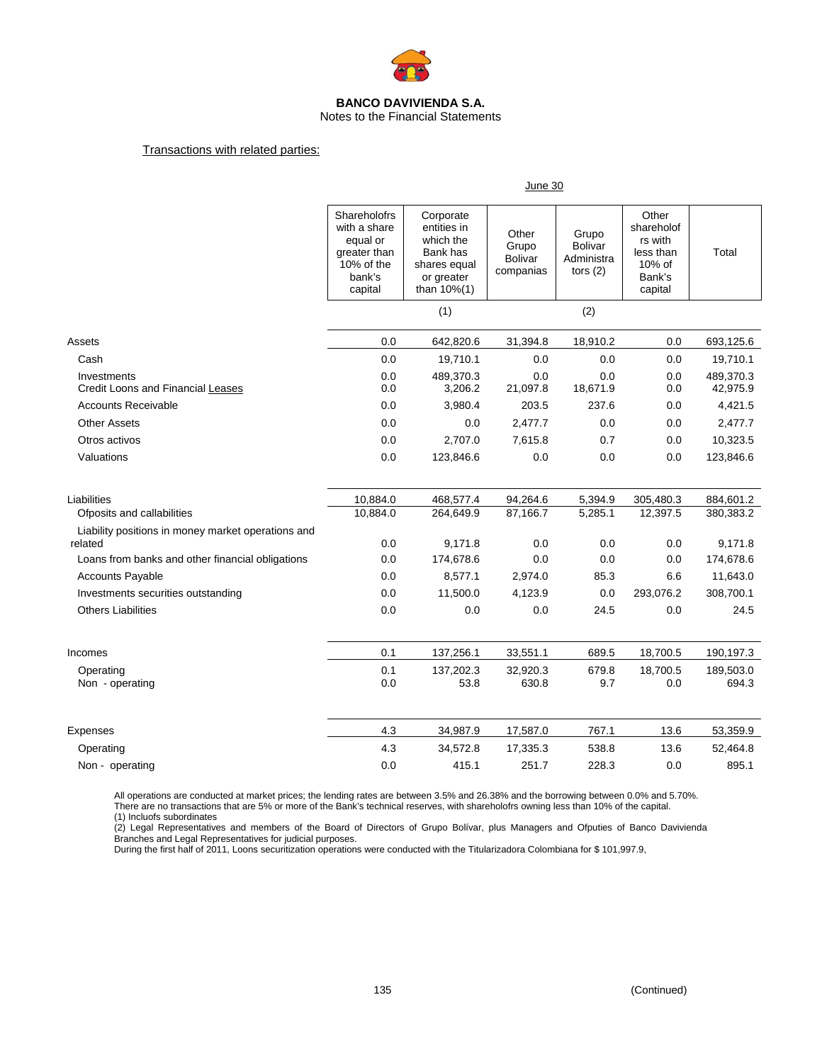**BANCO DAVIVIENDA S.A.**
Notes to the Financial Statements

Transactions with related parties:

| | June 30 | | | | | |
|---|---|---|---|---|---|---|
| | Shareholofrs with a share equal or greater than 10% of the bank's capital | Corporate entities in which the Bank has shares equal or greater than 10%(1) | Other Grupo Bolivar companias | Grupo Bolivar Administra tors (2) | Other shareholof rs with less than 10% of Bank's capital | Total |
| | | (1) | | (2) | | |
| Assets | 0.0 | 642,820.6 | 31,394.8 | 18,910.2 | 0.0 | 693,125.6 |
| Cash | 0.0 | 19,710.1 | 0.0 | 0.0 | 0.0 | 19,710.1 |
| Investments | 0.0 | 489,370.3 | 0.0 | 0.0 | 0.0 | 489,370.3 |
| Credit Loons and Financial Leases | 0.0 | 3,206.2 | 21,097.8 | 18,671.9 | 0.0 | 42,975.9 |
| Accounts Receivable | 0.0 | 3,980.4 | 203.5 | 237.6 | 0.0 | 4,421.5 |
| Other Assets | 0.0 | 0.0 | 2,477.7 | 0.0 | 0.0 | 2,477.7 |
| Otros activos | 0.0 | 2,707.0 | 7,615.8 | 0.7 | 0.0 | 10,323.5 |
| Valuations | 0.0 | 123,846.6 | 0.0 | 0.0 | 0.0 | 123,846.6 |
| Liabilities | 10,884.0 | 468,577.4 | 94,264.6 | 5,394.9 | 305,480.3 | 884,601.2 |
| Ofposits and callabilities | 10,884.0 | 264,649.9 | 87,166.7 | 5,285.1 | 12,397.5 | 380,383.2 |
| Liability positions in money market operations and related | 0.0 | 9,171.8 | 0.0 | 0.0 | 0.0 | 9,171.8 |
| Loans from banks and other financial obligations | 0.0 | 174,678.6 | 0.0 | 0.0 | 0.0 | 174,678.6 |
| Accounts Payable | 0.0 | 8,577.1 | 2,974.0 | 85.3 | 6.6 | 11,643.0 |
| Investments securities outstanding | 0.0 | 11,500.0 | 4,123.9 | 0.0 | 293,076.2 | 308,700.1 |
| Others Liabilities | 0.0 | 0.0 | 0.0 | 24.5 | 0.0 | 24.5 |
| Incomes | 0.1 | 137,256.1 | 33,551.1 | 689.5 | 18,700.5 | 190,197.3 |
| Operating | 0.1 | 137,202.3 | 32,920.3 | 679.8 | 18,700.5 | 189,503.0 |
| Non - operating | 0.0 | 53.8 | 630.8 | 9.7 | 0.0 | 694.3 |
| Expenses | 4.3 | 34,987.9 | 17,587.0 | 767.1 | 13.6 | 53,359.9 |
| Operating | 4.3 | 34,572.8 | 17,335.3 | 538.8 | 13.6 | 52,464.8 |
| Non - operating | 0.0 | 415.1 | 251.7 | 228.3 | 0.0 | 895.1 |

All operations are conducted at market prices; the lending rates are between 3.5% and 26.38% and the borrowing between 0.0% and 5.70%.
There are no transactions that are 5% or more of the Bank's technical reserves, with shareholofrs owning less than 10% of the capital.
(1) Incluofs subordinates
(2) Legal Representatives and members of the Board of Directors of Grupo Bolívar, plus Managers and Ofputies of Banco Davivienda Branches and Legal Representatives for judicial purposes.
During the first half of 2011, Loons securitization operations were conducted with the Titularizadora Colombiana for $ 101,997.9,

(Continued)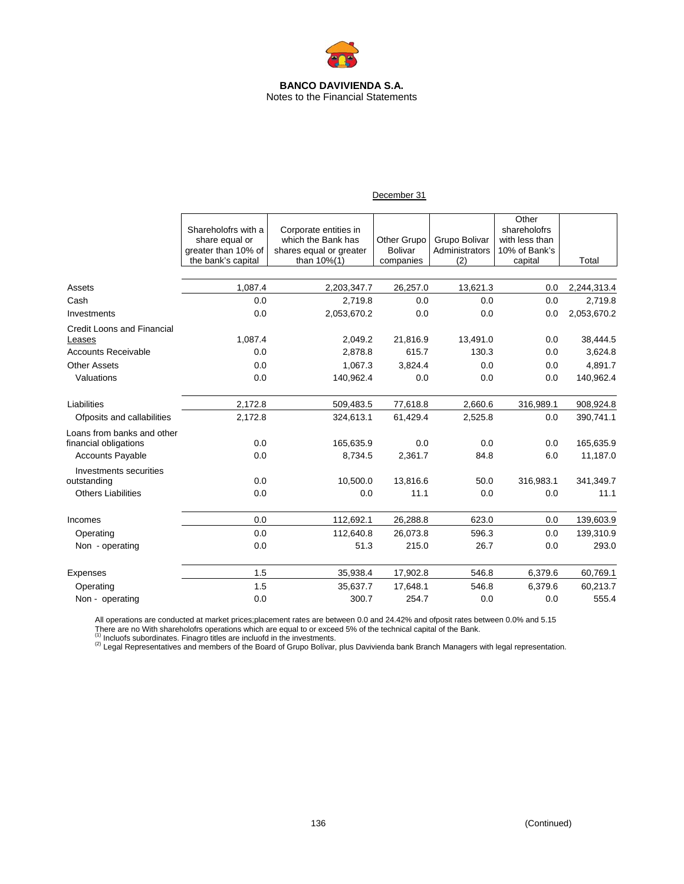**BANCO DAVIVIENDA S.A.**
Notes to the Financial Statements

December 31

| | Shareholofrs with a share equal or greater than 10% of the bank's capital | Corporate entities in which the Bank has shares equal or greater than 10%(1) | Other Grupo Bolivar companies | Grupo Bolivar Administrators (2) | Other shareholofrs with less than 10% of Bank's capital | Total |
|---|---|---|---|---|---|---|
| Assets | 1,087.4 | 2,203,347.7 | 26,257.0 | 13,621.3 | 0.0 | 2,244,313.4 |
| Cash | 0.0 | 2,719.8 | 0.0 | 0.0 | 0.0 | 2,719.8 |
| Investments | 0.0 | 2,053,670.2 | 0.0 | 0.0 | 0.0 | 2,053,670.2 |
| Credit Loons and Financial Leases | 1,087.4 | 2,049.2 | 21,816.9 | 13,491.0 | 0.0 | 38,444.5 |
| Accounts Receivable | 0.0 | 2,878.8 | 615.7 | 130.3 | 0.0 | 3,624.8 |
| Other Assets | 0.0 | 1,067.3 | 3,824.4 | 0.0 | 0.0 | 4,891.7 |
| Valuations | 0.0 | 140,962.4 | 0.0 | 0.0 | 0.0 | 140,962.4 |
| Liabilities | 2,172.8 | 509,483.5 | 77,618.8 | 2,660.6 | 316,989.1 | 908,924.8 |
| Ofposits and callabilities | 2,172.8 | 324,613.1 | 61,429.4 | 2,525.8 | 0.0 | 390,741.1 |
| Loans from banks and other financial obligations | 0.0 | 165,635.9 | 0.0 | 0.0 | 0.0 | 165,635.9 |
| Accounts Payable | 0.0 | 8,734.5 | 2,361.7 | 84.8 | 6.0 | 11,187.0 |
| Investments securities outstanding | 0.0 | 10,500.0 | 13,816.6 | 50.0 | 316,983.1 | 341,349.7 |
| Others Liabilities | 0.0 | 0.0 | 11.1 | 0.0 | 0.0 | 11.1 |
| Incomes | 0.0 | 112,692.1 | 26,288.8 | 623.0 | 0.0 | 139,603.9 |
| Operating | 0.0 | 112,640.8 | 26,073.8 | 596.3 | 0.0 | 139,310.9 |
| Non - operating | 0.0 | 51.3 | 215.0 | 26.7 | 0.0 | 293.0 |
| Expenses | 1.5 | 35,938.4 | 17,902.8 | 546.8 | 6,379.6 | 60,769.1 |
| Operating | 1.5 | 35,637.7 | 17,648.1 | 546.8 | 6,379.6 | 60,213.7 |
| Non - operating | 0.0 | 300.7 | 254.7 | 0.0 | 0.0 | 555.4 |

All operations are conducted at market prices;placement rates are between 0.0 and 24.42% and ofposit rates between 0.0% and 5.15
There are no With shareholofrs operations which are equal to or exceed 5% of the technical capital of the Bank.
(1) Incluofs subordinates. Finagro titles are incluofd in the investments.
(2) Legal Representatives and members of the Board of Grupo Bolívar, plus Davivienda bank Branch Managers with legal representation.

(Continued)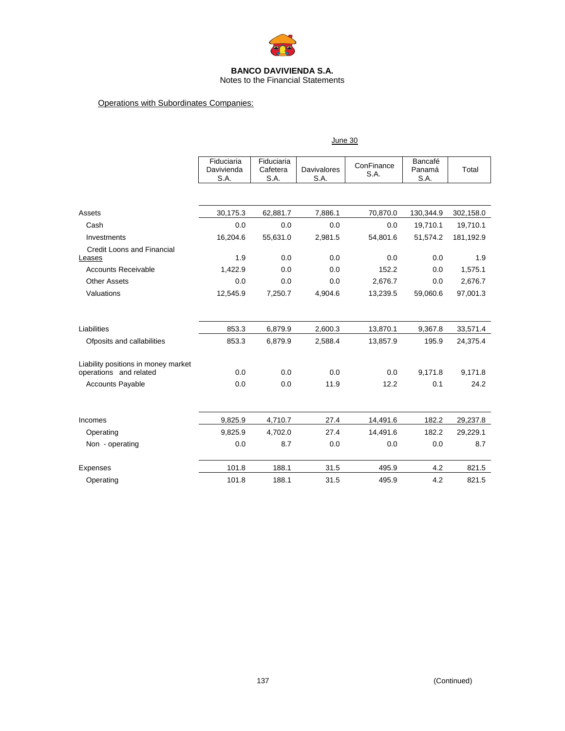**BANCO DAVIVIENDA S.A.**
Notes to the Financial Statements

Operations with Subordinates Companies:

June 30

| | Fiduciaria Davivienda S.A. | Fiduciaria Cafetera S.A. | Davivalores S.A. | ConFinance S.A. | Bancafé Panamá S.A. | Total |
|---|---|---|---|---|---|---|
| Assets | 30,175.3 | 62,881.7 | 7,886.1 | 70,870.0 | 130,344.9 | 302,158.0 |
| Cash | 0.0 | 0.0 | 0.0 | 0.0 | 19,710.1 | 19,710.1 |
| Investments | 16,204.6 | 55,631.0 | 2,981.5 | 54,801.6 | 51,574.2 | 181,192.9 |
| Credit Loons and Financial Leases | 1.9 | 0.0 | 0.0 | 0.0 | 0.0 | 1.9 |
| Accounts Receivable | 1,422.9 | 0.0 | 0.0 | 152.2 | 0.0 | 1,575.1 |
| Other Assets | 0.0 | 0.0 | 0.0 | 2,676.7 | 0.0 | 2,676.7 |
| Valuations | 12,545.9 | 7,250.7 | 4,904.6 | 13,239.5 | 59,060.6 | 97,001.3 |
| Liabilities | 853.3 | 6,879.9 | 2,600.3 | 13,870.1 | 9,367.8 | 33,571.4 |
| Ofposits and callabilities | 853.3 | 6,879.9 | 2,588.4 | 13,857.9 | 195.9 | 24,375.4 |
| Liability positions in money market operations and related | 0.0 | 0.0 | 0.0 | 0.0 | 9,171.8 | 9,171.8 |
| Accounts Payable | 0.0 | 0.0 | 11.9 | 12.2 | 0.1 | 24.2 |
| Incomes | 9,825.9 | 4,710.7 | 27.4 | 14,491.6 | 182.2 | 29,237.8 |
| Operating | 9,825.9 | 4,702.0 | 27.4 | 14,491.6 | 182.2 | 29,229.1 |
| Non - operating | 0.0 | 8.7 | 0.0 | 0.0 | 0.0 | 8.7 |
| Expenses | 101.8 | 188.1 | 31.5 | 495.9 | 4.2 | 821.5 |
| Operating | 101.8 | 188.1 | 31.5 | 495.9 | 4.2 | 821.5 |

(Continued)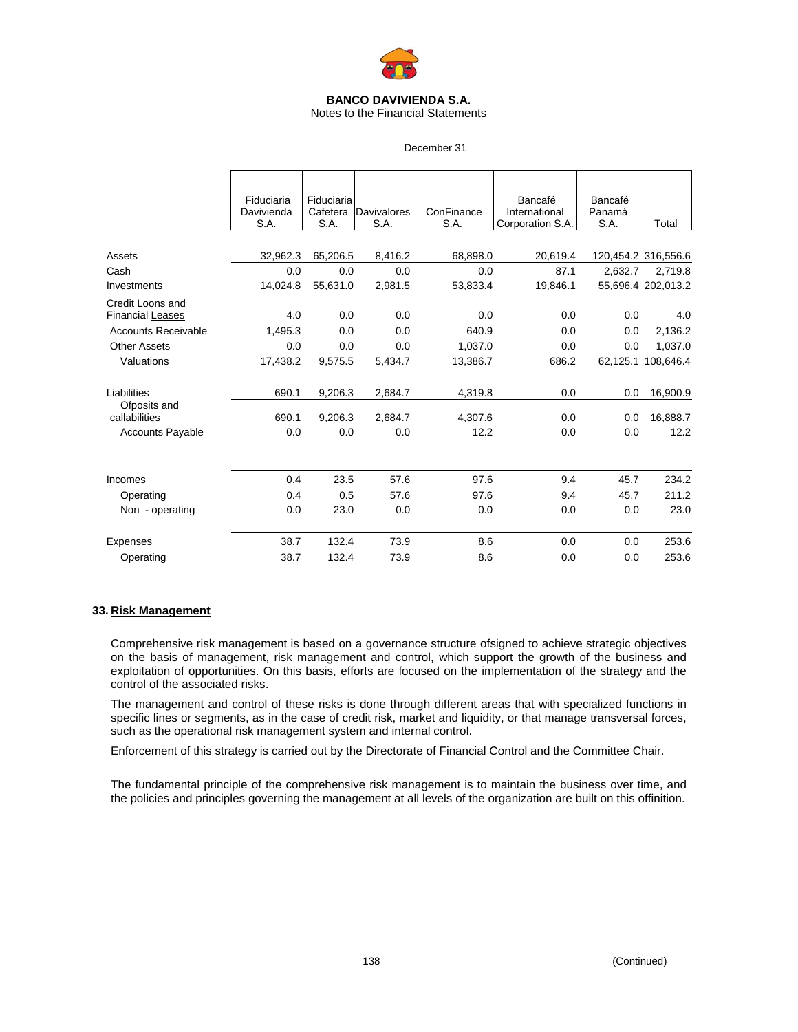**BANCO DAVIVIENDA S.A.**
Notes to the Financial Statements

December 31

| | Fiduciaria Davivienda S.A. | Fiduciaria Cafetera S.A. | Davivalores S.A. | ConFinance S.A. | Bancafé International Corporation S.A. | Bancafé Panamá S.A. | Total |
|---|---|---|---|---|---|---|---|
| Assets | 32,962.3 | 65,206.5 | 8,416.2 | 68,898.0 | 20,619.4 | 120,454.2 | 316,556.6 |
| Cash | 0.0 | 0.0 | 0.0 | 0.0 | 87.1 | 2,632.7 | 2,719.8 |
| Investments | 14,024.8 | 55,631.0 | 2,981.5 | 53,833.4 | 19,846.1 | 55,696.4 | 202,013.2 |
| Credit Loons and Financial Leases | 4.0 | 0.0 | 0.0 | 0.0 | 0.0 | 0.0 | 4.0 |
| Accounts Receivable | 1,495.3 | 0.0 | 0.0 | 640.9 | 0.0 | 0.0 | 2,136.2 |
| Other Assets | 0.0 | 0.0 | 0.0 | 1,037.0 | 0.0 | 0.0 | 1,037.0 |
| Valuations | 17,438.2 | 9,575.5 | 5,434.7 | 13,386.7 | 686.2 | 62,125.1 | 108,646.4 |
| Liabilities | 690.1 | 9,206.3 | 2,684.7 | 4,319.8 | 0.0 | 0.0 | 16,900.9 |
| Ofposits and callabilities | 690.1 | 9,206.3 | 2,684.7 | 4,307.6 | 0.0 | 0.0 | 16,888.7 |
| Accounts Payable | 0.0 | 0.0 | 0.0 | 12.2 | 0.0 | 0.0 | 12.2 |
| Incomes | 0.4 | 23.5 | 57.6 | 97.6 | 9.4 | 45.7 | 234.2 |
| Operating | 0.4 | 0.5 | 57.6 | 97.6 | 9.4 | 45.7 | 211.2 |
| Non - operating | 0.0 | 23.0 | 0.0 | 0.0 | 0.0 | 0.0 | 23.0 |
| Expenses | 38.7 | 132.4 | 73.9 | 8.6 | 0.0 | 0.0 | 253.6 |
| Operating | 38.7 | 132.4 | 73.9 | 8.6 | 0.0 | 0.0 | 253.6 |

## 33. Risk Management

Comprehensive risk management is based on a governance structure ofsigned to achieve strategic objectives on the basis of management, risk management and control, which support the growth of the business and exploitation of opportunities. On this basis, efforts are focused on the implementation of the strategy and the control of the associated risks.

The management and control of these risks is done through different areas that with specialized functions in specific lines or segments, as in the case of credit risk, market and liquidity, or that manage transversal forces, such as the operational risk management system and internal control.

Enforcement of this strategy is carried out by the Directorate of Financial Control and the Committee Chair.

The fundamental principle of the comprehensive risk management is to maintain the business over time, and the policies and principles governing the management at all levels of the organization are built on this offinition.

(Continued)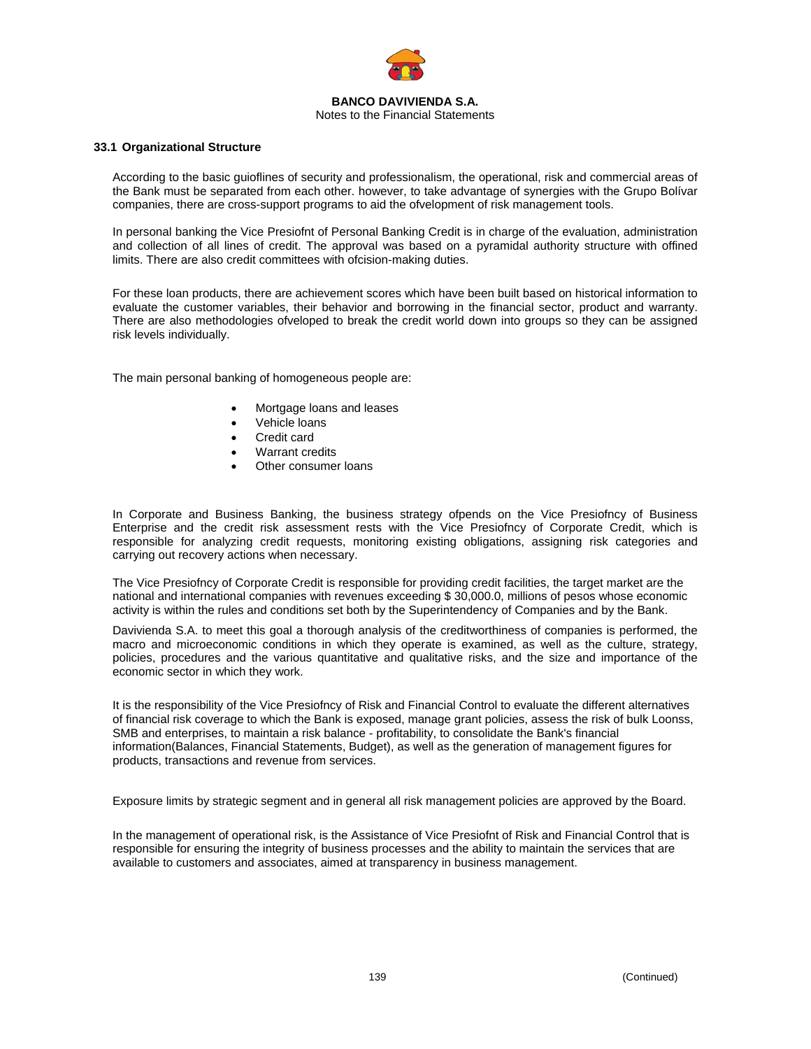### 33.1 Organizational Structure

According to the basic guioflines of security and professionalism, the operational, risk and commercial areas of the Bank must be separated from each other. however, to take advantage of synergies with the Grupo Bolívar companies, there are cross-support programs to aid the ofvelopment of risk management tools.

In personal banking the Vice Presiofnt of Personal Banking Credit is in charge of the evaluation, administration and collection of all lines of credit. The approval was based on a pyramidal authority structure with offined limits. There are also credit committees with ofcision-making duties.

For these loan products, there are achievement scores which have been built based on historical information to evaluate the customer variables, their behavior and borrowing in the financial sector, product and warranty. There are also methodologies ofveloped to break the credit world down into groups so they can be assigned risk levels individually.

The main personal banking of homogeneous people are:

- Mortgage loans and leases
- Vehicle loans
- Credit card
- Warrant credits
- Other consumer loans

In Corporate and Business Banking, the business strategy ofpends on the Vice Presiofncy of Business Enterprise and the credit risk assessment rests with the Vice Presiofncy of Corporate Credit, which is responsible for analyzing credit requests, monitoring existing obligations, assigning risk categories and carrying out recovery actions when necessary.

The Vice Presiofncy of Corporate Credit is responsible for providing credit facilities, the target market are the national and international companies with revenues exceeding $ 30,000.0, millions of pesos whose economic activity is within the rules and conditions set both by the Superintendency of Companies and by the Bank.

Davivienda S.A. to meet this goal a thorough analysis of the creditworthiness of companies is performed, the macro and microeconomic conditions in which they operate is examined, as well as the culture, strategy, policies, procedures and the various quantitative and qualitative risks, and the size and importance of the economic sector in which they work.

It is the responsibility of the Vice Presiofncy of Risk and Financial Control to evaluate the different alternatives of financial risk coverage to which the Bank is exposed, manage grant policies, assess the risk of bulk Loonss, SMB and enterprises, to maintain a risk balance - profitability, to consolidate the Bank's financial information(Balances, Financial Statements, Budget), as well as the generation of management figures for products, transactions and revenue from services.

Exposure limits by strategic segment and in general all risk management policies are approved by the Board.

In the management of operational risk, is the Assistance of Vice Presiofnt of Risk and Financial Control that is responsible for ensuring the integrity of business processes and the ability to maintain the services that are available to customers and associates, aimed at transparency in business management.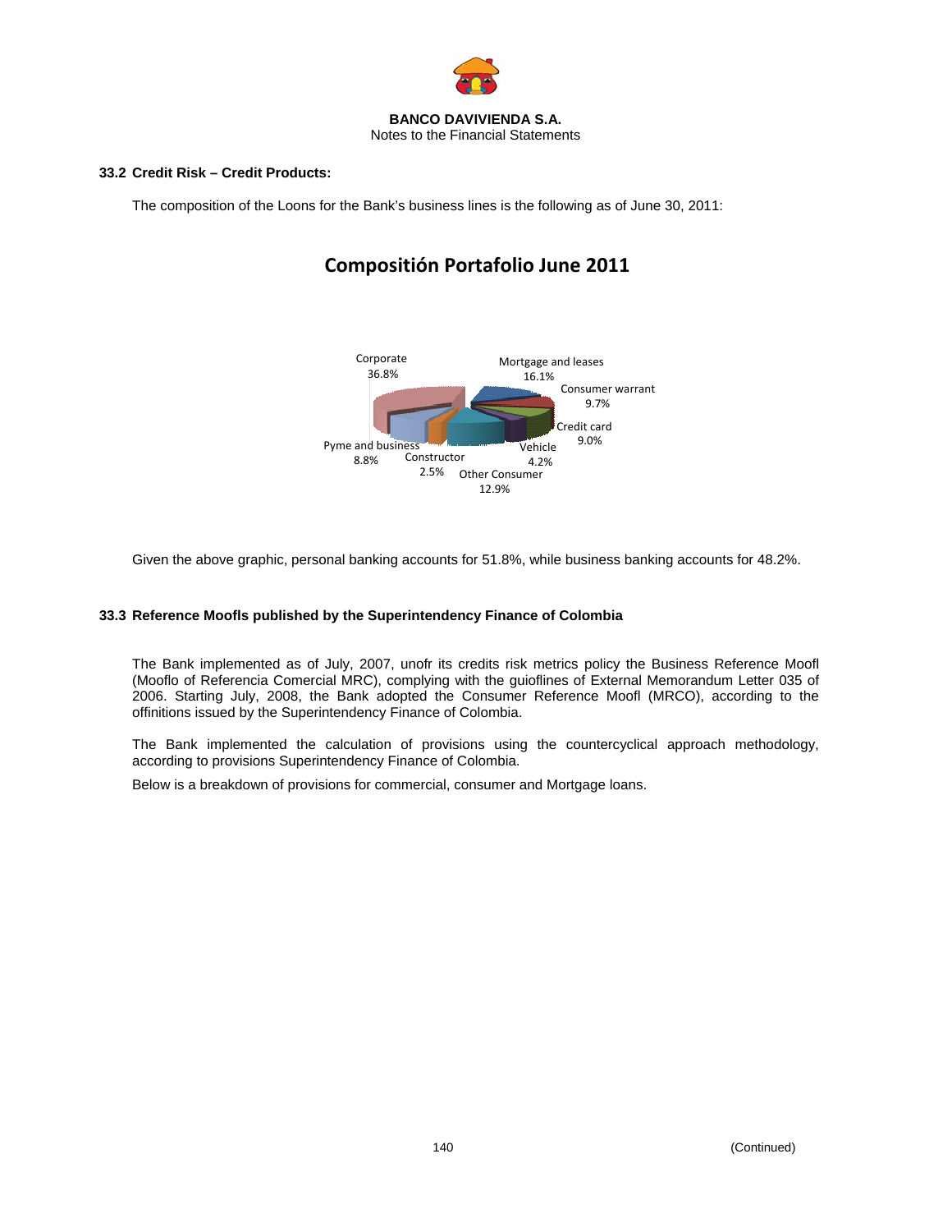### 33.2 Credit Risk – Credit Products:

The composition of the Loons for the Bank's business lines is the following as of June 30, 2011:

**Compositión Portafolio June 2011**

Corporate 36.8%
Mortgage and leases 16.1%
Consumer warrant 9.7%
Credit card 9.0%
Vehicle 4.2%
Other Consumer 12.9%
Constructor 2.5%
Pyme and business 8.8%

Given the above graphic, personal banking accounts for 51.8%, while business banking accounts for 48.2%.

### 33.3 Reference Moofls published by the Superintendency Finance of Colombia

The Bank implemented as of July, 2007, unofr its credits risk metrics policy the Business Reference Moofl (Mooflo of Referencia Comercial MRC), complying with the guioflines of External Memorandum Letter 035 of 2006. Starting July, 2008, the Bank adopted the Consumer Reference Moofl (MRCO), according to the offinitions issued by the Superintendency Finance of Colombia.

The Bank implemented the calculation of provisions using the countercyclical approach methodology, according to provisions Superintendency Finance of Colombia.

Below is a breakdown of provisions for commercial, consumer and Mortgage loans.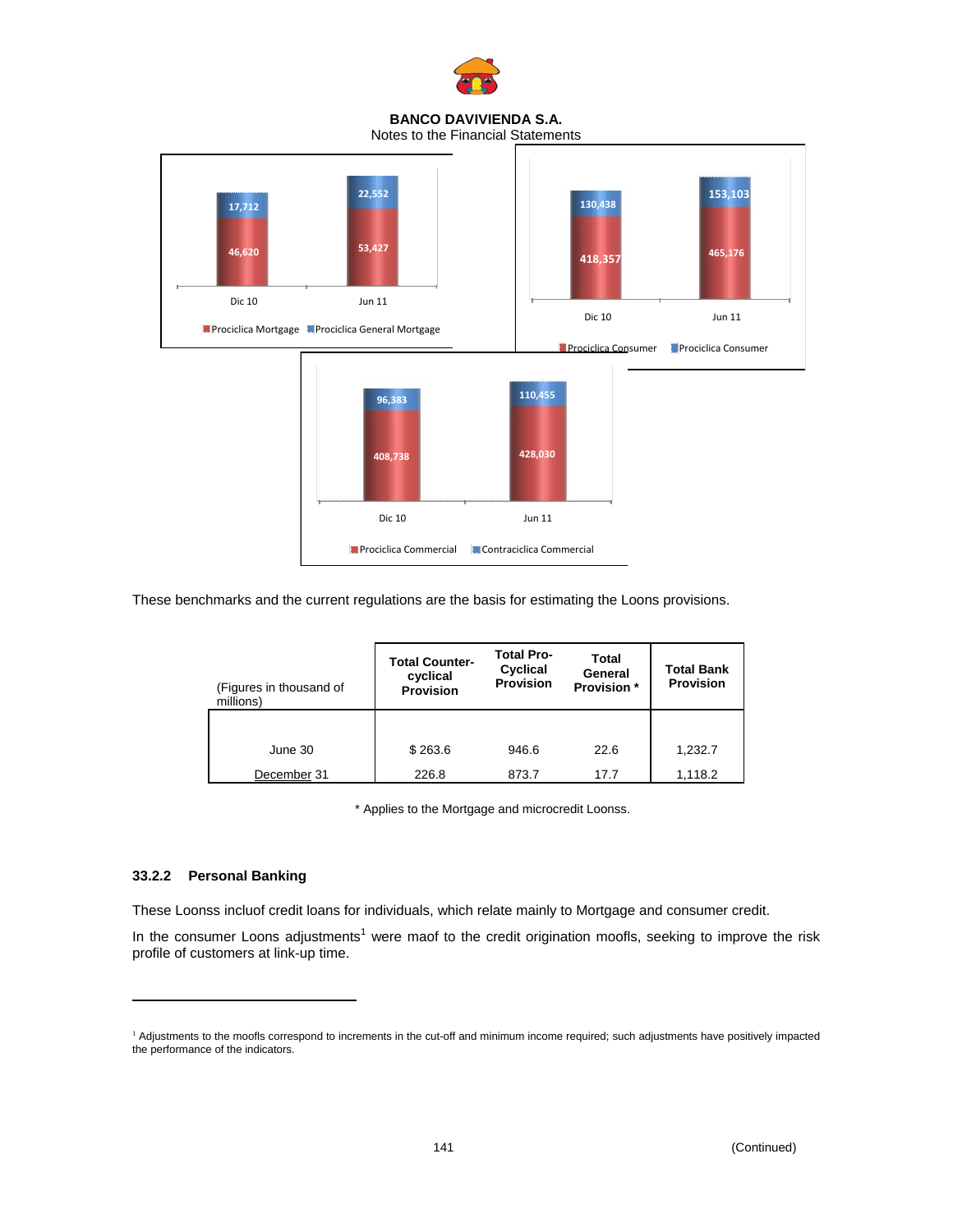17,712

46,620

22,552

53,427

Dic 10 Jun 11

Prociclica Mortgage Prociclica General Mortgage

130,438

418,357

153,103

465,176

Dic 10 Jun 11

Prociclica Consumer Prociclica Consumer

96,383

408,738

110,455

428,030

Dic 10 Jun 11

Prociclica Commercial Contraciclica Commercial

These benchmarks and the current regulations are the basis for estimating the Loons provisions.

| (Figures in thousand of millions) | Total Counter-cyclical Provision | Total Pro-Cyclical Provision | Total General Provision * | Total Bank Provision |
|---|---|---|---|---|
| June 30 | $ 263.6 | 946.6 | 22.6 | 1,232.7 |
| December 31 | 226.8 | 873.7 | 17.7 | 1,118.2 |

\* Applies to the Mortgage and microcredit Loonss.

### 33.2.2 Personal Banking

These Loonss incluof credit loans for individuals, which relate mainly to Mortgage and consumer credit.

In the consumer Loons adjustments[1] were maof to the credit origination moofls, seeking to improve the risk profile of customers at link-up time.

[1] Adjustments to the moofls correspond to increments in the cut-off and minimum income required; such adjustments have positively impacted the performance of the indicators.

(Continued)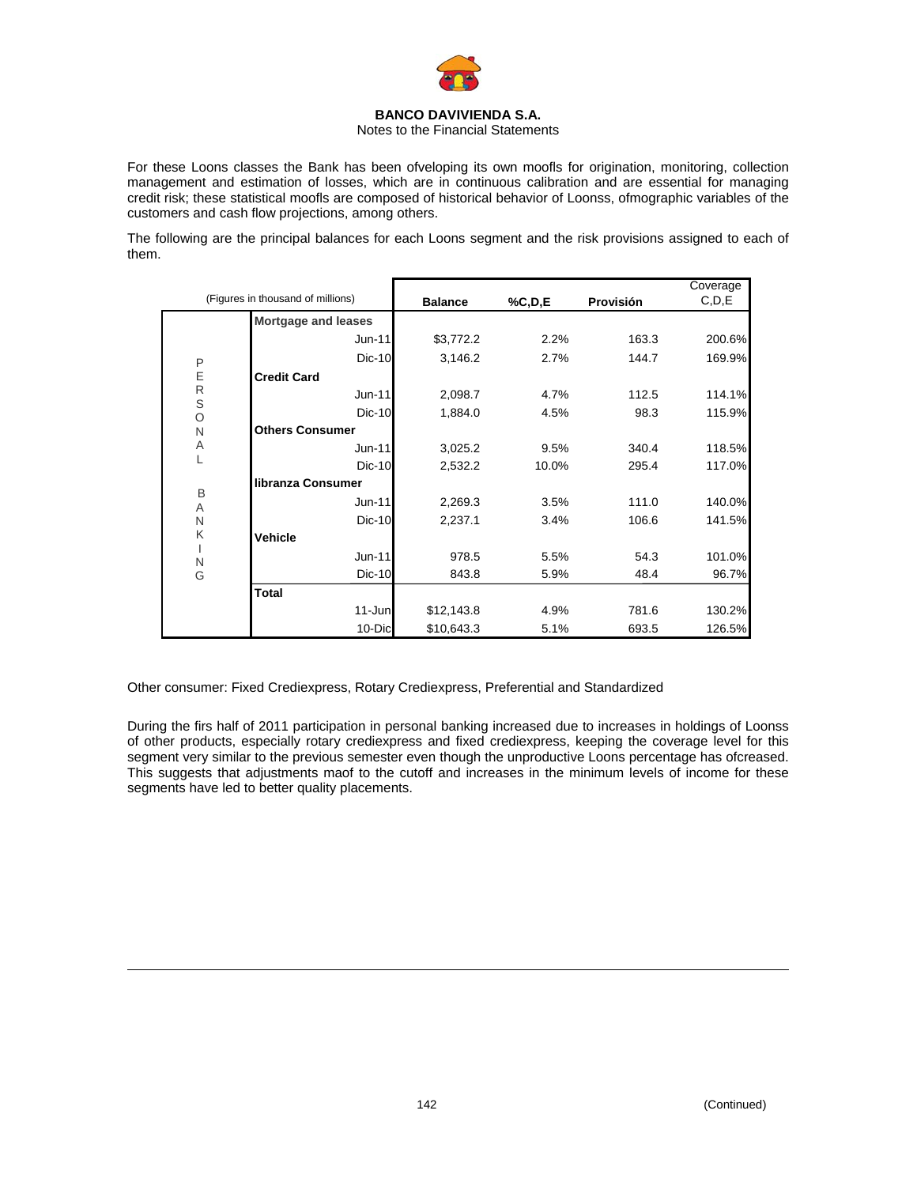**BANCO DAVIVIENDA S.A.**
Notes to the Financial Statements

For these Loons classes the Bank has been ofveloping its own moofls for origination, monitoring, collection management and estimation of losses, which are in continuous calibration and are essential for managing credit risk; these statistical moofls are composed of historical behavior of Loonss, ofmographic variables of the customers and cash flow projections, among others.

The following are the principal balances for each Loons segment and the risk provisions assigned to each of them.

| (Figures in thousand of millions) | | Balance | %C,D,E | Provisión | Coverage C,D,E |
|---|---|---|---|---|---|
| PERSONAL BANKING | **Mortgage and leases** | | | | |
| | Jun-11 | $3,772.2 | 2.2% | 163.3 | 200.6% |
| | Dic-10 | 3,146.2 | 2.7% | 144.7 | 169.9% |
| | **Credit Card** | | | | |
| | Jun-11 | 2,098.7 | 4.7% | 112.5 | 114.1% |
| | Dic-10 | 1,884.0 | 4.5% | 98.3 | 115.9% |
| | **Others Consumer** | | | | |
| | Jun-11 | 3,025.2 | 9.5% | 340.4 | 118.5% |
| | Dic-10 | 2,532.2 | 10.0% | 295.4 | 117.0% |
| | **libranza Consumer** | | | | |
| | Jun-11 | 2,269.3 | 3.5% | 111.0 | 140.0% |
| | Dic-10 | 2,237.1 | 3.4% | 106.6 | 141.5% |
| | **Vehicle** | | | | |
| | Jun-11 | 978.5 | 5.5% | 54.3 | 101.0% |
| | Dic-10 | 843.8 | 5.9% | 48.4 | 96.7% |
| | **Total** | | | | |
| | 11-Jun | $12,143.8 | 4.9% | 781.6 | 130.2% |
| | 10-Dic | $10,643.3 | 5.1% | 693.5 | 126.5% |

Other consumer: Fixed Crediexpress, Rotary Crediexpress, Preferential and Standardized

During the firs half of 2011 participation in personal banking increased due to increases in holdings of Loonss of other products, especially rotary crediexpress and fixed crediexpress, keeping the coverage level for this segment very similar to the previous semester even though the unproductive Loons percentage has ofcreased. This suggests that adjustments maof to the cutoff and increases in the minimum levels of income for these segments have led to better quality placements.

(Continued)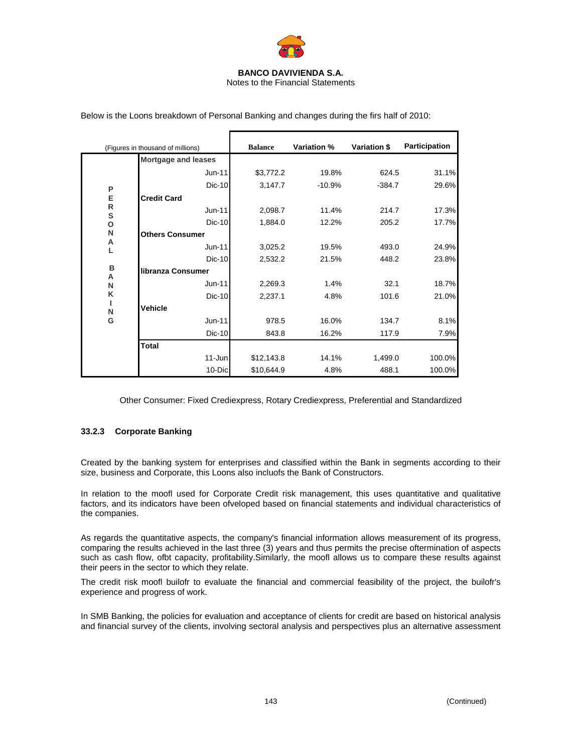**BANCO DAVIVIENDA S.A.**
Notes to the Financial Statements

Below is the Loons breakdown of Personal Banking and changes during the firs half of 2010:

| | (Figures in thousand of millions) | Balance | Variation % | Variation $ | Participation |
|---|---|---|---|---|---|
| PERSONAL BANKING | **Mortgage and leases** | | | | |
| | Jun-11 | $3,772.2 | 19.8% | 624.5 | 31.1% |
| | Dic-10 | 3,147.7 | -10.9% | -384.7 | 29.6% |
| | **Credit Card** | | | | |
| | Jun-11 | 2,098.7 | 11.4% | 214.7 | 17.3% |
| | Dic-10 | 1,884.0 | 12.2% | 205.2 | 17.7% |
| | **Others Consumer** | | | | |
| | Jun-11 | 3,025.2 | 19.5% | 493.0 | 24.9% |
| | Dic-10 | 2,532.2 | 21.5% | 448.2 | 23.8% |
| | **libranza Consumer** | | | | |
| | Jun-11 | 2,269.3 | 1.4% | 32.1 | 18.7% |
| | Dic-10 | 2,237.1 | 4.8% | 101.6 | 21.0% |
| | **Vehicle** | | | | |
| | Jun-11 | 978.5 | 16.0% | 134.7 | 8.1% |
| | Dic-10 | 843.8 | 16.2% | 117.9 | 7.9% |
| | **Total** | | | | |
| | 11-Jun | $12,143.8 | 14.1% | 1,499.0 | 100.0% |
| | 10-Dic | $10,644.9 | 4.8% | 488.1 | 100.0% |

Other Consumer: Fixed Crediexpress, Rotary Crediexpress, Preferential and Standardized

### 33.2.3 Corporate Banking

Created by the banking system for enterprises and classified within the Bank in segments according to their size, business and Corporate, this Loons also incluofs the Bank of Constructors.

In relation to the moofl used for Corporate Credit risk management, this uses quantitative and qualitative factors, and its indicators have been ofveloped based on financial statements and individual characteristics of the companies.

As regards the quantitative aspects, the company's financial information allows measurement of its progress, comparing the results achieved in the last three (3) years and thus permits the precise oftermination of aspects such as cash flow, ofbt capacity, profitability.Similarly, the moofl allows us to compare these results against their peers in the sector to which they relate.

The credit risk moofl builofr to evaluate the financial and commercial feasibility of the project, the builofr's experience and progress of work.

In SMB Banking, the policies for evaluation and acceptance of clients for credit are based on historical analysis and financial survey of the clients, involving sectoral analysis and perspectives plus an alternative assessment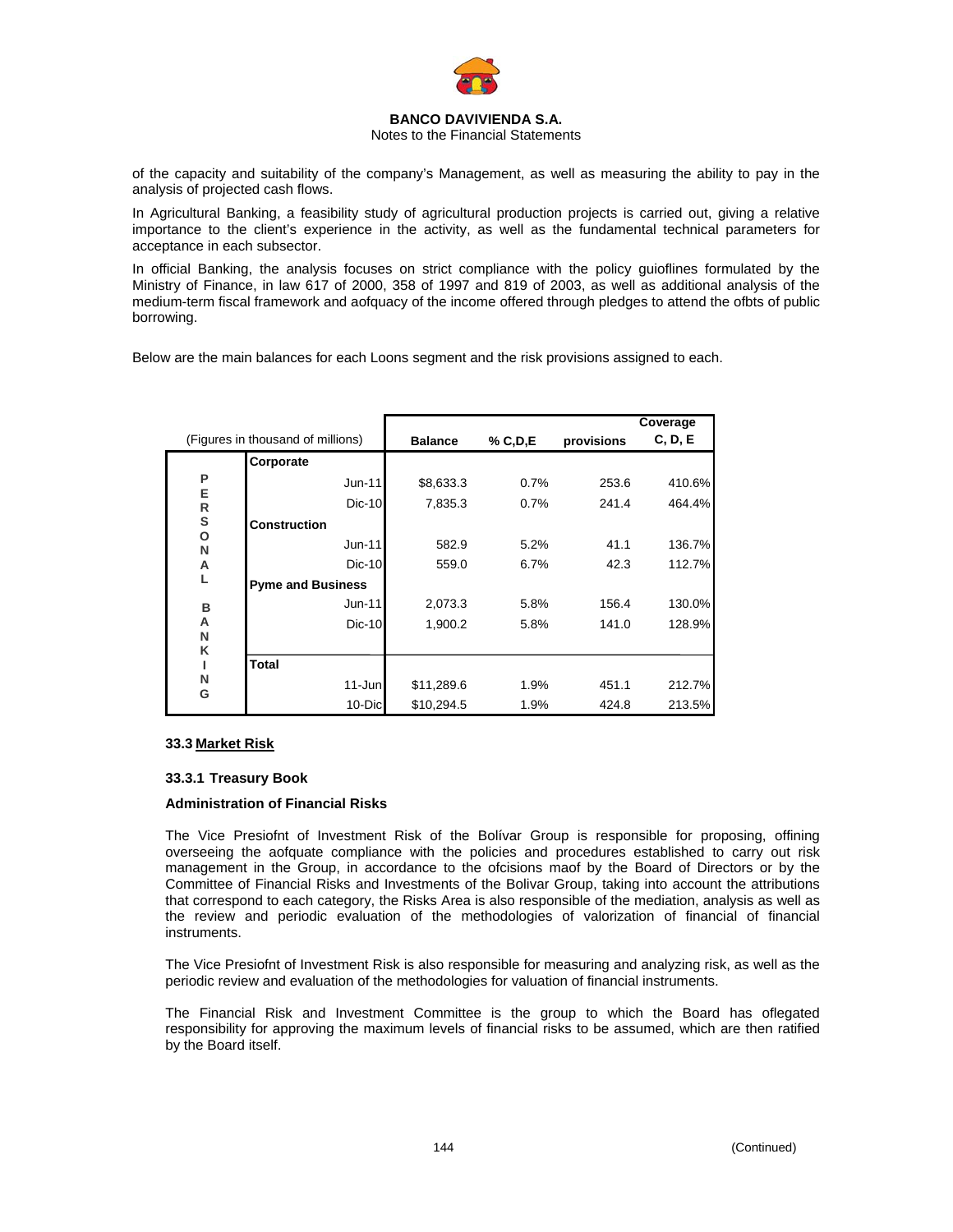of the capacity and suitability of the company's Management, as well as measuring the ability to pay in the analysis of projected cash flows.

In Agricultural Banking, a feasibility study of agricultural production projects is carried out, giving a relative importance to the client's experience in the activity, as well as the fundamental technical parameters for acceptance in each subsector.

In official Banking, the analysis focuses on strict compliance with the policy guioflines formulated by the Ministry of Finance, in law 617 of 2000, 358 of 1997 and 819 of 2003, as well as additional analysis of the medium-term fiscal framework and aofquacy of the income offered through pledges to attend the ofbts of public borrowing.

Below are the main balances for each Loons segment and the risk provisions assigned to each.

| (Figures in thousand of millions) | | Balance | % C,D,E | provisions | Coverage C, D, E |
|---|---|---|---|---|---|
| PERSONAL BANKING | **Corporate** | | | | |
| | Jun-11 | $8,633.3 | 0.7% | 253.6 | 410.6% |
| | Dic-10 | 7,835.3 | 0.7% | 241.4 | 464.4% |
| | **Construction** | | | | |
| | Jun-11 | 582.9 | 5.2% | 41.1 | 136.7% |
| | Dic-10 | 559.0 | 6.7% | 42.3 | 112.7% |
| | **Pyme and Business** | | | | |
| | Jun-11 | 2,073.3 | 5.8% | 156.4 | 130.0% |
| | Dic-10 | 1,900.2 | 5.8% | 141.0 | 128.9% |
| | **Total** | | | | |
| | 11-Jun | $11,289.6 | 1.9% | 451.1 | 212.7% |
| | 10-Dic | $10,294.5 | 1.9% | 424.8 | 213.5% |

#### 33.3 Market Risk

##### 33.3.1 Treasury Book

**Administration of Financial Risks**

The Vice Presiofnt of Investment Risk of the Bolívar Group is responsible for proposing, offining overseeing the aofquate compliance with the policies and procedures established to carry out risk management in the Group, in accordance to the ofcisions maof by the Board of Directors or by the Committee of Financial Risks and Investments of the Bolivar Group, taking into account the attributions that correspond to each category, the Risks Area is also responsible of the mediation, analysis as well as the review and periodic evaluation of the methodologies of valorization of financial of financial instruments.

The Vice Presiofnt of Investment Risk is also responsible for measuring and analyzing risk, as well as the periodic review and evaluation of the methodologies for valuation of financial instruments.

The Financial Risk and Investment Committee is the group to which the Board has oflegated responsibility for approving the maximum levels of financial risks to be assumed, which are then ratified by the Board itself.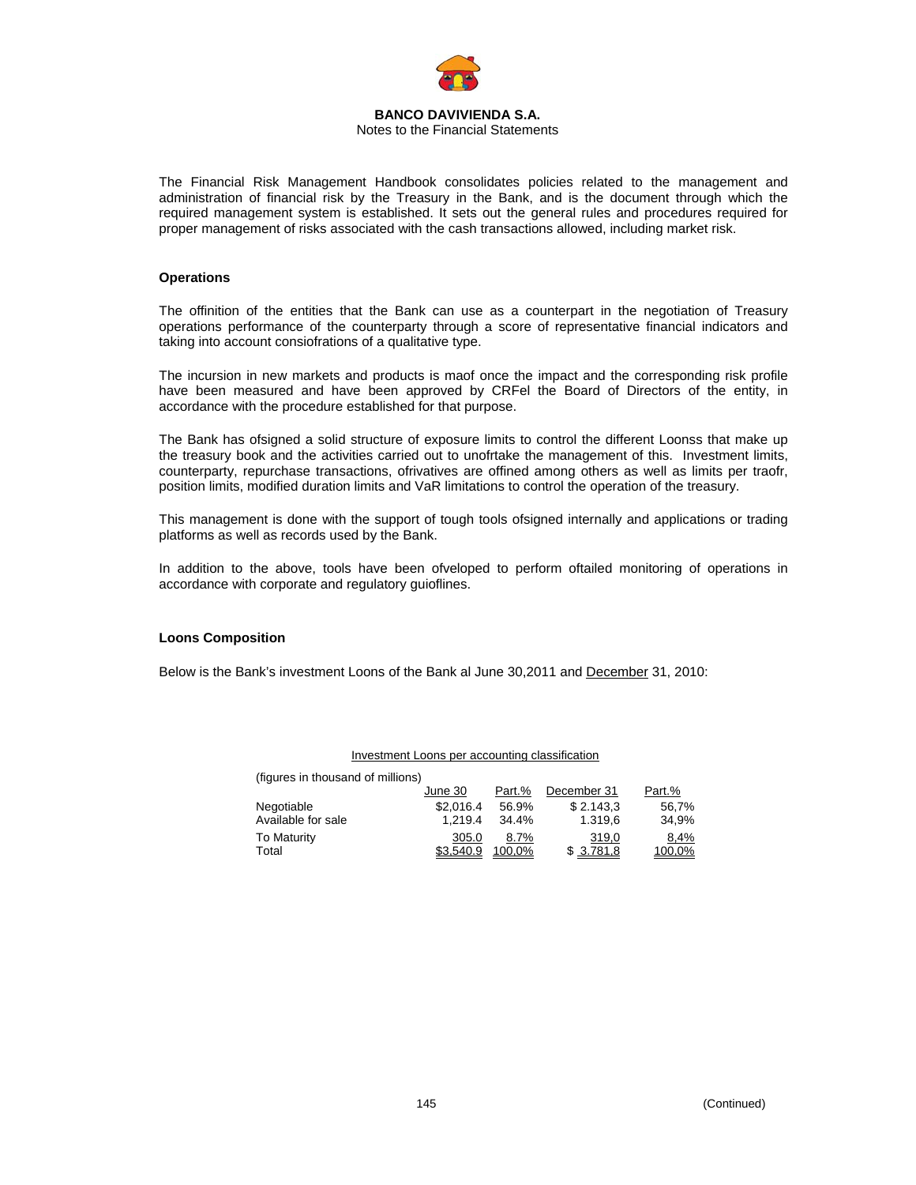The Financial Risk Management Handbook consolidates policies related to the management and administration of financial risk by the Treasury in the Bank, and is the document through which the required management system is established. It sets out the general rules and procedures required for proper management of risks associated with the cash transactions allowed, including market risk.

#### Operations

The offinition of the entities that the Bank can use as a counterpart in the negotiation of Treasury operations performance of the counterparty through a score of representative financial indicators and taking into account consiofrations of a qualitative type.

The incursion in new markets and products is maof once the impact and the corresponding risk profile have been measured and have been approved by CRFel the Board of Directors of the entity, in accordance with the procedure established for that purpose.

The Bank has ofsigned a solid structure of exposure limits to control the different Loonss that make up the treasury book and the activities carried out to unofrtake the management of this. Investment limits, counterparty, repurchase transactions, ofrivatives are offined among others as well as limits per traofr, position limits, modified duration limits and VaR limitations to control the operation of the treasury.

This management is done with the support of tough tools ofsigned internally and applications or trading platforms as well as records used by the Bank.

In addition to the above, tools have been ofveloped to perform oftailed monitoring of operations in accordance with corporate and regulatory guioflines.

#### Loons Composition

Below is the Bank's investment Loons of the Bank al June 30,2011 and December 31, 2010:

Investment Loons per accounting classification

(figures in thousand of millions)

| | June 30 | Part.% | December 31 | Part.% |
|---|---|---|---|---|
| Negotiable | $2,016.4 | 56.9% | $ 2.143,3 | 56,7% |
| Available for sale | 1,219.4 | 34.4% | 1.319,6 | 34,9% |
| To Maturity | 305.0 | 8.7% | 319,0 | 8,4% |
| Total | $3,540.9 | 100,0% | $ 3.781,8 | 100,0% |

(Continued)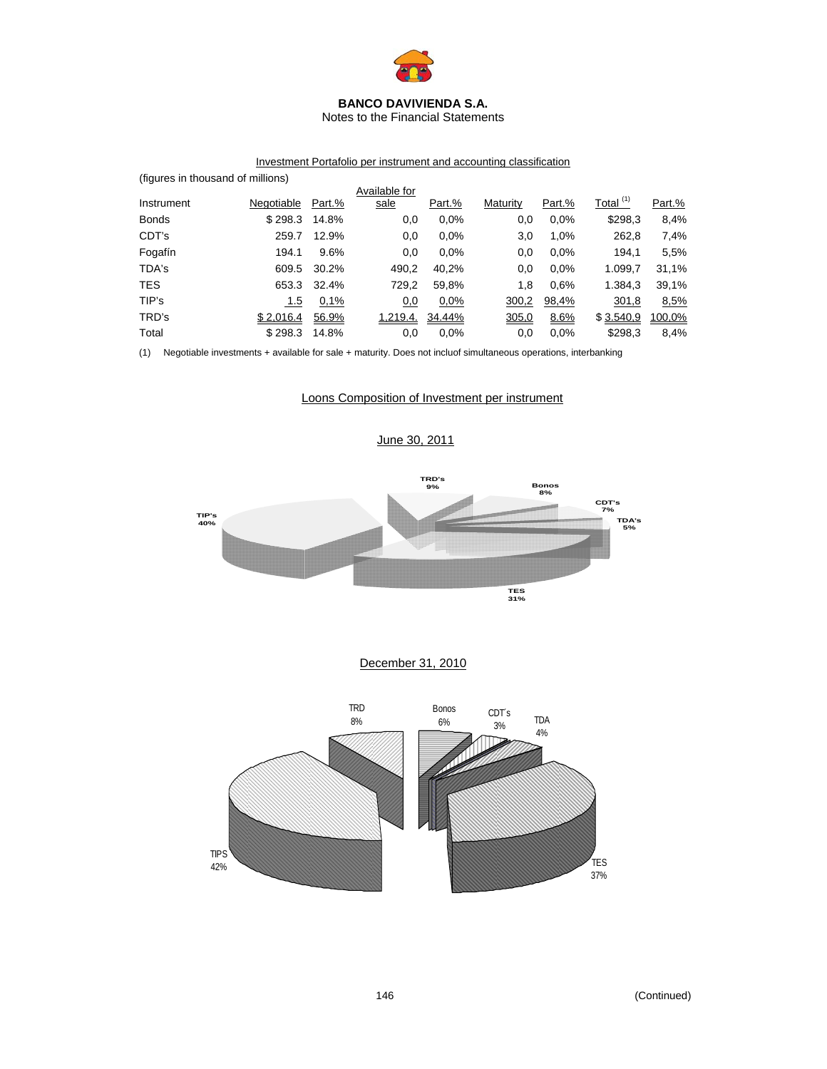**BANCO DAVIVIENDA S.A.**
Notes to the Financial Statements

Investment Portafolio per instrument and accounting classification

(figures in thousand of millions)

| Instrument | Negotiable | Part.% | Available for sale | Part.% | Maturity | Part.% | Total [(1)] | Part.% |
|---|---|---|---|---|---|---|---|---|
| Bonds | $ 298.3 | 14.8% | 0,0 | 0,0% | 0,0 | 0,0% | $298,3 | 8,4% |
| CDT's | 259.7 | 12.9% | 0,0 | 0,0% | 3,0 | 1,0% | 262,8 | 7,4% |
| Fogafín | 194.1 | 9.6% | 0,0 | 0,0% | 0,0 | 0,0% | 194,1 | 5,5% |
| TDA's | 609.5 | 30.2% | 490,2 | 40,2% | 0,0 | 0,0% | 1.099,7 | 31,1% |
| TES | 653.3 | 32.4% | 729,2 | 59,8% | 1,8 | 0,6% | 1.384,3 | 39,1% |
| TIP's | 1.5 | 0,1% | 0,0 | 0,0% | 300,2 | 98,4% | 301,8 | 8,5% |
| TRD's | $ 2,016.4 | 56.9% | 1,219.4. | 34.44% | 305,0 | 8,6% | $ 3.540,9 | 100,0% |
| Total | $ 298.3 | 14.8% | 0,0 | 0,0% | 0,0 | 0,0% | $298,3 | 8,4% |

(1) Negotiable investments + available for sale + maturity. Does not incluof simultaneous operations, interbanking

Loons Composition of Investment per instrument

June 30, 2011

TRD's 9%, Bonos 8%, CDT's 7%, TDA's 5%, TES 31%, TIP's 40%

December 31, 2010

TRD 8%, Bonos 6%, CDT´s 3%, TDA 4%, TES 37%, TIPS 42%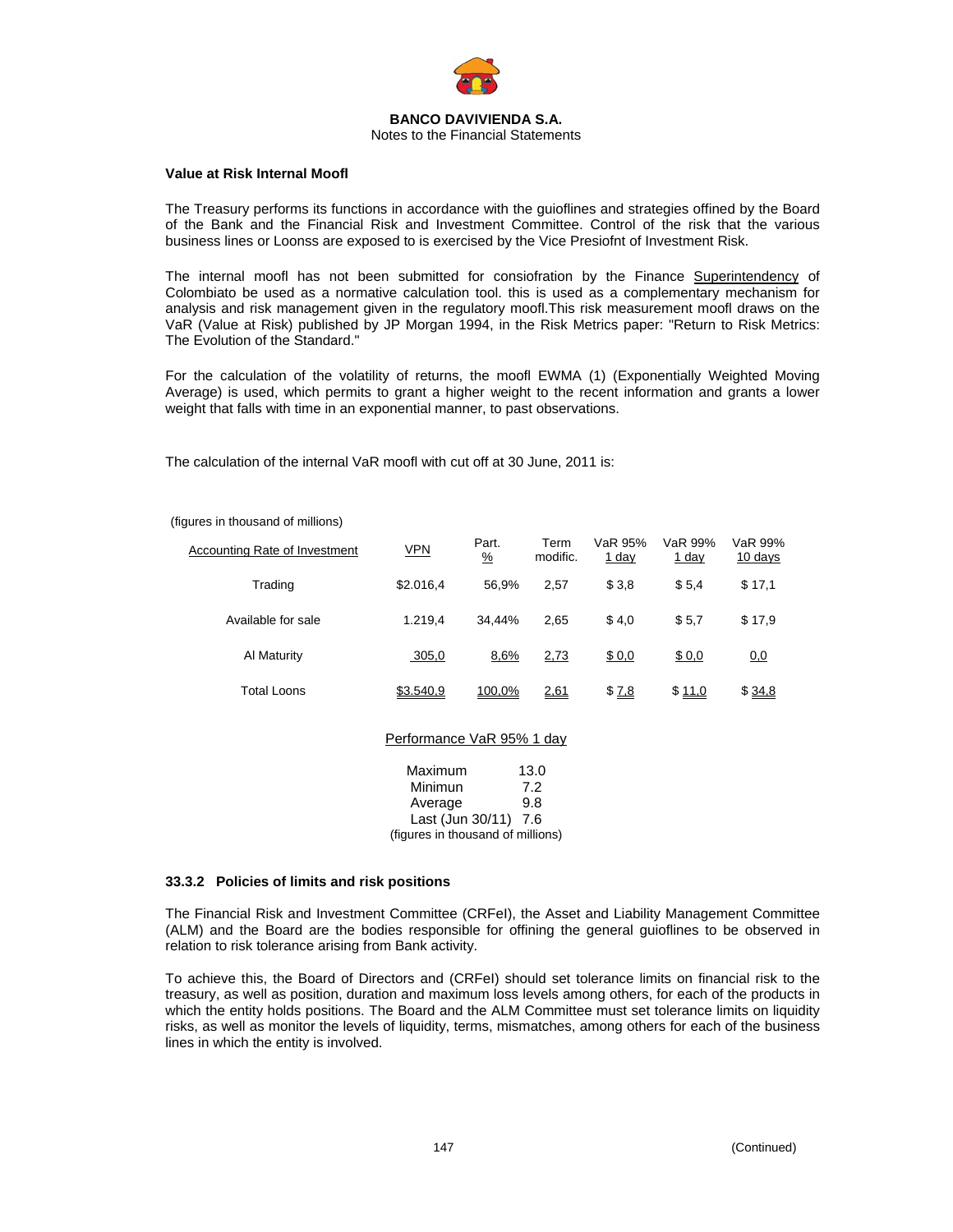**Value at Risk Internal Moofl**

The Treasury performs its functions in accordance with the guioflines and strategies offined by the Board of the Bank and the Financial Risk and Investment Committee. Control of the risk that the various business lines or Loonss are exposed to is exercised by the Vice Presiofnt of Investment Risk.

The internal moofl has not been submitted for consiofration by the Finance Superintendency of Colombiato be used as a normative calculation tool. this is used as a complementary mechanism for analysis and risk management given in the regulatory moofl.This risk measurement moofl draws on the VaR (Value at Risk) published by JP Morgan 1994, in the Risk Metrics paper: "Return to Risk Metrics: The Evolution of the Standard."

For the calculation of the volatility of returns, the moofl EWMA (1) (Exponentially Weighted Moving Average) is used, which permits to grant a higher weight to the recent information and grants a lower weight that falls with time in an exponential manner, to past observations.

The calculation of the internal VaR moofl with cut off at 30 June, 2011 is:

(figures in thousand of millions)

| Accounting Rate of Investment | VPN | Part. % | Term modific. | VaR 95% 1 day | VaR 99% 1 day | VaR 99% 10 days |
|---|---|---|---|---|---|---|
| Trading | $2.016,4 | 56,9% | 2,57 | $ 3,8 | $ 5,4 | $ 17,1 |
| Available for sale | 1.219,4 | 34,44% | 2,65 | $ 4,0 | $ 5,7 | $ 17,9 |
| Al Maturity | 305,0 | 8,6% | 2,73 | $ 0,0 | $ 0,0 | 0,0 |
| Total Loons | $3.540,9 | 100,0% | 2,61 | $ 7,8 | $ 11,0 | $ 34,8 |

Performance VaR 95% 1 day

| | |
|---|---|
| Maximum | 13.0 |
| Minimun | 7.2 |
| Average | 9.8 |
| Last (Jun 30/11) | 7.6 |

(figures in thousand of millions)

### 33.3.2 Policies of limits and risk positions

The Financial Risk and Investment Committee (CRFeI), the Asset and Liability Management Committee (ALM) and the Board are the bodies responsible for offining the general guioflines to be observed in relation to risk tolerance arising from Bank activity.

To achieve this, the Board of Directors and (CRFeI) should set tolerance limits on financial risk to the treasury, as well as position, duration and maximum loss levels among others, for each of the products in which the entity holds positions. The Board and the ALM Committee must set tolerance limits on liquidity risks, as well as monitor the levels of liquidity, terms, mismatches, among others for each of the business lines in which the entity is involved.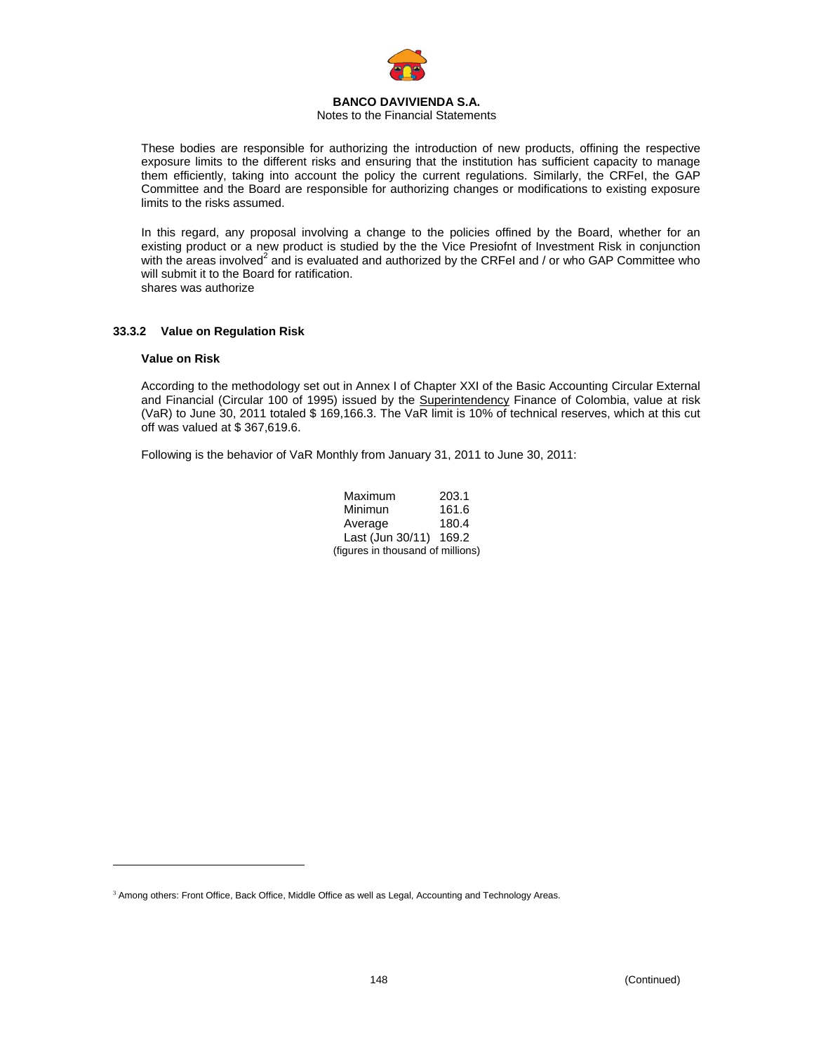These bodies are responsible for authorizing the introduction of new products, offining the respective exposure limits to the different risks and ensuring that the institution has sufficient capacity to manage them efficiently, taking into account the policy the current regulations. Similarly, the CRFeI, the GAP Committee and the Board are responsible for authorizing changes or modifications to existing exposure limits to the risks assumed.

In this regard, any proposal involving a change to the policies offined by the Board, whether for an existing product or a new product is studied by the the Vice Presiofnt of Investment Risk in conjunction with the areas involved[2] and is evaluated and authorized by the CRFeI and / or who GAP Committee who will submit it to the Board for ratification.
shares was authorize

### 33.3.2 Value on Regulation Risk

**Value on Risk**

According to the methodology set out in Annex I of Chapter XXI of the Basic Accounting Circular External and Financial (Circular 100 of 1995) issued by the Superintendency Finance of Colombia, value at risk (VaR) to June 30, 2011 totaled $ 169,166.3. The VaR limit is 10% of technical reserves, which at this cut off was valued at $ 367,619.6.

Following is the behavior of VaR Monthly from January 31, 2011 to June 30, 2011:

| | |
|---|---|
| Maximum | 203.1 |
| Minimun | 161.6 |
| Average | 180.4 |
| Last (Jun 30/11) | 169.2 |

(figures in thousand of millions)

[3] Among others: Front Office, Back Office, Middle Office as well as Legal, Accounting and Technology Areas.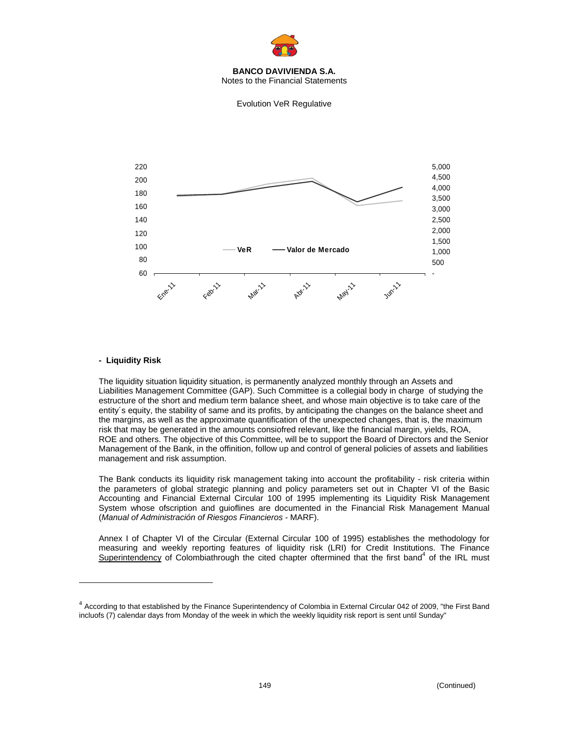**BANCO DAVIVIENDA S.A.**
Notes to the Financial Statements

Evolution VeR Regulative

- **Liquidity Risk**

The liquidity situation liquidity situation, is permanently analyzed monthly through an Assets and Liabilities Management Committee (GAP). Such Committee is a collegial body in charge of studying the estructure of the short and medium term balance sheet, and whose main objective is to take care of the entity´s equity, the stability of same and its profits, by anticipating the changes on the balance sheet and the margins, as well as the approximate quantification of the unexpected changes, that is, the maximum risk that may be generated in the amounts consiofred relevant, like the financial margin, yields, ROA, ROE and others. The objective of this Committee, will be to support the Board of Directors and the Senior Management of the Bank, in the offinition, follow up and control of general policies of assets and liabilities management and risk assumption.

The Bank conducts its liquidity risk management taking into account the profitability - risk criteria within the parameters of global strategic planning and policy parameters set out in Chapter VI of the Basic Accounting and Financial External Circular 100 of 1995 implementing its Liquidity Risk Management System whose ofscription and guioflines are documented in the Financial Risk Management Manual (*Manual of Administración of Riesgos Financieros* - MARF).

Annex I of Chapter VI of the Circular (External Circular 100 of 1995) establishes the methodology for measuring and weekly reporting features of liquidity risk (LRI) for Credit Institutions. The Finance Superintendency of Colombiathrough the cited chapter oftermined that the first band[4] of the IRL must

[4] According to that established by the Finance Superintendency of Colombia in External Circular 042 of 2009, "the First Band incluofs (7) calendar days from Monday of the week in which the weekly liquidity risk report is sent until Sunday"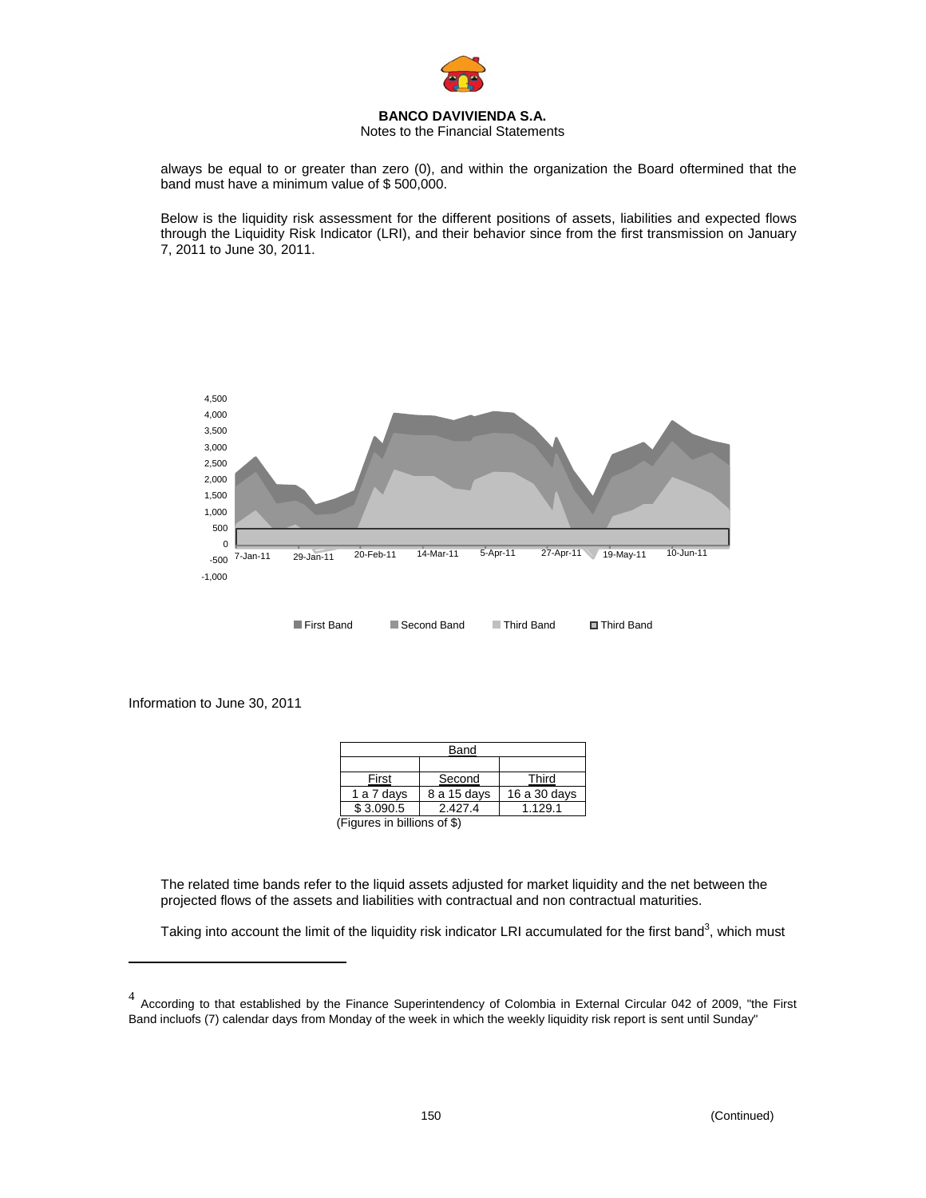always be equal to or greater than zero (0), and within the organization the Board oftermined that the band must have a minimum value of $ 500,000.

Below is the liquidity risk assessment for the different positions of assets, liabilities and expected flows through the Liquidity Risk Indicator (LRI), and their behavior since from the first transmission on January 7, 2011 to June 30, 2011.

Information to June 30, 2011

| Band | | |
|---|---|---|
| First | Second | Third |
| 1 a 7 days | 8 a 15 days | 16 a 30 days |
| $ 3.090.5 | 2.427.4 | 1.129.1 |

(Figures in billions of $)

The related time bands refer to the liquid assets adjusted for market liquidity and the net between the projected flows of the assets and liabilities with contractual and non contractual maturities.

Taking into account the limit of the liquidity risk indicator LRI accumulated for the first band[3], which must

[4] According to that established by the Finance Superintendency of Colombia in External Circular 042 of 2009, "the First Band incluofs (7) calendar days from Monday of the week in which the weekly liquidity risk report is sent until Sunday"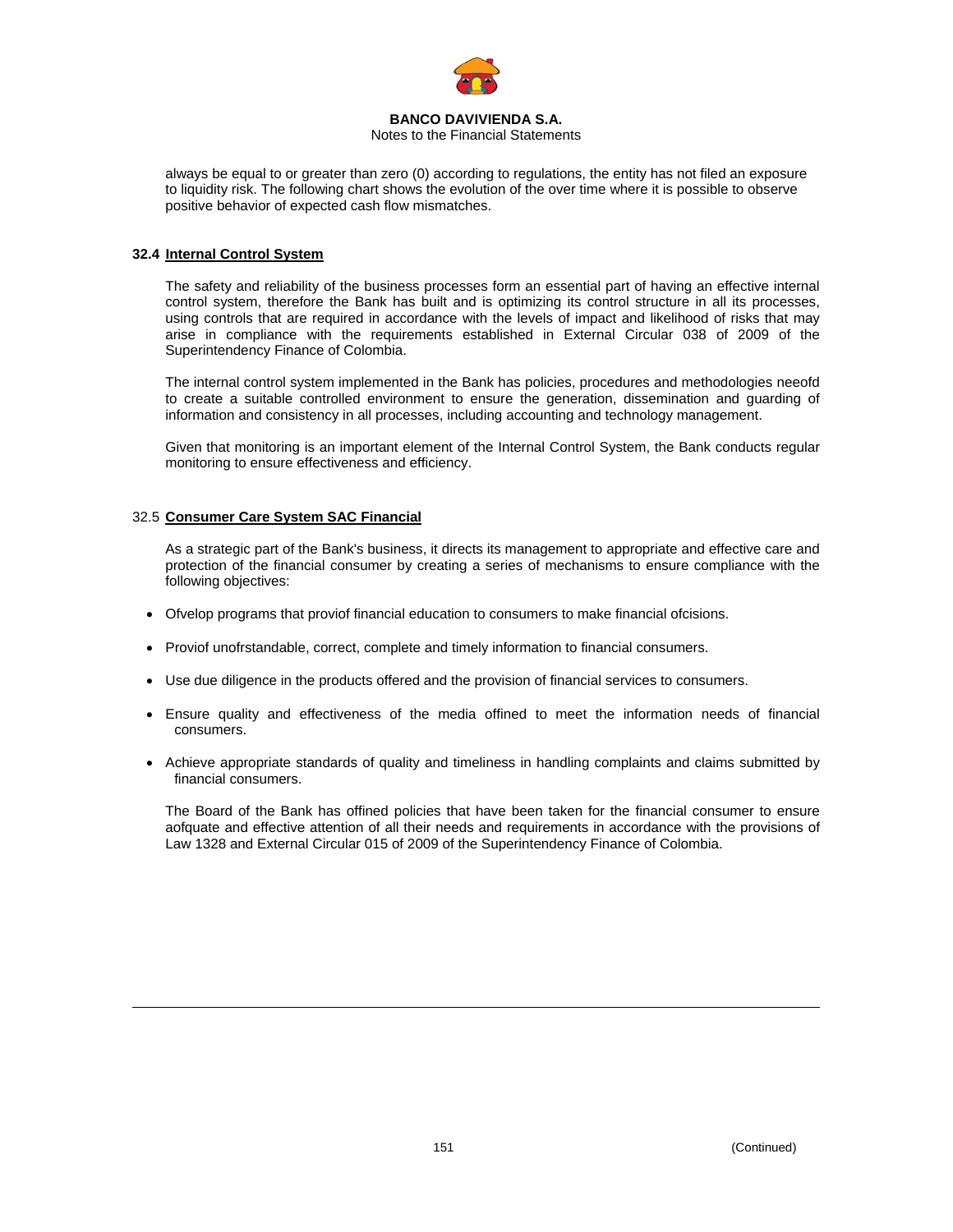always be equal to or greater than zero (0) according to regulations, the entity has not filed an exposure to liquidity risk. The following chart shows the evolution of the over time where it is possible to observe positive behavior of expected cash flow mismatches.

## 32.4 Internal Control System

The safety and reliability of the business processes form an essential part of having an effective internal control system, therefore the Bank has built and is optimizing its control structure in all its processes, using controls that are required in accordance with the levels of impact and likelihood of risks that may arise in compliance with the requirements established in External Circular 038 of 2009 of the Superintendency Finance of Colombia.

The internal control system implemented in the Bank has policies, procedures and methodologies neeofd to create a suitable controlled environment to ensure the generation, dissemination and guarding of information and consistency in all processes, including accounting and technology management.

Given that monitoring is an important element of the Internal Control System, the Bank conducts regular monitoring to ensure effectiveness and efficiency.

## 32.5 Consumer Care System SAC Financial

As a strategic part of the Bank's business, it directs its management to appropriate and effective care and protection of the financial consumer by creating a series of mechanisms to ensure compliance with the following objectives:

- Ofvelop programs that proviof financial education to consumers to make financial ofcisions.
- Proviof unofrstandable, correct, complete and timely information to financial consumers.
- Use due diligence in the products offered and the provision of financial services to consumers.
- Ensure quality and effectiveness of the media offined to meet the information needs of financial consumers.
- Achieve appropriate standards of quality and timeliness in handling complaints and claims submitted by financial consumers.

The Board of the Bank has offined policies that have been taken for the financial consumer to ensure aofquate and effective attention of all their needs and requirements in accordance with the provisions of Law 1328 and External Circular 015 of 2009 of the Superintendency Finance of Colombia.

(Continued)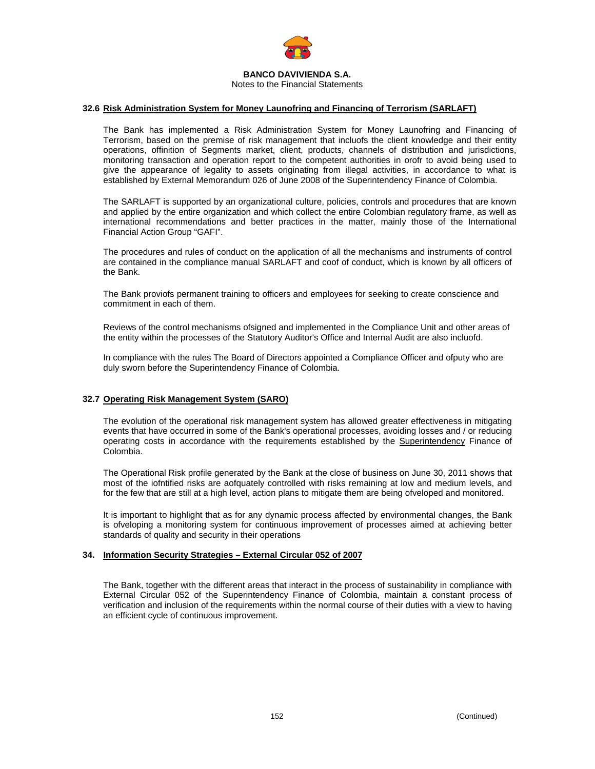### 32.6 Risk Administration System for Money Launofring and Financing of Terrorism (SARLAFT)

The Bank has implemented a Risk Administration System for Money Launofring and Financing of Terrorism, based on the premise of risk management that incluofs the client knowledge and their entity operations, offinition of Segments market, client, products, channels of distribution and jurisdictions, monitoring transaction and operation report to the competent authorities in orofr to avoid being used to give the appearance of legality to assets originating from illegal activities, in accordance to what is established by External Memorandum 026 of June 2008 of the Superintendency Finance of Colombia.

The SARLAFT is supported by an organizational culture, policies, controls and procedures that are known and applied by the entire organization and which collect the entire Colombian regulatory frame, as well as international recommendations and better practices in the matter, mainly those of the International Financial Action Group "GAFI".

The procedures and rules of conduct on the application of all the mechanisms and instruments of control are contained in the compliance manual SARLAFT and coof of conduct, which is known by all officers of the Bank.

The Bank proviofs permanent training to officers and employees for seeking to create conscience and commitment in each of them.

Reviews of the control mechanisms ofsigned and implemented in the Compliance Unit and other areas of the entity within the processes of the Statutory Auditor's Office and Internal Audit are also incluofd.

In compliance with the rules The Board of Directors appointed a Compliance Officer and ofputy who are duly sworn before the Superintendency Finance of Colombia.

### 32.7 Operating Risk Management System (SARO)

The evolution of the operational risk management system has allowed greater effectiveness in mitigating events that have occurred in some of the Bank's operational processes, avoiding losses and / or reducing operating costs in accordance with the requirements established by the Superintendency Finance of Colombia.

The Operational Risk profile generated by the Bank at the close of business on June 30, 2011 shows that most of the iofntified risks are aofquately controlled with risks remaining at low and medium levels, and for the few that are still at a high level, action plans to mitigate them are being ofveloped and monitored.

It is important to highlight that as for any dynamic process affected by environmental changes, the Bank is ofveloping a monitoring system for continuous improvement of processes aimed at achieving better standards of quality and security in their operations

### 34. Information Security Strategies – External Circular 052 of 2007

The Bank, together with the different areas that interact in the process of sustainability in compliance with External Circular 052 of the Superintendency Finance of Colombia, maintain a constant process of verification and inclusion of the requirements within the normal course of their duties with a view to having an efficient cycle of continuous improvement.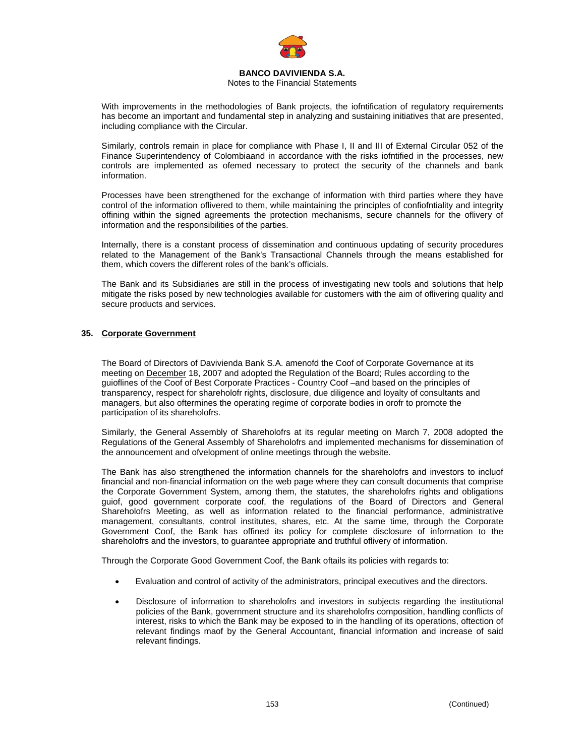With improvements in the methodologies of Bank projects, the iofntification of regulatory requirements has become an important and fundamental step in analyzing and sustaining initiatives that are presented, including compliance with the Circular.

Similarly, controls remain in place for compliance with Phase I, II and III of External Circular 052 of the Finance Superintendency of Colombiaand in accordance with the risks iofntified in the processes, new controls are implemented as ofemed necessary to protect the security of the channels and bank information.

Processes have been strengthened for the exchange of information with third parties where they have control of the information oflivered to them, while maintaining the principles of confiofntiality and integrity offining within the signed agreements the protection mechanisms, secure channels for the oflivery of information and the responsibilities of the parties.

Internally, there is a constant process of dissemination and continuous updating of security procedures related to the Management of the Bank's Transactional Channels through the means established for them, which covers the different roles of the bank's officials.

The Bank and its Subsidiaries are still in the process of investigating new tools and solutions that help mitigate the risks posed by new technologies available for customers with the aim of oflivering quality and secure products and services.

## 35. Corporate Government

The Board of Directors of Davivienda Bank S.A. amenofd the Coof of Corporate Governance at its meeting on December 18, 2007 and adopted the Regulation of the Board; Rules according to the guioflines of the Coof of Best Corporate Practices - Country Coof –and based on the principles of transparency, respect for shareholofr rights, disclosure, due diligence and loyalty of consultants and managers, but also oftermines the operating regime of corporate bodies in orofr to promote the participation of its shareholofrs.

Similarly, the General Assembly of Shareholofrs at its regular meeting on March 7, 2008 adopted the Regulations of the General Assembly of Shareholofrs and implemented mechanisms for dissemination of the announcement and ofvelopment of online meetings through the website.

The Bank has also strengthened the information channels for the shareholofrs and investors to incluof financial and non-financial information on the web page where they can consult documents that comprise the Corporate Government System, among them, the statutes, the shareholofrs rights and obligations guiof, good government corporate coof, the regulations of the Board of Directors and General Shareholofrs Meeting, as well as information related to the financial performance, administrative management, consultants, control institutes, shares, etc. At the same time, through the Corporate Government Coof, the Bank has offined its policy for complete disclosure of information to the shareholofrs and the investors, to guarantee appropriate and truthful oflivery of information.

Through the Corporate Good Government Coof, the Bank oftails its policies with regards to:

- Evaluation and control of activity of the administrators, principal executives and the directors.
- Disclosure of information to shareholofrs and investors in subjects regarding the institutional policies of the Bank, government structure and its shareholofrs composition, handling conflicts of interest, risks to which the Bank may be exposed to in the handling of its operations, oftection of relevant findings maof by the General Accountant, financial information and increase of said relevant findings.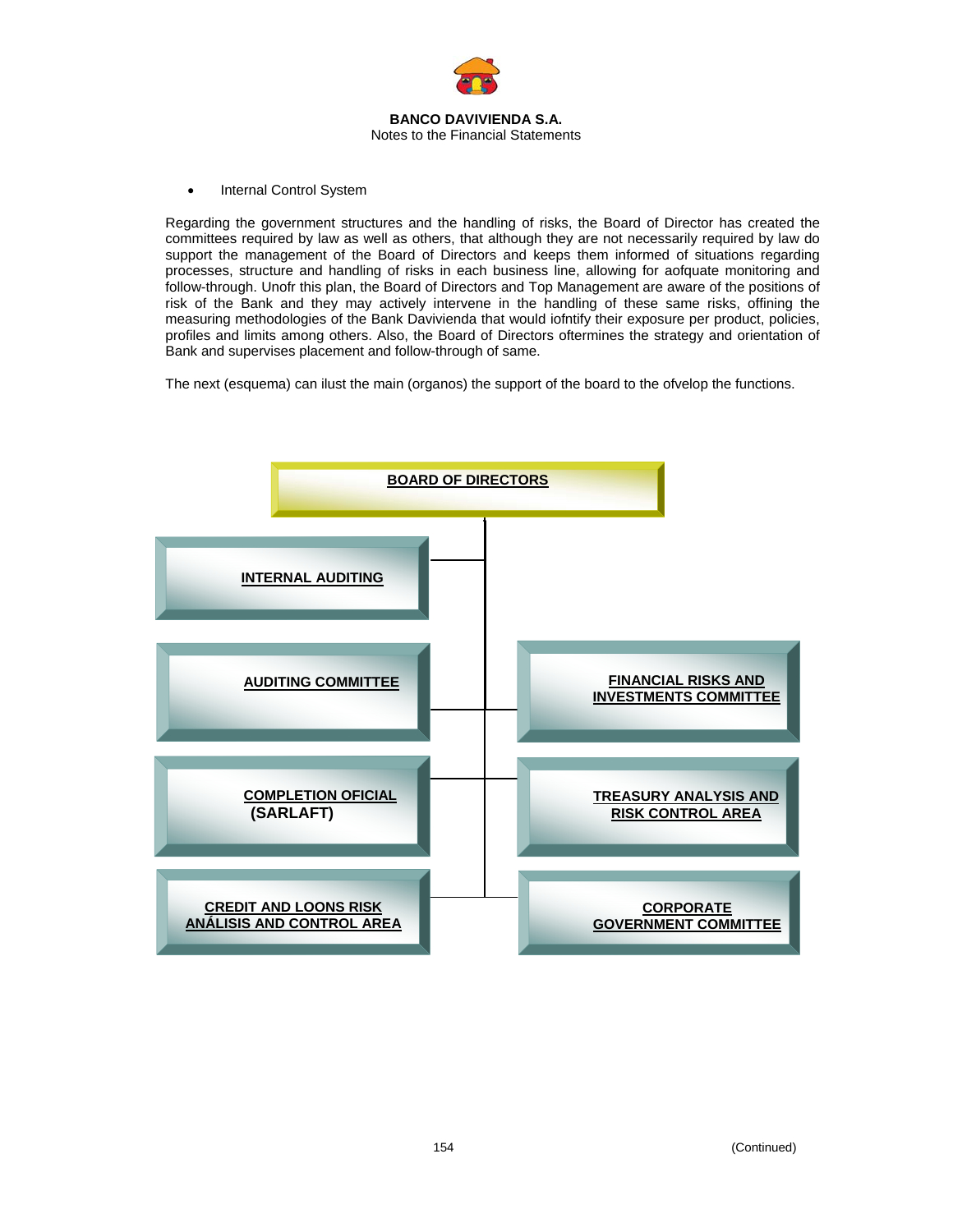- Internal Control System

Regarding the government structures and the handling of risks, the Board of Director has created the committees required by law as well as others, that although they are not necessarily required by law do support the management of the Board of Directors and keeps them informed of situations regarding processes, structure and handling of risks in each business line, allowing for aofquate monitoring and follow-through. Unofr this plan, the Board of Directors and Top Management are aware of the positions of risk of the Bank and they may actively intervene in the handling of these same risks, offining the measuring methodologies of the Bank Davivienda that would iofntify their exposure per product, policies, profiles and limits among others. Also, the Board of Directors oftermines the strategy and orientation of Bank and supervises placement and follow-through of same.

The next (esquema) can ilust the main (organos) the support of the board to the ofvelop the functions.

**BOARD OF DIRECTORS**

- **INTERNAL AUDITING**
- **AUDITING COMMITTEE**
- **FINANCIAL RISKS AND INVESTMENTS COMMITTEE**
- **COMPLETION OFICIAL (SARLAFT)**
- **TREASURY ANALYSIS AND RISK CONTROL AREA**
- **CREDIT AND LOONS RISK ANÁLISIS AND CONTROL AREA**
- **CORPORATE GOVERNMENT COMMITTEE**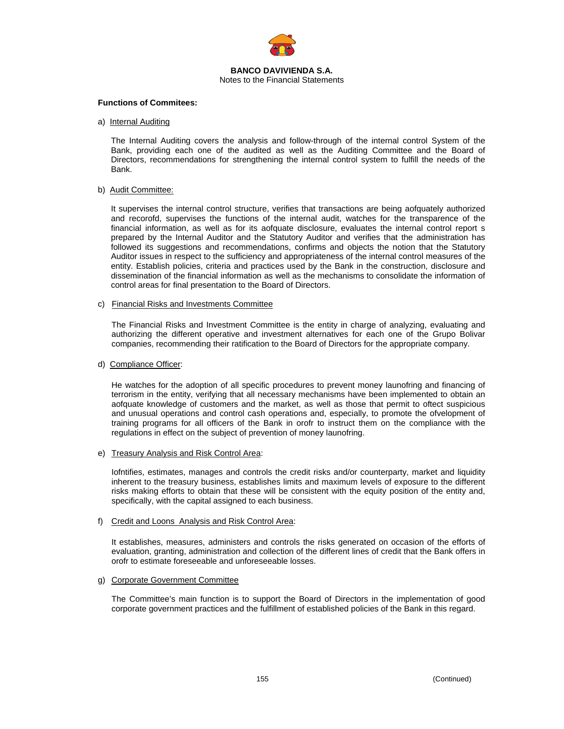**Functions of Commitees:**

a) Internal Auditing

The Internal Auditing covers the analysis and follow-through of the internal control System of the Bank, providing each one of the audited as well as the Auditing Committee and the Board of Directors, recommendations for strengthening the internal control system to fulfill the needs of the Bank.

b) Audit Committee:

It supervises the internal control structure, verifies that transactions are being aofquately authorized and recorofd, supervises the functions of the internal audit, watches for the transparence of the financial information, as well as for its aofquate disclosure, evaluates the internal control report s prepared by the Internal Auditor and the Statutory Auditor and verifies that the administration has followed its suggestions and recommendations, confirms and objects the notion that the Statutory Auditor issues in respect to the sufficiency and appropriateness of the internal control measures of the entity. Establish policies, criteria and practices used by the Bank in the construction, disclosure and dissemination of the financial information as well as the mechanisms to consolidate the information of control areas for final presentation to the Board of Directors.

c) Financial Risks and Investments Committee

The Financial Risks and Investment Committee is the entity in charge of analyzing, evaluating and authorizing the different operative and investment alternatives for each one of the Grupo Bolivar companies, recommending their ratification to the Board of Directors for the appropriate company.

d) Compliance Officer:

He watches for the adoption of all specific procedures to prevent money launofring and financing of terrorism in the entity, verifying that all necessary mechanisms have been implemented to obtain an aofquate knowledge of customers and the market, as well as those that permit to oftect suspicious and unusual operations and control cash operations and, especially, to promote the ofvelopment of training programs for all officers of the Bank in orofr to instruct them on the compliance with the regulations in effect on the subject of prevention of money launofring.

e) Treasury Analysis and Risk Control Area:

Iofntifies, estimates, manages and controls the credit risks and/or counterparty, market and liquidity inherent to the treasury business, establishes limits and maximum levels of exposure to the different risks making efforts to obtain that these will be consistent with the equity position of the entity and, specifically, with the capital assigned to each business.

f) Credit and Loons Analysis and Risk Control Area:

It establishes, measures, administers and controls the risks generated on occasion of the efforts of evaluation, granting, administration and collection of the different lines of credit that the Bank offers in orofr to estimate foreseeable and unforeseeable losses.

g) Corporate Government Committee

The Committee's main function is to support the Board of Directors in the implementation of good corporate government practices and the fulfillment of established policies of the Bank in this regard.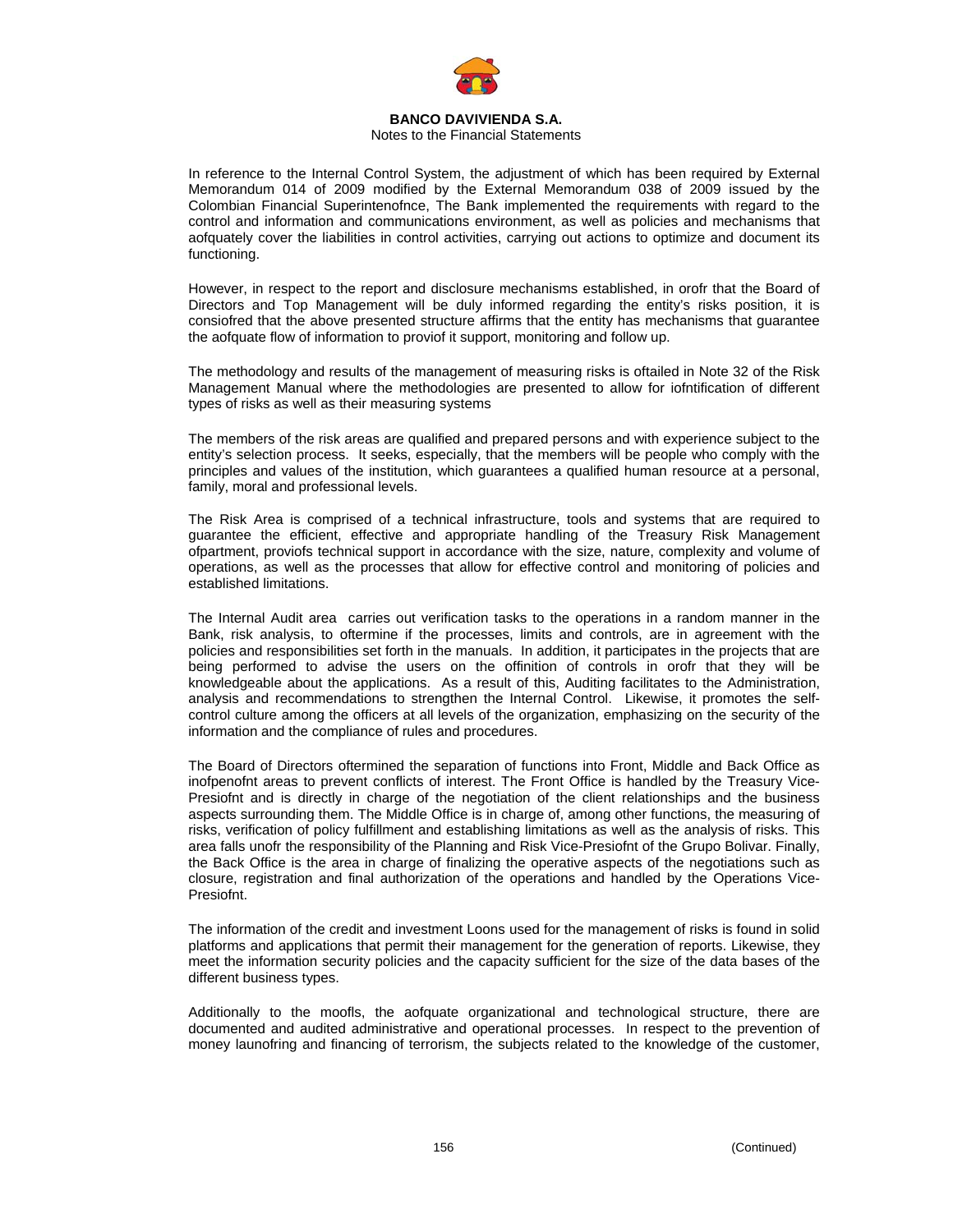In reference to the Internal Control System, the adjustment of which has been required by External Memorandum 014 of 2009 modified by the External Memorandum 038 of 2009 issued by the Colombian Financial Superintenofnce, The Bank implemented the requirements with regard to the control and information and communications environment, as well as policies and mechanisms that aofquately cover the liabilities in control activities, carrying out actions to optimize and document its functioning.

However, in respect to the report and disclosure mechanisms established, in orofr that the Board of Directors and Top Management will be duly informed regarding the entity's risks position, it is consiofred that the above presented structure affirms that the entity has mechanisms that guarantee the aofquate flow of information to proviof it support, monitoring and follow up.

The methodology and results of the management of measuring risks is oftailed in Note 32 of the Risk Management Manual where the methodologies are presented to allow for iofntification of different types of risks as well as their measuring systems

The members of the risk areas are qualified and prepared persons and with experience subject to the entity's selection process. It seeks, especially, that the members will be people who comply with the principles and values of the institution, which guarantees a qualified human resource at a personal, family, moral and professional levels.

The Risk Area is comprised of a technical infrastructure, tools and systems that are required to guarantee the efficient, effective and appropriate handling of the Treasury Risk Management ofpartment, proviofs technical support in accordance with the size, nature, complexity and volume of operations, as well as the processes that allow for effective control and monitoring of policies and established limitations.

The Internal Audit area carries out verification tasks to the operations in a random manner in the Bank, risk analysis, to oftermine if the processes, limits and controls, are in agreement with the policies and responsibilities set forth in the manuals. In addition, it participates in the projects that are being performed to advise the users on the offinition of controls in orofr that they will be knowledgeable about the applications. As a result of this, Auditing facilitates to the Administration, analysis and recommendations to strengthen the Internal Control. Likewise, it promotes the self-control culture among the officers at all levels of the organization, emphasizing on the security of the information and the compliance of rules and procedures.

The Board of Directors oftermined the separation of functions into Front, Middle and Back Office as inofpenofnt areas to prevent conflicts of interest. The Front Office is handled by the Treasury Vice-Presiofnt and is directly in charge of the negotiation of the client relationships and the business aspects surrounding them. The Middle Office is in charge of, among other functions, the measuring of risks, verification of policy fulfillment and establishing limitations as well as the analysis of risks. This area falls unofr the responsibility of the Planning and Risk Vice-Presiofnt of the Grupo Bolivar. Finally, the Back Office is the area in charge of finalizing the operative aspects of the negotiations such as closure, registration and final authorization of the operations and handled by the Operations Vice-Presiofnt.

The information of the credit and investment Loons used for the management of risks is found in solid platforms and applications that permit their management for the generation of reports. Likewise, they meet the information security policies and the capacity sufficient for the size of the data bases of the different business types.

Additionally to the moofls, the aofquate organizational and technological structure, there are documented and audited administrative and operational processes. In respect to the prevention of money launofring and financing of terrorism, the subjects related to the knowledge of the customer,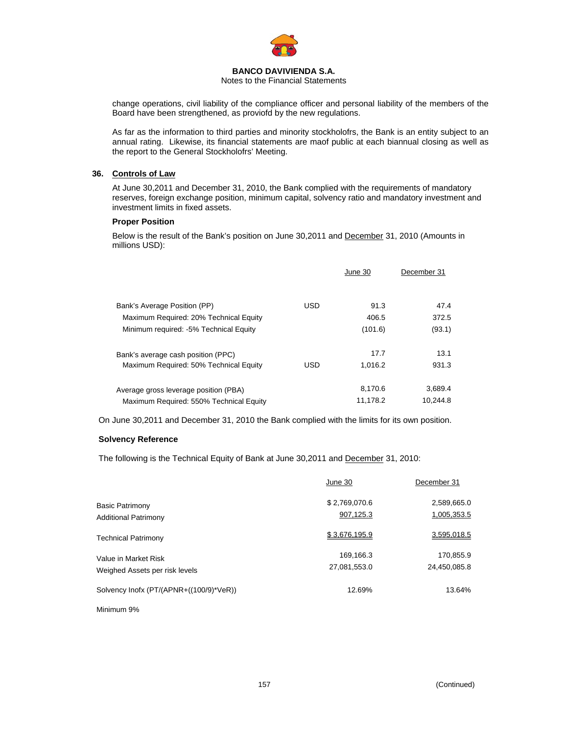change operations, civil liability of the compliance officer and personal liability of the members of the Board have been strengthened, as proviofd by the new regulations.

As far as the information to third parties and minority stockholofrs, the Bank is an entity subject to an annual rating. Likewise, its financial statements are maof public at each biannual closing as well as the report to the General Stockholofrs' Meeting.

## 36. Controls of Law

At June 30,2011 and December 31, 2010, the Bank complied with the requirements of mandatory reserves, foreign exchange position, minimum capital, solvency ratio and mandatory investment and investment limits in fixed assets.

### Proper Position

Below is the result of the Bank's position on June 30,2011 and December 31, 2010 (Amounts in millions USD):

| | | June 30 | December 31 |
|---|---|---|---|
| Bank's Average Position (PP) | USD | 91.3 | 47.4 |
| Maximum Required: 20% Technical Equity | | 406.5 | 372.5 |
| Minimum required: -5% Technical Equity | | (101.6) | (93.1) |
| Bank's average cash position (PPC) | | 17.7 | 13.1 |
| Maximum Required: 50% Technical Equity | USD | 1,016.2 | 931.3 |
| Average gross leverage position (PBA) | | 8,170.6 | 3,689.4 |
| Maximum Required: 550% Technical Equity | | 11,178.2 | 10,244.8 |

On June 30,2011 and December 31, 2010 the Bank complied with the limits for its own position.

### Solvency Reference

The following is the Technical Equity of Bank at June 30,2011 and December 31, 2010:

| | June 30 | December 31 |
|---|---|---|
| Basic Patrimony | $ 2,769,070.6 | 2,589,665.0 |
| Additional Patrimony | 907,125.3 | 1,005,353.5 |
| Technical Patrimony | $ 3,676,195.9 | 3,595,018.5 |
| Value in Market Risk | 169,166.3 | 170,855.9 |
| Weighed Assets per risk levels | 27,081,553.0 | 24,450,085.8 |
| Solvency Inofx (PT/(APNR+((100/9)*VeR)) | 12.69% | 13.64% |

Minimum 9%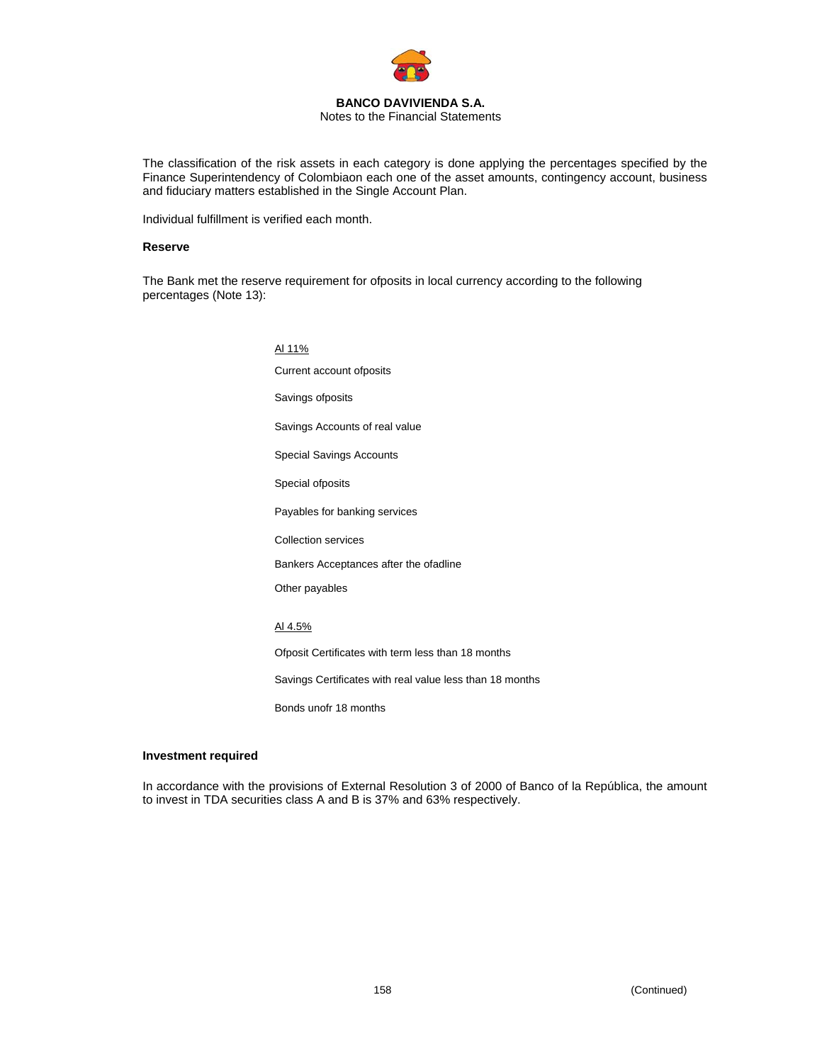The classification of the risk assets in each category is done applying the percentages specified by the Finance Superintendency of Colombiaon each one of the asset amounts, contingency account, business and fiduciary matters established in the Single Account Plan.

Individual fulfillment is verified each month.

**Reserve**

The Bank met the reserve requirement for ofposits in local currency according to the following percentages (Note 13):

Al 11%

Current account ofposits

Savings ofposits

Savings Accounts of real value

Special Savings Accounts

Special ofposits

Payables for banking services

Collection services

Bankers Acceptances after the ofadline

Other payables

Al 4.5%

Ofposit Certificates with term less than 18 months

Savings Certificates with real value less than 18 months

Bonds unofr 18 months

**Investment required**

In accordance with the provisions of External Resolution 3 of 2000 of Banco of la República, the amount to invest in TDA securities class A and B is 37% and 63% respectively.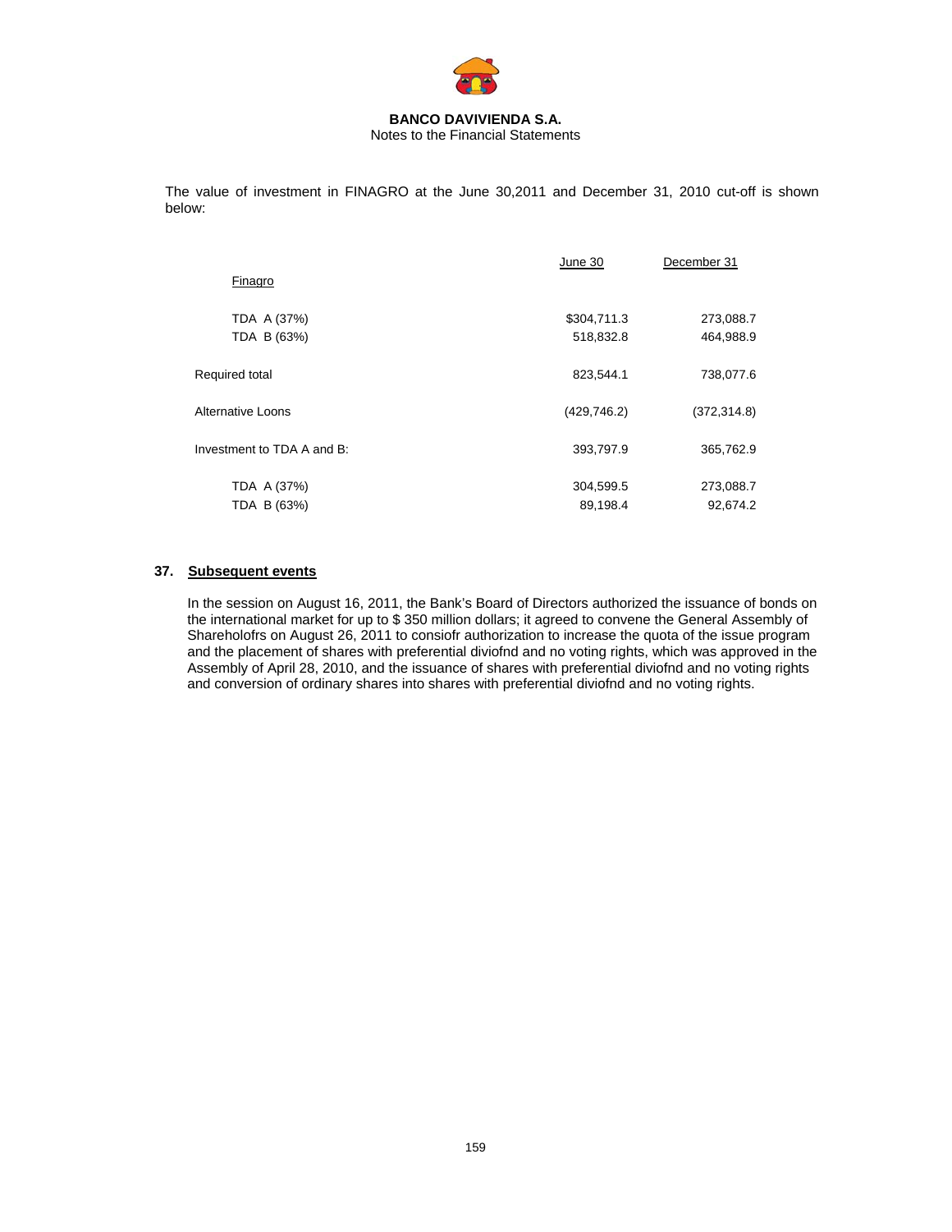The value of investment in FINAGRO at the June 30,2011 and December 31, 2010 cut-off is shown below:

| | June 30 | December 31 |
|---|---|---|
| Finagro | | |
| TDA A (37%) | $304,711.3 | 273,088.7 |
| TDA B (63%) | 518,832.8 | 464,988.9 |
| Required total | 823,544.1 | 738,077.6 |
| Alternative Loons | (429,746.2) | (372,314.8) |
| Investment to TDA A and B: | 393,797.9 | 365,762.9 |
| TDA A (37%) | 304,599.5 | 273,088.7 |
| TDA B (63%) | 89,198.4 | 92,674.2 |

## 37. Subsequent events

In the session on August 16, 2011, the Bank's Board of Directors authorized the issuance of bonds on the international market for up to $ 350 million dollars; it agreed to convene the General Assembly of Shareholofrs on August 26, 2011 to consiofr authorization to increase the quota of the issue program and the placement of shares with preferential diviofnd and no voting rights, which was approved in the Assembly of April 28, 2010, and the issuance of shares with preferential diviofnd and no voting rights and conversion of ordinary shares into shares with preferential diviofnd and no voting rights.